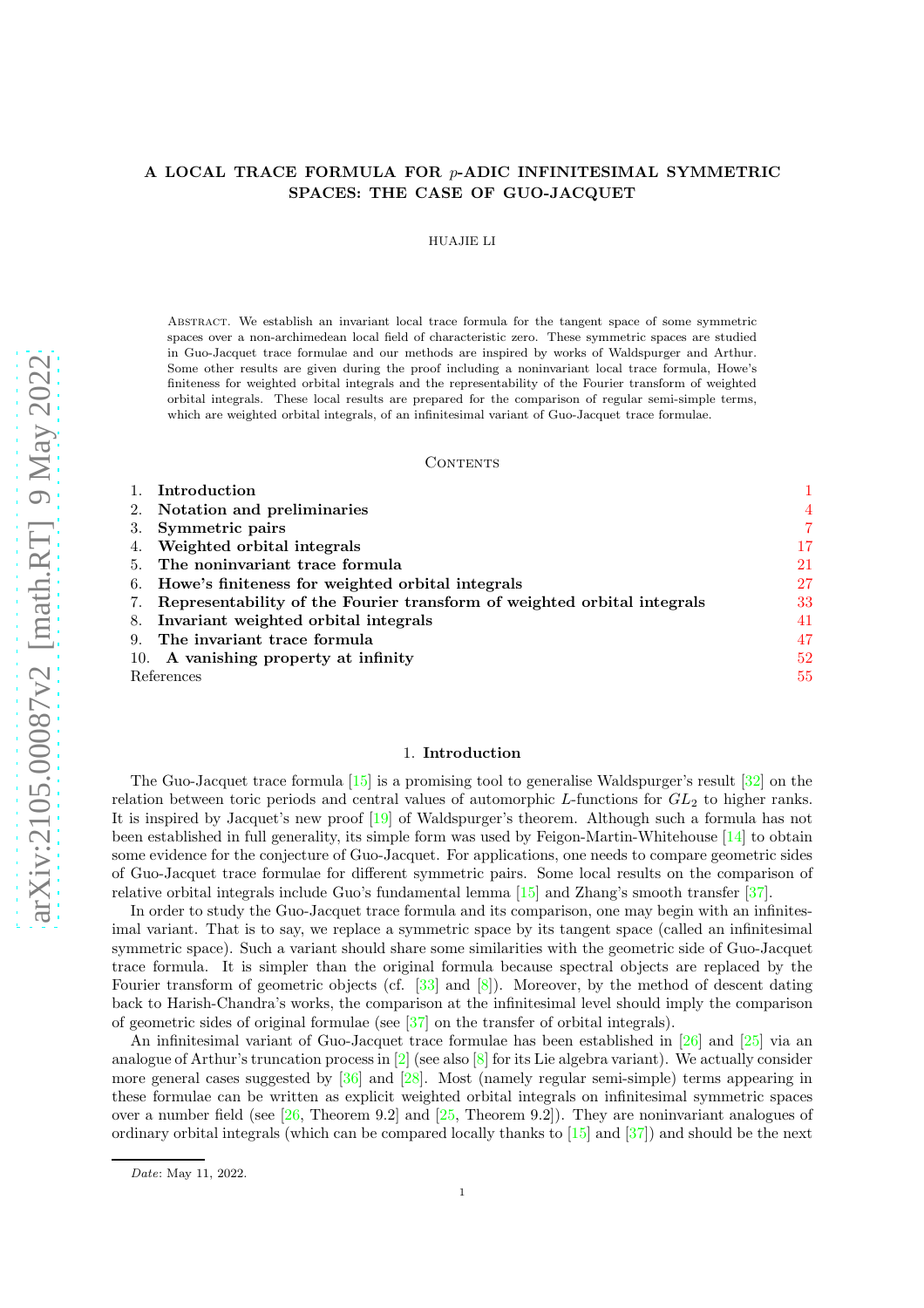# A LOCAL TRACE FORMULA FOR $p$-ADIC INFINITESIMAL SYMMETRIC SPACES: THE CASE OF GUO-JACQUET

HUAJIE LI

Abstract. We establish an invariant local trace formula for the tangent space of some symmetric spaces over a non-archimedean local field of characteristic zero. These symmetric spaces are studied in Guo-Jacquet trace formulae and our methods are inspired by works of Waldspurger and Arthur. Some other results are given during the proof including a noninvariant local trace formula, Howe's finiteness for weighted orbital integrals and the representability of the Fourier transform of weighted orbital integrals. These local results are prepared for the comparison of regular semi-simple terms, which are weighted orbital integrals, of an infinitesimal variant of Guo-Jacquet trace formulae.

## Contents

| | |
|---|---|
| 1. **Introduction** | 1 |
| 2. **Notation and preliminaries** | 4 |
| 3. **Symmetric pairs** | 7 |
| 4. **Weighted orbital integrals** | 17 |
| 5. **The noninvariant trace formula** | 21 |
| 6. **Howe's finiteness for weighted orbital integrals** | 27 |
| 7. **Representability of the Fourier transform of weighted orbital integrals** | 33 |
| 8. **Invariant weighted orbital integrals** | 41 |
| 9. **The invariant trace formula** | 47 |
| 10. **A vanishing property at infinity** | 52 |
| References | 55 |

## 1. Introduction

The Guo-Jacquet trace formula [15] is a promising tool to generalise Waldspurger's result [32] on the relation between toric periods and central values of automorphic $L$-functions for $GL_2$ to higher ranks. It is inspired by Jacquet's new proof [19] of Waldspurger's theorem. Although such a formula has not been established in full generality, its simple form was used by Feigon-Martin-Whitehouse [14] to obtain some evidence for the conjecture of Guo-Jacquet. For applications, one needs to compare geometric sides of Guo-Jacquet trace formulae for different symmetric pairs. Some local results on the comparison of relative orbital integrals include Guo's fundamental lemma [15] and Zhang's smooth transfer [37].

In order to study the Guo-Jacquet trace formula and its comparison, one may begin with an infinitesimal variant. That is to say, we replace a symmetric space by its tangent space (called an infinitesimal symmetric space). Such a variant should share some similarities with the geometric side of Guo-Jacquet trace formula. It is simpler than the original formula because spectral objects are replaced by the Fourier transform of geometric objects (cf. [33] and [8]). Moreover, by the method of descent dating back to Harish-Chandra's works, the comparison at the infinitesimal level should imply the comparison of geometric sides of original formulae (see [37] on the transfer of orbital integrals).

An infinitesimal variant of Guo-Jacquet trace formulae has been established in [26] and [25] via an analogue of Arthur's truncation process in [2] (see also [8] for its Lie algebra variant). We actually consider more general cases suggested by [36] and [28]. Most (namely regular semi-simple) terms appearing in these formulae can be written as explicit weighted orbital integrals on infinitesimal symmetric spaces over a number field (see [26, Theorem 9.2] and [25, Theorem 9.2]). They are noninvariant analogues of ordinary orbital integrals (which can be compared locally thanks to [15] and [37]) and should be the next

*Date*: May 11, 2022.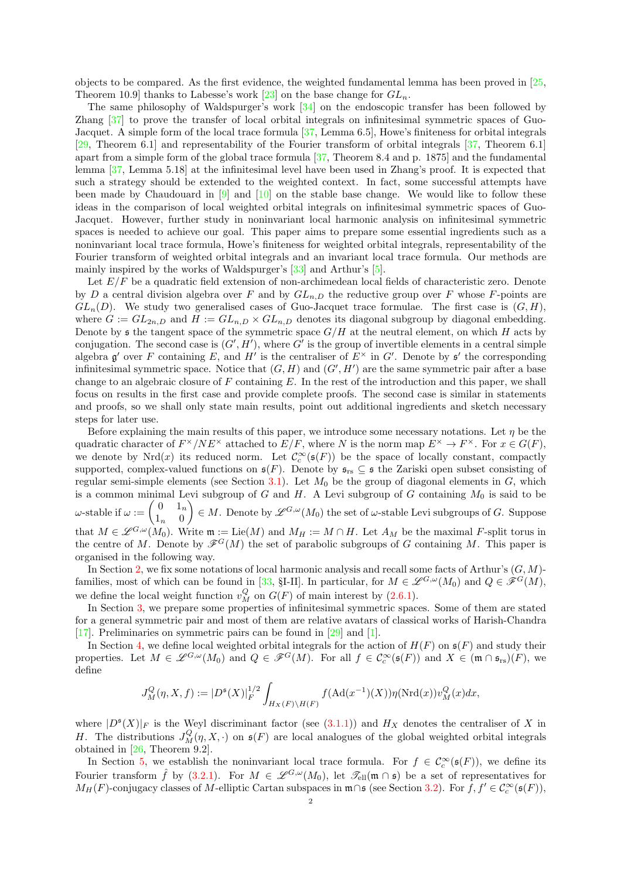objects to be compared. As the first evidence, the weighted fundamental lemma has been proved in [25, Theorem 10.9] thanks to Labesse's work [23] on the base change for $GL_n$.

The same philosophy of Waldspurger's work [34] on the endoscopic transfer has been followed by Zhang [37] to prove the transfer of local orbital integrals on infinitesimal symmetric spaces of Guo-Jacquet. A simple form of the local trace formula [37, Lemma 6.5], Howe's finiteness for orbital integrals [29, Theorem 6.1] and representability of the Fourier transform of orbital integrals [37, Theorem 6.1] apart from a simple form of the global trace formula [37, Theorem 8.4 and p. 1875] and the fundamental lemma [37, Lemma 5.18] at the infinitesimal level have been used in Zhang's proof. It is expected that such a strategy should be extended to the weighted context. In fact, some successful attempts have been made by Chaudouard in [9] and [10] on the stable base change. We would like to follow these ideas in the comparison of local weighted orbital integrals on infinitesimal symmetric spaces of Guo-Jacquet. However, further study in noninvariant local harmonic analysis on infinitesimal symmetric spaces is needed to achieve our goal. This paper aims to prepare some essential ingredients such as a noninvariant local trace formula, Howe's finiteness for weighted orbital integrals, representability of the Fourier transform of weighted orbital integrals and an invariant local trace formula. Our methods are mainly inspired by the works of Waldspurger's [33] and Arthur's [5].

Let $E/F$ be a quadratic field extension of non-archimedean local fields of characteristic zero. Denote by $D$ a central division algebra over $F$ and by $GL_{n,D}$ the reductive group over $F$ whose $F$-points are $GL_n(D)$. We study two generalised cases of Guo-Jacquet trace formulae. The first case is $(G, H)$, where $G := GL_{2n,D}$ and $H := GL_{n,D} \times GL_{n,D}$ denotes its diagonal subgroup by diagonal embedding. Denote by $\mathfrak{s}$ the tangent space of the symmetric space $G/H$ at the neutral element, on which $H$ acts by conjugation. The second case is $(G', H')$, where $G'$ is the group of invertible elements in a central simple algebra $\mathfrak{g}'$ over $F$ containing $E$, and $H'$ is the centraliser of $E^\times$ in $G'$. Denote by $\mathfrak{s}'$ the corresponding infinitesimal symmetric space. Notice that $(G, H)$ and $(G', H')$ are the same symmetric pair after a base change to an algebraic closure of $F$ containing $E$. In the rest of the introduction and this paper, we shall focus on results in the first case and provide complete proofs. The second case is similar in statements and proofs, so we shall only state main results, point out additional ingredients and sketch necessary steps for later use.

Before explaining the main results of this paper, we introduce some necessary notations. Let $\eta$ be the quadratic character of $F^\times/NE^\times$ attached to $E/F$, where $N$ is the norm map $E^\times \to F^\times$. For $x \in G(F)$, we denote by $\mathrm{Nrd}(x)$ its reduced norm. Let $\mathcal{C}_c^\infty(\mathfrak{s}(F))$ be the space of locally constant, compactly supported, complex-valued functions on $\mathfrak{s}(F)$. Denote by $\mathfrak{s}_{\mathrm{rs}} \subseteq \mathfrak{s}$ the Zariski open subset consisting of regular semi-simple elements (see Section 3.1). Let $M_0$ be the group of diagonal elements in $G$, which is a common minimal Levi subgroup of $G$ and $H$. A Levi subgroup of $G$ containing $M_0$ is said to be $\omega$-stable if $\omega := \begin{pmatrix} 0 & 1_n \\ 1_n & 0 \end{pmatrix} \in M$. Denote by $\mathscr{L}^{G,\omega}(M_0)$ the set of $\omega$-stable Levi subgroups of $G$. Suppose that $M \in \mathscr{L}^{G,\omega}(M_0)$. Write $\mathfrak{m} := \mathrm{Lie}(M)$ and $M_H := M \cap H$. Let $A_M$ be the maximal $F$-split torus in the centre of $M$. Denote by $\mathscr{F}^G(M)$ the set of parabolic subgroups of $G$ containing $M$. This paper is organised in the following way.

In Section 2, we fix some notations of local harmonic analysis and recall some facts of Arthur's $(G, M)$-families, most of which can be found in [33, §I-II]. In particular, for $M \in \mathscr{L}^{G,\omega}(M_0)$ and $Q \in \mathscr{F}^G(M)$, we define the local weight function $v_M^Q$ on $G(F)$ of main interest by (2.6.1).

In Section 3, we prepare some properties of infinitesimal symmetric spaces. Some of them are stated for a general symmetric pair and most of them are relative avatars of classical works of Harish-Chandra [17]. Preliminaries on symmetric pairs can be found in [29] and [1].

In Section 4, we define local weighted orbital integrals for the action of $H(F)$ on $\mathfrak{s}(F)$ and study their properties. Let $M \in \mathscr{L}^{G,\omega}(M_0)$ and $Q \in \mathscr{F}^G(M)$. For all $f \in \mathcal{C}_c^\infty(\mathfrak{s}(F))$ and $X \in (\mathfrak{m} \cap \mathfrak{s}_{\mathrm{rs}})(F)$, we define

$$J_M^Q(\eta, X, f) := |D^{\mathfrak{s}}(X)|_F^{1/2} \int_{H_X(F)\backslash H(F)} f(\mathrm{Ad}(x^{-1})(X))\eta(\mathrm{Nrd}(x))v_M^Q(x)dx,$$

where $|D^{\mathfrak{s}}(X)|_F$ is the Weyl discriminant factor (see (3.1.1)) and $H_X$ denotes the centraliser of $X$ in $H$. The distributions $J_M^Q(\eta, X, \cdot)$ on $\mathfrak{s}(F)$ are local analogues of the global weighted orbital integrals obtained in [26, Theorem 9.2].

In Section 5, we establish the noninvariant local trace formula. For $f \in \mathcal{C}_c^\infty(\mathfrak{s}(F))$, we define its Fourier transform $\hat{f}$ by (3.2.1). For $M \in \mathscr{L}^{G,\omega}(M_0)$, let $\mathscr{T}_{\mathrm{ell}}(\mathfrak{m} \cap \mathfrak{s})$ be a set of representatives for $M_H(F)$-conjugacy classes of $M$-elliptic Cartan subspaces in $\mathfrak{m} \cap \mathfrak{s}$ (see Section 3.2). For $f, f' \in \mathcal{C}_c^\infty(\mathfrak{s}(F))$,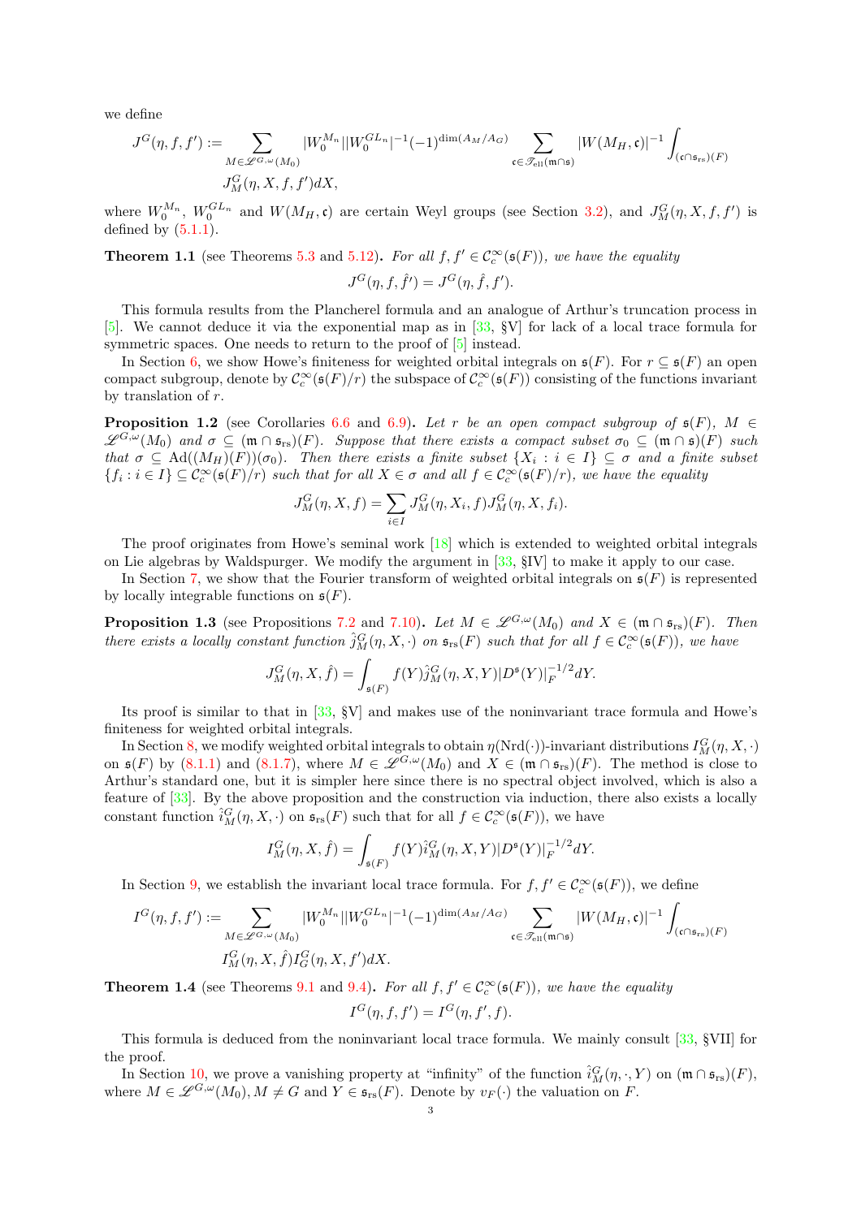we define

$$J^G(\eta, f, f') := \sum_{M \in \mathscr{L}^{G,\omega}(M_0)} |W_0^{M_n}||W_0^{GL_n}|^{-1}(-1)^{\dim(A_M/A_G)} \sum_{\mathfrak{c} \in \mathscr{T}_{\mathrm{ell}}(\mathfrak{m}\cap\mathfrak{s})} |W(M_H, \mathfrak{c})|^{-1} \int_{(\mathfrak{c}\cap\mathfrak{s}_{\mathrm{rs}})(F)} J_M^G(\eta, X, f, f') dX,$$

where $W_0^{M_n}$, $W_0^{GL_n}$ and $W(M_H, \mathfrak{c})$ are certain Weyl groups (see Section 3.2), and $J_M^G(\eta, X, f, f')$ is defined by (5.1.1).

**Theorem 1.1** (see Theorems 5.3 and 5.12)**.** *For all $f, f' \in \mathcal{C}_c^\infty(\mathfrak{s}(F))$, we have the equality*

$$J^G(\eta, f, \hat{f}') = J^G(\eta, \hat{f}, f').$$

This formula results from the Plancherel formula and an analogue of Arthur's truncation process in [5]. We cannot deduce it via the exponential map as in [33, §V] for lack of a local trace formula for symmetric spaces. One needs to return to the proof of [5] instead.

In Section 6, we show Howe's finiteness for weighted orbital integrals on $\mathfrak{s}(F)$. For $r \subseteq \mathfrak{s}(F)$ an open compact subgroup, denote by $\mathcal{C}_c^\infty(\mathfrak{s}(F)/r)$ the subspace of $\mathcal{C}_c^\infty(\mathfrak{s}(F))$ consisting of the functions invariant by translation of $r$.

**Proposition 1.2** (see Corollaries 6.6 and 6.9)**.** *Let $r$ be an open compact subgroup of $\mathfrak{s}(F)$, $M \in \mathscr{L}^{G,\omega}(M_0)$ and $\sigma \subseteq (\mathfrak{m}\cap\mathfrak{s}_{\mathrm{rs}})(F)$. Suppose that there exists a compact subset $\sigma_0 \subseteq (\mathfrak{m}\cap\mathfrak{s})(F)$ such that $\sigma \subseteq \mathrm{Ad}((M_H)(F))(\sigma_0)$. Then there exists a finite subset $\{X_i : i \in I\} \subseteq \sigma$ and a finite subset $\{f_i : i \in I\} \subseteq \mathcal{C}_c^\infty(\mathfrak{s}(F)/r)$ such that for all $X \in \sigma$ and all $f \in \mathcal{C}_c^\infty(\mathfrak{s}(F)/r)$, we have the equality*

$$J_M^G(\eta, X, f) = \sum_{i\in I} J_M^G(\eta, X_i, f) J_M^G(\eta, X, f_i).$$

The proof originates from Howe's seminal work [18] which is extended to weighted orbital integrals on Lie algebras by Waldspurger. We modify the argument in [33, §IV] to make it apply to our case.

In Section 7, we show that the Fourier transform of weighted orbital integrals on $\mathfrak{s}(F)$ is represented by locally integrable functions on $\mathfrak{s}(F)$.

**Proposition 1.3** (see Propositions 7.2 and 7.10)**.** *Let $M \in \mathscr{L}^{G,\omega}(M_0)$ and $X \in (\mathfrak{m}\cap\mathfrak{s}_{\mathrm{rs}})(F)$. Then there exists a locally constant function $\hat{j}_M^G(\eta, X, \cdot)$ on $\mathfrak{s}_{\mathrm{rs}}(F)$ such that for all $f \in \mathcal{C}_c^\infty(\mathfrak{s}(F))$, we have*

$$J_M^G(\eta, X, \hat{f}) = \int_{\mathfrak{s}(F)} f(Y) \hat{j}_M^G(\eta, X, Y) |D^{\mathfrak{s}}(Y)|_F^{-1/2} dY.$$

Its proof is similar to that in [33, §V] and makes use of the noninvariant trace formula and Howe's finiteness for weighted orbital integrals.

In Section 8, we modify weighted orbital integrals to obtain $\eta(\mathrm{Nrd}(\cdot))$-invariant distributions $I_M^G(\eta, X, \cdot)$ on $\mathfrak{s}(F)$ by (8.1.1) and (8.1.7), where $M \in \mathscr{L}^{G,\omega}(M_0)$ and $X \in (\mathfrak{m}\cap\mathfrak{s}_{\mathrm{rs}})(F)$. The method is close to Arthur's standard one, but it is simpler here since there is no spectral object involved, which is also a feature of [33]. By the above proposition and the construction via induction, there also exists a locally constant function $\hat{i}_M^G(\eta, X, \cdot)$ on $\mathfrak{s}_{\mathrm{rs}}(F)$ such that for all $f \in \mathcal{C}_c^\infty(\mathfrak{s}(F))$, we have

$$I_M^G(\eta, X, \hat{f}) = \int_{\mathfrak{s}(F)} f(Y) \hat{i}_M^G(\eta, X, Y) |D^{\mathfrak{s}}(Y)|_F^{-1/2} dY.$$

In Section 9, we establish the invariant local trace formula. For $f, f' \in \mathcal{C}_c^\infty(\mathfrak{s}(F))$, we define

$$I^G(\eta, f, f') := \sum_{M \in \mathscr{L}^{G,\omega}(M_0)} |W_0^{M_n}||W_0^{GL_n}|^{-1}(-1)^{\dim(A_M/A_G)} \sum_{\mathfrak{c} \in \mathscr{T}_{\mathrm{ell}}(\mathfrak{m}\cap\mathfrak{s})} |W(M_H, \mathfrak{c})|^{-1} \int_{(\mathfrak{c}\cap\mathfrak{s}_{\mathrm{rs}})(F)} I_M^G(\eta, X, \hat{f}) I_G^G(\eta, X, f') dX.$$

**Theorem 1.4** (see Theorems 9.1 and 9.4)**.** *For all $f, f' \in \mathcal{C}_c^\infty(\mathfrak{s}(F))$, we have the equality*

$$I^G(\eta, f, f') = I^G(\eta, f', f).$$

This formula is deduced from the noninvariant local trace formula. We mainly consult [33, §VII] for the proof.

In Section 10, we prove a vanishing property at "infinity" of the function $\hat{i}_M^G(\eta, \cdot, Y)$ on $(\mathfrak{m}\cap\mathfrak{s}_{\mathrm{rs}})(F)$, where $M \in \mathscr{L}^{G,\omega}(M_0), M \neq G$ and $Y \in \mathfrak{s}_{\mathrm{rs}}(F)$. Denote by $v_F(\cdot)$ the valuation on $F$.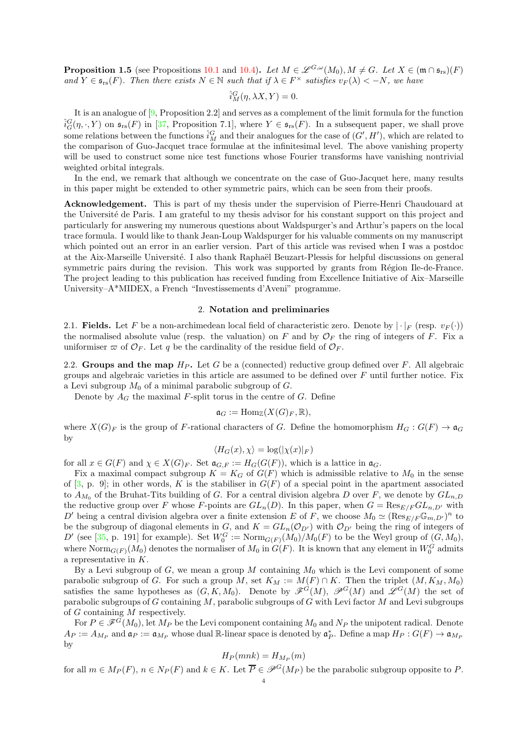**Proposition 1.5** (see Propositions 10.1 and 10.4)**.** *Let $M \in \mathscr{L}^{G,\omega}(M_0), M \neq G$. Let $X \in (\mathfrak{m} \cap \mathfrak{s}_{\mathrm{rs}})(F)$ and $Y \in \mathfrak{s}_{\mathrm{rs}}(F)$. Then there exists $N \in \mathbb{N}$ such that if $\lambda \in F^\times$ satisfies $v_F(\lambda) < -N$, we have*

$$\hat{i}_M^G(\eta, \lambda X, Y) = 0.$$

It is an analogue of [9, Proposition 2.2] and serves as a complement of the limit formula for the function $\hat{i}_G^G(\eta, \cdot, Y)$ on $\mathfrak{s}_{\mathrm{rs}}(F)$ in [37, Proposition 7.1], where $Y \in \mathfrak{s}_{\mathrm{rs}}(F)$. In a subsequent paper, we shall prove some relations between the functions $\hat{i}_M^G$ and their analogues for the case of $(G', H')$, which are related to the comparison of Guo-Jacquet trace formulae at the infinitesimal level. The above vanishing property will be used to construct some nice test functions whose Fourier transforms have vanishing nontrivial weighted orbital integrals.

In the end, we remark that although we concentrate on the case of Guo-Jacquet here, many results in this paper might be extended to other symmetric pairs, which can be seen from their proofs.

**Acknowledgement.** This is part of my thesis under the supervision of Pierre-Henri Chaudouard at the Université de Paris. I am grateful to my thesis advisor for his constant support on this project and particularly for answering my numerous questions about Waldspurger's and Arthur's papers on the local trace formula. I would like to thank Jean-Loup Waldspurger for his valuable comments on my manuscript which pointed out an error in an earlier version. Part of this article was revised when I was a postdoc at the Aix-Marseille Université. I also thank Raphaël Beuzart-Plessis for helpful discussions on general symmetric pairs during the revision. This work was supported by grants from Région Ile-de-France. The project leading to this publication has received funding from Excellence Initiative of Aix–Marseille University–A*MIDEX, a French "Investissements d'Aveni" programme.

## 2. Notation and preliminaries

2.1. **Fields.** Let $F$ be a non-archimedean local field of characteristic zero. Denote by $|\cdot|_F$ (resp. $v_F(\cdot)$) the normalised absolute value (resp. the valuation) on $F$ and by $\mathcal{O}_F$ the ring of integers of $F$. Fix a uniformiser $\varpi$ of $\mathcal{O}_F$. Let $q$ be the cardinality of the residue field of $\mathcal{O}_F$.

2.2. **Groups and the map $H_P$.** Let $G$ be a (connected) reductive group defined over $F$. All algebraic groups and algebraic varieties in this article are assumed to be defined over $F$ until further notice. Fix a Levi subgroup $M_0$ of a minimal parabolic subgroup of $G$.

Denote by $A_G$ the maximal $F$-split torus in the centre of $G$. Define

$$\mathfrak{a}_G := \mathrm{Hom}_{\mathbb{Z}}(X(G)_F, \mathbb{R}),$$

where $X(G)_F$ is the group of $F$-rational characters of $G$. Define the homomorphism $H_G : G(F) \to \mathfrak{a}_G$ by

$$\langle H_G(x), \chi \rangle = \log(|\chi(x)|_F)$$

for all $x \in G(F)$ and $\chi \in X(G)_F$. Set $\mathfrak{a}_{G,F} := H_G(G(F))$, which is a lattice in $\mathfrak{a}_G$.

Fix a maximal compact subgroup $K = K_G$ of $G(F)$ which is admissible relative to $M_0$ in the sense of [3, p. 9]; in other words, $K$ is the stabiliser in $G(F)$ of a special point in the apartment associated to $A_{M_0}$ of the Bruhat-Tits building of $G$. For a central division algebra $D$ over $F$, we denote by $GL_{n,D}$ the reductive group over $F$ whose $F$-points are $GL_n(D)$. In this paper, when $G = \mathrm{Res}_{E/F} GL_{n,D'}$ with $D'$ being a central division algebra over a finite extension $E$ of $F$, we choose $M_0 \simeq (\mathrm{Res}_{E/F}\mathbb{G}_{m,D'})^n$ to be the subgroup of diagonal elements in $G$, and $K = GL_n(\mathcal{O}_{D'})$ with $\mathcal{O}_{D'}$ being the ring of integers of $D'$ (see [35, p. 191] for example). Set $W_0^G := \mathrm{Norm}_{G(F)}(M_0)/M_0(F)$ to be the Weyl group of $(G, M_0)$, where $\mathrm{Norm}_{G(F)}(M_0)$ denotes the normaliser of $M_0$ in $G(F)$. It is known that any element in $W_0^G$ admits a representative in $K$.

By a Levi subgroup of $G$, we mean a group $M$ containing $M_0$ which is the Levi component of some parabolic subgroup of $G$. For such a group $M$, set $K_M := M(F) \cap K$. Then the triplet $(M, K_M, M_0)$ satisfies the same hypotheses as $(G, K, M_0)$. Denote by $\mathscr{F}^G(M)$, $\mathscr{P}^G(M)$ and $\mathscr{L}^G(M)$ the set of parabolic subgroups of $G$ containing $M$, parabolic subgroups of $G$ with Levi factor $M$ and Levi subgroups of $G$ containing $M$ respectively.

For $P \in \mathscr{F}^G(M_0)$, let $M_P$ be the Levi component containing $M_0$ and $N_P$ the unipotent radical. Denote $A_P := A_{M_P}$ and $\mathfrak{a}_P := \mathfrak{a}_{M_P}$ whose dual $\mathbb{R}$-linear space is denoted by $\mathfrak{a}_P^*$. Define a map $H_P : G(F) \to \mathfrak{a}_{M_P}$ by

$$H_P(mnk) = H_{M_P}(m)$$

for all $m \in M_P(F)$, $n \in N_P(F)$ and $k \in K$. Let $\overline{P} \in \mathscr{P}^G(M_P)$ be the parabolic subgroup opposite to $P$.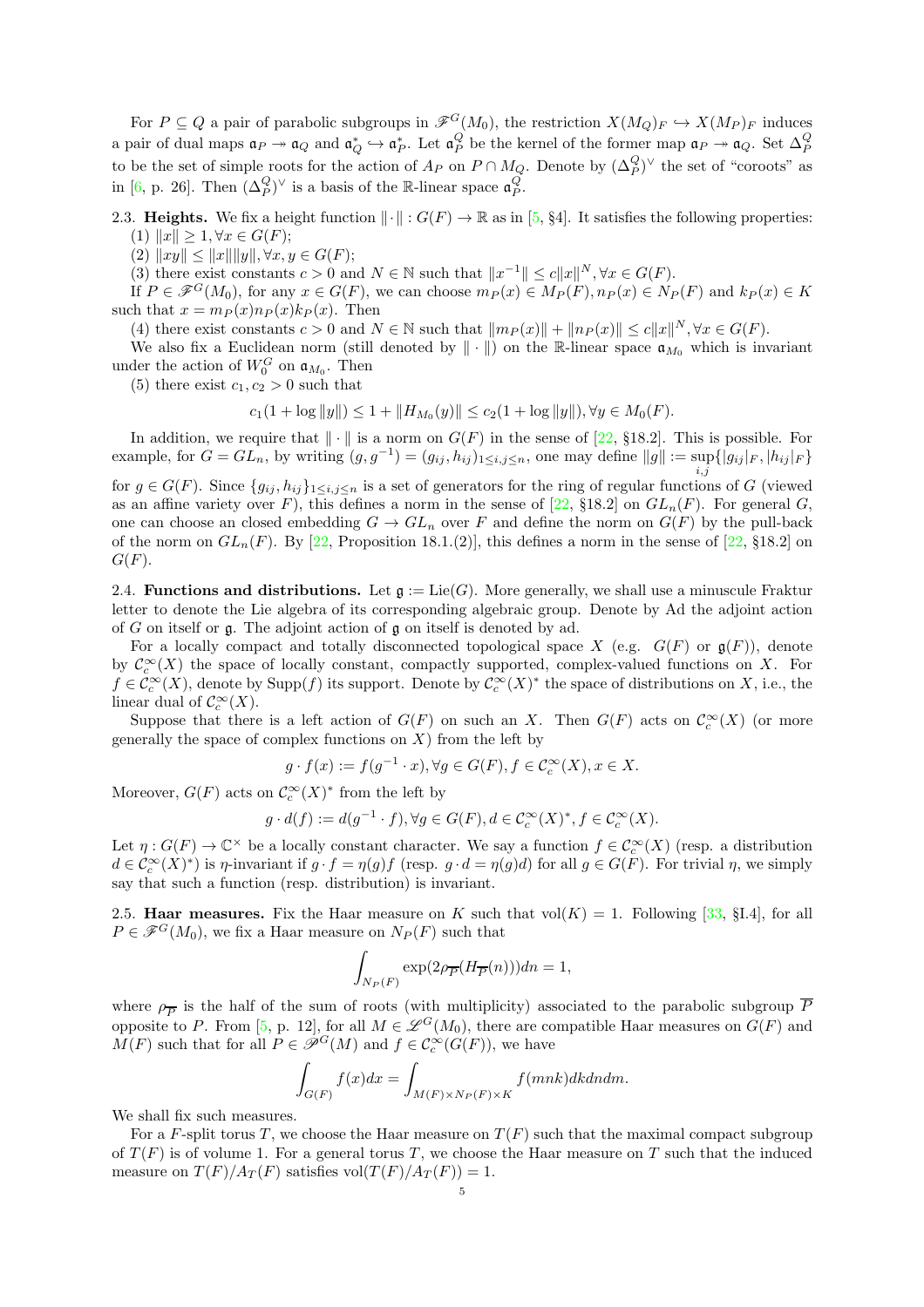For $P \subseteq Q$ a pair of parabolic subgroups in $\mathscr{F}^G(M_0)$, the restriction $X(M_Q)_F \hookrightarrow X(M_P)_F$ induces a pair of dual maps $\mathfrak{a}_P \twoheadrightarrow \mathfrak{a}_Q$ and $\mathfrak{a}_Q^* \hookrightarrow \mathfrak{a}_P^*$. Let $\mathfrak{a}_P^Q$ be the kernel of the former map $\mathfrak{a}_P \twoheadrightarrow \mathfrak{a}_Q$. Set $\Delta_P^Q$ to be the set of simple roots for the action of $A_P$ on $P \cap M_Q$. Denote by $(\Delta_P^Q)^\vee$ the set of "coroots" as in [6, p. 26]. Then $(\Delta_P^Q)^\vee$ is a basis of the $\mathbb{R}$-linear space $\mathfrak{a}_P^Q$.

**2.3. Heights.** We fix a height function $\|\cdot\| : G(F) \to \mathbb{R}$ as in [5, §4]. It satisfies the following properties:

(1) $\|x\| \geq 1, \forall x \in G(F)$;

(2) $\|xy\| \leq \|x\|\|y\|, \forall x, y \in G(F)$;

(3) there exist constants $c > 0$ and $N \in \mathbb{N}$ such that $\|x^{-1}\| \leq c\|x\|^N, \forall x \in G(F)$.

If $P \in \mathscr{F}^G(M_0)$, for any $x \in G(F)$, we can choose $m_P(x) \in M_P(F), n_P(x) \in N_P(F)$ and $k_P(x) \in K$ such that $x = m_P(x)n_P(x)k_P(x)$. Then

(4) there exist constants $c > 0$ and $N \in \mathbb{N}$ such that $\|m_P(x)\| + \|n_P(x)\| \leq c\|x\|^N, \forall x \in G(F)$.

We also fix a Euclidean norm (still denoted by $\|\cdot\|$) on the $\mathbb{R}$-linear space $\mathfrak{a}_{M_0}$ which is invariant under the action of $W_0^G$ on $\mathfrak{a}_{M_0}$. Then

(5) there exist $c_1, c_2 > 0$ such that

$$c_1(1 + \log\|y\|) \leq 1 + \|H_{M_0}(y)\| \leq c_2(1 + \log\|y\|), \forall y \in M_0(F).$$

In addition, we require that $\|\cdot\|$ is a norm on $G(F)$ in the sense of [22, §18.2]. This is possible. For example, for $G = GL_n$, by writing $(g, g^{-1}) = (g_{ij}, h_{ij})_{1 \leq i,j \leq n}$, one may define $\|g\| := \sup_{i,j}\{|g_{ij}|_F, |h_{ij}|_F\}$ for $g \in G(F)$. Since $\{g_{ij}, h_{ij}\}_{1 \leq i,j \leq n}$ is a set of generators for the ring of regular functions of $G$ (viewed as an affine variety over $F$), this defines a norm in the sense of [22, §18.2] on $GL_n(F)$. For general $G$, one can choose an closed embedding $G \to GL_n$ over $F$ and define the norm on $G(F)$ by the pull-back of the norm on $GL_n(F)$. By [22, Proposition 18.1.(2)], this defines a norm in the sense of [22, §18.2] on $G(F)$.

**2.4. Functions and distributions.** Let $\mathfrak{g} := \mathrm{Lie}(G)$. More generally, we shall use a minuscule Fraktur letter to denote the Lie algebra of its corresponding algebraic group. Denote by Ad the adjoint action of $G$ on itself or $\mathfrak{g}$. The adjoint action of $\mathfrak{g}$ on itself is denoted by ad.

For a locally compact and totally disconnected topological space $X$ (e.g. $G(F)$ or $\mathfrak{g}(F)$), denote by $\mathcal{C}_c^\infty(X)$ the space of locally constant, compactly supported, complex-valued functions on $X$. For $f \in \mathcal{C}_c^\infty(X)$, denote by $\mathrm{Supp}(f)$ its support. Denote by $\mathcal{C}_c^\infty(X)^*$ the space of distributions on $X$, i.e., the linear dual of $\mathcal{C}_c^\infty(X)$.

Suppose that there is a left action of $G(F)$ on such an $X$. Then $G(F)$ acts on $\mathcal{C}_c^\infty(X)$ (or more generally the space of complex functions on $X$) from the left by

$$g \cdot f(x) := f(g^{-1} \cdot x), \forall g \in G(F), f \in \mathcal{C}_c^\infty(X), x \in X.$$

Moreover, $G(F)$ acts on $\mathcal{C}_c^\infty(X)^*$ from the left by

$$g \cdot d(f) := d(g^{-1} \cdot f), \forall g \in G(F), d \in \mathcal{C}_c^\infty(X)^*, f \in \mathcal{C}_c^\infty(X).$$

Let $\eta : G(F) \to \mathbb{C}^\times$ be a locally constant character. We say a function $f \in \mathcal{C}_c^\infty(X)$ (resp. a distribution $d \in \mathcal{C}_c^\infty(X)^*$) is $\eta$-invariant if $g \cdot f = \eta(g)f$ (resp. $g \cdot d = \eta(g)d$) for all $g \in G(F)$. For trivial $\eta$, we simply say that such a function (resp. distribution) is invariant.

**2.5. Haar measures.** Fix the Haar measure on $K$ such that $\mathrm{vol}(K) = 1$. Following [33, §I.4], for all $P \in \mathscr{F}^G(M_0)$, we fix a Haar measure on $N_P(F)$ such that

$$\int_{N_P(F)} \exp(2\rho_{\overline{P}}(H_{\overline{P}}(n)))dn = 1,$$

where $\rho_{\overline{P}}$ is the half of the sum of roots (with multiplicity) associated to the parabolic subgroup $\overline{P}$ opposite to $P$. From [5, p. 12], for all $M \in \mathscr{L}^G(M_0)$, there are compatible Haar measures on $G(F)$ and $M(F)$ such that for all $P \in \mathscr{P}^G(M)$ and $f \in \mathcal{C}_c^\infty(G(F))$, we have

$$\int_{G(F)} f(x)dx = \int_{M(F) \times N_P(F) \times K} f(mnk)dkdndm.$$

We shall fix such measures.

For a $F$-split torus $T$, we choose the Haar measure on $T(F)$ such that the maximal compact subgroup of $T(F)$ is of volume 1. For a general torus $T$, we choose the Haar measure on $T$ such that the induced measure on $T(F)/A_T(F)$ satisfies $\mathrm{vol}(T(F)/A_T(F)) = 1$.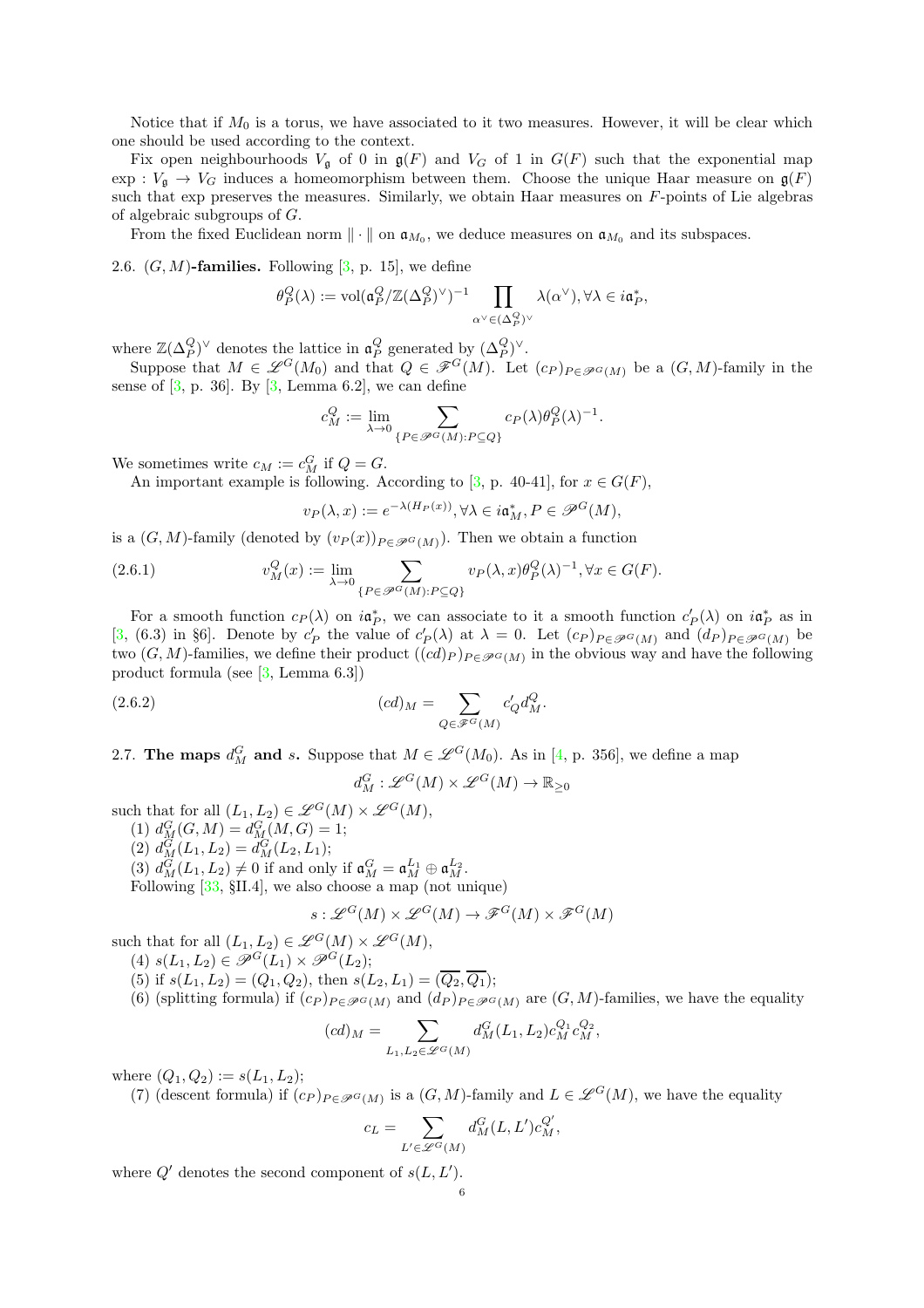Notice that if $M_0$ is a torus, we have associated to it two measures. However, it will be clear which one should be used according to the context.

Fix open neighbourhoods $V_{\mathfrak{g}}$ of 0 in $\mathfrak{g}(F)$ and $V_G$ of 1 in $G(F)$ such that the exponential map $\exp : V_{\mathfrak{g}} \to V_G$ induces a homeomorphism between them. Choose the unique Haar measure on $\mathfrak{g}(F)$ such that exp preserves the measures. Similarly, we obtain Haar measures on $F$-points of Lie algebras of algebraic subgroups of $G$.

From the fixed Euclidean norm $\|\cdot\|$ on $\mathfrak{a}_{M_0}$, we deduce measures on $\mathfrak{a}_{M_0}$ and its subspaces.

**2.6. $(G, M)$-families.** Following [3, p. 15], we define

$$\theta_P^Q(\lambda) := \mathrm{vol}(\mathfrak{a}_P^Q/\mathbb{Z}(\Delta_P^Q)^\vee)^{-1} \prod_{\alpha^\vee \in (\Delta_P^Q)^\vee} \lambda(\alpha^\vee), \forall \lambda \in i\mathfrak{a}_P^*,$$

where $\mathbb{Z}(\Delta_P^Q)^\vee$ denotes the lattice in $\mathfrak{a}_P^Q$ generated by $(\Delta_P^Q)^\vee$.

Suppose that $M \in \mathscr{L}^G(M_0)$ and that $Q \in \mathscr{F}^G(M)$. Let $(c_P)_{P \in \mathscr{P}^G(M)}$ be a $(G, M)$-family in the sense of [3, p. 36]. By [3, Lemma 6.2], we can define

$$c_M^Q := \lim_{\lambda \to 0} \sum_{\{P \in \mathscr{P}^G(M): P \subseteq Q\}} c_P(\lambda)\theta_P^Q(\lambda)^{-1}.$$

We sometimes write $c_M := c_M^G$ if $Q = G$.

An important example is following. According to [3, p. 40-41], for $x \in G(F)$,

$$v_P(\lambda, x) := e^{-\lambda(H_P(x))}, \forall \lambda \in i\mathfrak{a}_M^*, P \in \mathscr{P}^G(M),$$

is a $(G, M)$-family (denoted by $(v_P(x))_{P \in \mathscr{P}^G(M)}$). Then we obtain a function

$$v_M^Q(x) := \lim_{\lambda \to 0} \sum_{\{P \in \mathscr{P}^G(M): P \subseteq Q\}} v_P(\lambda, x)\theta_P^Q(\lambda)^{-1}, \forall x \in G(F). \tag{2.6.1}$$

For a smooth function $c_P(\lambda)$ on $i\mathfrak{a}_P^*$, we can associate to it a smooth function $c'_P(\lambda)$ on $i\mathfrak{a}_P^*$ as in [3, (6.3) in §6]. Denote by $c'_P$ the value of $c'_P(\lambda)$ at $\lambda = 0$. Let $(c_P)_{P \in \mathscr{P}^G(M)}$ and $(d_P)_{P \in \mathscr{P}^G(M)}$ be two $(G, M)$-families, we define their product $((cd)_P)_{P \in \mathscr{P}^G(M)}$ in the obvious way and have the following product formula (see [3, Lemma 6.3])

$$(cd)_M = \sum_{Q \in \mathscr{F}^G(M)} c'_Q d_M^Q. \tag{2.6.2}$$

**2.7. The maps $d_M^G$ and $s$.** Suppose that $M \in \mathscr{L}^G(M_0)$. As in [4, p. 356], we define a map

$$d_M^G : \mathscr{L}^G(M) \times \mathscr{L}^G(M) \to \mathbb{R}_{\geq 0}$$

such that for all $(L_1, L_2) \in \mathscr{L}^G(M) \times \mathscr{L}^G(M)$,

(1) $d_M^G(G, M) = d_M^G(M, G) = 1$;
(2) $d_M^G(L_1, L_2) = d_M^G(L_2, L_1)$;
(3) $d_M^G(L_1, L_2) \neq 0$ if and only if $\mathfrak{a}_M^G = \mathfrak{a}_M^{L_1} \oplus \mathfrak{a}_M^{L_2}$.

Following [33, §II.4], we also choose a map (not unique)

$$s : \mathscr{L}^G(M) \times \mathscr{L}^G(M) \to \mathscr{F}^G(M) \times \mathscr{F}^G(M)$$

such that for all $(L_1, L_2) \in \mathscr{L}^G(M) \times \mathscr{L}^G(M)$,

(4) $s(L_1, L_2) \in \mathscr{P}^G(L_1) \times \mathscr{P}^G(L_2)$;
(5) if $s(L_1, L_2) = (Q_1, Q_2)$, then $s(L_2, L_1) = (\overline{Q_2}, \overline{Q_1})$;
(6) (splitting formula) if $(c_P)_{P \in \mathscr{P}^G(M)}$ and $(d_P)_{P \in \mathscr{P}^G(M)}$ are $(G, M)$-families, we have the equality

$$(cd)_M = \sum_{L_1, L_2 \in \mathscr{L}^G(M)} d_M^G(L_1, L_2) c_M^{Q_1} c_M^{Q_2},$$

where $(Q_1, Q_2) := s(L_1, L_2)$;

(7) (descent formula) if $(c_P)_{P \in \mathscr{P}^G(M)}$ is a $(G, M)$-family and $L \in \mathscr{L}^G(M)$, we have the equality

$$c_L = \sum_{L' \in \mathscr{L}^G(M)} d_M^G(L, L') c_M^{Q'},$$

where $Q'$ denotes the second component of $s(L, L')$.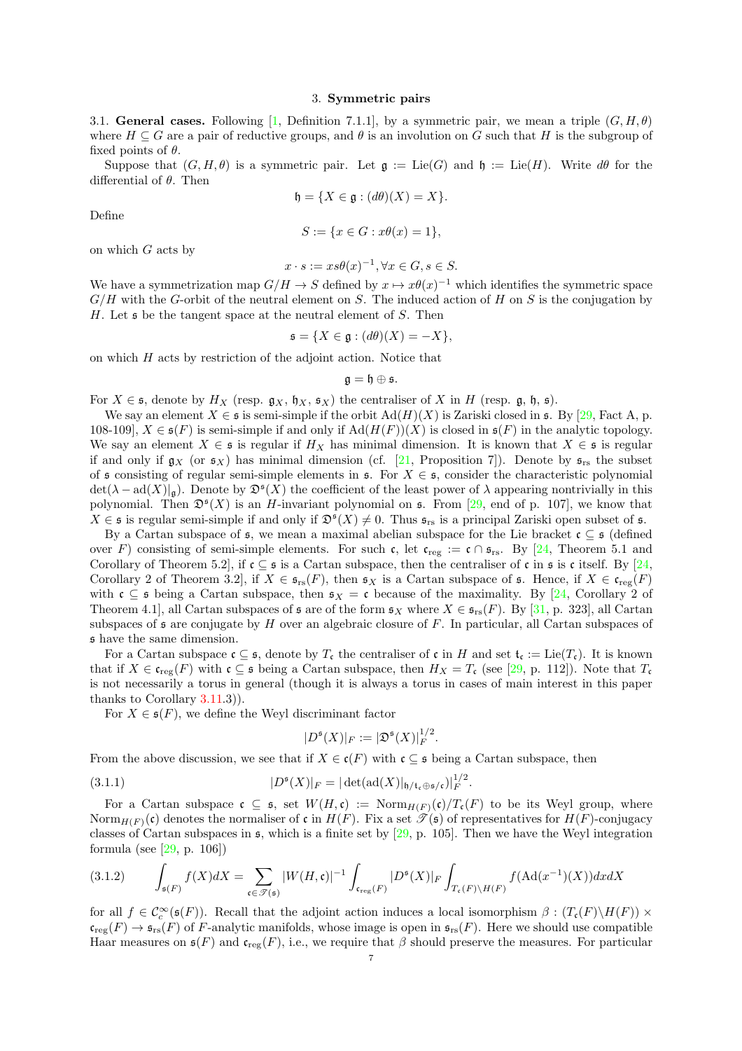## 3. Symmetric pairs

**3.1. General cases.** Following [1, Definition 7.1.1], by a symmetric pair, we mean a triple $(G, H, \theta)$ where $H \subseteq G$ are a pair of reductive groups, and $\theta$ is an involution on $G$ such that $H$ is the subgroup of fixed points of $\theta$.

Suppose that $(G, H, \theta)$ is a symmetric pair. Let $\mathfrak{g} := \mathrm{Lie}(G)$ and $\mathfrak{h} := \mathrm{Lie}(H)$. Write $d\theta$ for the differential of $\theta$. Then

$$\mathfrak{h} = \{X \in \mathfrak{g} : (d\theta)(X) = X\}.$$

Define

$$S := \{x \in G : x\theta(x) = 1\},$$

on which $G$ acts by

$$x \cdot s := xs\theta(x)^{-1}, \forall x \in G, s \in S.$$

We have a symmetrization map $G/H \to S$ defined by $x \mapsto x\theta(x)^{-1}$ which identifies the symmetric space $G/H$ with the $G$-orbit of the neutral element on $S$. The induced action of $H$ on $S$ is the conjugation by $H$. Let $\mathfrak{s}$ be the tangent space at the neutral element of $S$. Then

$$\mathfrak{s} = \{X \in \mathfrak{g} : (d\theta)(X) = -X\},$$

on which $H$ acts by restriction of the adjoint action. Notice that

$$\mathfrak{g} = \mathfrak{h} \oplus \mathfrak{s}.$$

For $X \in \mathfrak{s}$, denote by $H_X$ (resp. $\mathfrak{g}_X$, $\mathfrak{h}_X$, $\mathfrak{s}_X$) the centraliser of $X$ in $H$ (resp. $\mathfrak{g}$, $\mathfrak{h}$, $\mathfrak{s}$).

We say an element $X \in \mathfrak{s}$ is semi-simple if the orbit $\mathrm{Ad}(H)(X)$ is Zariski closed in $\mathfrak{s}$. By [29, Fact A, p. 108-109], $X \in \mathfrak{s}(F)$ is semi-simple if and only if $\mathrm{Ad}(H(F))(X)$ is closed in $\mathfrak{s}(F)$ in the analytic topology. We say an element $X \in \mathfrak{s}$ is regular if $H_X$ has minimal dimension. It is known that $X \in \mathfrak{s}$ is regular if and only if $\mathfrak{g}_X$ (or $\mathfrak{s}_X$) has minimal dimension (cf. [21, Proposition 7]). Denote by $\mathfrak{s}_{\mathrm{rs}}$ the subset of $\mathfrak{s}$ consisting of regular semi-simple elements in $\mathfrak{s}$. For $X \in \mathfrak{s}$, consider the characteristic polynomial $\det(\lambda - \mathrm{ad}(X)|_{\mathfrak{g}})$. Denote by $\mathfrak{D}^{\mathfrak{s}}(X)$ the coefficient of the least power of $\lambda$ appearing nontrivially in this polynomial. Then $\mathfrak{D}^{\mathfrak{s}}(X)$ is an $H$-invariant polynomial on $\mathfrak{s}$. From [29, end of p. 107], we know that $X \in \mathfrak{s}$ is regular semi-simple if and only if $\mathfrak{D}^{\mathfrak{s}}(X) \neq 0$. Thus $\mathfrak{s}_{\mathrm{rs}}$ is a principal Zariski open subset of $\mathfrak{s}$.

By a Cartan subspace of $\mathfrak{s}$, we mean a maximal abelian subspace for the Lie bracket $\mathfrak{c} \subseteq \mathfrak{s}$ (defined over $F$) consisting of semi-simple elements. For such $\mathfrak{c}$, let $\mathfrak{c}_{\mathrm{reg}} := \mathfrak{c} \cap \mathfrak{s}_{\mathrm{rs}}$. By [24, Theorem 5.1 and Corollary of Theorem 5.2], if $\mathfrak{c} \subseteq \mathfrak{s}$ is a Cartan subspace, then the centraliser of $\mathfrak{c}$ in $\mathfrak{s}$ is $\mathfrak{c}$ itself. By [24, Corollary 2 of Theorem 3.2], if $X \in \mathfrak{s}_{\mathrm{rs}}(F)$, then $\mathfrak{s}_X$ is a Cartan subspace of $\mathfrak{s}$. Hence, if $X \in \mathfrak{c}_{\mathrm{reg}}(F)$ with $\mathfrak{c} \subseteq \mathfrak{s}$ being a Cartan subspace, then $\mathfrak{s}_X = \mathfrak{c}$ because of the maximality. By [24, Corollary 2 of Theorem 4.1], all Cartan subspaces of $\mathfrak{s}$ are of the form $\mathfrak{s}_X$ where $X \in \mathfrak{s}_{\mathrm{rs}}(F)$. By [31, p. 323], all Cartan subspaces of $\mathfrak{s}$ are conjugate by $H$ over an algebraic closure of $F$. In particular, all Cartan subspaces of $\mathfrak{s}$ have the same dimension.

For a Cartan subspace $\mathfrak{c} \subseteq \mathfrak{s}$, denote by $T_{\mathfrak{c}}$ the centraliser of $\mathfrak{c}$ in $H$ and set $\mathfrak{t}_{\mathfrak{c}} := \mathrm{Lie}(T_{\mathfrak{c}})$. It is known that if $X \in \mathfrak{c}_{\mathrm{reg}}(F)$ with $\mathfrak{c} \subseteq \mathfrak{s}$ being a Cartan subspace, then $H_X = T_{\mathfrak{c}}$ (see [29, p. 112]). Note that $T_{\mathfrak{c}}$ is not necessarily a torus in general (though it is always a torus in cases of main interest in this paper thanks to Corollary 3.11.3)).

For $X \in \mathfrak{s}(F)$, we define the Weyl discriminant factor

$$|D^{\mathfrak{s}}(X)|_F := |\mathfrak{D}^{\mathfrak{s}}(X)|_F^{1/2}.$$

From the above discussion, we see that if $X \in \mathfrak{c}(F)$ with $\mathfrak{c} \subseteq \mathfrak{s}$ being a Cartan subspace, then

$$|D^{\mathfrak{s}}(X)|_F = |\det(\mathrm{ad}(X)|_{\mathfrak{h}/\mathfrak{t}_{\mathfrak{c}} \oplus \mathfrak{s}/\mathfrak{c}})|_F^{1/2}. \tag{3.1.1}$$

For a Cartan subspace $\mathfrak{c} \subseteq \mathfrak{s}$, set $W(H, \mathfrak{c}) := \mathrm{Norm}_{H(F)}(\mathfrak{c})/T_{\mathfrak{c}}(F)$ to be its Weyl group, where $\mathrm{Norm}_{H(F)}(\mathfrak{c})$ denotes the normaliser of $\mathfrak{c}$ in $H(F)$. Fix a set $\mathscr{T}(\mathfrak{s})$ of representatives for $H(F)$-conjugacy classes of Cartan subspaces in $\mathfrak{s}$, which is a finite set by [29, p. 105]. Then we have the Weyl integration formula (see [29, p. 106])

$$\int_{\mathfrak{s}(F)} f(X)dX = \sum_{\mathfrak{c} \in \mathscr{T}(\mathfrak{s})} |W(H, \mathfrak{c})|^{-1} \int_{\mathfrak{c}_{\mathrm{reg}}(F)} |D^{\mathfrak{s}}(X)|_F \int_{T_{\mathfrak{c}}(F)\backslash H(F)} f(\mathrm{Ad}(x^{-1})(X))dxdX \tag{3.1.2}$$

for all $f \in \mathcal{C}_c^\infty(\mathfrak{s}(F))$. Recall that the adjoint action induces a local isomorphism $\beta : (T_{\mathfrak{c}}(F)\backslash H(F)) \times \mathfrak{c}_{\mathrm{reg}}(F) \to \mathfrak{s}_{\mathrm{rs}}(F)$ of $F$-analytic manifolds, whose image is open in $\mathfrak{s}_{\mathrm{rs}}(F)$. Here we should use compatible Haar measures on $\mathfrak{s}(F)$ and $\mathfrak{c}_{\mathrm{reg}}(F)$, i.e., we require that $\beta$ should preserve the measures. For particular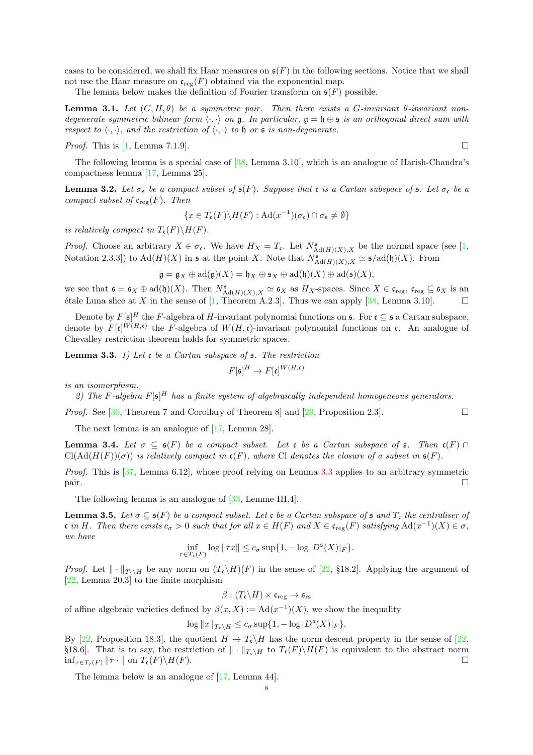cases to be considered, we shall fix Haar measures on $\mathfrak{s}(F)$ in the following sections. Notice that we shall not use the Haar measure on $\mathfrak{c}_{\mathrm{reg}}(F)$ obtained via the exponential map.

The lemma below makes the definition of Fourier transform on $\mathfrak{s}(F)$ possible.

**Lemma 3.1.** *Let $(G, H, \theta)$ be a symmetric pair. Then there exists a $G$-invariant $\theta$-invariant non-degenerate symmetric bilinear form $\langle\cdot,\cdot\rangle$ on $\mathfrak{g}$. In particular, $\mathfrak{g} = \mathfrak{h} \oplus \mathfrak{s}$ is an orthogonal direct sum with respect to $\langle\cdot,\cdot\rangle$, and the restriction of $\langle\cdot,\cdot\rangle$ to $\mathfrak{h}$ or $\mathfrak{s}$ is non-degenerate.*

*Proof.* This is [1, Lemma 7.1.9]. □

The following lemma is a special case of [38, Lemma 3.10], which is an analogue of Harish-Chandra's compactness lemma [17, Lemma 25].

**Lemma 3.2.** *Let $\sigma_{\mathfrak{s}}$ be a compact subset of $\mathfrak{s}(F)$. Suppose that $\mathfrak{c}$ is a Cartan subspace of $\mathfrak{s}$. Let $\sigma_{\mathfrak{c}}$ be a compact subset of $\mathfrak{c}_{\mathrm{reg}}(F)$. Then*

$$\{x \in T_{\mathfrak{c}}(F)\backslash H(F) : \mathrm{Ad}(x^{-1})(\sigma_{\mathfrak{c}}) \cap \sigma_{\mathfrak{s}} \neq \emptyset\}$$

*is relatively compact in $T_{\mathfrak{c}}(F)\backslash H(F)$.*

*Proof.* Choose an arbitrary $X \in \sigma_{\mathfrak{c}}$. We have $H_X = T_{\mathfrak{c}}$. Let $N^{\mathfrak{s}}_{\mathrm{Ad}(H)(X),X}$ be the normal space (see [1, Notation 2.3.3]) to $\mathrm{Ad}(H)(X)$ in $\mathfrak{s}$ at the point $X$. Note that $N^{\mathfrak{s}}_{\mathrm{Ad}(H)(X),X} \simeq \mathfrak{s}/\mathrm{ad}(\mathfrak{h})(X)$. From

$$\mathfrak{g} = \mathfrak{g}_X \oplus \mathrm{ad}(\mathfrak{g})(X) = \mathfrak{h}_X \oplus \mathfrak{s}_X \oplus \mathrm{ad}(\mathfrak{h})(X) \oplus \mathrm{ad}(\mathfrak{s})(X),$$

we see that $\mathfrak{s} = \mathfrak{s}_X \oplus \mathrm{ad}(\mathfrak{h})(X)$. Then $N^{\mathfrak{s}}_{\mathrm{Ad}(H)(X),X} \simeq \mathfrak{s}_X$ as $H_X$-spaces. Since $X \in \mathfrak{c}_{\mathrm{reg}}$, $\mathfrak{c}_{\mathrm{reg}} \subseteq \mathfrak{s}_X$ is an étale Luna slice at $X$ in the sense of [1, Theorem A.2.3]. Thus we can apply [38, Lemma 3.10]. □

Denote by $F[\mathfrak{s}]^H$ the $F$-algebra of $H$-invariant polynomial functions on $\mathfrak{s}$. For $\mathfrak{c} \subseteq \mathfrak{s}$ a Cartan subspace, denote by $F[\mathfrak{c}]^{W(H,\mathfrak{c})}$ the $F$-algebra of $W(H,\mathfrak{c})$-invariant polynomial functions on $\mathfrak{c}$. An analogue of Chevalley restriction theorem holds for symmetric spaces.

**Lemma 3.3.** *1) Let $\mathfrak{c}$ be a Cartan subspace of $\mathfrak{s}$. The restriction*

$$F[\mathfrak{s}]^H \to F[\mathfrak{c}]^{W(H,\mathfrak{c})}$$

*is an isomorphism.*

*2) The $F$-algebra $F[\mathfrak{s}]^H$ has a finite system of algebraically independent homogeneous generators.*

*Proof.* See [30, Theorem 7 and Corollary of Theorem 8] and [29, Proposition 2.3]. □

The next lemma is an analogue of [17, Lemma 28].

**Lemma 3.4.** *Let $\sigma \subseteq \mathfrak{s}(F)$ be a compact subset. Let $\mathfrak{c}$ be a Cartan subspace of $\mathfrak{s}$. Then $\mathfrak{c}(F) \cap \mathrm{Cl}(\mathrm{Ad}(H(F))(\sigma))$ is relatively compact in $\mathfrak{c}(F)$, where $\mathrm{Cl}$ denotes the closure of a subset in $\mathfrak{s}(F)$.*

*Proof.* This is [37, Lemma 6.12], whose proof relying on Lemma 3.3 applies to an arbitrary symmetric pair. □

The following lemma is an analogue of [33, Lemme III.4].

**Lemma 3.5.** *Let $\sigma \subseteq \mathfrak{s}(F)$ be a compact subset. Let $\mathfrak{c}$ be a Cartan subspace of $\mathfrak{s}$ and $T_{\mathfrak{c}}$ the centraliser of $\mathfrak{c}$ in $H$. Then there exists $c_\sigma > 0$ such that for all $x \in H(F)$ and $X \in \mathfrak{c}_{\mathrm{reg}}(F)$ satisfying $\mathrm{Ad}(x^{-1})(X) \in \sigma$, we have*

$$\inf_{\tau \in T_{\mathfrak{c}}(F)} \log \|\tau x\| \leq c_\sigma \sup\{1, -\log |D^{\mathfrak{s}}(X)|_F\}.$$

*Proof.* Let $\|\cdot\|_{T_{\mathfrak{c}}\backslash H}$ be any norm on $(T_{\mathfrak{c}}\backslash H)(F)$ in the sense of [22, §18.2]. Applying the argument of [22, Lemma 20.3] to the finite morphism

$$\beta : (T_{\mathfrak{c}}\backslash H) \times \mathfrak{c}_{\mathrm{reg}} \to \mathfrak{s}_{\mathrm{rs}}$$

of affine algebraic varieties defined by $\beta(x, X) := \mathrm{Ad}(x^{-1})(X)$, we show the inequality

$$\log \|x\|_{T_{\mathfrak{c}}\backslash H} \leq c_\sigma \sup\{1, -\log |D^{\mathfrak{s}}(X)|_F\}.$$

By [22, Proposition 18.3], the quotient $H \to T_{\mathfrak{c}}\backslash H$ has the norm descent property in the sense of [22, §18.6]. That is to say, the restriction of $\|\cdot\|_{T_{\mathfrak{c}}\backslash H}$ to $T_{\mathfrak{c}}(F)\backslash H(F)$ is equivalent to the abstract norm $\inf_{\tau \in T_{\mathfrak{c}}(F)} \|\tau \cdot\|$ on $T_{\mathfrak{c}}(F)\backslash H(F)$. □

The lemma below is an analogue of [17, Lemma 44].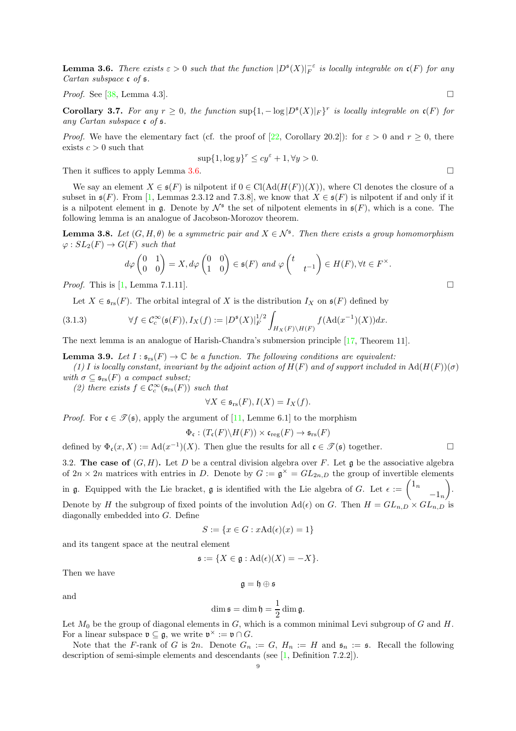**Lemma 3.6.** *There exists $\varepsilon > 0$ such that the function $|D^{\mathfrak{s}}(X)|_F^{-\varepsilon}$ is locally integrable on $\mathfrak{c}(F)$ for any Cartan subspace $\mathfrak{c}$ of $\mathfrak{s}$.*

*Proof.* See [38, Lemma 4.3]. □

**Corollary 3.7.** *For any $r \geq 0$, the function $\sup\{1, -\log |D^{\mathfrak{s}}(X)|_F\}^r$ is locally integrable on $\mathfrak{c}(F)$ for any Cartan subspace $\mathfrak{c}$ of $\mathfrak{s}$.*

*Proof.* We have the elementary fact (cf. the proof of [22, Corollary 20.2]): for $\varepsilon > 0$ and $r \geq 0$, there exists $c > 0$ such that

$$\sup\{1, \log y\}^r \leq cy^{\varepsilon} + 1, \forall y > 0.$$

Then it suffices to apply Lemma 3.6. □

We say an element $X \in \mathfrak{s}(F)$ is nilpotent if $0 \in \mathrm{Cl}(\mathrm{Ad}(H(F))(X))$, where Cl denotes the closure of a subset in $\mathfrak{s}(F)$. From [1, Lemmas 2.3.12 and 7.3.8], we know that $X \in \mathfrak{s}(F)$ is nilpotent if and only if it is a nilpotent element in $\mathfrak{g}$. Denote by $\mathcal{N}^{\mathfrak{s}}$ the set of nilpotent elements in $\mathfrak{s}(F)$, which is a cone. The following lemma is an analogue of Jacobson-Morozov theorem.

**Lemma 3.8.** *Let $(G, H, \theta)$ be a symmetric pair and $X \in \mathcal{N}^{\mathfrak{s}}$. Then there exists a group homomorphism $\varphi : SL_2(F) \to G(F)$ such that*

$$d\varphi \begin{pmatrix} 0 & 1 \\ 0 & 0 \end{pmatrix} = X, d\varphi \begin{pmatrix} 0 & 0 \\ 1 & 0 \end{pmatrix} \in \mathfrak{s}(F) \text{ and } \varphi \begin{pmatrix} t & \\ & t^{-1} \end{pmatrix} \in H(F), \forall t \in F^{\times}.$$

*Proof.* This is [1, Lemma 7.1.11]. □

Let $X \in \mathfrak{s}_{\mathrm{rs}}(F)$. The orbital integral of $X$ is the distribution $I_X$ on $\mathfrak{s}(F)$ defined by

$$\forall f \in \mathcal{C}_c^\infty(\mathfrak{s}(F)), I_X(f) := |D^{\mathfrak{s}}(X)|_F^{1/2} \int_{H_X(F)\backslash H(F)} f(\mathrm{Ad}(x^{-1})(X))dx. \tag{3.1.3}$$

The next lemma is an analogue of Harish-Chandra's submersion principle [17, Theorem 11].

**Lemma 3.9.** *Let $I : \mathfrak{s}_{\mathrm{rs}}(F) \to \mathbb{C}$ be a function. The following conditions are equivalent:*

*(1) $I$ is locally constant, invariant by the adjoint action of $H(F)$ and of support included in $\mathrm{Ad}(H(F))(\sigma)$ with $\sigma \subseteq \mathfrak{s}_{\mathrm{rs}}(F)$ a compact subset;*

*(2) there exists $f \in \mathcal{C}_c^\infty(\mathfrak{s}_{\mathrm{rs}}(F))$ such that*

$$\forall X \in \mathfrak{s}_{\mathrm{rs}}(F), I(X) = I_X(f).$$

*Proof.* For $\mathfrak{c} \in \mathscr{T}(\mathfrak{s})$, apply the argument of [11, Lemme 6.1] to the morphism

$$\Phi_{\mathfrak{c}} : (T_{\mathfrak{c}}(F)\backslash H(F)) \times \mathfrak{c}_{\mathrm{reg}}(F) \to \mathfrak{s}_{\mathrm{rs}}(F)$$

defined by $\Phi_{\mathfrak{c}}(x, X) := \mathrm{Ad}(x^{-1})(X)$. Then glue the results for all $\mathfrak{c} \in \mathscr{T}(\mathfrak{s})$ together. □

3.2. **The case of $(G, H)$.** Let $D$ be a central division algebra over $F$. Let $\mathfrak{g}$ be the associative algebra of $2n \times 2n$ matrices with entries in $D$. Denote by $G := \mathfrak{g}^\times = GL_{2n,D}$ the group of invertible elements in $\mathfrak{g}$. Equipped with the Lie bracket, $\mathfrak{g}$ is identified with the Lie algebra of $G$. Let $\epsilon := \begin{pmatrix} 1_n & \\ & -1_n \end{pmatrix}$. Denote by $H$ the subgroup of fixed points of the involution $\mathrm{Ad}(\epsilon)$ on $G$. Then $H = GL_{n,D} \times GL_{n,D}$ is diagonally embedded into $G$. Define

$$S := \{x \in G : x\mathrm{Ad}(\epsilon)(x) = 1\}$$

and its tangent space at the neutral element

$$\mathfrak{s} := \{X \in \mathfrak{g} : \mathrm{Ad}(\epsilon)(X) = -X\}.$$

Then we have

$$\mathfrak{g} = \mathfrak{h} \oplus \mathfrak{s}$$

and

$$\dim \mathfrak{s} = \dim \mathfrak{h} = \frac{1}{2} \dim \mathfrak{g}.$$

Let $M_0$ be the group of diagonal elements in $G$, which is a common minimal Levi subgroup of $G$ and $H$. For a linear subspace $\mathfrak{v} \subseteq \mathfrak{g}$, we write $\mathfrak{v}^\times := \mathfrak{v} \cap G$.

Note that the $F$-rank of $G$ is $2n$. Denote $G_n := G$, $H_n := H$ and $\mathfrak{s}_n := \mathfrak{s}$. Recall the following description of semi-simple elements and descendants (see [1, Definition 7.2.2]).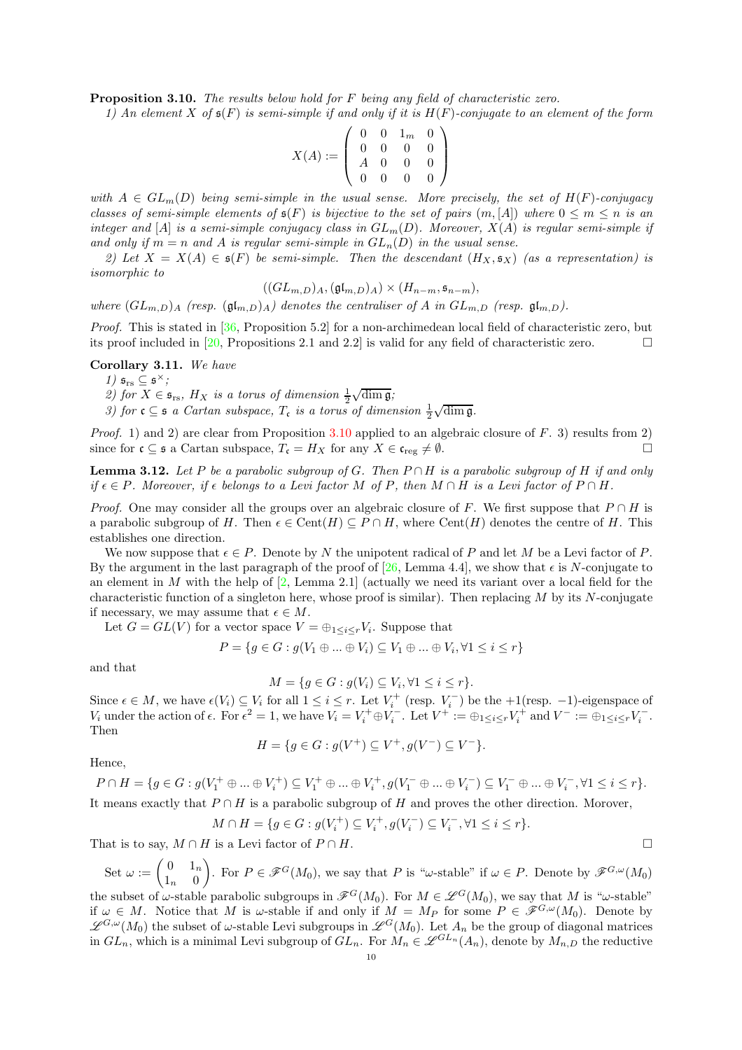**Proposition 3.10.** *The results below hold for $F$ being any field of characteristic zero.*

*1) An element $X$ of $\mathfrak{s}(F)$ is semi-simple if and only if it is $H(F)$-conjugate to an element of the form*

$$X(A) := \begin{pmatrix} 0 & 0 & 1_m & 0 \\ 0 & 0 & 0 & 0 \\ A & 0 & 0 & 0 \\ 0 & 0 & 0 & 0 \end{pmatrix}$$

*with $A \in GL_m(D)$ being semi-simple in the usual sense. More precisely, the set of $H(F)$-conjugacy classes of semi-simple elements of $\mathfrak{s}(F)$ is bijective to the set of pairs $(m, [A])$ where $0 \leq m \leq n$ is an integer and $[A]$ is a semi-simple conjugacy class in $GL_m(D)$. Moreover, $X(A)$ is regular semi-simple if and only if $m = n$ and $A$ is regular semi-simple in $GL_n(D)$ in the usual sense.*

*2) Let $X = X(A) \in \mathfrak{s}(F)$ be semi-simple. Then the descendant $(H_X, \mathfrak{s}_X)$ (as a representation) is isomorphic to*

$$((GL_{m,D})_A, (\mathfrak{gl}_{m,D})_A) \times (H_{n-m}, \mathfrak{s}_{n-m}),$$

*where $(GL_{m,D})_A$ (resp. $(\mathfrak{gl}_{m,D})_A$) denotes the centraliser of $A$ in $GL_{m,D}$ (resp. $\mathfrak{gl}_{m,D}$).*

*Proof.* This is stated in [36, Proposition 5.2] for a non-archimedean local field of characteristic zero, but its proof included in [20, Propositions 2.1 and 2.2] is valid for any field of characteristic zero. $\square$

**Corollary 3.11.** *We have*

*1) $\mathfrak{s}_{\mathrm{rs}} \subseteq \mathfrak{s}^\times$;*

*2) for $X \in \mathfrak{s}_{\mathrm{rs}}$, $H_X$ is a torus of dimension $\frac{1}{2}\sqrt{\dim \mathfrak{g}}$;*

*3) for $\mathfrak{c} \subseteq \mathfrak{s}$ a Cartan subspace, $T_\mathfrak{c}$ is a torus of dimension $\frac{1}{2}\sqrt{\dim \mathfrak{g}}$.*

*Proof.* 1) and 2) are clear from Proposition 3.10 applied to an algebraic closure of $F$. 3) results from 2) since for $\mathfrak{c} \subseteq \mathfrak{s}$ a Cartan subspace, $T_\mathfrak{c} = H_X$ for any $X \in \mathfrak{c}_{\mathrm{reg}} \neq \emptyset$. $\square$

**Lemma 3.12.** *Let $P$ be a parabolic subgroup of $G$. Then $P \cap H$ is a parabolic subgroup of $H$ if and only if $\epsilon \in P$. Moreover, if $\epsilon$ belongs to a Levi factor $M$ of $P$, then $M \cap H$ is a Levi factor of $P \cap H$.*

*Proof.* One may consider all the groups over an algebraic closure of $F$. We first suppose that $P \cap H$ is a parabolic subgroup of $H$. Then $\epsilon \in \mathrm{Cent}(H) \subseteq P \cap H$, where $\mathrm{Cent}(H)$ denotes the centre of $H$. This establishes one direction.

We now suppose that $\epsilon \in P$. Denote by $N$ the unipotent radical of $P$ and let $M$ be a Levi factor of $P$. By the argument in the last paragraph of the proof of [26, Lemma 4.4], we show that $\epsilon$ is $N$-conjugate to an element in $M$ with the help of [2, Lemma 2.1] (actually we need its variant over a local field for the characteristic function of a singleton here, whose proof is similar). Then replacing $M$ by its $N$-conjugate if necessary, we may assume that $\epsilon \in M$.

Let $G = GL(V)$ for a vector space $V = \oplus_{1 \leq i \leq r} V_i$. Suppose that

$$P = \{g \in G : g(V_1 \oplus ... \oplus V_i) \subseteq V_1 \oplus ... \oplus V_i, \forall 1 \leq i \leq r\}$$

and that

$$M = \{g \in G : g(V_i) \subseteq V_i, \forall 1 \leq i \leq r\}.$$

Since $\epsilon \in M$, we have $\epsilon(V_i) \subseteq V_i$ for all $1 \leq i \leq r$. Let $V_i^+$ (resp. $V_i^-$) be the $+1$(resp. $-1$)-eigenspace of $V_i$ under the action of $\epsilon$. For $\epsilon^2 = 1$, we have $V_i = V_i^+ \oplus V_i^-$. Let $V^+ := \oplus_{1 \leq i \leq r} V_i^+$ and $V^- := \oplus_{1 \leq i \leq r} V_i^-$. Then

$$H = \{g \in G : g(V^+) \subseteq V^+, g(V^-) \subseteq V^-\}.$$

Hence,

$$P \cap H = \{g \in G : g(V_1^+ \oplus ... \oplus V_i^+) \subseteq V_1^+ \oplus ... \oplus V_i^+, g(V_1^- \oplus ... \oplus V_i^-) \subseteq V_1^- \oplus ... \oplus V_i^-, \forall 1 \leq i \leq r\}.$$

It means exactly that $P \cap H$ is a parabolic subgroup of $H$ and proves the other direction. Morover,

$$M \cap H = \{g \in G : g(V_i^+) \subseteq V_i^+, g(V_i^-) \subseteq V_i^-, \forall 1 \leq i \leq r\}.$$

That is to say, $M \cap H$ is a Levi factor of $P \cap H$. $\square$

Set $\omega := \begin{pmatrix} 0 & 1_n \\ 1_n & 0 \end{pmatrix}$. For $P \in \mathscr{F}^G(M_0)$, we say that $P$ is "$\omega$-stable" if $\omega \in P$. Denote by $\mathscr{F}^{G,\omega}(M_0)$ the subset of $\omega$-stable parabolic subgroups in $\mathscr{F}^G(M_0)$. For $M \in \mathscr{L}^G(M_0)$, we say that $M$ is "$\omega$-stable" if $\omega \in M$. Notice that $M$ is $\omega$-stable if and only if $M = M_P$ for some $P \in \mathscr{F}^{G,\omega}(M_0)$. Denote by $\mathscr{L}^{G,\omega}(M_0)$ the subset of $\omega$-stable Levi subgroups in $\mathscr{L}^G(M_0)$. Let $A_n$ be the group of diagonal matrices in $GL_n$, which is a minimal Levi subgroup of $GL_n$. For $M_n \in \mathscr{L}^{GL_n}(A_n)$, denote by $M_{n,D}$ the reductive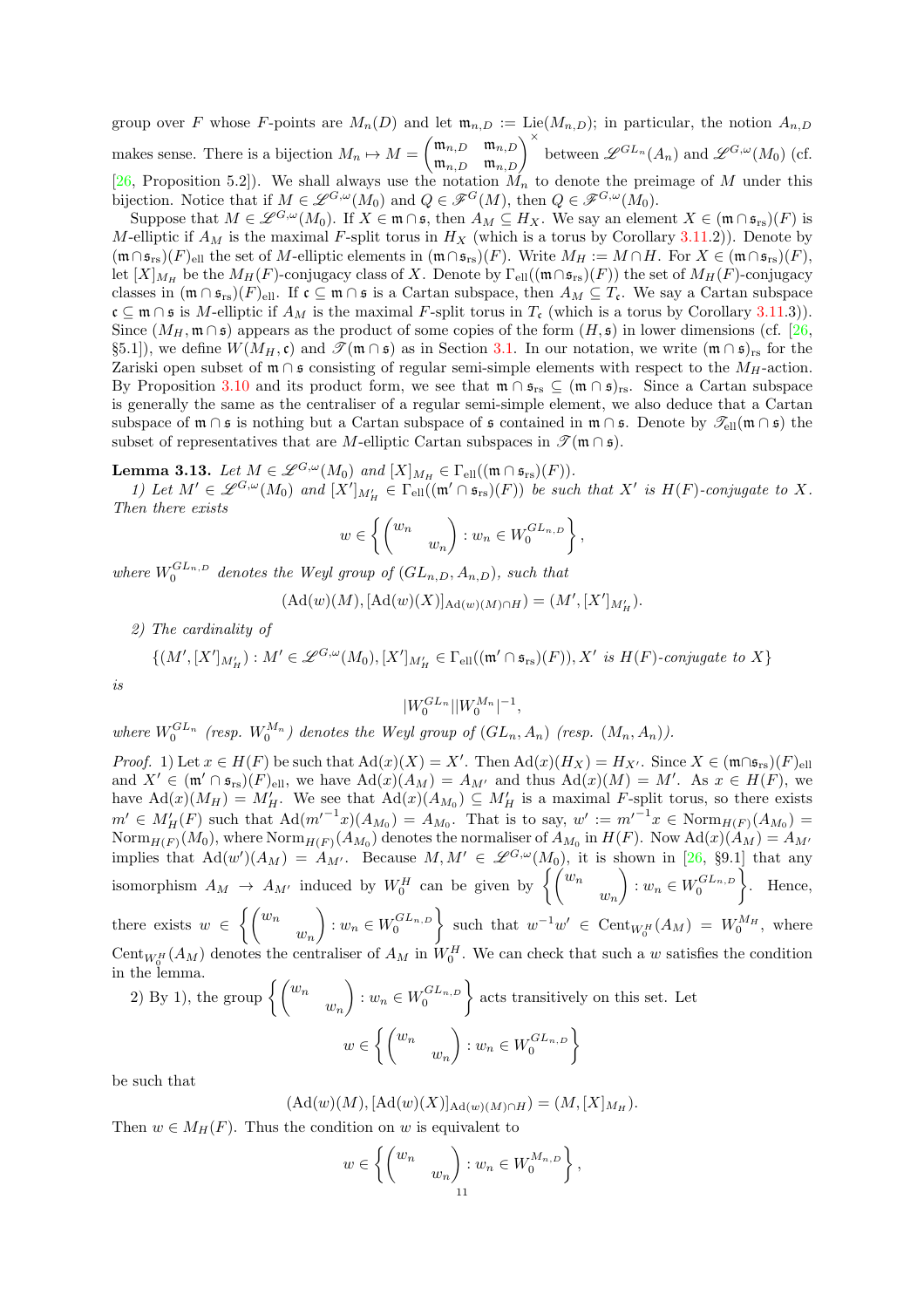group over $F$ whose $F$-points are $M_n(D)$ and let $\mathfrak{m}_{n,D} := \mathrm{Lie}(M_{n,D})$; in particular, the notion $A_{n,D}$ makes sense. There is a bijection $M_n \mapsto M = \begin{pmatrix} \mathfrak{m}_{n,D} & \mathfrak{m}_{n,D} \\ \mathfrak{m}_{n,D} & \mathfrak{m}_{n,D} \end{pmatrix}^\times$ between $\mathscr{L}^{GL_n}(A_n)$ and $\mathscr{L}^{G,\omega}(M_0)$ (cf. [26, Proposition 5.2]). We shall always use the notation $M_n$ to denote the preimage of $M$ under this bijection. Notice that if $M \in \mathscr{L}^{G,\omega}(M_0)$ and $Q \in \mathscr{F}^G(M)$, then $Q \in \mathscr{F}^{G,\omega}(M_0)$.

Suppose that $M \in \mathscr{L}^{G,\omega}(M_0)$. If $X \in \mathfrak{m} \cap \mathfrak{s}$, then $A_M \subseteq H_X$. We say an element $X \in (\mathfrak{m} \cap \mathfrak{s}_{\mathrm{rs}})(F)$ is $M$-elliptic if $A_M$ is the maximal $F$-split torus in $H_X$ (which is a torus by Corollary 3.11.2)). Denote by $(\mathfrak{m}\cap\mathfrak{s}_{\mathrm{rs}})(F)_{\mathrm{ell}}$ the set of $M$-elliptic elements in $(\mathfrak{m}\cap\mathfrak{s}_{\mathrm{rs}})(F)$. Write $M_H := M \cap H$. For $X \in (\mathfrak{m}\cap\mathfrak{s}_{\mathrm{rs}})(F)$, let $[X]_{M_H}$ be the $M_H(F)$-conjugacy class of $X$. Denote by $\Gamma_{\mathrm{ell}}((\mathfrak{m}\cap\mathfrak{s}_{\mathrm{rs}})(F))$ the set of $M_H(F)$-conjugacy classes in $(\mathfrak{m}\cap\mathfrak{s}_{\mathrm{rs}})(F)_{\mathrm{ell}}$. If $\mathfrak{c} \subseteq \mathfrak{m}\cap\mathfrak{s}$ is a Cartan subspace, then $A_M \subseteq T_{\mathfrak{c}}$. We say a Cartan subspace $\mathfrak{c} \subseteq \mathfrak{m}\cap\mathfrak{s}$ is $M$-elliptic if $A_M$ is the maximal $F$-split torus in $T_{\mathfrak{c}}$ (which is a torus by Corollary 3.11.3)). Since $(M_H, \mathfrak{m}\cap\mathfrak{s})$ appears as the product of some copies of the form $(H, \mathfrak{s})$ in lower dimensions (cf. [26, §5.1]), we define $W(M_H, \mathfrak{c})$ and $\mathscr{T}(\mathfrak{m}\cap\mathfrak{s})$ as in Section 3.1. In our notation, we write $(\mathfrak{m}\cap\mathfrak{s})_{\mathrm{rs}}$ for the Zariski open subset of $\mathfrak{m}\cap\mathfrak{s}$ consisting of regular semi-simple elements with respect to the $M_H$-action. By Proposition 3.10 and its product form, we see that $\mathfrak{m}\cap\mathfrak{s}_{\mathrm{rs}} \subseteq (\mathfrak{m}\cap\mathfrak{s})_{\mathrm{rs}}$. Since a Cartan subspace is generally the same as the centraliser of a regular semi-simple element, we also deduce that a Cartan subspace of $\mathfrak{m}\cap\mathfrak{s}$ is nothing but a Cartan subspace of $\mathfrak{s}$ contained in $\mathfrak{m}\cap\mathfrak{s}$. Denote by $\mathscr{T}_{\mathrm{ell}}(\mathfrak{m}\cap\mathfrak{s})$ the subset of representatives that are $M$-elliptic Cartan subspaces in $\mathscr{T}(\mathfrak{m}\cap\mathfrak{s})$.

**Lemma 3.13.** *Let $M \in \mathscr{L}^{G,\omega}(M_0)$ and $[X]_{M_H} \in \Gamma_{\mathrm{ell}}((\mathfrak{m}\cap\mathfrak{s}_{\mathrm{rs}})(F))$.*

*1) Let $M' \in \mathscr{L}^{G,\omega}(M_0)$ and $[X']_{M'_H} \in \Gamma_{\mathrm{ell}}((\mathfrak{m}'\cap\mathfrak{s}_{\mathrm{rs}})(F))$ be such that $X'$ is $H(F)$-conjugate to $X$. Then there exists*

$$w \in \left\{ \begin{pmatrix} w_n & \\ & w_n \end{pmatrix} : w_n \in W_0^{GL_{n,D}} \right\},$$

*where $W_0^{GL_{n,D}}$ denotes the Weyl group of $(GL_{n,D}, A_{n,D})$, such that*

$$(\mathrm{Ad}(w)(M), [\mathrm{Ad}(w)(X)]_{\mathrm{Ad}(w)(M)\cap H}) = (M', [X']_{M'_H}).$$

*2) The cardinality of*

$$\{(M', [X']_{M'_H}) : M' \in \mathscr{L}^{G,\omega}(M_0), [X']_{M'_H} \in \Gamma_{\mathrm{ell}}((\mathfrak{m}'\cap\mathfrak{s}_{\mathrm{rs}})(F)), X' \text{ is } H(F)\text{-conjugate to } X\}$$

*is*

$$|W_0^{GL_n}||W_0^{M_n}|^{-1},$$

*where $W_0^{GL_n}$ (resp. $W_0^{M_n}$) denotes the Weyl group of $(GL_n, A_n)$ (resp. $(M_n, A_n)$).*

*Proof.* 1) Let $x \in H(F)$ be such that $\mathrm{Ad}(x)(X) = X'$. Then $\mathrm{Ad}(x)(H_X) = H_{X'}$. Since $X \in (\mathfrak{m}\cap\mathfrak{s}_{\mathrm{rs}})(F)_{\mathrm{ell}}$ and $X' \in (\mathfrak{m}'\cap\mathfrak{s}_{\mathrm{rs}})(F)_{\mathrm{ell}}$, we have $\mathrm{Ad}(x)(A_M) = A_{M'}$ and thus $\mathrm{Ad}(x)(M) = M'$. As $x \in H(F)$, we have $\mathrm{Ad}(x)(M_H) = M'_H$. We see that $\mathrm{Ad}(x)(A_{M_0}) \subseteq M'_H$ is a maximal $F$-split torus, so there exists $m' \in M'_H(F)$ such that $\mathrm{Ad}(m'^{-1}x)(A_{M_0}) = A_{M_0}$. That is to say, $w' := m'^{-1}x \in \mathrm{Norm}_{H(F)}(A_{M_0}) = \mathrm{Norm}_{H(F)}(M_0)$, where $\mathrm{Norm}_{H(F)}(A_{M_0})$ denotes the normaliser of $A_{M_0}$ in $H(F)$. Now $\mathrm{Ad}(x)(A_M) = A_{M'}$ implies that $\mathrm{Ad}(w')(A_M) = A_{M'}$. Because $M, M' \in \mathscr{L}^{G,\omega}(M_0)$, it is shown in [26, §9.1] that any isomorphism $A_M \to A_{M'}$ induced by $W_0^H$ can be given by $\left\{ \begin{pmatrix} w_n & \\ & w_n \end{pmatrix} : w_n \in W_0^{GL_{n,D}} \right\}$. Hence, there exists $w \in \left\{ \begin{pmatrix} w_n & \\ & w_n \end{pmatrix} : w_n \in W_0^{GL_{n,D}} \right\}$ such that $w^{-1}w' \in \mathrm{Cent}_{W_0^H}(A_M) = W_0^{M_H}$, where $\mathrm{Cent}_{W_0^H}(A_M)$ denotes the centraliser of $A_M$ in $W_0^H$. We can check that such a $w$ satisfies the condition in the lemma.

2) By 1), the group $\left\{ \begin{pmatrix} w_n & \\ & w_n \end{pmatrix} : w_n \in W_0^{GL_{n,D}} \right\}$ acts transitively on this set. Let

$$w \in \left\{ \begin{pmatrix} w_n & \\ & w_n \end{pmatrix} : w_n \in W_0^{GL_{n,D}} \right\}$$

be such that

$$(\mathrm{Ad}(w)(M), [\mathrm{Ad}(w)(X)]_{\mathrm{Ad}(w)(M)\cap H}) = (M, [X]_{M_H}).$$

Then $w \in M_H(F)$. Thus the condition on $w$ is equivalent to

$$w \in \left\{ \begin{pmatrix} w_n & \\ & w_n \end{pmatrix} : w_n \in W_0^{M_{n,D}} \right\},$$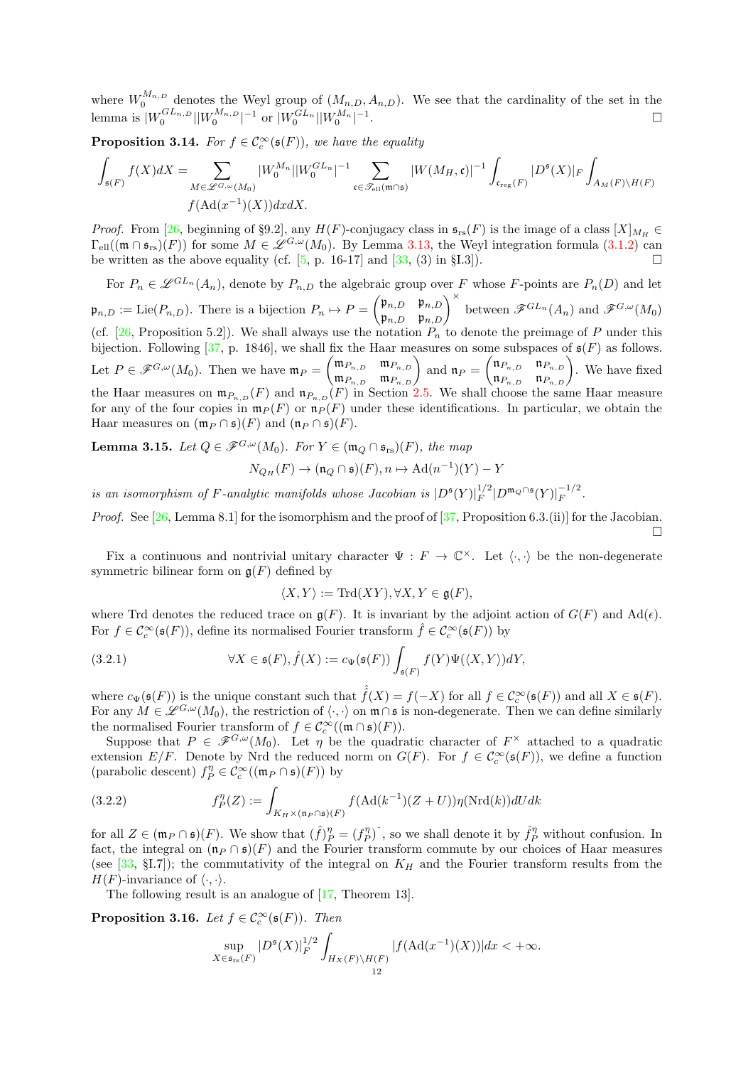where $W_0^{M_{n,D}}$ denotes the Weyl group of $(M_{n,D}, A_{n,D})$. We see that the cardinality of the set in the lemma is $|W_0^{GL_{n,D}}||W_0^{M_{n,D}}|^{-1}$ or $|W_0^{GL_n}||W_0^{M_n}|^{-1}$. $\square$

**Proposition 3.14.** *For $f \in \mathcal{C}_c^\infty(\mathfrak{s}(F))$, we have the equality*

$$\int_{\mathfrak{s}(F)} f(X)dX = \sum_{M\in\mathscr{L}^{G,\omega}(M_0)} |W_0^{M_n}||W_0^{GL_n}|^{-1} \sum_{\mathfrak{c}\in\mathscr{T}_{\mathrm{ell}}(\mathfrak{m}\cap\mathfrak{s})} |W(M_H,\mathfrak{c})|^{-1} \int_{\mathfrak{c}_{\mathrm{reg}}(F)} |D^{\mathfrak{s}}(X)|_F \int_{A_M(F)\backslash H(F)} f(\mathrm{Ad}(x^{-1})(X))dxdX.$$

*Proof.* From [26, beginning of §9.2], any $H(F)$-conjugacy class in $\mathfrak{s}_{\mathrm{rs}}(F)$ is the image of a class $[X]_{M_H} \in \Gamma_{\mathrm{ell}}((\mathfrak{m}\cap\mathfrak{s}_{\mathrm{rs}})(F))$ for some $M \in \mathscr{L}^{G,\omega}(M_0)$. By Lemma 3.13, the Weyl integration formula (3.1.2) can be written as the above equality (cf. [5, p. 16-17] and [33, (3) in §I.3]). $\square$

For $P_n \in \mathscr{L}^{GL_n}(A_n)$, denote by $P_{n,D}$ the algebraic group over $F$ whose $F$-points are $P_n(D)$ and let $\mathfrak{p}_{n,D} := \mathrm{Lie}(P_{n,D})$. There is a bijection $P_n \mapsto P = \begin{pmatrix} \mathfrak{p}_{n,D} & \mathfrak{p}_{n,D} \\ \mathfrak{p}_{n,D} & \mathfrak{p}_{n,D} \end{pmatrix}^\times$ between $\mathscr{F}^{GL_n}(A_n)$ and $\mathscr{F}^{G,\omega}(M_0)$ (cf. [26, Proposition 5.2]). We shall always use the notation $P_n$ to denote the preimage of $P$ under this bijection. Following [37, p. 1846], we shall fix the Haar measures on some subspaces of $\mathfrak{s}(F)$ as follows. Let $P \in \mathscr{F}^{G,\omega}(M_0)$. Then we have $\mathfrak{m}_P = \begin{pmatrix} \mathfrak{m}_{P_{n,D}} & \mathfrak{m}_{P_{n,D}} \\ \mathfrak{m}_{P_{n,D}} & \mathfrak{m}_{P_{n,D}} \end{pmatrix}$ and $\mathfrak{n}_P = \begin{pmatrix} \mathfrak{n}_{P_{n,D}} & \mathfrak{n}_{P_{n,D}} \\ \mathfrak{n}_{P_{n,D}} & \mathfrak{n}_{P_{n,D}} \end{pmatrix}$. We have fixed the Haar measures on $\mathfrak{m}_{P_{n,D}}(F)$ and $\mathfrak{n}_{P_{n,D}}(F)$ in Section 2.5. We shall choose the same Haar measure for any of the four copies in $\mathfrak{m}_P(F)$ or $\mathfrak{n}_P(F)$ under these identifications. In particular, we obtain the Haar measures on $(\mathfrak{m}_P\cap\mathfrak{s})(F)$ and $(\mathfrak{n}_P\cap\mathfrak{s})(F)$.

**Lemma 3.15.** *Let $Q \in \mathscr{F}^{G,\omega}(M_0)$. For $Y \in (\mathfrak{m}_Q\cap\mathfrak{s}_{\mathrm{rs}})(F)$, the map*

$$N_{Q_H}(F) \to (\mathfrak{n}_Q\cap\mathfrak{s})(F), n \mapsto \mathrm{Ad}(n^{-1})(Y) - Y$$

*is an isomorphism of $F$-analytic manifolds whose Jacobian is $|D^{\mathfrak{s}}(Y)|_F^{1/2}|D^{\mathfrak{m}_Q\cap\mathfrak{s}}(Y)|_F^{-1/2}$.*

*Proof.* See [26, Lemma 8.1] for the isomorphism and the proof of [37, Proposition 6.3.(ii)] for the Jacobian. $\square$

Fix a continuous and nontrivial unitary character $\Psi : F \to \mathbb{C}^\times$. Let $\langle\cdot,\cdot\rangle$ be the non-degenerate symmetric bilinear form on $\mathfrak{g}(F)$ defined by

$$\langle X, Y\rangle := \mathrm{Trd}(XY), \forall X, Y \in \mathfrak{g}(F),$$

where Trd denotes the reduced trace on $\mathfrak{g}(F)$. It is invariant by the adjoint action of $G(F)$ and $\mathrm{Ad}(\epsilon)$. For $f \in \mathcal{C}_c^\infty(\mathfrak{s}(F))$, define its normalised Fourier transform $\hat{f} \in \mathcal{C}_c^\infty(\mathfrak{s}(F))$ by

$$\forall X \in \mathfrak{s}(F), \hat{f}(X) := c_\Psi(\mathfrak{s}(F)) \int_{\mathfrak{s}(F)} f(Y)\Psi(\langle X, Y\rangle)dY, \tag{3.2.1}$$

where $c_\Psi(\mathfrak{s}(F))$ is the unique constant such that $\hat{\hat{f}}(X) = f(-X)$ for all $f \in \mathcal{C}_c^\infty(\mathfrak{s}(F))$ and all $X \in \mathfrak{s}(F)$. For any $M \in \mathscr{L}^{G,\omega}(M_0)$, the restriction of $\langle\cdot,\cdot\rangle$ on $\mathfrak{m}\cap\mathfrak{s}$ is non-degenerate. Then we can define similarly the normalised Fourier transform of $f \in \mathcal{C}_c^\infty((\mathfrak{m}\cap\mathfrak{s})(F))$.

Suppose that $P \in \mathscr{F}^{G,\omega}(M_0)$. Let $\eta$ be the quadratic character of $F^\times$ attached to a quadratic extension $E/F$. Denote by Nrd the reduced norm on $G(F)$. For $f \in \mathcal{C}_c^\infty(\mathfrak{s}(F))$, we define a function (parabolic descent) $f_P^\eta \in \mathcal{C}_c^\infty((\mathfrak{m}_P\cap\mathfrak{s})(F))$ by

$$f_P^\eta(Z) := \int_{K_H\times(\mathfrak{n}_P\cap\mathfrak{s})(F)} f(\mathrm{Ad}(k^{-1})(Z+U))\eta(\mathrm{Nrd}(k))dUdk \tag{3.2.2}$$

for all $Z \in (\mathfrak{m}_P\cap\mathfrak{s})(F)$. We show that $(\hat{f})_P^\eta = (f_P^\eta)\hat{}$, so we shall denote it by $\hat{f}_P^\eta$ without confusion. In fact, the integral on $(\mathfrak{n}_P\cap\mathfrak{s})(F)$ and the Fourier transform commute by our choices of Haar measures (see [33, §I.7]); the commutativity of the integral on $K_H$ and the Fourier transform results from the $H(F)$-invariance of $\langle\cdot,\cdot\rangle$.

The following result is an analogue of [17, Theorem 13].

**Proposition 3.16.** *Let $f \in \mathcal{C}_c^\infty(\mathfrak{s}(F))$. Then*

$$\sup_{X\in\mathfrak{s}_{\mathrm{rs}}(F)} |D^{\mathfrak{s}}(X)|_F^{1/2} \int_{H_X(F)\backslash H(F)} |f(\mathrm{Ad}(x^{-1})(X))|dx < +\infty.$$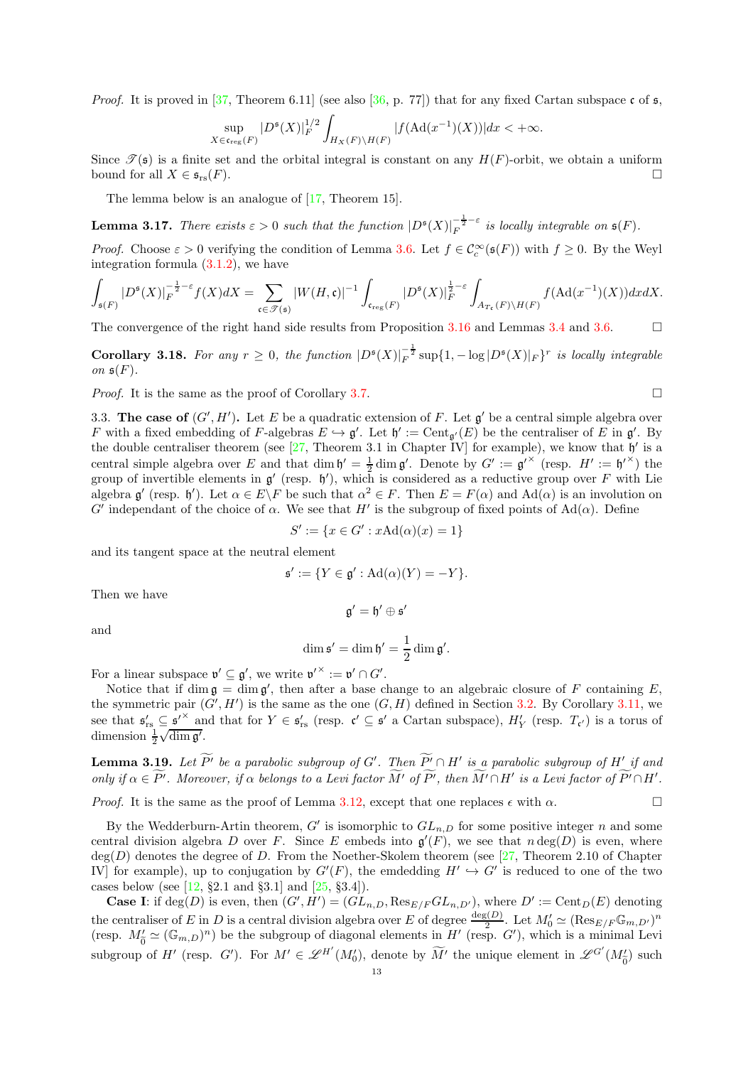*Proof.* It is proved in [37, Theorem 6.11] (see also [36, p. 77]) that for any fixed Cartan subspace $\mathfrak{c}$ of $\mathfrak{s}$,

$$\sup_{X\in\mathfrak{c}_{\mathrm{reg}}(F)} |D^{\mathfrak{s}}(X)|_F^{1/2} \int_{H_X(F)\backslash H(F)} |f(\mathrm{Ad}(x^{-1})(X))|dx < +\infty.$$

Since $\mathscr{T}(\mathfrak{s})$ is a finite set and the orbital integral is constant on any $H(F)$-orbit, we obtain a uniform bound for all $X \in \mathfrak{s}_{\mathrm{rs}}(F)$. $\square$

The lemma below is an analogue of [17, Theorem 15].

**Lemma 3.17.** *There exists $\varepsilon > 0$ such that the function $|D^{\mathfrak{s}}(X)|_F^{-\frac{1}{2}-\varepsilon}$ is locally integrable on $\mathfrak{s}(F)$.*

*Proof.* Choose $\varepsilon > 0$ verifying the condition of Lemma 3.6. Let $f \in \mathcal{C}_c^\infty(\mathfrak{s}(F))$ with $f \geq 0$. By the Weyl integration formula (3.1.2), we have

$$\int_{\mathfrak{s}(F)} |D^{\mathfrak{s}}(X)|_F^{-\frac{1}{2}-\varepsilon} f(X)dX = \sum_{\mathfrak{c}\in\mathscr{T}(\mathfrak{s})} |W(H,\mathfrak{c})|^{-1} \int_{\mathfrak{c}_{\mathrm{reg}}(F)} |D^{\mathfrak{s}}(X)|_F^{\frac{1}{2}-\varepsilon} \int_{A_{T_{\mathfrak{c}}}(F)\backslash H(F)} f(\mathrm{Ad}(x^{-1})(X))dxdX.$$

The convergence of the right hand side results from Proposition 3.16 and Lemmas 3.4 and 3.6. $\square$

**Corollary 3.18.** *For any $r \geq 0$, the function $|D^{\mathfrak{s}}(X)|_F^{-\frac{1}{2}} \sup\{1, -\log|D^{\mathfrak{s}}(X)|_F\}^r$ is locally integrable on $\mathfrak{s}(F)$.*

*Proof.* It is the same as the proof of Corollary 3.7. $\square$

3.3. **The case of $(G', H')$.** Let $E$ be a quadratic extension of $F$. Let $\mathfrak{g}'$ be a central simple algebra over $F$ with a fixed embedding of $F$-algebras $E \hookrightarrow \mathfrak{g}'$. Let $\mathfrak{h}' := \mathrm{Cent}_{\mathfrak{g}'}(E)$ be the centraliser of $E$ in $\mathfrak{g}'$. By the double centraliser theorem (see [27, Theorem 3.1 in Chapter IV] for example), we know that $\mathfrak{h}'$ is a central simple algebra over $E$ and that $\dim \mathfrak{h}' = \frac{1}{2}\dim \mathfrak{g}'$. Denote by $G' := \mathfrak{g}'^\times$ (resp. $H' := \mathfrak{h}'^\times$) the group of invertible elements in $\mathfrak{g}'$ (resp. $\mathfrak{h}'$), which is considered as a reductive group over $F$ with Lie algebra $\mathfrak{g}'$ (resp. $\mathfrak{h}'$). Let $\alpha \in E\backslash F$ be such that $\alpha^2 \in F$. Then $E = F(\alpha)$ and $\mathrm{Ad}(\alpha)$ is an involution on $G'$ independant of the choice of $\alpha$. We see that $H'$ is the subgroup of fixed points of $\mathrm{Ad}(\alpha)$. Define

$$S' := \{x \in G' : x\mathrm{Ad}(\alpha)(x) = 1\}$$

and its tangent space at the neutral element

$$\mathfrak{s}' := \{Y \in \mathfrak{g}' : \mathrm{Ad}(\alpha)(Y) = -Y\}.$$

Then we have

$$\mathfrak{g}' = \mathfrak{h}' \oplus \mathfrak{s}'$$

and

$$\dim \mathfrak{s}' = \dim \mathfrak{h}' = \frac{1}{2}\dim \mathfrak{g}'.$$

For a linear subspace $\mathfrak{v}' \subseteq \mathfrak{g}'$, we write $\mathfrak{v}'^\times := \mathfrak{v}' \cap G'$.

Notice that if $\dim \mathfrak{g} = \dim \mathfrak{g}'$, then after a base change to an algebraic closure of $F$ containing $E$, the symmetric pair $(G', H')$ is the same as the one $(G, H)$ defined in Section 3.2. By Corollary 3.11, we see that $\mathfrak{s}'_{\mathrm{rs}} \subseteq \mathfrak{s}'^\times$ and that for $Y \in \mathfrak{s}'_{\mathrm{rs}}$ (resp. $\mathfrak{c}' \subseteq \mathfrak{s}'$ a Cartan subspace), $H'_Y$ (resp. $T_{\mathfrak{c}'}$) is a torus of dimension $\frac{1}{2}\sqrt{\dim \mathfrak{g}'}$.

**Lemma 3.19.** *Let $\widetilde{P'}$ be a parabolic subgroup of $G'$. Then $\widetilde{P'} \cap H'$ is a parabolic subgroup of $H'$ if and only if $\alpha \in \widetilde{P'}$. Moreover, if $\alpha$ belongs to a Levi factor $\widetilde{M'}$ of $\widetilde{P'}$, then $\widetilde{M'} \cap H'$ is a Levi factor of $\widetilde{P'} \cap H'$.*

*Proof.* It is the same as the proof of Lemma 3.12, except that one replaces $\epsilon$ with $\alpha$. $\square$

By the Wedderburn-Artin theorem, $G'$ is isomorphic to $GL_{n,D}$ for some positive integer $n$ and some central division algebra $D$ over $F$. Since $E$ embeds into $\mathfrak{g}'(F)$, we see that $n\deg(D)$ is even, where $\deg(D)$ denotes the degree of $D$. From the Noether-Skolem theorem (see [27, Theorem 2.10 of Chapter IV] for example), up to conjugation by $G'(F)$, the emdedding $H' \hookrightarrow G'$ is reduced to one of the two cases below (see [12, §2.1 and §3.1] and [25, §3.4]).

**Case I**: if $\deg(D)$ is even, then $(G', H') = (GL_{n,D}, \mathrm{Res}_{E/F} GL_{n,D'})$, where $D' := \mathrm{Cent}_D(E)$ denoting the centraliser of $E$ in $D$ is a central division algebra over $E$ of degree $\frac{\deg(D)}{2}$. Let $M'_0 \simeq (\mathrm{Res}_{E/F}\mathbb{G}_{m,D'})^n$ (resp. $M'_{\tilde{0}} \simeq (\mathbb{G}_{m,D})^n$) be the subgroup of diagonal elements in $H'$ (resp. $G'$), which is a minimal Levi subgroup of $H'$ (resp. $G'$). For $M' \in \mathscr{L}^{H'}(M'_0)$, denote by $\widetilde{M'}$ the unique element in $\mathscr{L}^{G'}(M'_{\tilde{0}})$ such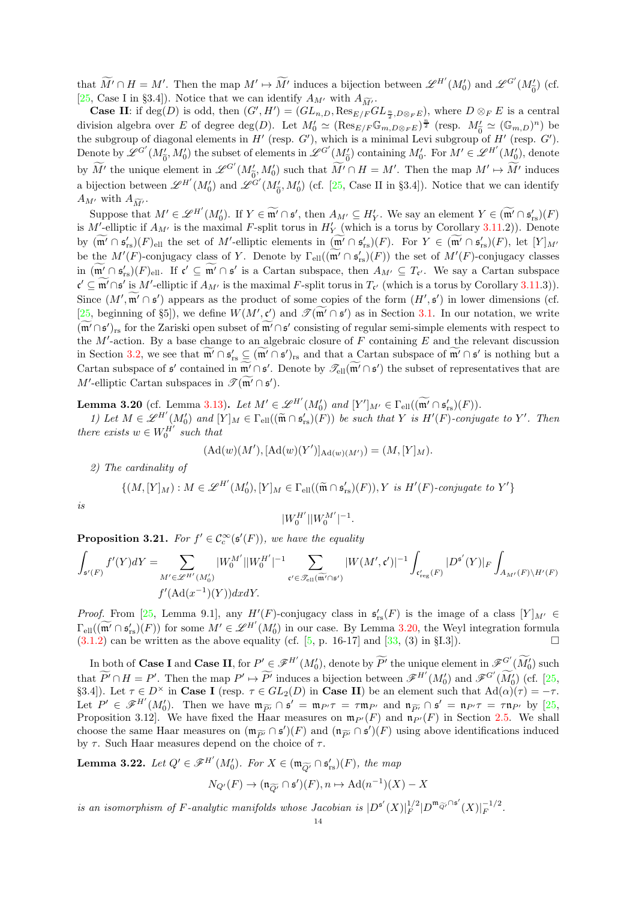that $\widetilde{M'} \cap H = M'$. Then the map $M' \mapsto \widetilde{M'}$ induces a bijection between $\mathscr{L}^{H'}(M'_0)$ and $\mathscr{L}^{G'}(M'_{\widetilde{0}})$ (cf. [25, Case I in §3.4]). Notice that we can identify $A_{M'}$ with $A_{\widetilde{M'}}$.

**Case II**: if $\deg(D)$ is odd, then $(G', H') = (GL_{n,D}, \mathrm{Res}_{E/F} GL_{\frac{n}{2}, D\otimes_F E})$, where $D \otimes_F E$ is a central division algebra over $E$ of degree $\deg(D)$. Let $M'_0 \simeq (\mathrm{Res}_{E/F}\mathbb{G}_{m,D\otimes_F E})^{\frac{n}{2}}$ (resp. $M'_{\widetilde{0}} \simeq (\mathbb{G}_{m,D})^n$) be the subgroup of diagonal elements in $H'$ (resp. $G'$), which is a minimal Levi subgroup of $H'$ (resp. $G'$). Denote by $\mathscr{L}^{G'}(M'_{\widetilde{0}}, M'_0)$ the subset of elements in $\mathscr{L}^{G'}(M'_{\widetilde{0}})$ containing $M'_0$. For $M' \in \mathscr{L}^{H'}(M'_0)$, denote by $\widetilde{M'}$ the unique element in $\mathscr{L}^{G'}(M'_{\widetilde{0}}, M'_0)$ such that $\widetilde{M'} \cap H = M'$. Then the map $M' \mapsto \widetilde{M'}$ induces a bijection between $\mathscr{L}^{H'}(M'_0)$ and $\mathscr{L}^{G'}(M'_{\widetilde{0}}, M'_0)$ (cf. [25, Case II in §3.4]). Notice that we can identify $A_{M'}$ with $A_{\widetilde{M'}}$.

Suppose that $M' \in \mathscr{L}^{H'}(M'_0)$. If $Y \in \widetilde{\mathfrak{m}'} \cap \mathfrak{s}'$, then $A_{M'} \subseteq H'_Y$. We say an element $Y \in (\widetilde{\mathfrak{m}'} \cap \mathfrak{s}'_{\mathrm{rs}})(F)$ is $M'$-elliptic if $A_{M'}$ is the maximal $F$-split torus in $H'_Y$ (which is a torus by Corollary 3.11.2)). Denote by $(\widetilde{\mathfrak{m}'} \cap \mathfrak{s}'_{\mathrm{rs}})(F)_{\mathrm{ell}}$ the set of $M'$-elliptic elements in $(\widetilde{\mathfrak{m}'} \cap \mathfrak{s}'_{\mathrm{rs}})(F)$. For $Y \in (\widetilde{\mathfrak{m}'} \cap \mathfrak{s}'_{\mathrm{rs}})(F)$, let $[Y]_{M'}$ be the $M'(F)$-conjugacy class of $Y$. Denote by $\Gamma_{\mathrm{ell}}((\widetilde{\mathfrak{m}'} \cap \mathfrak{s}'_{\mathrm{rs}})(F))$ the set of $M'(F)$-conjugacy classes in $(\widetilde{\mathfrak{m}'} \cap \mathfrak{s}'_{\mathrm{rs}})(F)_{\mathrm{ell}}$. If $\mathfrak{c}' \subseteq \widetilde{\mathfrak{m}'} \cap \mathfrak{s}'$ is a Cartan subspace, then $A_{M'} \subseteq T_{\mathfrak{c}'}$. We say a Cartan subspace $\mathfrak{c}' \subseteq \widetilde{\mathfrak{m}'} \cap \mathfrak{s}'$ is $M'$-elliptic if $A_{M'}$ is the maximal $F$-split torus in $T_{\mathfrak{c}'}$ (which is a torus by Corollary 3.11.3)). Since $(M', \widetilde{\mathfrak{m}'} \cap \mathfrak{s}')$ appears as the product of some copies of the form $(H', \mathfrak{s}')$ in lower dimensions (cf. [25, beginning of §5]), we define $W(M', \mathfrak{c}')$ and $\mathscr{T}(\widetilde{\mathfrak{m}'} \cap \mathfrak{s}')$ as in Section 3.1. In our notation, we write $(\widetilde{\mathfrak{m}'} \cap \mathfrak{s}')_{\mathrm{rs}}$ for the Zariski open subset of $\widetilde{\mathfrak{m}'} \cap \mathfrak{s}'$ consisting of regular semi-simple elements with respect to the $M'$-action. By a base change to an algebraic closure of $F$ containing $E$ and the relevant discussion in Section 3.2, we see that $\widetilde{\mathfrak{m}'} \cap \mathfrak{s}'_{\mathrm{rs}} \subseteq (\widetilde{\mathfrak{m}'} \cap \mathfrak{s}')_{\mathrm{rs}}$ and that a Cartan subspace of $\widetilde{\mathfrak{m}'} \cap \mathfrak{s}'$ is nothing but a Cartan subspace of $\mathfrak{s}'$ contained in $\widetilde{\mathfrak{m}'} \cap \mathfrak{s}'$. Denote by $\mathscr{T}_{\mathrm{ell}}(\widetilde{\mathfrak{m}'} \cap \mathfrak{s}')$ the subset of representatives that are $M'$-elliptic Cartan subspaces in $\mathscr{T}(\widetilde{\mathfrak{m}'} \cap \mathfrak{s}')$.

**Lemma 3.20** (cf. Lemma 3.13)**.** *Let $M' \in \mathscr{L}^{H'}(M'_0)$ and $[Y']_{M'} \in \Gamma_{\mathrm{ell}}((\widetilde{\mathfrak{m}'} \cap \mathfrak{s}'_{\mathrm{rs}})(F))$.*

*1) Let $M \in \mathscr{L}^{H'}(M'_0)$ and $[Y]_M \in \Gamma_{\mathrm{ell}}((\widetilde{\mathfrak{m}} \cap \mathfrak{s}'_{\mathrm{rs}})(F))$ be such that $Y$ is $H'(F)$-conjugate to $Y'$. Then there exists $w \in W_0^{H'}$ such that*

$$(\mathrm{Ad}(w)(M'), [\mathrm{Ad}(w)(Y')]_{\mathrm{Ad}(w)(M')}) = (M, [Y]_M).$$

*2) The cardinality of*

$$\{(M, [Y]_M) : M \in \mathscr{L}^{H'}(M'_0), [Y]_M \in \Gamma_{\mathrm{ell}}((\widetilde{\mathfrak{m}} \cap \mathfrak{s}'_{\mathrm{rs}})(F)), Y \text{ is } H'(F)\text{-conjugate to } Y'\}$$

*is*

$$|W_0^{H'}||W_0^{M'}|^{-1}.$$

**Proposition 3.21.** *For $f' \in \mathcal{C}_c^\infty(\mathfrak{s}'(F))$, we have the equality*

$$\int_{\mathfrak{s}'(F)} f'(Y)dY = \sum_{M' \in \mathscr{L}^{H'}(M'_0)} |W_0^{M'}||W_0^{H'}|^{-1} \sum_{\mathfrak{c}' \in \mathscr{T}_{\mathrm{ell}}(\widetilde{\mathfrak{m}'} \cap \mathfrak{s}')} |W(M', \mathfrak{c}')|^{-1} \int_{\mathfrak{c}'_{\mathrm{reg}}(F)} |D^{\mathfrak{s}'}(Y)|_F \int_{A_{M'}(F)\backslash H'(F)} f'(\mathrm{Ad}(x^{-1})(Y))dxdY.$$

*Proof.* From [25, Lemma 9.1], any $H'(F)$-conjugacy class in $\mathfrak{s}'_{\mathrm{rs}}(F)$ is the image of a class $[Y]_{M'} \in \Gamma_{\mathrm{ell}}((\widetilde{\mathfrak{m}'} \cap \mathfrak{s}'_{\mathrm{rs}})(F))$ for some $M' \in \mathscr{L}^{H'}(M'_0)$ in our case. By Lemma 3.20, the Weyl integration formula (3.1.2) can be written as the above equality (cf. [5, p. 16-17] and [33, (3) in §I.3]). $\square$

In both of **Case I** and **Case II**, for $P' \in \mathscr{F}^{H'}(M'_0)$, denote by $\widetilde{P'}$ the unique element in $\mathscr{F}^{G'}(\widetilde{M'_0})$ such that $\widetilde{P'} \cap H = P'$. Then the map $P' \mapsto \widetilde{P'}$ induces a bijection between $\mathscr{F}^{H'}(M'_0)$ and $\mathscr{F}^{G'}(\widetilde{M'_0})$ (cf. [25, §3.4]). Let $\tau \in D^\times$ in **Case I** (resp. $\tau \in GL_2(D)$ in **Case II**) be an element such that $\mathrm{Ad}(\alpha)(\tau) = -\tau$. Let $P' \in \mathscr{F}^{H'}(M'_0)$. Then we have $\mathfrak{m}_{\widetilde{P'}} \cap \mathfrak{s}' = \mathfrak{m}_{P'}\tau = \tau\mathfrak{m}_{P'}$ and $\mathfrak{n}_{\widetilde{P'}} \cap \mathfrak{s}' = \mathfrak{n}_{P'}\tau = \tau\mathfrak{n}_{P'}$ by [25, Proposition 3.12]. We have fixed the Haar measures on $\mathfrak{m}_{P'}(F)$ and $\mathfrak{n}_{P'}(F)$ in Section 2.5. We shall choose the same Haar measures on $(\mathfrak{m}_{\widetilde{P'}} \cap \mathfrak{s}')(F)$ and $(\mathfrak{n}_{\widetilde{P'}} \cap \mathfrak{s}')(F)$ using above identifications induced by $\tau$. Such Haar measures depend on the choice of $\tau$.

**Lemma 3.22.** *Let $Q' \in \mathscr{F}^{H'}(M'_0)$. For $X \in (\mathfrak{m}_{\widetilde{Q'}} \cap \mathfrak{s}'_{\mathrm{rs}})(F)$, the map*

$$N_{Q'}(F) \to (\mathfrak{n}_{\widetilde{Q'}} \cap \mathfrak{s}')(F), n \mapsto \mathrm{Ad}(n^{-1})(X) - X$$

*is an isomorphism of $F$-analytic manifolds whose Jacobian is $|D^{\mathfrak{s}'}(X)|_F^{1/2}|D^{\mathfrak{m}_{\widetilde{Q'}} \cap \mathfrak{s}'}(X)|_F^{-1/2}$.*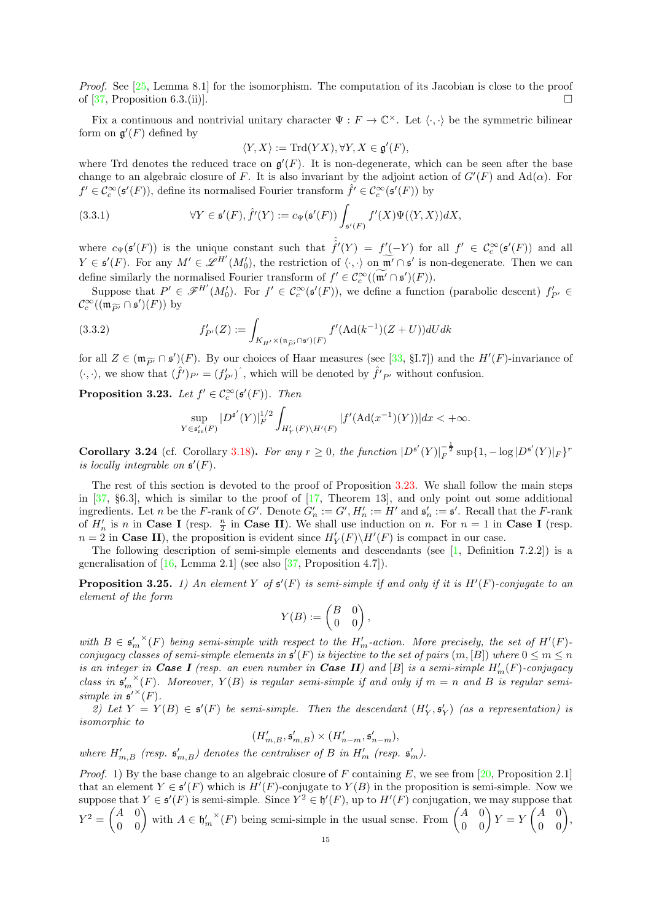*Proof.* See [25, Lemma 8.1] for the isomorphism. The computation of its Jacobian is close to the proof of [37, Proposition 6.3.(ii)]. □

Fix a continuous and nontrivial unitary character $\Psi : F \to \mathbb{C}^\times$. Let $\langle \cdot, \cdot \rangle$ be the symmetric bilinear form on $\mathfrak{g}'(F)$ defined by

$$\langle Y, X \rangle := \mathrm{Trd}(YX), \forall Y, X \in \mathfrak{g}'(F),$$

where Trd denotes the reduced trace on $\mathfrak{g}'(F)$. It is non-degenerate, which can be seen after the base change to an algebraic closure of $F$. It is also invariant by the adjoint action of $G'(F)$ and $\mathrm{Ad}(\alpha)$. For $f' \in \mathcal{C}_c^\infty(\mathfrak{s}'(F))$, define its normalised Fourier transform $\hat{f}' \in \mathcal{C}_c^\infty(\mathfrak{s}'(F))$ by

$$\forall Y \in \mathfrak{s}'(F), \hat{f}'(Y) := c_\Psi(\mathfrak{s}'(F)) \int_{\mathfrak{s}'(F)} f'(X)\Psi(\langle Y, X \rangle)dX, \tag{3.3.1}$$

where $c_\Psi(\mathfrak{s}'(F))$ is the unique constant such that $\hat{\hat{f}}'(Y) = f'(-Y)$ for all $f' \in \mathcal{C}_c^\infty(\mathfrak{s}'(F))$ and all $Y \in \mathfrak{s}'(F)$. For any $M' \in \mathscr{L}^{H'}(M_0')$, the restriction of $\langle \cdot, \cdot \rangle$ on $\widetilde{\mathfrak{m}' \cap \mathfrak{s}'}$ is non-degenerate. Then we can define similarly the normalised Fourier transform of $f' \in \mathcal{C}_c^\infty((\widetilde{\mathfrak{m}' \cap \mathfrak{s}'})(F))$.

Suppose that $P' \in \mathscr{F}^{H'}(M_0')$. For $f' \in \mathcal{C}_c^\infty(\mathfrak{s}'(F))$, we define a function (parabolic descent) $f'_{P'} \in \mathcal{C}_c^\infty((\mathfrak{m}_{\widetilde{P'}} \cap \mathfrak{s}')(F))$ by

$$f'_{P'}(Z) := \int_{K_{H'} \times (\mathfrak{n}_{\widetilde{P'}} \cap \mathfrak{s}')(F)} f'(\mathrm{Ad}(k^{-1})(Z+U))dUdk \tag{3.3.2}$$

for all $Z \in (\mathfrak{m}_{\widetilde{P'}} \cap \mathfrak{s}')(F)$. By our choices of Haar measures (see [33, §I.7]) and the $H'(F)$-invariance of $\langle \cdot, \cdot \rangle$, we show that $(\hat{f}')_{P'} = (f'_{P'})\hat{}$, which will be denoted by $\hat{f}'_{P'}$ without confusion.

**Proposition 3.23.** *Let $f' \in \mathcal{C}_c^\infty(\mathfrak{s}'(F))$. Then*

$$\sup_{Y \in \mathfrak{s}'_{\mathrm{rs}}(F)} |D^{\mathfrak{s}'}(Y)|_F^{1/2} \int_{H'_Y(F)\backslash H'(F)} |f'(\mathrm{Ad}(x^{-1})(Y))|dx < +\infty.$$

**Corollary 3.24** (cf. Corollary 3.18)**.** *For any $r \geq 0$, the function $|D^{\mathfrak{s}'}(Y)|_F^{-\frac{1}{2}} \sup\{1, -\log |D^{\mathfrak{s}'}(Y)|_F\}^r$ is locally integrable on $\mathfrak{s}'(F)$.*

The rest of this section is devoted to the proof of Proposition 3.23. We shall follow the main steps in [37, §6.3], which is similar to the proof of [17, Theorem 13], and only point out some additional ingredients. Let $n$ be the $F$-rank of $G'$. Denote $G'_n := G', H'_n := H'$ and $\mathfrak{s}'_n := \mathfrak{s}'$. Recall that the $F$-rank of $H'_n$ is $n$ in **Case I** (resp. $\frac{n}{2}$ in **Case II**). We shall use induction on $n$. For $n = 1$ in **Case I** (resp. $n = 2$ in **Case II**), the proposition is evident since $H'_Y(F)\backslash H'(F)$ is compact in our case.

The following description of semi-simple elements and descendants (see [1, Definition 7.2.2]) is a generalisation of [16, Lemma 2.1] (see also [37, Proposition 4.7]).

**Proposition 3.25.** *1) An element $Y$ of $\mathfrak{s}'(F)$ is semi-simple if and only if it is $H'(F)$-conjugate to an element of the form*

$$Y(B) := \begin{pmatrix} B & 0 \\ 0 & 0 \end{pmatrix},$$

*with $B \in {\mathfrak{s}'_m}^\times(F)$ being semi-simple with respect to the $H'_m$-action. More precisely, the set of $H'(F)$-conjugacy classes of semi-simple elements in $\mathfrak{s}'(F)$ is bijective to the set of pairs $(m, [B])$ where $0 \leq m \leq n$ is an integer in **Case I** (resp. an even number in **Case II**) and $[B]$ is a semi-simple $H'_m(F)$-conjugacy class in ${\mathfrak{s}'_m}^\times(F)$. Moreover, $Y(B)$ is regular semi-simple if and only if $m = n$ and $B$ is regular semi-simple in ${\mathfrak{s}'}^\times(F)$.*

*2) Let $Y = Y(B) \in \mathfrak{s}'(F)$ be semi-simple. Then the descendant $(H'_Y, \mathfrak{s}'_Y)$ (as a representation) is isomorphic to*

$$(H'_{m,B}, \mathfrak{s}'_{m,B}) \times (H'_{n-m}, \mathfrak{s}'_{n-m}),$$

*where $H'_{m,B}$ (resp. $\mathfrak{s}'_{m,B}$) denotes the centraliser of $B$ in $H'_m$ (resp. $\mathfrak{s}'_m$).*

*Proof.* 1) By the base change to an algebraic closure of $F$ containing $E$, we see from [20, Proposition 2.1] that an element $Y \in \mathfrak{s}'(F)$ which is $H'(F)$-conjugate to $Y(B)$ in the proposition is semi-simple. Now we suppose that $Y \in \mathfrak{s}'(F)$ is semi-simple. Since $Y^2 \in \mathfrak{h}'(F)$, up to $H'(F)$ conjugation, we may suppose that $Y^2 = \begin{pmatrix} A & 0 \\ 0 & 0 \end{pmatrix}$ with $A \in {\mathfrak{h}'_m}^\times(F)$ being semi-simple in the usual sense. From $\begin{pmatrix} A & 0 \\ 0 & 0 \end{pmatrix} Y = Y \begin{pmatrix} A & 0 \\ 0 & 0 \end{pmatrix}$,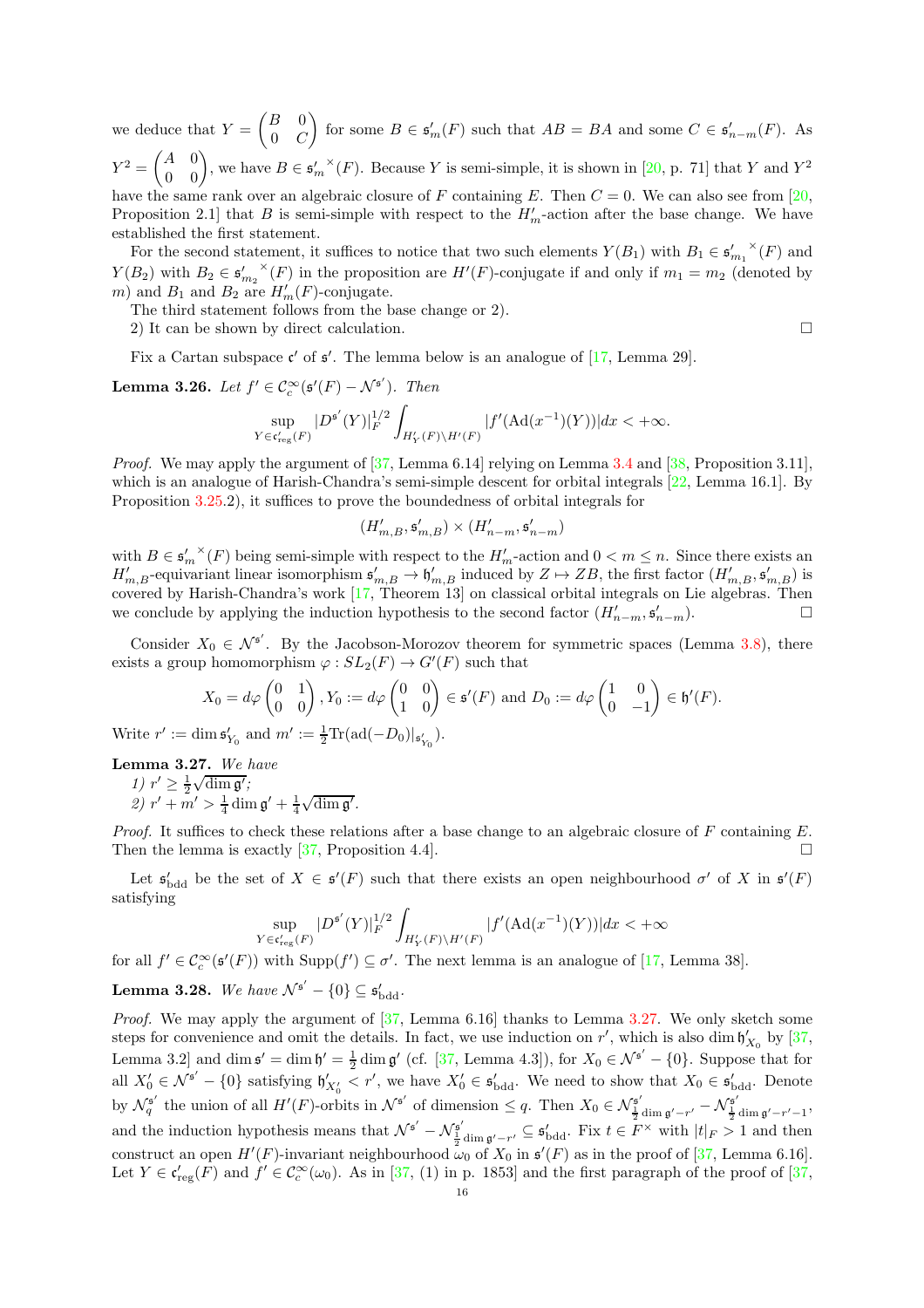we deduce that $Y = \begin{pmatrix} B & 0 \\ 0 & C \end{pmatrix}$ for some $B \in \mathfrak{s}'_m(F)$ such that $AB = BA$ and some $C \in \mathfrak{s}'_{n-m}(F)$. As $Y^2 = \begin{pmatrix} A & 0 \\ 0 & 0 \end{pmatrix}$, we have $B \in {\mathfrak{s}'_m}^{\times}(F)$. Because $Y$ is semi-simple, it is shown in [20, p. 71] that $Y$ and $Y^2$ have the same rank over an algebraic closure of $F$ containing $E$. Then $C = 0$. We can also see from [20, Proposition 2.1] that $B$ is semi-simple with respect to the $H'_m$-action after the base change. We have established the first statement.

For the second statement, it suffices to notice that two such elements $Y(B_1)$ with $B_1 \in {\mathfrak{s}'_{m_1}}^{\times}(F)$ and $Y(B_2)$ with $B_2 \in {\mathfrak{s}'_{m_2}}^{\times}(F)$ in the proposition are $H'(F)$-conjugate if and only if $m_1 = m_2$ (denoted by $m$) and $B_1$ and $B_2$ are $H'_m(F)$-conjugate.

The third statement follows from the base change or 2).

2) It can be shown by direct calculation. □

Fix a Cartan subspace $\mathfrak{c}'$ of $\mathfrak{s}'$. The lemma below is an analogue of [17, Lemma 29].

**Lemma 3.26.** *Let $f' \in \mathcal{C}_c^\infty(\mathfrak{s}'(F) - \mathcal{N}^{\mathfrak{s}'})$. Then*

$$\sup_{Y \in \mathfrak{c}'_{\mathrm{reg}}(F)} |D^{\mathfrak{s}'}(Y)|_F^{1/2} \int_{H'_Y(F)\backslash H'(F)} |f'(\mathrm{Ad}(x^{-1})(Y))| dx < +\infty.$$

*Proof.* We may apply the argument of [37, Lemma 6.14] relying on Lemma 3.4 and [38, Proposition 3.11], which is an analogue of Harish-Chandra's semi-simple descent for orbital integrals [22, Lemma 16.1]. By Proposition 3.25.2), it suffices to prove the boundedness of orbital integrals for

$$(H'_{m,B}, \mathfrak{s}'_{m,B}) \times (H'_{n-m}, \mathfrak{s}'_{n-m})$$

with $B \in {\mathfrak{s}'_m}^{\times}(F)$ being semi-simple with respect to the $H'_m$-action and $0 < m \leq n$. Since there exists an $H'_{m,B}$-equivariant linear isomorphism $\mathfrak{s}'_{m,B} \to \mathfrak{h}'_{m,B}$ induced by $Z \mapsto ZB$, the first factor $(H'_{m,B}, \mathfrak{s}'_{m,B})$ is covered by Harish-Chandra's work [17, Theorem 13] on classical orbital integrals on Lie algebras. Then we conclude by applying the induction hypothesis to the second factor $(H'_{n-m}, \mathfrak{s}'_{n-m})$. □

Consider $X_0 \in \mathcal{N}^{\mathfrak{s}'}$. By the Jacobson-Morozov theorem for symmetric spaces (Lemma 3.8), there exists a group homomorphism $\varphi : SL_2(F) \to G'(F)$ such that

$$X_0 = d\varphi \begin{pmatrix} 0 & 1 \\ 0 & 0 \end{pmatrix}, Y_0 := d\varphi \begin{pmatrix} 0 & 0 \\ 1 & 0 \end{pmatrix} \in \mathfrak{s}'(F) \text{ and } D_0 := d\varphi \begin{pmatrix} 1 & 0 \\ 0 & -1 \end{pmatrix} \in \mathfrak{h}'(F).$$

Write $r' := \dim \mathfrak{s}'_{Y_0}$ and $m' := \frac{1}{2}\mathrm{Tr}(\mathrm{ad}(-D_0)|_{\mathfrak{s}'_{Y_0}})$.

**Lemma 3.27.** *We have*

*1) $r' \geq \frac{1}{2}\sqrt{\dim \mathfrak{g}'}$;*

*2) $r' + m' > \frac{1}{4}\dim \mathfrak{g}' + \frac{1}{4}\sqrt{\dim \mathfrak{g}'}$.*

*Proof.* It suffices to check these relations after a base change to an algebraic closure of $F$ containing $E$. Then the lemma is exactly [37, Proposition 4.4]. □

Let $\mathfrak{s}'_{\mathrm{bdd}}$ be the set of $X \in \mathfrak{s}'(F)$ such that there exists an open neighbourhood $\sigma'$ of $X$ in $\mathfrak{s}'(F)$ satisfying

$$\sup_{Y \in \mathfrak{c}'_{\mathrm{reg}}(F)} |D^{\mathfrak{s}'}(Y)|_F^{1/2} \int_{H'_Y(F)\backslash H'(F)} |f'(\mathrm{Ad}(x^{-1})(Y))| dx < +\infty$$

for all $f' \in \mathcal{C}_c^\infty(\mathfrak{s}'(F))$ with $\mathrm{Supp}(f') \subseteq \sigma'$. The next lemma is an analogue of [17, Lemma 38].

**Lemma 3.28.** *We have $\mathcal{N}^{\mathfrak{s}'} - \{0\} \subseteq \mathfrak{s}'_{\mathrm{bdd}}$.*

*Proof.* We may apply the argument of [37, Lemma 6.16] thanks to Lemma 3.27. We only sketch some steps for convenience and omit the details. In fact, we use induction on $r'$, which is also $\dim \mathfrak{h}'_{X_0}$ by [37, Lemma 3.2] and $\dim \mathfrak{s}' = \dim \mathfrak{h}' = \frac{1}{2}\dim \mathfrak{g}'$ (cf. [37, Lemma 4.3]), for $X_0 \in \mathcal{N}^{\mathfrak{s}'} - \{0\}$. Suppose that for all $X'_0 \in \mathcal{N}^{\mathfrak{s}'} - \{0\}$ satisfying $\mathfrak{h}'_{X'_0} < r'$, we have $X'_0 \in \mathfrak{s}'_{\mathrm{bdd}}$. We need to show that $X_0 \in \mathfrak{s}'_{\mathrm{bdd}}$. Denote by $\mathcal{N}^{\mathfrak{s}'}_q$ the union of all $H'(F)$-orbits in $\mathcal{N}^{\mathfrak{s}'}$ of dimension $\leq q$. Then $X_0 \in \mathcal{N}^{\mathfrak{s}'}_{\frac{1}{2}\dim \mathfrak{g}' - r'} - \mathcal{N}^{\mathfrak{s}'}_{\frac{1}{2}\dim \mathfrak{g}' - r' - 1}$, and the induction hypothesis means that $\mathcal{N}^{\mathfrak{s}'} - \mathcal{N}^{\mathfrak{s}'}_{\frac{1}{2}\dim \mathfrak{g}' - r'} \subseteq \mathfrak{s}'_{\mathrm{bdd}}$. Fix $t \in F^\times$ with $|t|_F > 1$ and then construct an open $H'(F)$-invariant neighbourhood $\omega_0$ of $X_0$ in $\mathfrak{s}'(F)$ as in the proof of [37, Lemma 6.16]. Let $Y \in \mathfrak{c}'_{\mathrm{reg}}(F)$ and $f' \in \mathcal{C}_c^\infty(\omega_0)$. As in [37, (1) in p. 1853] and the first paragraph of the proof of [37,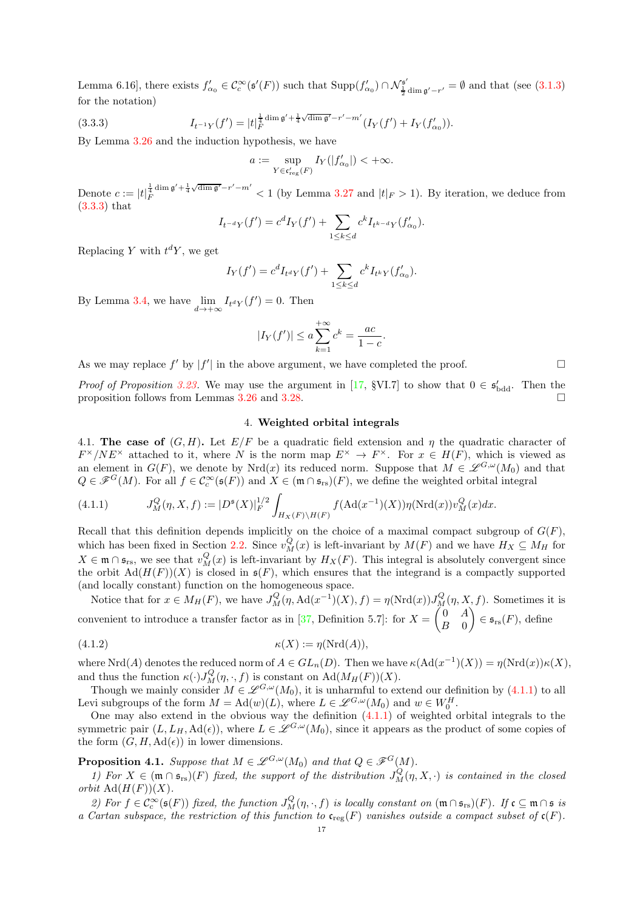Lemma 6.16], there exists $f'_{\alpha_0} \in \mathcal{C}_c^\infty(\mathfrak{s}'(F))$ such that $\mathrm{Supp}(f'_{\alpha_0}) \cap \mathcal{N}^{\mathfrak{s}'}_{\frac{1}{2}\dim \mathfrak{g}'-r'} = \emptyset$ and that (see (3.1.3) for the notation)

$$I_{t^{-1}Y}(f') = |t|_F^{\frac{1}{4}\dim \mathfrak{g}'+\frac{1}{4}\sqrt{\dim \mathfrak{g}'}-r'-m'}(I_Y(f')+I_Y(f'_{\alpha_0})). \tag{3.3.3}$$

By Lemma 3.26 and the induction hypothesis, we have

$$a := \sup_{Y\in \mathfrak{c}'_{\mathrm{reg}}(F)} I_Y(|f'_{\alpha_0}|) < +\infty.$$

Denote $c := |t|_F^{\frac{1}{4}\dim \mathfrak{g}'+\frac{1}{4}\sqrt{\dim \mathfrak{g}'}-r'-m'} < 1$ (by Lemma 3.27 and $|t|_F > 1$). By iteration, we deduce from (3.3.3) that

$$I_{t^{-d}Y}(f') = c^d I_Y(f') + \sum_{1\leq k\leq d} c^k I_{t^{k-d}Y}(f'_{\alpha_0}).$$

Replacing $Y$ with $t^dY$, we get

$$I_Y(f') = c^d I_{t^dY}(f') + \sum_{1\leq k\leq d} c^k I_{t^kY}(f'_{\alpha_0}).$$

By Lemma 3.4, we have $\lim_{d\to+\infty} I_{t^dY}(f') = 0$. Then

$$|I_Y(f')| \leq a\sum_{k=1}^{+\infty} c^k = \frac{ac}{1-c}.$$

As we may replace $f'$ by $|f'|$ in the above argument, we have completed the proof. $\square$

*Proof of Proposition 3.23.* We may use the argument in [17, §VI.7] to show that $0 \in \mathfrak{s}'_{\mathrm{bdd}}$. Then the proposition follows from Lemmas 3.26 and 3.28. $\square$

## 4. Weighted orbital integrals

4.1. **The case of $(G, H)$.** Let $E/F$ be a quadratic field extension and $\eta$ the quadratic character of $F^\times/NE^\times$ attached to it, where $N$ is the norm map $E^\times \to F^\times$. For $x \in H(F)$, which is viewed as an element in $G(F)$, we denote by $\mathrm{Nrd}(x)$ its reduced norm. Suppose that $M \in \mathscr{L}^{G,\omega}(M_0)$ and that $Q \in \mathscr{F}^G(M)$. For all $f \in \mathcal{C}_c^\infty(\mathfrak{s}(F))$ and $X \in (\mathfrak{m}\cap\mathfrak{s}_{\mathrm{rs}})(F)$, we define the weighted orbital integral

$$J_M^Q(\eta, X, f) := |D^{\mathfrak{s}}(X)|_F^{1/2} \int_{H_X(F)\backslash H(F)} f(\mathrm{Ad}(x^{-1})(X))\eta(\mathrm{Nrd}(x))v_M^Q(x)dx. \tag{4.1.1}$$

Recall that this definition depends implicitly on the choice of a maximal compact subgroup of $G(F)$, which has been fixed in Section 2.2. Since $v_M^Q(x)$ is left-invariant by $M(F)$ and we have $H_X \subseteq M_H$ for $X \in \mathfrak{m}\cap\mathfrak{s}_{\mathrm{rs}}$, we see that $v_M^Q(x)$ is left-invariant by $H_X(F)$. This integral is absolutely convergent since the orbit $\mathrm{Ad}(H(F))(X)$ is closed in $\mathfrak{s}(F)$, which ensures that the integrand is a compactly supported (and locally constant) function on the homogeneous space.

Notice that for $x \in M_H(F)$, we have $J_M^Q(\eta, \mathrm{Ad}(x^{-1})(X), f) = \eta(\mathrm{Nrd}(x))J_M^Q(\eta, X, f)$. Sometimes it is convenient to introduce a transfer factor as in [37, Definition 5.7]: for $X = \begin{pmatrix} 0 & A \\ B & 0 \end{pmatrix} \in \mathfrak{s}_{\mathrm{rs}}(F)$, define

$$\kappa(X) := \eta(\mathrm{Nrd}(A)), \tag{4.1.2}$$

where $\mathrm{Nrd}(A)$ denotes the reduced norm of $A \in GL_n(D)$. Then we have $\kappa(\mathrm{Ad}(x^{-1})(X)) = \eta(\mathrm{Nrd}(x))\kappa(X)$, and thus the function $\kappa(\cdot)J_M^Q(\eta, \cdot, f)$ is constant on $\mathrm{Ad}(M_H(F))(X)$.

Though we mainly consider $M \in \mathscr{L}^{G,\omega}(M_0)$, it is unharmful to extend our definition by (4.1.1) to all Levi subgroups of the form $M = \mathrm{Ad}(w)(L)$, where $L \in \mathscr{L}^{G,\omega}(M_0)$ and $w \in W_0^H$.

One may also extend in the obvious way the definition (4.1.1) of weighted orbital integrals to the symmetric pair $(L, L_H, \mathrm{Ad}(\epsilon))$, where $L \in \mathscr{L}^{G,\omega}(M_0)$, since it appears as the product of some copies of the form $(G, H, \mathrm{Ad}(\epsilon))$ in lower dimensions.

**Proposition 4.1.** *Suppose that $M \in \mathscr{L}^{G,\omega}(M_0)$ and that $Q \in \mathscr{F}^G(M)$.*

*1) For $X \in (\mathfrak{m}\cap\mathfrak{s}_{\mathrm{rs}})(F)$ fixed, the support of the distribution $J_M^Q(\eta, X, \cdot)$ is contained in the closed orbit $\mathrm{Ad}(H(F))(X)$.*

*2) For $f \in \mathcal{C}_c^\infty(\mathfrak{s}(F))$ fixed, the function $J_M^Q(\eta, \cdot, f)$ is locally constant on $(\mathfrak{m}\cap\mathfrak{s}_{\mathrm{rs}})(F)$. If $\mathfrak{c} \subseteq \mathfrak{m}\cap\mathfrak{s}$ is a Cartan subspace, the restriction of this function to $\mathfrak{c}_{\mathrm{reg}}(F)$ vanishes outside a compact subset of $\mathfrak{c}(F)$.*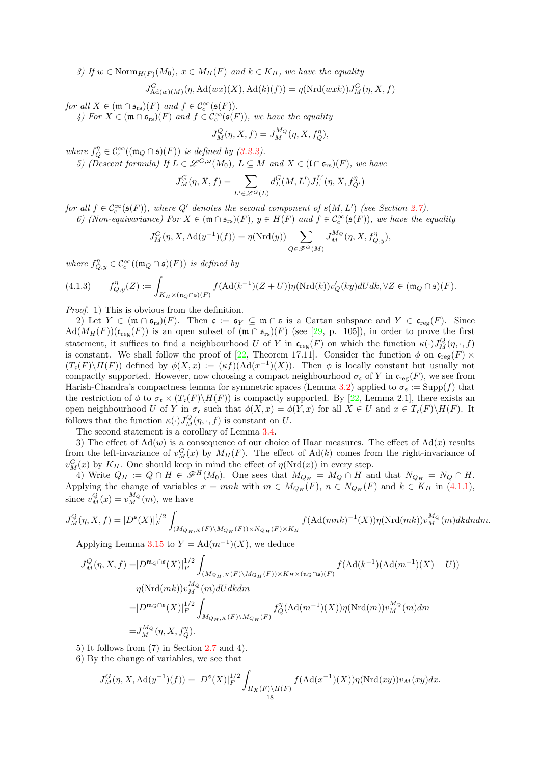*3) If $w \in \mathrm{Norm}_{H(F)}(M_0)$, $x \in M_H(F)$ and $k \in K_H$, we have the equality*

$$J^G_{\mathrm{Ad}(w)(M)}(\eta, \mathrm{Ad}(wx)(X), \mathrm{Ad}(k)(f)) = \eta(\mathrm{Nrd}(wxk)) J^G_M(\eta, X, f)$$

*for all $X \in (\mathfrak{m} \cap \mathfrak{s}_{\mathrm{rs}})(F)$ and $f \in \mathcal{C}^\infty_c(\mathfrak{s}(F))$.*

*4) For $X \in (\mathfrak{m} \cap \mathfrak{s}_{\mathrm{rs}})(F)$ and $f \in \mathcal{C}^\infty_c(\mathfrak{s}(F))$, we have the equality*

$$J^Q_M(\eta, X, f) = J^{M_Q}_M(\eta, X, f^\eta_Q),$$

*where $f^\eta_Q \in \mathcal{C}^\infty_c((\mathfrak{m}_Q \cap \mathfrak{s})(F))$ is defined by (3.2.2).*

*5) (Descent formula) If $L \in \mathscr{L}^{G,\omega}(M_0)$, $L \subseteq M$ and $X \in (\mathfrak{l} \cap \mathfrak{s}_{\mathrm{rs}})(F)$, we have*

$$J^G_M(\eta, X, f) = \sum_{L' \in \mathscr{L}^G(L)} d^G_L(M, L') J^{L'}_L(\eta, X, f^\eta_{Q'})$$

*for all $f \in \mathcal{C}^\infty_c(\mathfrak{s}(F))$, where $Q'$ denotes the second component of $s(M, L')$ (see Section 2.7).*

*6) (Non-equivariance) For $X \in (\mathfrak{m} \cap \mathfrak{s}_{\mathrm{rs}})(F)$, $y \in H(F)$ and $f \in \mathcal{C}^\infty_c(\mathfrak{s}(F))$, we have the equality*

$$J^G_M(\eta, X, \mathrm{Ad}(y^{-1})(f)) = \eta(\mathrm{Nrd}(y)) \sum_{Q \in \mathscr{F}^G(M)} J^{M_Q}_M(\eta, X, f^\eta_{Q,y}),$$

*where $f^\eta_{Q,y} \in \mathcal{C}^\infty_c((\mathfrak{m}_Q \cap \mathfrak{s})(F))$ is defined by*

$$(4.1.3) \qquad f^\eta_{Q,y}(Z) := \int_{K_H \times (\mathfrak{n}_Q \cap \mathfrak{s})(F)} f(\mathrm{Ad}(k^{-1})(Z+U)) \eta(\mathrm{Nrd}(k)) v'_Q(ky) dU dk, \forall Z \in (\mathfrak{m}_Q \cap \mathfrak{s})(F).$$

*Proof.* 1) This is obvious from the definition.

2) Let $Y \in (\mathfrak{m} \cap \mathfrak{s}_{\mathrm{rs}})(F)$. Then $\mathfrak{c} := \mathfrak{s}_Y \subseteq \mathfrak{m} \cap \mathfrak{s}$ is a Cartan subspace and $Y \in \mathfrak{c}_{\mathrm{reg}}(F)$. Since $\mathrm{Ad}(M_H(F))(\mathfrak{c}_{\mathrm{reg}}(F))$ is an open subset of $(\mathfrak{m} \cap \mathfrak{s}_{\mathrm{rs}})(F)$ (see [29, p. 105]), in order to prove the first statement, it suffices to find a neighbourhood $U$ of $Y$ in $\mathfrak{c}_{\mathrm{reg}}(F)$ on which the function $\kappa(\cdot) J^Q_M(\eta, \cdot, f)$ is constant. We shall follow the proof of [22, Theorem 17.11]. Consider the function $\phi$ on $\mathfrak{c}_{\mathrm{reg}}(F) \times (T_\mathfrak{c}(F) \backslash H(F))$ defined by $\phi(X, x) := (\kappa f)(\mathrm{Ad}(x^{-1})(X))$. Then $\phi$ is locally constant but usually not compactly supported. However, now choosing a compact neighbourhood $\sigma_\mathfrak{c}$ of $Y$ in $\mathfrak{c}_{\mathrm{reg}}(F)$, we see from Harish-Chandra's compactness lemma for symmetric spaces (Lemma 3.2) applied to $\sigma_\mathfrak{s} := \mathrm{Supp}(f)$ that the restriction of $\phi$ to $\sigma_\mathfrak{c} \times (T_\mathfrak{c}(F) \backslash H(F))$ is compactly supported. By [22, Lemma 2.1], there exists an open neighbourhood $U$ of $Y$ in $\sigma_\mathfrak{c}$ such that $\phi(X, x) = \phi(Y, x)$ for all $X \in U$ and $x \in T_\mathfrak{c}(F) \backslash H(F)$. It follows that the function $\kappa(\cdot) J^Q_M(\eta, \cdot, f)$ is constant on $U$.

The second statement is a corollary of Lemma 3.4.

3) The effect of $\mathrm{Ad}(w)$ is a consequence of our choice of Haar measures. The effect of $\mathrm{Ad}(x)$ results from the left-invariance of $v^G_M(x)$ by $M_H(F)$. The effect of $\mathrm{Ad}(k)$ comes from the right-invariance of $v^G_M(x)$ by $K_H$. One should keep in mind the effect of $\eta(\mathrm{Nrd}(x))$ in every step.

4) Write $Q_H := Q \cap H \in \mathscr{F}^H(M_0)$. One sees that $M_{Q_H} = M_Q \cap H$ and that $N_{Q_H} = N_Q \cap H$. Applying the change of variables $x = mnk$ with $m \in M_{Q_H}(F)$, $n \in N_{Q_H}(F)$ and $k \in K_H$ in (4.1.1), since $v^Q_M(x) = v^{M_Q}_M(m)$, we have

$$J^Q_M(\eta, X, f) = |D^\mathfrak{s}(X)|^{1/2}_F \int_{(M_{Q_H,X}(F) \backslash M_{Q_H}(F)) \times N_{Q_H}(F) \times K_H} f(\mathrm{Ad}(mnk)^{-1}(X)) \eta(\mathrm{Nrd}(mk)) v^{M_Q}_M(m) dk dn dm.$$

Applying Lemma 3.15 to $Y = \mathrm{Ad}(m^{-1})(X)$, we deduce

$$\begin{aligned}
J^Q_M(\eta, X, f) =& |D^{\mathfrak{m}_Q \cap \mathfrak{s}}(X)|^{1/2}_F \int_{(M_{Q_H,X}(F) \backslash M_{Q_H}(F)) \times K_H \times (\mathfrak{n}_Q \cap \mathfrak{s})(F)} f(\mathrm{Ad}(k^{-1})(\mathrm{Ad}(m^{-1})(X) + U)) \\
& \eta(\mathrm{Nrd}(mk)) v^{M_Q}_M(m) dU dk dm \\
=& |D^{\mathfrak{m}_Q \cap \mathfrak{s}}(X)|^{1/2}_F \int_{M_{Q_H,X}(F) \backslash M_{Q_H}(F)} f^\eta_Q(\mathrm{Ad}(m^{-1})(X)) \eta(\mathrm{Nrd}(m)) v^{M_Q}_M(m) dm \\
=& J^{M_Q}_M(\eta, X, f^\eta_Q).
\end{aligned}$$

5) It follows from (7) in Section 2.7 and 4).

6) By the change of variables, we see that

$$J^G_M(\eta, X, \mathrm{Ad}(y^{-1})(f)) = |D^\mathfrak{s}(X)|^{1/2}_F \int_{H_X(F) \backslash H(F)} f(\mathrm{Ad}(x^{-1})(X)) \eta(\mathrm{Nrd}(xy)) v_M(xy) dx.$$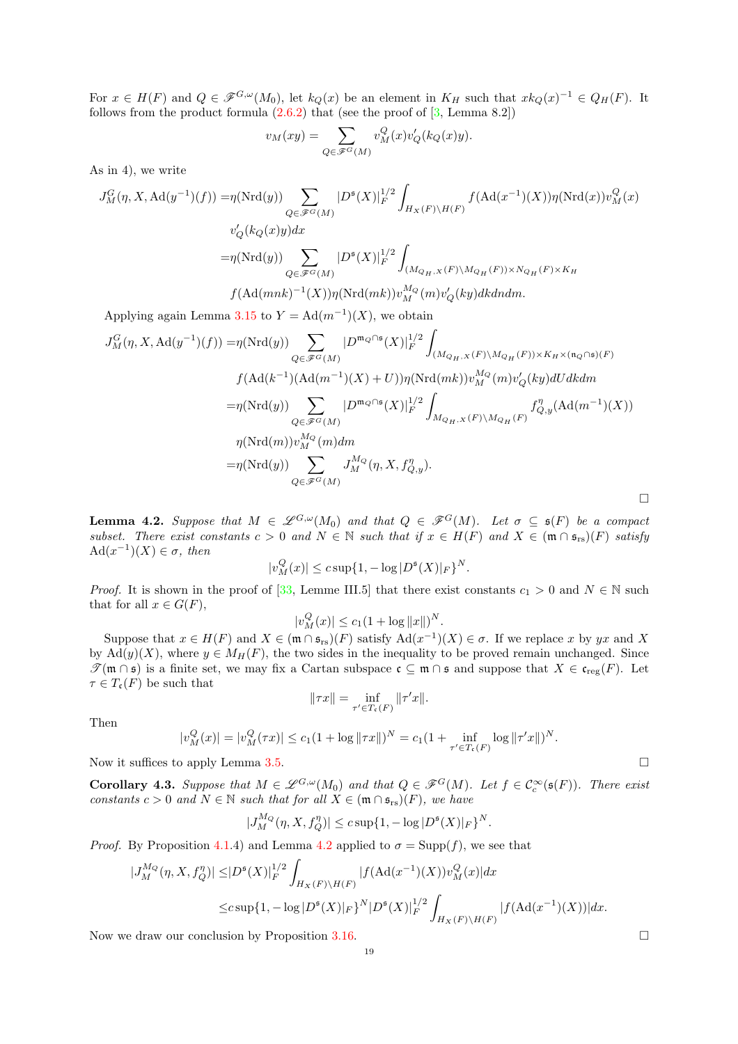For $x \in H(F)$ and $Q \in \mathscr{F}^{G,\omega}(M_0)$, let $k_Q(x)$ be an element in $K_H$ such that $xk_Q(x)^{-1} \in Q_H(F)$. It follows from the product formula (2.6.2) that (see the proof of [3, Lemma 8.2])

$$v_M(xy) = \sum_{Q \in \mathscr{F}^G(M)} v_M^Q(x) v_Q'(k_Q(x)y).$$

As in 4), we write

$$\begin{aligned}
J_M^G(\eta, X, \mathrm{Ad}(y^{-1})(f)) =& \eta(\mathrm{Nrd}(y)) \sum_{Q \in \mathscr{F}^G(M)} |D^{\mathfrak{s}}(X)|_F^{1/2} \int_{H_X(F)\backslash H(F)} f(\mathrm{Ad}(x^{-1})(X))\eta(\mathrm{Nrd}(x)) v_M^Q(x) \\
& v_Q'(k_Q(x)y)dx \\
=& \eta(\mathrm{Nrd}(y)) \sum_{Q \in \mathscr{F}^G(M)} |D^{\mathfrak{s}}(X)|_F^{1/2} \int_{(M_{Q_H,X}(F)\backslash M_{Q_H}(F)) \times N_{Q_H}(F) \times K_H} \\
& f(\mathrm{Ad}(mnk)^{-1}(X))\eta(\mathrm{Nrd}(mk)) v_M^{M_Q}(m) v_Q'(ky) dk dn dm.
\end{aligned}$$

Applying again Lemma 3.15 to $Y = \mathrm{Ad}(m^{-1})(X)$, we obtain

$$\begin{aligned}
J_M^G(\eta, X, \mathrm{Ad}(y^{-1})(f)) =& \eta(\mathrm{Nrd}(y)) \sum_{Q \in \mathscr{F}^G(M)} |D^{\mathfrak{m}_Q \cap \mathfrak{s}}(X)|_F^{1/2} \int_{(M_{Q_H,X}(F)\backslash M_{Q_H}(F)) \times K_H \times (\mathfrak{n}_Q \cap \mathfrak{s})(F)} \\
& f(\mathrm{Ad}(k^{-1})(\mathrm{Ad}(m^{-1})(X) + U))\eta(\mathrm{Nrd}(mk)) v_M^{M_Q}(m) v_Q'(ky) dU dk dm \\
=& \eta(\mathrm{Nrd}(y)) \sum_{Q \in \mathscr{F}^G(M)} |D^{\mathfrak{m}_Q \cap \mathfrak{s}}(X)|_F^{1/2} \int_{M_{Q_H,X}(F)\backslash M_{Q_H}(F)} f_{Q,y}^{\eta}(\mathrm{Ad}(m^{-1})(X)) \\
& \eta(\mathrm{Nrd}(m)) v_M^{M_Q}(m) dm \\
=& \eta(\mathrm{Nrd}(y)) \sum_{Q \in \mathscr{F}^G(M)} J_M^{M_Q}(\eta, X, f_{Q,y}^{\eta}).
\end{aligned}$$

□

**Lemma 4.2.** *Suppose that $M \in \mathscr{L}^{G,\omega}(M_0)$ and that $Q \in \mathscr{F}^G(M)$. Let $\sigma \subseteq \mathfrak{s}(F)$ be a compact subset. There exist constants $c > 0$ and $N \in \mathbb{N}$ such that if $x \in H(F)$ and $X \in (\mathfrak{m} \cap \mathfrak{s}_{\mathrm{rs}})(F)$ satisfy $\mathrm{Ad}(x^{-1})(X) \in \sigma$, then*

$$|v_M^Q(x)| \leq c \sup\{1, -\log |D^{\mathfrak{s}}(X)|_F\}^N.$$

*Proof.* It is shown in the proof of [33, Lemme III.5] that there exist constants $c_1 > 0$ and $N \in \mathbb{N}$ such that for all $x \in G(F)$,

$$|v_M^Q(x)| \leq c_1(1 + \log \|x\|)^N.$$

Suppose that $x \in H(F)$ and $X \in (\mathfrak{m} \cap \mathfrak{s}_{\mathrm{rs}})(F)$ satisfy $\mathrm{Ad}(x^{-1})(X) \in \sigma$. If we replace $x$ by $yx$ and $X$ by $\mathrm{Ad}(y)(X)$, where $y \in M_H(F)$, the two sides in the inequality to be proved remain unchanged. Since $\mathscr{T}(\mathfrak{m} \cap \mathfrak{s})$ is a finite set, we may fix a Cartan subspace $\mathfrak{c} \subseteq \mathfrak{m} \cap \mathfrak{s}$ and suppose that $X \in \mathfrak{c}_{\mathrm{reg}}(F)$. Let $\tau \in T_{\mathfrak{c}}(F)$ be such that

$$\|\tau x\| = \inf_{\tau' \in T_{\mathfrak{c}}(F)} \|\tau' x\|.$$

Then

$$|v_M^Q(x)| = |v_M^Q(\tau x)| \leq c_1(1 + \log \|\tau x\|)^N = c_1(1 + \inf_{\tau' \in T_{\mathfrak{c}}(F)} \log \|\tau' x\|)^N.$$

Now it suffices to apply Lemma 3.5. □

**Corollary 4.3.** *Suppose that $M \in \mathscr{L}^{G,\omega}(M_0)$ and that $Q \in \mathscr{F}^G(M)$. Let $f \in \mathcal{C}_c^\infty(\mathfrak{s}(F))$. There exist constants $c > 0$ and $N \in \mathbb{N}$ such that for all $X \in (\mathfrak{m} \cap \mathfrak{s}_{\mathrm{rs}})(F)$, we have*

$$|J_M^{M_Q}(\eta, X, f_Q^{\eta})| \leq c \sup\{1, -\log |D^{\mathfrak{s}}(X)|_F\}^N.$$

*Proof.* By Proposition 4.1.4) and Lemma 4.2 applied to $\sigma = \mathrm{Supp}(f)$, we see that

$$\begin{aligned}
|J_M^{M_Q}(\eta, X, f_Q^{\eta})| \leq & |D^{\mathfrak{s}}(X)|_F^{1/2} \int_{H_X(F)\backslash H(F)} |f(\mathrm{Ad}(x^{-1})(X)) v_M^Q(x)| dx \\
\leq & c \sup\{1, -\log |D^{\mathfrak{s}}(X)|_F\}^N |D^{\mathfrak{s}}(X)|_F^{1/2} \int_{H_X(F)\backslash H(F)} |f(\mathrm{Ad}(x^{-1})(X))| dx.
\end{aligned}$$

Now we draw our conclusion by Proposition 3.16. □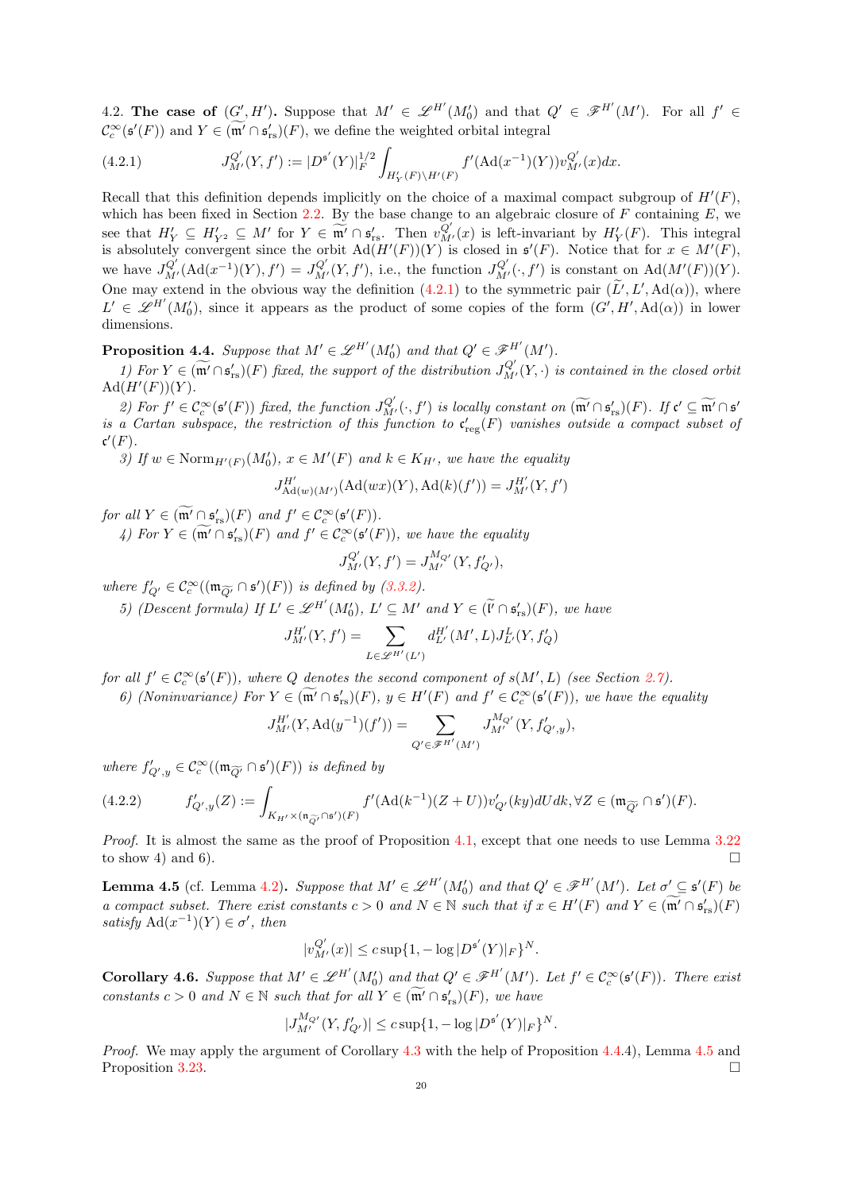4.2. **The case of $(G', H')$.** Suppose that $M' \in \mathscr{L}^{H'}(M'_0)$ and that $Q' \in \mathscr{F}^{H'}(M')$. For all $f' \in \mathcal{C}_c^\infty(\mathfrak{s}'(F))$ and $Y \in (\widetilde{\mathfrak{m}'} \cap \mathfrak{s}'_{\mathrm{rs}})(F)$, we define the weighted orbital integral

$$J_{M'}^{Q'}(Y, f') := |D^{\mathfrak{s}'}(Y)|_F^{1/2} \int_{H'_Y(F)\backslash H'(F)} f'(\mathrm{Ad}(x^{-1})(Y)) v_{M'}^{Q'}(x) dx. \tag{4.2.1}$$

Recall that this definition depends implicitly on the choice of a maximal compact subgroup of $H'(F)$, which has been fixed in Section 2.2. By the base change to an algebraic closure of $F$ containing $E$, we see that $H'_Y \subseteq H'_{Y^2} \subseteq M'$ for $Y \in \widetilde{\mathfrak{m}'} \cap \mathfrak{s}'_{\mathrm{rs}}$. Then $v_{M'}^{Q'}(x)$ is left-invariant by $H'_Y(F)$. This integral is absolutely convergent since the orbit $\mathrm{Ad}(H'(F))(Y)$ is closed in $\mathfrak{s}'(F)$. Notice that for $x \in M'(F)$, we have $J_{M'}^{Q'}(\mathrm{Ad}(x^{-1})(Y), f') = J_{M'}^{Q'}(Y, f')$, i.e., the function $J_{M'}^{Q'}(\cdot, f')$ is constant on $\mathrm{Ad}(M'(F))(Y)$. One may extend in the obvious way the definition (4.2.1) to the symmetric pair $(\widetilde{L'}, L', \mathrm{Ad}(\alpha))$, where $L' \in \mathscr{L}^{H'}(M'_0)$, since it appears as the product of some copies of the form $(G', H', \mathrm{Ad}(\alpha))$ in lower dimensions.

**Proposition 4.4.** *Suppose that $M' \in \mathscr{L}^{H'}(M'_0)$ and that $Q' \in \mathscr{F}^{H'}(M')$.*

*1) For $Y \in (\widetilde{\mathfrak{m}'} \cap \mathfrak{s}'_{\mathrm{rs}})(F)$ fixed, the support of the distribution $J_{M'}^{Q'}(Y, \cdot)$ is contained in the closed orbit $\mathrm{Ad}(H'(F))(Y)$.*

*2) For $f' \in \mathcal{C}_c^\infty(\mathfrak{s}'(F))$ fixed, the function $J_{M'}^{Q'}(\cdot, f')$ is locally constant on $(\widetilde{\mathfrak{m}'} \cap \mathfrak{s}'_{\mathrm{rs}})(F)$. If $\mathfrak{c}' \subseteq \widetilde{\mathfrak{m}'} \cap \mathfrak{s}'$ is a Cartan subspace, the restriction of this function to $\mathfrak{c}'_{\mathrm{reg}}(F)$ vanishes outside a compact subset of $\mathfrak{c}'(F)$.*

*3) If $w \in \mathrm{Norm}_{H'(F)}(M'_0)$, $x \in M'(F)$ and $k \in K_{H'}$, we have the equality*

$$J_{\mathrm{Ad}(w)(M')}^{H'}(\mathrm{Ad}(wx)(Y), \mathrm{Ad}(k)(f')) = J_{M'}^{H'}(Y, f')$$

*for all $Y \in (\widetilde{\mathfrak{m}'} \cap \mathfrak{s}'_{\mathrm{rs}})(F)$ and $f' \in \mathcal{C}_c^\infty(\mathfrak{s}'(F))$.*

*4) For $Y \in (\widetilde{\mathfrak{m}'} \cap \mathfrak{s}'_{\mathrm{rs}})(F)$ and $f' \in \mathcal{C}_c^\infty(\mathfrak{s}'(F))$, we have the equality*

$$J_{M'}^{Q'}(Y, f') = J_{M'}^{M_{Q'}}(Y, f'_{Q'}),$$

*where $f'_{Q'} \in \mathcal{C}_c^\infty((\mathfrak{m}_{\widetilde{Q'}} \cap \mathfrak{s}')(F))$ is defined by (3.3.2).*

*5) (Descent formula) If $L' \in \mathscr{L}^{H'}(M'_0)$, $L' \subseteq M'$ and $Y \in (\widetilde{\mathfrak{l}'} \cap \mathfrak{s}'_{\mathrm{rs}})(F)$, we have*

$$J_{M'}^{H'}(Y, f') = \sum_{L \in \mathscr{L}^{H'}(L')} d_{L'}^{H'}(M', L) J_{L'}^{L}(Y, f'_Q)$$

*for all $f' \in \mathcal{C}_c^\infty(\mathfrak{s}'(F))$, where $Q$ denotes the second component of $s(M', L)$ (see Section 2.7).*

*6) (Noninvariance) For $Y \in (\widetilde{\mathfrak{m}'} \cap \mathfrak{s}'_{\mathrm{rs}})(F)$, $y \in H'(F)$ and $f' \in \mathcal{C}_c^\infty(\mathfrak{s}'(F))$, we have the equality*

$$J_{M'}^{H'}(Y, \mathrm{Ad}(y^{-1})(f')) = \sum_{Q' \in \mathscr{F}^{H'}(M')} J_{M'}^{M_{Q'}}(Y, f'_{Q',y}),$$

*where $f'_{Q',y} \in \mathcal{C}_c^\infty((\mathfrak{m}_{\widetilde{Q'}} \cap \mathfrak{s}')(F))$ is defined by*

$$f'_{Q',y}(Z) := \int_{K_{H'} \times (\mathfrak{n}_{\widetilde{Q'}} \cap \mathfrak{s}')(F)} f'(\mathrm{Ad}(k^{-1})(Z + U)) v'_{Q'}(ky) dU dk, \forall Z \in (\mathfrak{m}_{\widetilde{Q'}} \cap \mathfrak{s}')(F). \tag{4.2.2}$$

*Proof.* It is almost the same as the proof of Proposition 4.1, except that one needs to use Lemma 3.22 to show 4) and 6). □

**Lemma 4.5** (cf. Lemma 4.2)**.** *Suppose that $M' \in \mathscr{L}^{H'}(M'_0)$ and that $Q' \in \mathscr{F}^{H'}(M')$. Let $\sigma' \subseteq \mathfrak{s}'(F)$ be a compact subset. There exist constants $c > 0$ and $N \in \mathbb{N}$ such that if $x \in H'(F)$ and $Y \in (\widetilde{\mathfrak{m}'} \cap \mathfrak{s}'_{\mathrm{rs}})(F)$ satisfy $\mathrm{Ad}(x^{-1})(Y) \in \sigma'$, then*

$$|v_{M'}^{Q'}(x)| \leq c \sup\{1, -\log |D^{\mathfrak{s}'}(Y)|_F\}^N.$$

**Corollary 4.6.** *Suppose that $M' \in \mathscr{L}^{H'}(M'_0)$ and that $Q' \in \mathscr{F}^{H'}(M')$. Let $f' \in \mathcal{C}_c^\infty(\mathfrak{s}'(F))$. There exist constants $c > 0$ and $N \in \mathbb{N}$ such that for all $Y \in (\widetilde{\mathfrak{m}'} \cap \mathfrak{s}'_{\mathrm{rs}})(F)$, we have*

$$|J_{M'}^{M_{Q'}}(Y, f'_{Q'})| \leq c \sup\{1, -\log |D^{\mathfrak{s}'}(Y)|_F\}^N.$$

*Proof.* We may apply the argument of Corollary 4.3 with the help of Proposition 4.4.4), Lemma 4.5 and Proposition 3.23. □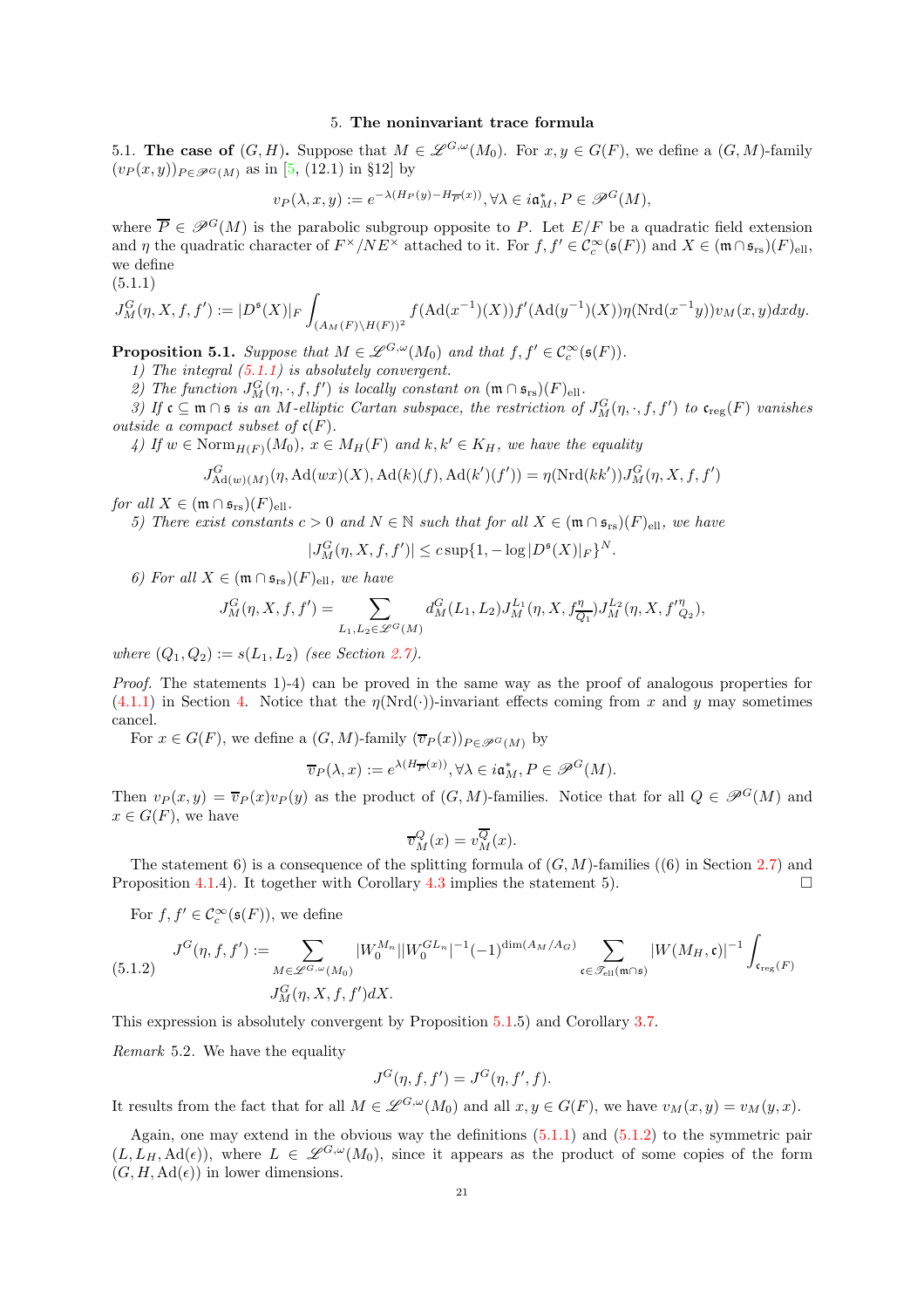## 5. The noninvariant trace formula

**5.1. The case of $(G,H)$.** Suppose that $M \in \mathscr{L}^{G,\omega}(M_0)$. For $x, y \in G(F)$, we define a $(G,M)$-family $(v_P(x,y))_{P\in\mathscr{P}^G(M)}$ as in [5, (12.1) in §12] by

$$v_P(\lambda, x, y) := e^{-\lambda(H_P(y) - H_{\overline{P}}(x))}, \forall \lambda \in i\mathfrak{a}_M^*, P \in \mathscr{P}^G(M),$$

where $\overline{P} \in \mathscr{P}^G(M)$ is the parabolic subgroup opposite to $P$. Let $E/F$ be a quadratic field extension and $\eta$ the quadratic character of $F^\times/NE^\times$ attached to it. For $f, f' \in \mathcal{C}_c^\infty(\mathfrak{s}(F))$ and $X \in (\mathfrak{m} \cap \mathfrak{s}_{\mathrm{rs}})(F)_{\mathrm{ell}}$, we define

(5.1.1)

$$J_M^G(\eta, X, f, f') := |D^{\mathfrak{s}}(X)|_F \int_{(A_M(F)\backslash H(F))^2} f(\mathrm{Ad}(x^{-1})(X)) f'(\mathrm{Ad}(y^{-1})(X)) \eta(\mathrm{Nrd}(x^{-1}y)) v_M(x,y) dx dy.$$

**Proposition 5.1.** *Suppose that $M \in \mathscr{L}^{G,\omega}(M_0)$ and that $f, f' \in \mathcal{C}_c^\infty(\mathfrak{s}(F))$.*

*1) The integral (5.1.1) is absolutely convergent.*

*2) The function $J_M^G(\eta, \cdot, f, f')$ is locally constant on $(\mathfrak{m} \cap \mathfrak{s}_{\mathrm{rs}})(F)_{\mathrm{ell}}$.*

*3) If $\mathfrak{c} \subseteq \mathfrak{m} \cap \mathfrak{s}$ is an $M$-elliptic Cartan subspace, the restriction of $J_M^G(\eta, \cdot, f, f')$ to $\mathfrak{c}_{\mathrm{reg}}(F)$ vanishes outside a compact subset of $\mathfrak{c}(F)$.*

*4) If $w \in \mathrm{Norm}_{H(F)}(M_0)$, $x \in M_H(F)$ and $k, k' \in K_H$, we have the equality*

$$J_{\mathrm{Ad}(w)(M)}^G(\eta, \mathrm{Ad}(wx)(X), \mathrm{Ad}(k)(f), \mathrm{Ad}(k')(f')) = \eta(\mathrm{Nrd}(kk')) J_M^G(\eta, X, f, f')$$

*for all $X \in (\mathfrak{m} \cap \mathfrak{s}_{\mathrm{rs}})(F)_{\mathrm{ell}}$.*

*5) There exist constants $c > 0$ and $N \in \mathbb{N}$ such that for all $X \in (\mathfrak{m} \cap \mathfrak{s}_{\mathrm{rs}})(F)_{\mathrm{ell}}$, we have*

$$|J_M^G(\eta, X, f, f')| \leq c \sup\{1, -\log|D^{\mathfrak{s}}(X)|_F\}^N.$$

*6) For all $X \in (\mathfrak{m} \cap \mathfrak{s}_{\mathrm{rs}})(F)_{\mathrm{ell}}$, we have*

$$J_M^G(\eta, X, f, f') = \sum_{L_1, L_2 \in \mathscr{L}^G(M)} d_M^G(L_1, L_2) J_M^{L_1}(\eta, X, f_{\overline{Q_1}}^\eta) J_M^{L_2}(\eta, X, f'^{\eta}_{Q_2}),$$

*where $(Q_1, Q_2) := s(L_1, L_2)$ (see Section 2.7).*

*Proof.* The statements 1)-4) can be proved in the same way as the proof of analogous properties for (4.1.1) in Section 4. Notice that the $\eta(\mathrm{Nrd}(\cdot))$-invariant effects coming from $x$ and $y$ may sometimes cancel.

For $x \in G(F)$, we define a $(G,M)$-family $(\overline{v}_P(x))_{P\in\mathscr{P}^G(M)}$ by

$$\overline{v}_P(\lambda, x) := e^{\lambda(H_{\overline{P}}(x))}, \forall \lambda \in i\mathfrak{a}_M^*, P \in \mathscr{P}^G(M).$$

Then $v_P(x,y) = \overline{v}_P(x) v_P(y)$ as the product of $(G,M)$-families. Notice that for all $Q \in \mathscr{P}^G(M)$ and $x \in G(F)$, we have

$$\overline{v}_M^Q(x) = v_M^{\overline{Q}}(x).$$

The statement 6) is a consequence of the splitting formula of $(G,M)$-families ((6) in Section 2.7) and Proposition 4.1.4). It together with Corollary 4.3 implies the statement 5). $\square$

For $f, f' \in \mathcal{C}_c^\infty(\mathfrak{s}(F))$, we define

$$J^G(\eta, f, f') := \sum_{M \in \mathscr{L}^{G,\omega}(M_0)} |W_0^{M_n}||W_0^{GL_n}|^{-1}(-1)^{\dim(A_M/A_G)} \sum_{\mathfrak{c}\in\mathscr{T}_{\mathrm{ell}}(\mathfrak{m}\cap\mathfrak{s})} |W(M_H, \mathfrak{c})|^{-1} \int_{\mathfrak{c}_{\mathrm{reg}}(F)} J_M^G(\eta, X, f, f') dX. \quad (5.1.2)$$

This expression is absolutely convergent by Proposition 5.1.5) and Corollary 3.7.

*Remark* 5.2. We have the equality

$$J^G(\eta, f, f') = J^G(\eta, f', f).$$

It results from the fact that for all $M \in \mathscr{L}^{G,\omega}(M_0)$ and all $x, y \in G(F)$, we have $v_M(x,y) = v_M(y,x)$.

Again, one may extend in the obvious way the definitions (5.1.1) and (5.1.2) to the symmetric pair $(L, L_H, \mathrm{Ad}(\epsilon))$, where $L \in \mathscr{L}^{G,\omega}(M_0)$, since it appears as the product of some copies of the form $(G, H, \mathrm{Ad}(\epsilon))$ in lower dimensions.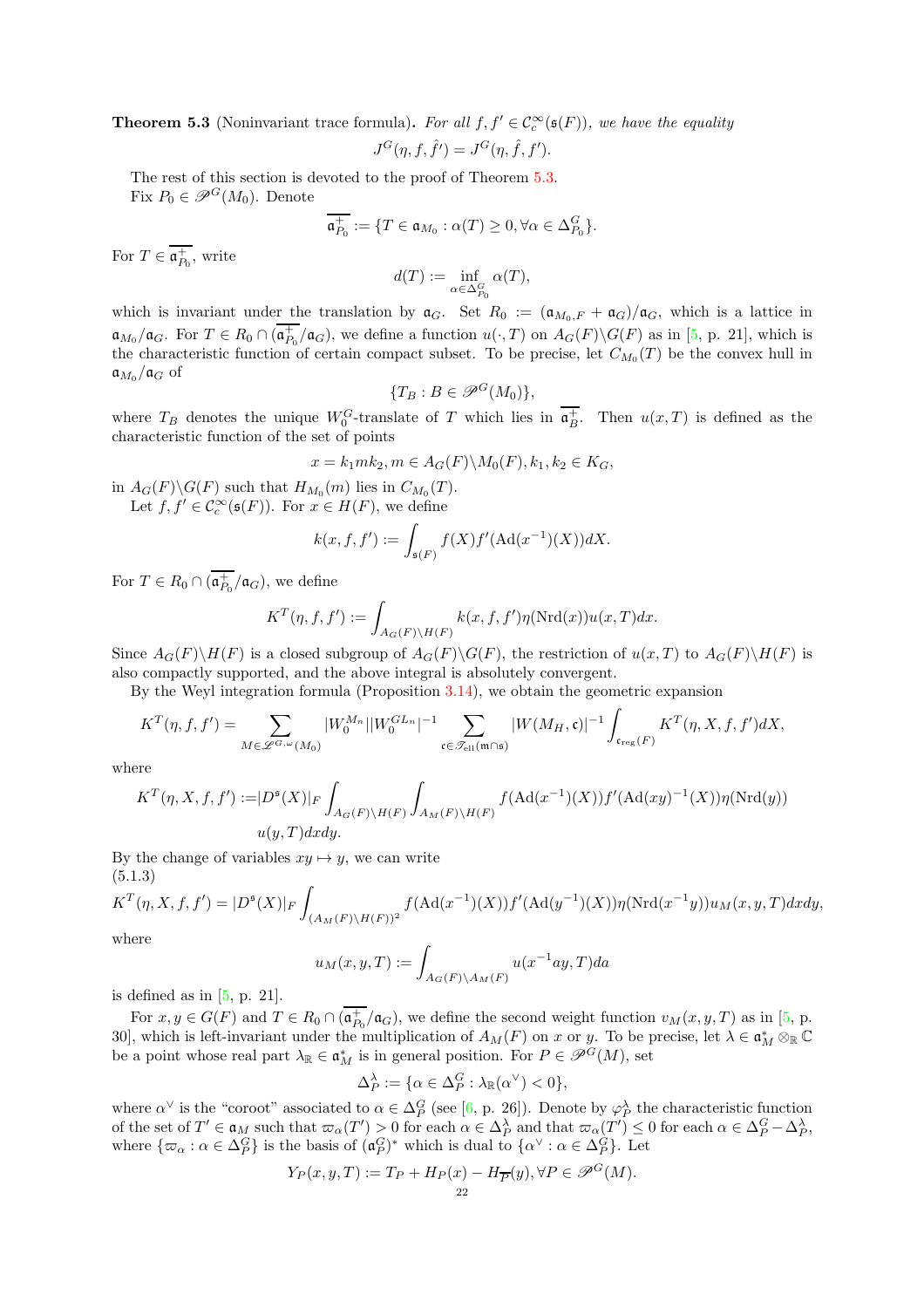**Theorem 5.3** (Noninvariant trace formula)**.** *For all $f, f' \in \mathcal{C}_c^\infty(\mathfrak{s}(F))$, we have the equality*

$$J^G(\eta, f, \hat{f}') = J^G(\eta, \hat{f}, f').$$

The rest of this section is devoted to the proof of Theorem 5.3.

Fix $P_0 \in \mathscr{P}^G(M_0)$. Denote

$$\overline{\mathfrak{a}_{P_0}^+} := \{T \in \mathfrak{a}_{M_0} : \alpha(T) \geq 0, \forall \alpha \in \Delta_{P_0}^G\}.$$

For $T \in \overline{\mathfrak{a}_{P_0}^+}$, write

$$d(T) := \inf_{\alpha \in \Delta_{P_0}^G} \alpha(T),$$

which is invariant under the translation by $\mathfrak{a}_G$. Set $R_0 := (\mathfrak{a}_{M_0,F} + \mathfrak{a}_G)/\mathfrak{a}_G$, which is a lattice in $\mathfrak{a}_{M_0}/\mathfrak{a}_G$. For $T \in R_0 \cap (\overline{\mathfrak{a}_{P_0}^+}/\mathfrak{a}_G)$, we define a function $u(\cdot, T)$ on $A_G(F)\backslash G(F)$ as in [5, p. 21], which is the characteristic function of certain compact subset. To be precise, let $C_{M_0}(T)$ be the convex hull in $\mathfrak{a}_{M_0}/\mathfrak{a}_G$ of

$$\{T_B : B \in \mathscr{P}^G(M_0)\},$$

where $T_B$ denotes the unique $W_0^G$-translate of $T$ which lies in $\overline{\mathfrak{a}_B^+}$. Then $u(x, T)$ is defined as the characteristic function of the set of points

$$x = k_1 m k_2, m \in A_G(F)\backslash M_0(F), k_1, k_2 \in K_G,$$

in $A_G(F)\backslash G(F)$ such that $H_{M_0}(m)$ lies in $C_{M_0}(T)$.

Let $f, f' \in \mathcal{C}_c^\infty(\mathfrak{s}(F))$. For $x \in H(F)$, we define

$$k(x, f, f') := \int_{\mathfrak{s}(F)} f(X) f'(\mathrm{Ad}(x^{-1})(X)) dX.$$

For $T \in R_0 \cap (\overline{\mathfrak{a}_{P_0}^+}/\mathfrak{a}_G)$, we define

$$K^T(\eta, f, f') := \int_{A_G(F)\backslash H(F)} k(x, f, f') \eta(\mathrm{Nrd}(x)) u(x, T) dx.$$

Since $A_G(F)\backslash H(F)$ is a closed subgroup of $A_G(F)\backslash G(F)$, the restriction of $u(x, T)$ to $A_G(F)\backslash H(F)$ is also compactly supported, and the above integral is absolutely convergent.

By the Weyl integration formula (Proposition 3.14), we obtain the geometric expansion

$$K^T(\eta, f, f') = \sum_{M \in \mathscr{L}^{G,\omega}(M_0)} |W_0^{M_n}||W_0^{GL_n}|^{-1} \sum_{\mathfrak{c} \in \mathscr{T}_{\mathrm{ell}}(\mathfrak{m} \cap \mathfrak{s})} |W(M_H, \mathfrak{c})|^{-1} \int_{\mathfrak{c}_{\mathrm{reg}}(F)} K^T(\eta, X, f, f') dX,$$

where

$$K^T(\eta, X, f, f') := |D^{\mathfrak{s}}(X)|_F \int_{A_G(F)\backslash H(F)} \int_{A_M(F)\backslash H(F)} f(\mathrm{Ad}(x^{-1})(X)) f'(\mathrm{Ad}(xy)^{-1}(X)) \eta(\mathrm{Nrd}(y)) u(y, T) dx dy.$$

By the change of variables $xy \mapsto y$, we can write

(5.1.3)
$$K^T(\eta, X, f, f') = |D^{\mathfrak{s}}(X)|_F \int_{(A_M(F)\backslash H(F))^2} f(\mathrm{Ad}(x^{-1})(X)) f'(\mathrm{Ad}(y^{-1})(X)) \eta(\mathrm{Nrd}(x^{-1}y)) u_M(x, y, T) dx dy,$$

where

$$u_M(x, y, T) := \int_{A_G(F)\backslash A_M(F)} u(x^{-1}ay, T) da$$

is defined as in [5, p. 21].

For $x, y \in G(F)$ and $T \in R_0 \cap (\overline{\mathfrak{a}_{P_0}^+}/\mathfrak{a}_G)$, we define the second weight function $v_M(x, y, T)$ as in [5, p. 30], which is left-invariant under the multiplication of $A_M(F)$ on $x$ or $y$. To be precise, let $\lambda \in \mathfrak{a}_M^* \otimes_{\mathbb{R}} \mathbb{C}$ be a point whose real part $\lambda_{\mathbb{R}} \in \mathfrak{a}_M^*$ is in general position. For $P \in \mathscr{P}^G(M)$, set

$$\Delta_P^\lambda := \{\alpha \in \Delta_P^G : \lambda_{\mathbb{R}}(\alpha^\vee) < 0\},$$

where $\alpha^\vee$ is the "coroot" associated to $\alpha \in \Delta_P^G$ (see [6, p. 26]). Denote by $\varphi_P^\lambda$ the characteristic function of the set of $T' \in \mathfrak{a}_M$ such that $\varpi_\alpha(T') > 0$ for each $\alpha \in \Delta_P^\lambda$ and that $\varpi_\alpha(T') \leq 0$ for each $\alpha \in \Delta_P^G - \Delta_P^\lambda$, where $\{\varpi_\alpha : \alpha \in \Delta_P^G\}$ is the basis of $(\mathfrak{a}_P^G)^*$ which is dual to $\{\alpha^\vee : \alpha \in \Delta_P^G\}$. Let

$$Y_P(x, y, T) := T_P + H_P(x) - H_{\overline{P}}(y), \forall P \in \mathscr{P}^G(M).$$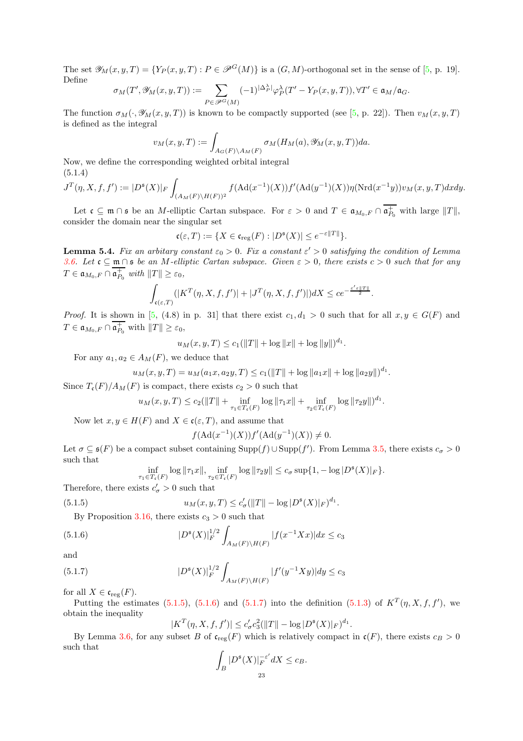The set $\mathscr{Y}_M(x,y,T) = \{Y_P(x,y,T) : P \in \mathscr{P}^G(M)\}$ is a $(G,M)$-orthogonal set in the sense of [5, p. 19]. Define

$$\sigma_M(T', \mathscr{Y}_M(x,y,T)) := \sum_{P \in \mathscr{P}^G(M)} (-1)^{|\Delta_P^\lambda|} \varphi_P^\lambda(T' - Y_P(x,y,T)), \forall T' \in \mathfrak{a}_M/\mathfrak{a}_G.$$

The function $\sigma_M(\cdot, \mathscr{Y}_M(x,y,T))$ is known to be compactly supported (see [5, p. 22]). Then $v_M(x,y,T)$ is defined as the integral

$$v_M(x,y,T) := \int_{A_G(F)\backslash A_M(F)} \sigma_M(H_M(a), \mathscr{Y}_M(x,y,T)) da.$$

Now, we define the corresponding weighted orbital integral

(5.1.4)
$$J^T(\eta, X, f, f') := |D^{\mathfrak{s}}(X)|_F \int_{(A_M(F)\backslash H(F))^2} f(\mathrm{Ad}(x^{-1})(X)) f'(\mathrm{Ad}(y^{-1})(X)) \eta(\mathrm{Nrd}(x^{-1}y)) v_M(x,y,T) dx dy.$$

Let $\mathfrak{c} \subseteq \mathfrak{m} \cap \mathfrak{s}$ be an $M$-elliptic Cartan subspace. For $\varepsilon > 0$ and $T \in \mathfrak{a}_{M_0,F} \cap \overline{\mathfrak{a}_{P_0}^+}$ with large $\|T\|$, consider the domain near the singular set

$$\mathfrak{c}(\varepsilon, T) := \{X \in \mathfrak{c}_{\mathrm{reg}}(F) : |D^{\mathfrak{s}}(X)| \leq e^{-\varepsilon \|T\|}\}.$$

**Lemma 5.4.** *Fix an arbitary constant $\varepsilon_0 > 0$. Fix a constant $\varepsilon' > 0$ satisfying the condition of Lemma 3.6. Let $\mathfrak{c} \subseteq \mathfrak{m} \cap \mathfrak{s}$ be an $M$-elliptic Cartan subspace. Given $\varepsilon > 0$, there exists $c > 0$ such that for any $T \in \mathfrak{a}_{M_0,F} \cap \overline{\mathfrak{a}_{P_0}^+}$ with $\|T\| \geq \varepsilon_0$,*

$$\int_{\mathfrak{c}(\varepsilon,T)} (|K^T(\eta, X, f, f')| + |J^T(\eta, X, f, f')|) dX \leq c e^{-\frac{\varepsilon' \varepsilon \|T\|}{2}}.$$

*Proof.* It is shown in [5, (4.8) in p. 31] that there exist $c_1, d_1 > 0$ such that for all $x, y \in G(F)$ and $T \in \mathfrak{a}_{M_0,F} \cap \overline{\mathfrak{a}_{P_0}^+}$ with $\|T\| \geq \varepsilon_0$,

$$u_M(x,y,T) \leq c_1(\|T\| + \log\|x\| + \log\|y\|)^{d_1}.$$

For any $a_1, a_2 \in A_M(F)$, we deduce that

$$u_M(x,y,T) = u_M(a_1 x, a_2 y, T) \leq c_1(\|T\| + \log\|a_1 x\| + \log\|a_2 y\|)^{d_1}.$$

Since $T_{\mathfrak{c}}(F)/A_M(F)$ is compact, there exists $c_2 > 0$ such that

$$u_M(x,y,T) \leq c_2(\|T\| + \inf_{\tau_1 \in T_{\mathfrak{c}}(F)} \log\|\tau_1 x\| + \inf_{\tau_2 \in T_{\mathfrak{c}}(F)} \log\|\tau_2 y\|)^{d_1}.$$

Now let $x, y \in H(F)$ and $X \in \mathfrak{c}(\varepsilon, T)$, and assume that

$$f(\mathrm{Ad}(x^{-1})(X)) f'(\mathrm{Ad}(y^{-1})(X)) \neq 0.$$

Let $\sigma \subseteq \mathfrak{s}(F)$ be a compact subset containing $\mathrm{Supp}(f) \cup \mathrm{Supp}(f')$. From Lemma 3.5, there exists $c_\sigma > 0$ such that

$$\inf_{\tau_1 \in T_{\mathfrak{c}}(F)} \log\|\tau_1 x\|, \inf_{\tau_2 \in T_{\mathfrak{c}}(F)} \log\|\tau_2 y\| \leq c_\sigma \sup\{1, -\log|D^{\mathfrak{s}}(X)|_F\}.$$

Therefore, there exists $c'_\sigma > 0$ such that

$$u_M(x,y,T) \leq c'_\sigma(\|T\| - \log|D^{\mathfrak{s}}(X)|_F)^{d_1}. \tag{5.1.5}$$

By Proposition 3.16, there exists $c_3 > 0$ such that

$$|D^{\mathfrak{s}}(X)|_F^{1/2} \int_{A_M(F)\backslash H(F)} |f(x^{-1}Xx)| dx \leq c_3 \tag{5.1.6}$$

and

$$|D^{\mathfrak{s}}(X)|_F^{1/2} \int_{A_M(F)\backslash H(F)} |f'(y^{-1}Xy)| dy \leq c_3 \tag{5.1.7}$$

for all $X \in \mathfrak{c}_{\mathrm{reg}}(F)$.

Putting the estimates (5.1.5), (5.1.6) and (5.1.7) into the definition (5.1.3) of $K^T(\eta, X, f, f')$, we obtain the inequality

$$|K^T(\eta, X, f, f')| \leq c'_\sigma c_3^2 (\|T\| - \log|D^{\mathfrak{s}}(X)|_F)^{d_1}.$$

By Lemma 3.6, for any subset $B$ of $\mathfrak{c}_{\mathrm{reg}}(F)$ which is relatively compact in $\mathfrak{c}(F)$, there exists $c_B > 0$ such that

$$\int_B |D^{\mathfrak{s}}(X)|_F^{-\varepsilon'} dX \leq c_B.$$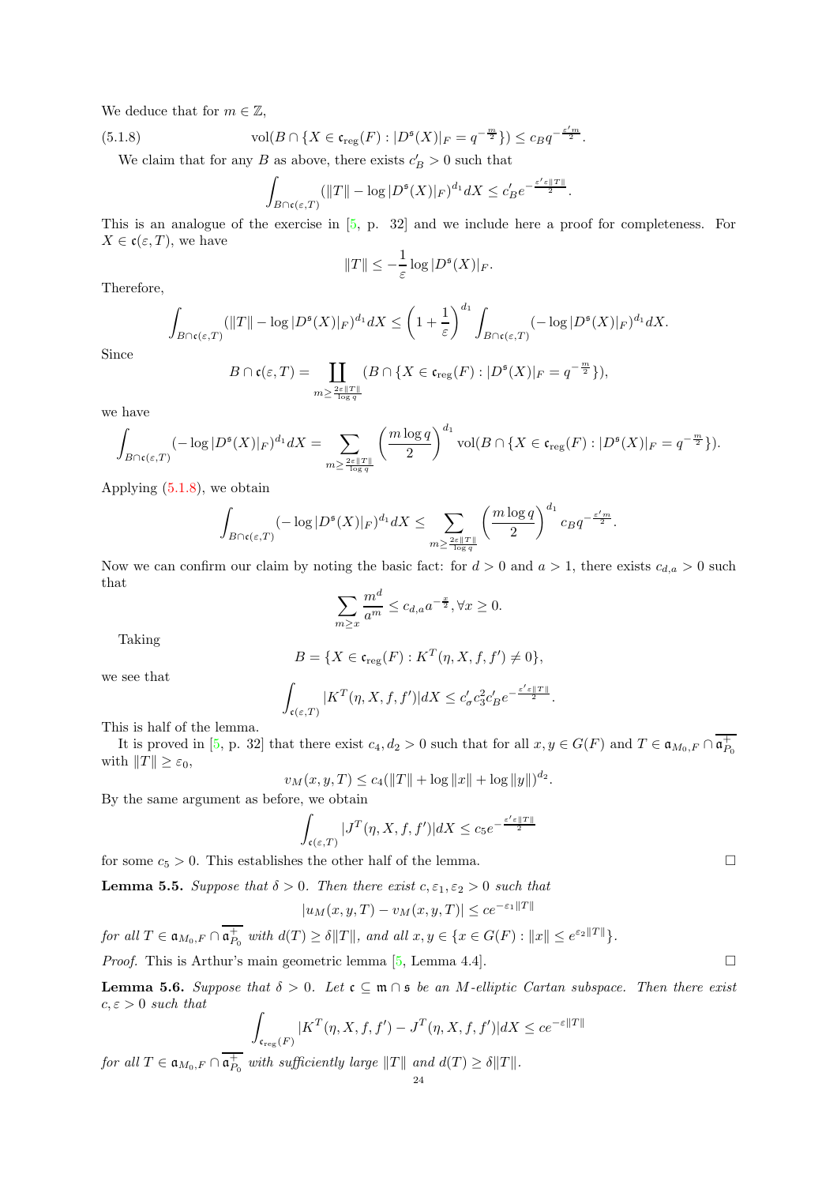We deduce that for $m \in \mathbb{Z}$,

$$\mathrm{vol}(B \cap \{X \in \mathfrak{c}_{\mathrm{reg}}(F) : |D^{\mathfrak{s}}(X)|_F = q^{-\frac{m}{2}}\}) \leq c_B q^{-\frac{\varepsilon' m}{2}}. \tag{5.1.8}$$

We claim that for any $B$ as above, there exists $c'_B > 0$ such that

$$\int_{B \cap \mathfrak{c}(\varepsilon, T)} (\|T\| - \log |D^{\mathfrak{s}}(X)|_F)^{d_1} dX \leq c'_B e^{-\frac{\varepsilon' \varepsilon \|T\|}{2}}.$$

This is an analogue of the exercise in [5, p. 32] and we include here a proof for completeness. For $X \in \mathfrak{c}(\varepsilon, T)$, we have

$$\|T\| \leq -\frac{1}{\varepsilon} \log |D^{\mathfrak{s}}(X)|_F.$$

Therefore,

$$\int_{B \cap \mathfrak{c}(\varepsilon, T)} (\|T\| - \log |D^{\mathfrak{s}}(X)|_F)^{d_1} dX \leq \left(1 + \frac{1}{\varepsilon}\right)^{d_1} \int_{B \cap \mathfrak{c}(\varepsilon, T)} (-\log |D^{\mathfrak{s}}(X)|_F)^{d_1} dX.$$

Since

$$B \cap \mathfrak{c}(\varepsilon, T) = \coprod_{m \geq \frac{2\varepsilon \|T\|}{\log q}} (B \cap \{X \in \mathfrak{c}_{\mathrm{reg}}(F) : |D^{\mathfrak{s}}(X)|_F = q^{-\frac{m}{2}}\}),$$

we have

$$\int_{B \cap \mathfrak{c}(\varepsilon, T)} (-\log |D^{\mathfrak{s}}(X)|_F)^{d_1} dX = \sum_{m \geq \frac{2\varepsilon \|T\|}{\log q}} \left(\frac{m \log q}{2}\right)^{d_1} \mathrm{vol}(B \cap \{X \in \mathfrak{c}_{\mathrm{reg}}(F) : |D^{\mathfrak{s}}(X)|_F = q^{-\frac{m}{2}}\}).$$

Applying (5.1.8), we obtain

$$\int_{B \cap \mathfrak{c}(\varepsilon, T)} (-\log |D^{\mathfrak{s}}(X)|_F)^{d_1} dX \leq \sum_{m \geq \frac{2\varepsilon \|T\|}{\log q}} \left(\frac{m \log q}{2}\right)^{d_1} c_B q^{-\frac{\varepsilon' m}{2}}.$$

Now we can confirm our claim by noting the basic fact: for $d > 0$ and $a > 1$, there exists $c_{d,a} > 0$ such that

$$\sum_{m \geq x} \frac{m^d}{a^m} \leq c_{d,a} a^{-\frac{x}{2}}, \forall x \geq 0.$$

Taking

$$B = \{X \in \mathfrak{c}_{\mathrm{reg}}(F) : K^T(\eta, X, f, f') \neq 0\},$$

we see that

$$\int_{\mathfrak{c}(\varepsilon, T)} |K^T(\eta, X, f, f')| dX \leq c'_\sigma c_3^2 c'_B e^{-\frac{\varepsilon' \varepsilon \|T\|}{2}}.$$

This is half of the lemma.

It is proved in [5, p. 32] that there exist $c_4, d_2 > 0$ such that for all $x, y \in G(F)$ and $T \in \mathfrak{a}_{M_0, F} \cap \overline{\mathfrak{a}_{P_0}^+}$ with $\|T\| \geq \varepsilon_0$,

$$v_M(x, y, T) \leq c_4(\|T\| + \log \|x\| + \log \|y\|)^{d_2}.$$

By the same argument as before, we obtain

$$\int_{\mathfrak{c}(\varepsilon, T)} |J^T(\eta, X, f, f')| dX \leq c_5 e^{-\frac{\varepsilon' \varepsilon \|T\|}{2}}$$

for some $c_5 > 0$. This establishes the other half of the lemma. □

**Lemma 5.5.** *Suppose that $\delta > 0$. Then there exist $c, \varepsilon_1, \varepsilon_2 > 0$ such that*

$$|u_M(x, y, T) - v_M(x, y, T)| \leq c e^{-\varepsilon_1 \|T\|}$$

*for all $T \in \mathfrak{a}_{M_0, F} \cap \overline{\mathfrak{a}_{P_0}^+}$ with $d(T) \geq \delta \|T\|$, and all $x, y \in \{x \in G(F) : \|x\| \leq e^{\varepsilon_2 \|T\|}\}$.*

*Proof.* This is Arthur's main geometric lemma [5, Lemma 4.4]. □

**Lemma 5.6.** *Suppose that $\delta > 0$. Let $\mathfrak{c} \subseteq \mathfrak{m} \cap \mathfrak{s}$ be an $M$-elliptic Cartan subspace. Then there exist $c, \varepsilon > 0$ such that*

$$\int_{\mathfrak{c}_{\mathrm{reg}}(F)} |K^T(\eta, X, f, f') - J^T(\eta, X, f, f')| dX \leq c e^{-\varepsilon \|T\|}$$

*for all $T \in \mathfrak{a}_{M_0, F} \cap \overline{\mathfrak{a}_{P_0}^+}$ with sufficiently large $\|T\|$ and $d(T) \geq \delta \|T\|$.*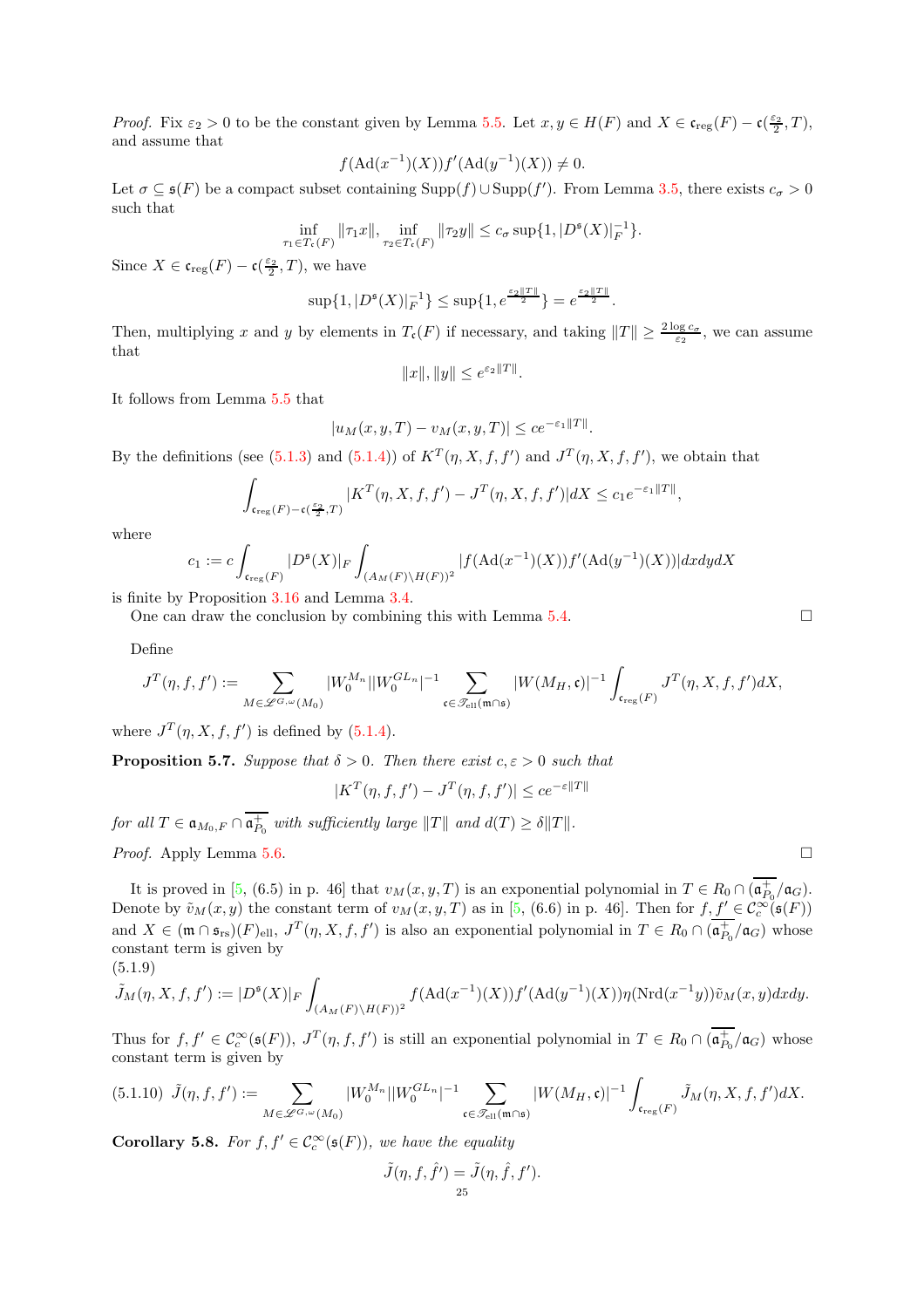*Proof.* Fix $\varepsilon_2 > 0$ to be the constant given by Lemma 5.5. Let $x, y \in H(F)$ and $X \in \mathfrak{c}_{\mathrm{reg}}(F) - \mathfrak{c}(\frac{\varepsilon_2}{2}, T)$, and assume that

$$f(\mathrm{Ad}(x^{-1})(X))f'(\mathrm{Ad}(y^{-1})(X)) \neq 0.$$

Let $\sigma \subseteq \mathfrak{s}(F)$ be a compact subset containing $\mathrm{Supp}(f) \cup \mathrm{Supp}(f')$. From Lemma 3.5, there exists $c_\sigma > 0$ such that

$$\inf_{\tau_1 \in T_{\mathfrak{c}}(F)} \|\tau_1 x\|, \inf_{\tau_2 \in T_{\mathfrak{c}}(F)} \|\tau_2 y\| \leq c_\sigma \sup\{1, |D^{\mathfrak{s}}(X)|_F^{-1}\}.$$

Since $X \in \mathfrak{c}_{\mathrm{reg}}(F) - \mathfrak{c}(\frac{\varepsilon_2}{2}, T)$, we have

$$\sup\{1, |D^{\mathfrak{s}}(X)|_F^{-1}\} \leq \sup\{1, e^{\frac{\varepsilon_2\|T\|}{2}}\} = e^{\frac{\varepsilon_2\|T\|}{2}}.$$

Then, multiplying $x$ and $y$ by elements in $T_{\mathfrak{c}}(F)$ if necessary, and taking $\|T\| \geq \frac{2\log c_\sigma}{\varepsilon_2}$, we can assume that

$$\|x\|, \|y\| \leq e^{\varepsilon_2\|T\|}.$$

It follows from Lemma 5.5 that

$$|u_M(x, y, T) - v_M(x, y, T)| \leq ce^{-\varepsilon_1\|T\|}.$$

By the definitions (see (5.1.3) and (5.1.4)) of $K^T(\eta, X, f, f')$ and $J^T(\eta, X, f, f')$, we obtain that

$$\int_{\mathfrak{c}_{\mathrm{reg}}(F) - \mathfrak{c}(\frac{\varepsilon_2}{2}, T)} |K^T(\eta, X, f, f') - J^T(\eta, X, f, f')| dX \leq c_1 e^{-\varepsilon_1\|T\|},$$

where

$$c_1 := c\int_{\mathfrak{c}_{\mathrm{reg}}(F)} |D^{\mathfrak{s}}(X)|_F \int_{(A_M(F)\backslash H(F))^2} |f(\mathrm{Ad}(x^{-1})(X))f'(\mathrm{Ad}(y^{-1})(X))| dx dy dX$$

is finite by Proposition 3.16 and Lemma 3.4.

One can draw the conclusion by combining this with Lemma 5.4. $\square$

Define

$$J^T(\eta, f, f') := \sum_{M \in \mathscr{L}^{G,\omega}(M_0)} |W_0^{M_n}||W_0^{GL_n}|^{-1} \sum_{\mathfrak{c} \in \mathscr{T}_{\mathrm{ell}}(\mathfrak{m}\cap\mathfrak{s})} |W(M_H, \mathfrak{c})|^{-1} \int_{\mathfrak{c}_{\mathrm{reg}}(F)} J^T(\eta, X, f, f') dX,$$

where $J^T(\eta, X, f, f')$ is defined by (5.1.4).

**Proposition 5.7.** *Suppose that $\delta > 0$. Then there exist $c, \varepsilon > 0$ such that*

$$|K^T(\eta, f, f') - J^T(\eta, f, f')| \leq ce^{-\varepsilon\|T\|}$$

*for all $T \in \mathfrak{a}_{M_0,F} \cap \overline{\mathfrak{a}_{P_0}^+}$ with sufficiently large $\|T\|$ and $d(T) \geq \delta\|T\|$.*

*Proof.* Apply Lemma 5.6. $\square$

It is proved in [5, (6.5) in p. 46] that $v_M(x, y, T)$ is an exponential polynomial in $T \in R_0 \cap (\overline{\mathfrak{a}_{P_0}^+}/\mathfrak{a}_G)$. Denote by $\tilde{v}_M(x, y)$ the constant term of $v_M(x, y, T)$ as in [5, (6.6) in p. 46]. Then for $f, f' \in \mathcal{C}_c^\infty(\mathfrak{s}(F))$ and $X \in (\mathfrak{m} \cap \mathfrak{s}_{\mathrm{rs}})(F)_{\mathrm{ell}}$, $J^T(\eta, X, f, f')$ is also an exponential polynomial in $T \in R_0 \cap (\overline{\mathfrak{a}_{P_0}^+}/\mathfrak{a}_G)$ whose constant term is given by

(5.1.9)
$$\tilde{J}_M(\eta, X, f, f') := |D^{\mathfrak{s}}(X)|_F \int_{(A_M(F)\backslash H(F))^2} f(\mathrm{Ad}(x^{-1})(X))f'(\mathrm{Ad}(y^{-1})(X))\eta(\mathrm{Nrd}(x^{-1}y))\tilde{v}_M(x, y) dx dy.$$

Thus for $f, f' \in \mathcal{C}_c^\infty(\mathfrak{s}(F))$, $J^T(\eta, f, f')$ is still an exponential polynomial in $T \in R_0 \cap (\overline{\mathfrak{a}_{P_0}^+}/\mathfrak{a}_G)$ whose constant term is given by

$$(5.1.10)\quad \tilde{J}(\eta, f, f') := \sum_{M \in \mathscr{L}^{G,\omega}(M_0)} |W_0^{M_n}||W_0^{GL_n}|^{-1} \sum_{\mathfrak{c} \in \mathscr{T}_{\mathrm{ell}}(\mathfrak{m}\cap\mathfrak{s})} |W(M_H, \mathfrak{c})|^{-1} \int_{\mathfrak{c}_{\mathrm{reg}}(F)} \tilde{J}_M(\eta, X, f, f') dX.$$

**Corollary 5.8.** *For $f, f' \in \mathcal{C}_c^\infty(\mathfrak{s}(F))$, we have the equality*

$$\tilde{J}(\eta, f, \hat{f}') = \tilde{J}(\eta, \hat{f}, f').$$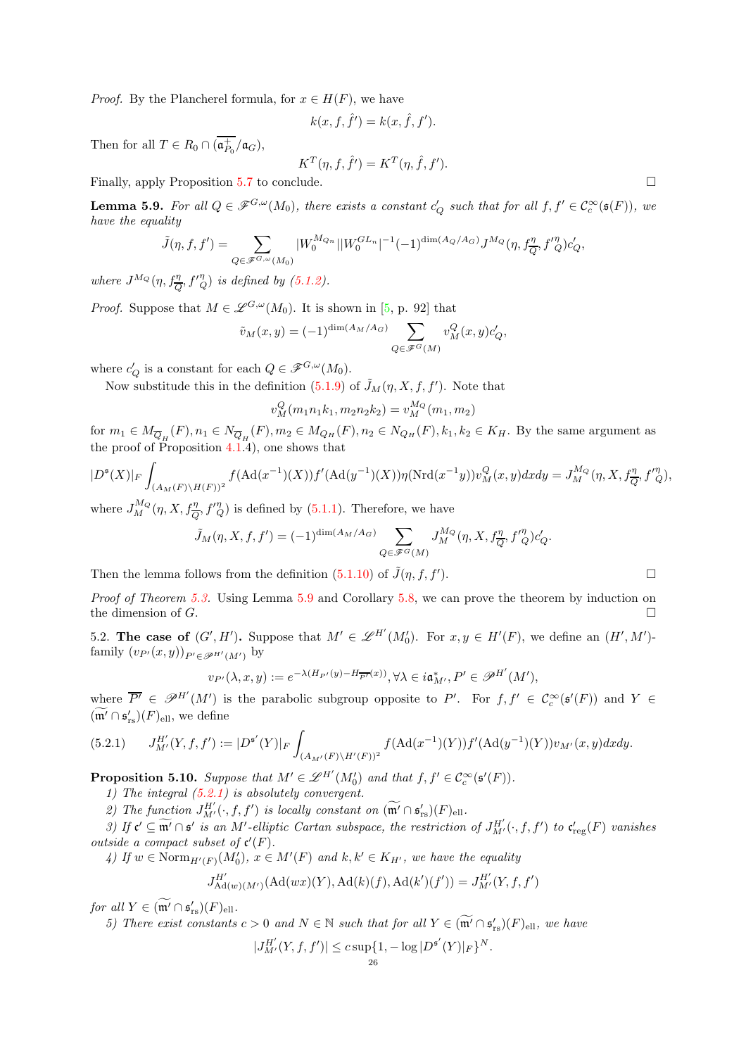*Proof.* By the Plancherel formula, for $x \in H(F)$, we have

$$k(x, f, \hat{f}') = k(x, \hat{f}, f').$$

Then for all $T \in R_0 \cap (\overline{\mathfrak{a}_{P_0}^+}/\mathfrak{a}_G)$,

$$K^T(\eta, f, \hat{f}') = K^T(\eta, \hat{f}, f').$$

Finally, apply Proposition 5.7 to conclude. $\square$

**Lemma 5.9.** *For all $Q \in \mathscr{F}^{G,\omega}(M_0)$, there exists a constant $c'_Q$ such that for all $f, f' \in \mathcal{C}_c^\infty(\mathfrak{s}(F))$, we have the equality*

$$\tilde{J}(\eta, f, f') = \sum_{Q \in \mathscr{F}^{G,\omega}(M_0)} |W_0^{M_{Q_n}}||W_0^{GL_n}|^{-1}(-1)^{\dim(A_Q/A_G)} J^{M_Q}(\eta, f_{\overline{Q}}^\eta, f'^\eta_Q) c'_Q,$$

*where $J^{M_Q}(\eta, f_{\overline{Q}}^\eta, f'^\eta_Q)$ is defined by (5.1.2).*

*Proof.* Suppose that $M \in \mathscr{L}^{G,\omega}(M_0)$. It is shown in [5, p. 92] that

$$\tilde{v}_M(x, y) = (-1)^{\dim(A_M/A_G)} \sum_{Q \in \mathscr{F}^G(M)} v_M^Q(x, y) c'_Q,$$

where $c'_Q$ is a constant for each $Q \in \mathscr{F}^{G,\omega}(M_0)$.

Now substitude this in the definition (5.1.9) of $\tilde{J}_M(\eta, X, f, f')$. Note that

$$v_M^Q(m_1 n_1 k_1, m_2 n_2 k_2) = v_M^{M_Q}(m_1, m_2)$$

for $m_1 \in M_{\overline{Q}_H}(F), n_1 \in N_{\overline{Q}_H}(F), m_2 \in M_{Q_H}(F), n_2 \in N_{Q_H}(F), k_1, k_2 \in K_H$. By the same argument as the proof of Proposition 4.1.4), one shows that

$$|D^{\mathfrak{s}}(X)|_F \int_{(A_M(F)\backslash H(F))^2} f(\mathrm{Ad}(x^{-1})(X)) f'(\mathrm{Ad}(y^{-1})(X)) \eta(\mathrm{Nrd}(x^{-1}y)) v_M^Q(x, y) dx dy = J_M^{M_Q}(\eta, X, f_{\overline{Q}}^\eta, f'^\eta_Q),$$

where $J_M^{M_Q}(\eta, X, f_{\overline{Q}}^\eta, f'^\eta_Q)$ is defined by (5.1.1). Therefore, we have

$$\tilde{J}_M(\eta, X, f, f') = (-1)^{\dim(A_M/A_G)} \sum_{Q \in \mathscr{F}^G(M)} J_M^{M_Q}(\eta, X, f_{\overline{Q}}^\eta, f'^\eta_Q) c'_Q.$$

Then the lemma follows from the definition (5.1.10) of $\tilde{J}(\eta, f, f')$. $\square$

*Proof of Theorem 5.3.* Using Lemma 5.9 and Corollary 5.8, we can prove the theorem by induction on the dimension of $G$. $\square$

5.2. **The case of $(G', H')$.** Suppose that $M' \in \mathscr{L}^{H'}(M'_0)$. For $x, y \in H'(F)$, we define an $(H', M')$-family $(v_{P'}(x, y))_{P' \in \mathscr{P}^{H'}(M')}$ by

$$v_{P'}(\lambda, x, y) := e^{-\lambda(H_{P'}(y) - H_{\overline{P'}}(x))}, \forall \lambda \in i\mathfrak{a}_{M'}^*, P' \in \mathscr{P}^{H'}(M'),$$

where $\overline{P'} \in \mathscr{P}^{H'}(M')$ is the parabolic subgroup opposite to $P'$. For $f, f' \in \mathcal{C}_c^\infty(\mathfrak{s}'(F))$ and $Y \in (\widetilde{\mathfrak{m}'} \cap \mathfrak{s}'_{\mathrm{rs}})(F)_{\mathrm{ell}}$, we define

$$J_{M'}^{H'}(Y, f, f') := |D^{\mathfrak{s}'}(Y)|_F \int_{(A_{M'}(F)\backslash H'(F))^2} f(\mathrm{Ad}(x^{-1})(Y)) f'(\mathrm{Ad}(y^{-1})(Y)) v_{M'}(x, y) dx dy. \quad (5.2.1)$$

**Proposition 5.10.** *Suppose that $M' \in \mathscr{L}^{H'}(M'_0)$ and that $f, f' \in \mathcal{C}_c^\infty(\mathfrak{s}'(F))$.*

*1) The integral (5.2.1) is absolutely convergent.*

*2) The function $J_{M'}^{H'}(\cdot, f, f')$ is locally constant on $(\widetilde{\mathfrak{m}'} \cap \mathfrak{s}'_{\mathrm{rs}})(F)_{\mathrm{ell}}$.*

*3) If $\mathfrak{c}' \subseteq \widetilde{\mathfrak{m}'} \cap \mathfrak{s}'$ is an $M'$-elliptic Cartan subspace, the restriction of $J_{M'}^{H'}(\cdot, f, f')$ to $\mathfrak{c}'_{\mathrm{reg}}(F)$ vanishes outside a compact subset of $\mathfrak{c}'(F)$.*

*4) If $w \in \mathrm{Norm}_{H'(F)}(M'_0)$, $x \in M'(F)$ and $k, k' \in K_{H'}$, we have the equality*

$$J_{\mathrm{Ad}(w)(M')}^{H'}(\mathrm{Ad}(wx)(Y), \mathrm{Ad}(k)(f), \mathrm{Ad}(k')(f')) = J_{M'}^{H'}(Y, f, f')$$

*for all $Y \in (\widetilde{\mathfrak{m}'} \cap \mathfrak{s}'_{\mathrm{rs}})(F)_{\mathrm{ell}}$.*

*5) There exist constants $c > 0$ and $N \in \mathbb{N}$ such that for all $Y \in (\widetilde{\mathfrak{m}'} \cap \mathfrak{s}'_{\mathrm{rs}})(F)_{\mathrm{ell}}$, we have*

$$|J_{M'}^{H'}(Y, f, f')| \leq c \sup\{1, -\log|D^{\mathfrak{s}'}(Y)|_F\}^N.$$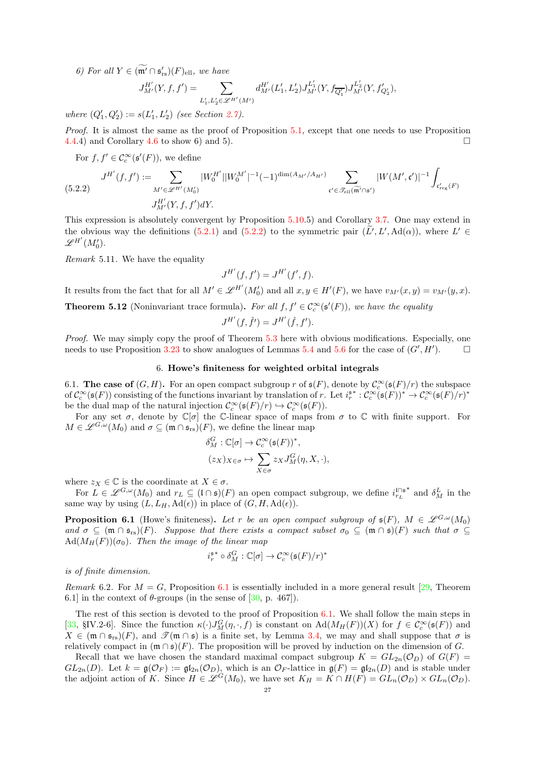*6) For all $Y \in (\widetilde{\mathfrak{m}'} \cap \mathfrak{s}'_{\mathrm{rs}})(F)_{\mathrm{ell}}$, we have*

$$J_{M'}^{H'}(Y, f, f') = \sum_{L_1', L_2' \in \mathscr{L}^{H'}(M')} d_{M'}^{H'}(L_1', L_2') J_{M'}^{L_1'}(Y, f_{\overline{Q_1'}}) J_{M'}^{L_2'}(Y, f'_{Q_2'}),$$

*where $(Q_1', Q_2') := s(L_1', L_2')$ (see Section 2.7).*

*Proof.* It is almost the same as the proof of Proposition 5.1, except that one needs to use Proposition 4.4.4) and Corollary 4.6 to show 6) and 5). □

For $f, f' \in \mathcal{C}_c^\infty(\mathfrak{s}'(F))$, we define

$$J^{H'}(f, f') := \sum_{M' \in \mathscr{L}^{H'}(M_0')} |W_0^{H'}||W_0^{M'}|^{-1}(-1)^{\dim(A_{M'}/A_{H'})} \sum_{\mathfrak{c}' \in \mathscr{T}_{\mathrm{ell}}(\widetilde{\mathfrak{m}'} \cap \mathfrak{s}')} |W(M', \mathfrak{c}')|^{-1} \int_{\mathfrak{c}'_{\mathrm{reg}}(F)} J_{M'}^{H'}(Y, f, f') dY. \tag{5.2.2}$$

This expression is absolutely convergent by Proposition 5.10.5) and Corollary 3.7. One may extend in the obvious way the definitions (5.2.1) and (5.2.2) to the symmetric pair $(\widetilde{L}', L', \mathrm{Ad}(\alpha))$, where $L' \in \mathscr{L}^{H'}(M_0')$.

*Remark* 5.11. We have the equality

$$J^{H'}(f, f') = J^{H'}(f', f).$$

It results from the fact that for all $M' \in \mathscr{L}^{H'}(M_0')$ and all $x, y \in H'(F)$, we have $v_{M'}(x, y) = v_{M'}(y, x)$.

**Theorem 5.12** (Noninvariant trace formula)**.** *For all $f, f' \in \mathcal{C}_c^\infty(\mathfrak{s}'(F))$, we have the equality*

$$J^{H'}(f, \hat{f}') = J^{H'}(\hat{f}, f').$$

*Proof.* We may simply copy the proof of Theorem 5.3 here with obvious modifications. Especially, one needs to use Proposition 3.23 to show analogues of Lemmas 5.4 and 5.6 for the case of $(G', H')$. □

## 6. Howe's finiteness for weighted orbital integrals

**6.1. The case of $(G, H)$.** For an open compact subgroup $r$ of $\mathfrak{s}(F)$, denote by $\mathcal{C}_c^\infty(\mathfrak{s}(F)/r)$ the subspace of $\mathcal{C}_c^\infty(\mathfrak{s}(F))$ consisting of the functions invariant by translation of $r$. Let $i_r^{\mathfrak{s}*} : \mathcal{C}_c^\infty(\mathfrak{s}(F))^* \to \mathcal{C}_c^\infty(\mathfrak{s}(F)/r)^*$ be the dual map of the natural injection $\mathcal{C}_c^\infty(\mathfrak{s}(F)/r) \hookrightarrow \mathcal{C}_c^\infty(\mathfrak{s}(F))$.

For any set $\sigma$, denote by $\mathbb{C}[\sigma]$ the $\mathbb{C}$-linear space of maps from $\sigma$ to $\mathbb{C}$ with finite support. For $M \in \mathscr{L}^{G,\omega}(M_0)$ and $\sigma \subseteq (\mathfrak{m} \cap \mathfrak{s}_{\mathrm{rs}})(F)$, we define the linear map

$$\delta_M^G : \mathbb{C}[\sigma] \to \mathcal{C}_c^\infty(\mathfrak{s}(F))^*,$$
$$(z_X)_{X \in \sigma} \mapsto \sum_{X \in \sigma} z_X J_M^G(\eta, X, \cdot),$$

where $z_X \in \mathbb{C}$ is the coordinate at $X \in \sigma$.

For $L \in \mathscr{L}^{G,\omega}(M_0)$ and $r_L \subseteq (\mathfrak{l} \cap \mathfrak{s})(F)$ an open compact subgroup, we define $i_{r_L}^{\mathfrak{l}\cap\mathfrak{s}*}$ and $\delta_M^L$ in the same way by using $(L, L_H, \mathrm{Ad}(\epsilon))$ in place of $(G, H, \mathrm{Ad}(\epsilon))$.

**Proposition 6.1** (Howe's finiteness)**.** *Let $r$ be an open compact subgroup of $\mathfrak{s}(F)$, $M \in \mathscr{L}^{G,\omega}(M_0)$ and $\sigma \subseteq (\mathfrak{m} \cap \mathfrak{s}_{\mathrm{rs}})(F)$. Suppose that there exists a compact subset $\sigma_0 \subseteq (\mathfrak{m} \cap \mathfrak{s})(F)$ such that $\sigma \subseteq \mathrm{Ad}(M_H(F))(\sigma_0)$. Then the image of the linear map*

$$i_r^{\mathfrak{s}*} \circ \delta_M^G : \mathbb{C}[\sigma] \to \mathcal{C}_c^\infty(\mathfrak{s}(F)/r)^*$$

*is of finite dimension.*

*Remark* 6.2. For $M = G$, Proposition 6.1 is essentially included in a more general result [29, Theorem 6.1] in the context of $\theta$-groups (in the sense of [30, p. 467]).

The rest of this section is devoted to the proof of Proposition 6.1. We shall follow the main steps in [33, §IV.2-6]. Since the function $\kappa(\cdot) J_M^G(\eta, \cdot, f)$ is constant on $\mathrm{Ad}(M_H(F))(X)$ for $f \in \mathcal{C}_c^\infty(\mathfrak{s}(F))$ and $X \in (\mathfrak{m} \cap \mathfrak{s}_{\mathrm{rs}})(F)$, and $\mathscr{T}(\mathfrak{m} \cap \mathfrak{s})$ is a finite set, by Lemma 3.4, we may and shall suppose that $\sigma$ is relatively compact in $(\mathfrak{m} \cap \mathfrak{s})(F)$. The proposition will be proved by induction on the dimension of $G$.

Recall that we have chosen the standard maximal compact subgroup $K = GL_{2n}(\mathcal{O}_D)$ of $G(F) = GL_{2n}(D)$. Let $k = \mathfrak{g}(\mathcal{O}_F) := \mathfrak{gl}_{2n}(\mathcal{O}_D)$, which is an $\mathcal{O}_F$-lattice in $\mathfrak{g}(F) = \mathfrak{gl}_{2n}(D)$ and is stable under the adjoint action of $K$. Since $H \in \mathscr{L}^G(M_0)$, we have set $K_H = K \cap H(F) = GL_n(\mathcal{O}_D) \times GL_n(\mathcal{O}_D)$.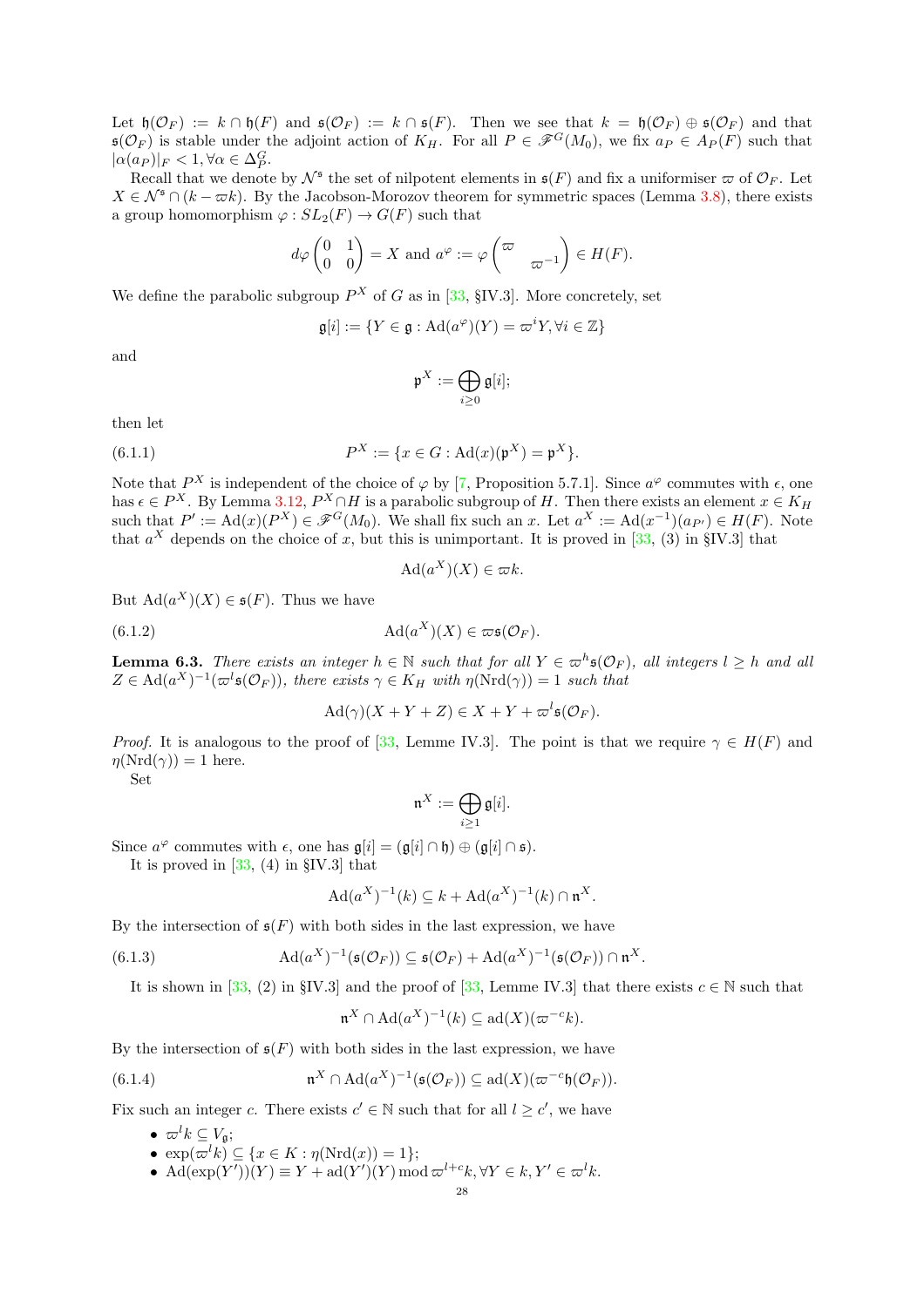Let $\mathfrak{h}(\mathcal{O}_F) := k \cap \mathfrak{h}(F)$ and $\mathfrak{s}(\mathcal{O}_F) := k \cap \mathfrak{s}(F)$. Then we see that $k = \mathfrak{h}(\mathcal{O}_F) \oplus \mathfrak{s}(\mathcal{O}_F)$ and that $\mathfrak{s}(\mathcal{O}_F)$ is stable under the adjoint action of $K_H$. For all $P \in \mathscr{F}^G(M_0)$, we fix $a_P \in A_P(F)$ such that $|\alpha(a_P)|_F < 1, \forall \alpha \in \Delta_P^G$.

Recall that we denote by $\mathcal{N}^{\mathfrak{s}}$ the set of nilpotent elements in $\mathfrak{s}(F)$ and fix a uniformiser $\varpi$ of $\mathcal{O}_F$. Let $X \in \mathcal{N}^{\mathfrak{s}} \cap (k - \varpi k)$. By the Jacobson-Morozov theorem for symmetric spaces (Lemma 3.8), there exists a group homomorphism $\varphi : SL_2(F) \to G(F)$ such that

$$d\varphi \begin{pmatrix} 0 & 1 \\ 0 & 0 \end{pmatrix} = X \text{ and } a^\varphi := \varphi \begin{pmatrix} \varpi & \\ & \varpi^{-1} \end{pmatrix} \in H(F).$$

We define the parabolic subgroup $P^X$ of $G$ as in [33, §IV.3]. More concretely, set

$$\mathfrak{g}[i] := \{Y \in \mathfrak{g} : \mathrm{Ad}(a^\varphi)(Y) = \varpi^i Y, \forall i \in \mathbb{Z}\}$$

and

$$\mathfrak{p}^X := \bigoplus_{i \geq 0} \mathfrak{g}[i];$$

then let

$$P^X := \{x \in G : \mathrm{Ad}(x)(\mathfrak{p}^X) = \mathfrak{p}^X\}. \tag{6.1.1}$$

Note that $P^X$ is independent of the choice of $\varphi$ by [7, Proposition 5.7.1]. Since $a^\varphi$ commutes with $\epsilon$, one has $\epsilon \in P^X$. By Lemma 3.12, $P^X \cap H$ is a parabolic subgroup of $H$. Then there exists an element $x \in K_H$ such that $P' := \mathrm{Ad}(x)(P^X) \in \mathscr{F}^G(M_0)$. We shall fix such an $x$. Let $a^X := \mathrm{Ad}(x^{-1})(a_{P'}) \in H(F)$. Note that $a^X$ depends on the choice of $x$, but this is unimportant. It is proved in [33, (3) in §IV.3] that

$$\mathrm{Ad}(a^X)(X) \in \varpi k.$$

But $\mathrm{Ad}(a^X)(X) \in \mathfrak{s}(F)$. Thus we have

$$\mathrm{Ad}(a^X)(X) \in \varpi \mathfrak{s}(\mathcal{O}_F). \tag{6.1.2}$$

**Lemma 6.3.** *There exists an integer $h \in \mathbb{N}$ such that for all $Y \in \varpi^h \mathfrak{s}(\mathcal{O}_F)$, all integers $l \geq h$ and all $Z \in \mathrm{Ad}(a^X)^{-1}(\varpi^l \mathfrak{s}(\mathcal{O}_F))$, there exists $\gamma \in K_H$ with $\eta(\mathrm{Nrd}(\gamma)) = 1$ such that*

$$\mathrm{Ad}(\gamma)(X + Y + Z) \in X + Y + \varpi^l \mathfrak{s}(\mathcal{O}_F).$$

*Proof.* It is analogous to the proof of [33, Lemme IV.3]. The point is that we require $\gamma \in H(F)$ and $\eta(\mathrm{Nrd}(\gamma)) = 1$ here.

Set

$$\mathfrak{n}^X := \bigoplus_{i \geq 1} \mathfrak{g}[i].$$

Since $a^\varphi$ commutes with $\epsilon$, one has $\mathfrak{g}[i] = (\mathfrak{g}[i] \cap \mathfrak{h}) \oplus (\mathfrak{g}[i] \cap \mathfrak{s})$.

It is proved in [33, (4) in §IV.3] that

$$\mathrm{Ad}(a^X)^{-1}(k) \subseteq k + \mathrm{Ad}(a^X)^{-1}(k) \cap \mathfrak{n}^X.$$

By the intersection of $\mathfrak{s}(F)$ with both sides in the last expression, we have

$$\mathrm{Ad}(a^X)^{-1}(\mathfrak{s}(\mathcal{O}_F)) \subseteq \mathfrak{s}(\mathcal{O}_F) + \mathrm{Ad}(a^X)^{-1}(\mathfrak{s}(\mathcal{O}_F)) \cap \mathfrak{n}^X. \tag{6.1.3}$$

It is shown in [33, (2) in §IV.3] and the proof of [33, Lemme IV.3] that there exists $c \in \mathbb{N}$ such that

$$\mathfrak{n}^X \cap \mathrm{Ad}(a^X)^{-1}(k) \subseteq \mathrm{ad}(X)(\varpi^{-c} k).$$

By the intersection of $\mathfrak{s}(F)$ with both sides in the last expression, we have

$$\mathfrak{n}^X \cap \mathrm{Ad}(a^X)^{-1}(\mathfrak{s}(\mathcal{O}_F)) \subseteq \mathrm{ad}(X)(\varpi^{-c} \mathfrak{h}(\mathcal{O}_F)). \tag{6.1.4}$$

Fix such an integer $c$. There exists $c' \in \mathbb{N}$ such that for all $l \geq c'$, we have

- $\varpi^l k \subseteq V_{\mathfrak{g}}$;
- $\exp(\varpi^l k) \subseteq \{x \in K : \eta(\mathrm{Nrd}(x)) = 1\}$;
- $\mathrm{Ad}(\exp(Y'))(Y) \equiv Y + \mathrm{ad}(Y')(Y) \bmod \varpi^{l+c} k, \forall Y \in k, Y' \in \varpi^l k$.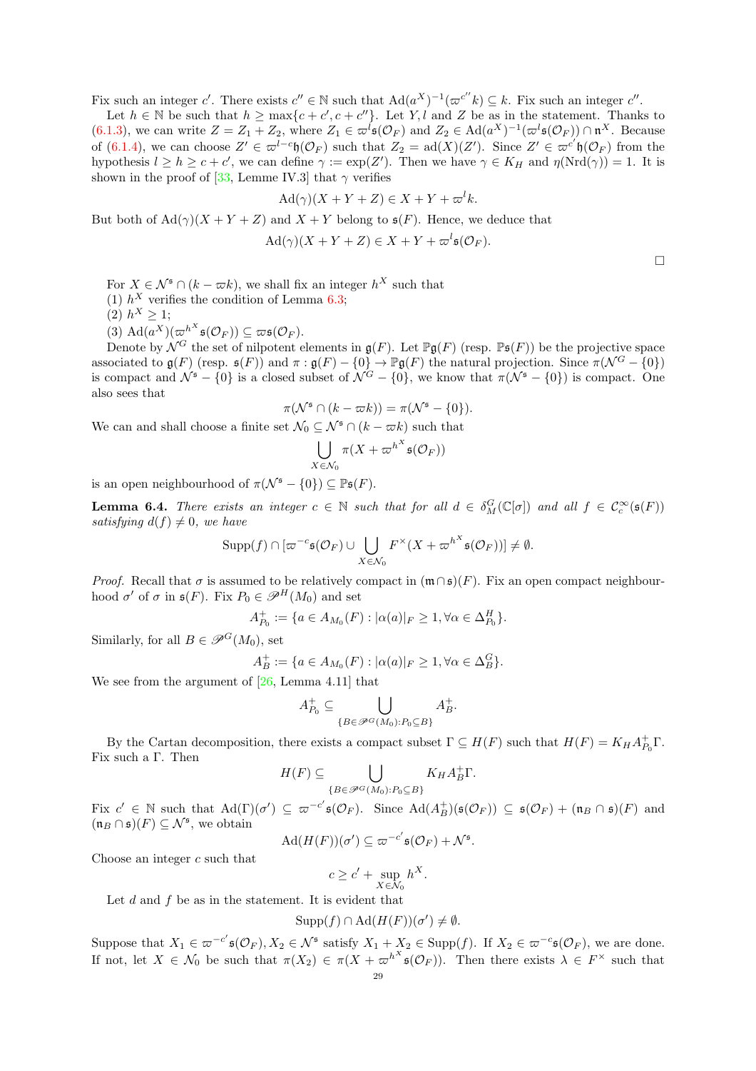Fix such an integer $c'$. There exists $c'' \in \mathbb{N}$ such that $\mathrm{Ad}(a^X)^{-1}(\varpi^{c''}k) \subseteq k$. Fix such an integer $c''$.

Let $h \in \mathbb{N}$ be such that $h \geq \max\{c + c', c + c''\}$. Let $Y, l$ and $Z$ be as in the statement. Thanks to (6.1.3), we can write $Z = Z_1 + Z_2$, where $Z_1 \in \varpi^l \mathfrak{s}(\mathcal{O}_F)$ and $Z_2 \in \mathrm{Ad}(a^X)^{-1}(\varpi^l \mathfrak{s}(\mathcal{O}_F)) \cap \mathfrak{n}^X$. Because of (6.1.4), we can choose $Z' \in \varpi^{l-c}\mathfrak{h}(\mathcal{O}_F)$ such that $Z_2 = \mathrm{ad}(X)(Z')$. Since $Z' \in \varpi^{c'}\mathfrak{h}(\mathcal{O}_F)$ from the hypothesis $l \geq h \geq c + c'$, we can define $\gamma := \exp(Z')$. Then we have $\gamma \in K_H$ and $\eta(\mathrm{Nrd}(\gamma)) = 1$. It is shown in the proof of [33, Lemme IV.3] that $\gamma$ verifies

$$\mathrm{Ad}(\gamma)(X + Y + Z) \in X + Y + \varpi^l k.$$

But both of $\mathrm{Ad}(\gamma)(X + Y + Z)$ and $X + Y$ belong to $\mathfrak{s}(F)$. Hence, we deduce that

$$\mathrm{Ad}(\gamma)(X + Y + Z) \in X + Y + \varpi^l \mathfrak{s}(\mathcal{O}_F).$$

□

For $X \in \mathcal{N}^{\mathfrak{s}} \cap (k - \varpi k)$, we shall fix an integer $h^X$ such that
(1) $h^X$ verifies the condition of Lemma 6.3;
(2) $h^X \geq 1$;
(3) $\mathrm{Ad}(a^X)(\varpi^{h^X}\mathfrak{s}(\mathcal{O}_F)) \subseteq \varpi\mathfrak{s}(\mathcal{O}_F)$.

Denote by $\mathcal{N}^G$ the set of nilpotent elements in $\mathfrak{g}(F)$. Let $\mathbb{P}\mathfrak{g}(F)$ (resp. $\mathbb{P}\mathfrak{s}(F)$) be the projective space associated to $\mathfrak{g}(F)$ (resp. $\mathfrak{s}(F)$) and $\pi : \mathfrak{g}(F) - \{0\} \to \mathbb{P}\mathfrak{g}(F)$ the natural projection. Since $\pi(\mathcal{N}^G - \{0\})$ is compact and $\mathcal{N}^{\mathfrak{s}} - \{0\}$ is a closed subset of $\mathcal{N}^G - \{0\}$, we know that $\pi(\mathcal{N}^{\mathfrak{s}} - \{0\})$ is compact. One also sees that

$$\pi(\mathcal{N}^{\mathfrak{s}} \cap (k - \varpi k)) = \pi(\mathcal{N}^{\mathfrak{s}} - \{0\}).$$

We can and shall choose a finite set $\mathcal{N}_0 \subseteq \mathcal{N}^{\mathfrak{s}} \cap (k - \varpi k)$ such that

$$\bigcup_{X \in \mathcal{N}_0} \pi(X + \varpi^{h^X}\mathfrak{s}(\mathcal{O}_F))$$

is an open neighbourhood of $\pi(\mathcal{N}^{\mathfrak{s}} - \{0\}) \subseteq \mathbb{P}\mathfrak{s}(F)$.

**Lemma 6.4.** *There exists an integer $c \in \mathbb{N}$ such that for all $d \in \delta_M^G(\mathbb{C}[\sigma])$ and all $f \in \mathcal{C}_c^\infty(\mathfrak{s}(F))$ satisfying $d(f) \neq 0$, we have*

$$\mathrm{Supp}(f) \cap [\varpi^{-c}\mathfrak{s}(\mathcal{O}_F) \cup \bigcup_{X \in \mathcal{N}_0} F^\times(X + \varpi^{h^X}\mathfrak{s}(\mathcal{O}_F))] \neq \emptyset.$$

*Proof.* Recall that $\sigma$ is assumed to be relatively compact in $(\mathfrak{m} \cap \mathfrak{s})(F)$. Fix an open compact neighbourhood $\sigma'$ of $\sigma$ in $\mathfrak{s}(F)$. Fix $P_0 \in \mathscr{P}^H(M_0)$ and set

$$A_{P_0}^+ := \{a \in A_{M_0}(F) : |\alpha(a)|_F \geq 1, \forall \alpha \in \Delta_{P_0}^H\}.$$

Similarly, for all $B \in \mathscr{P}^G(M_0)$, set

$$A_B^+ := \{a \in A_{M_0}(F) : |\alpha(a)|_F \geq 1, \forall \alpha \in \Delta_B^G\}.$$

We see from the argument of [26, Lemma 4.11] that

$$A_{P_0}^+ \subseteq \bigcup_{\{B \in \mathscr{P}^G(M_0) : P_0 \subseteq B\}} A_B^+.$$

By the Cartan decomposition, there exists a compact subset $\Gamma \subseteq H(F)$ such that $H(F) = K_H A_{P_0}^+ \Gamma$. Fix such a $\Gamma$. Then

$$H(F) \subseteq \bigcup_{\{B \in \mathscr{P}^G(M_0) : P_0 \subseteq B\}} K_H A_B^+ \Gamma.$$

Fix $c' \in \mathbb{N}$ such that $\mathrm{Ad}(\Gamma)(\sigma') \subseteq \varpi^{-c'}\mathfrak{s}(\mathcal{O}_F)$. Since $\mathrm{Ad}(A_B^+)(\mathfrak{s}(\mathcal{O}_F)) \subseteq \mathfrak{s}(\mathcal{O}_F) + (\mathfrak{n}_B \cap \mathfrak{s})(F)$ and $(\mathfrak{n}_B \cap \mathfrak{s})(F) \subseteq \mathcal{N}^{\mathfrak{s}}$, we obtain

$$\mathrm{Ad}(H(F))(\sigma') \subseteq \varpi^{-c'}\mathfrak{s}(\mathcal{O}_F) + \mathcal{N}^{\mathfrak{s}}.$$

Choose an integer $c$ such that

$$c \geq c' + \sup_{X \in \mathcal{N}_0} h^X.$$

Let $d$ and $f$ be as in the statement. It is evident that

$$\mathrm{Supp}(f) \cap \mathrm{Ad}(H(F))(\sigma') \neq \emptyset.$$

Suppose that $X_1 \in \varpi^{-c'}\mathfrak{s}(\mathcal{O}_F), X_2 \in \mathcal{N}^{\mathfrak{s}}$ satisfy $X_1 + X_2 \in \mathrm{Supp}(f)$. If $X_2 \in \varpi^{-c}\mathfrak{s}(\mathcal{O}_F)$, we are done. If not, let $X \in \mathcal{N}_0$ be such that $\pi(X_2) \in \pi(X + \varpi^{h^X}\mathfrak{s}(\mathcal{O}_F))$. Then there exists $\lambda \in F^\times$ such that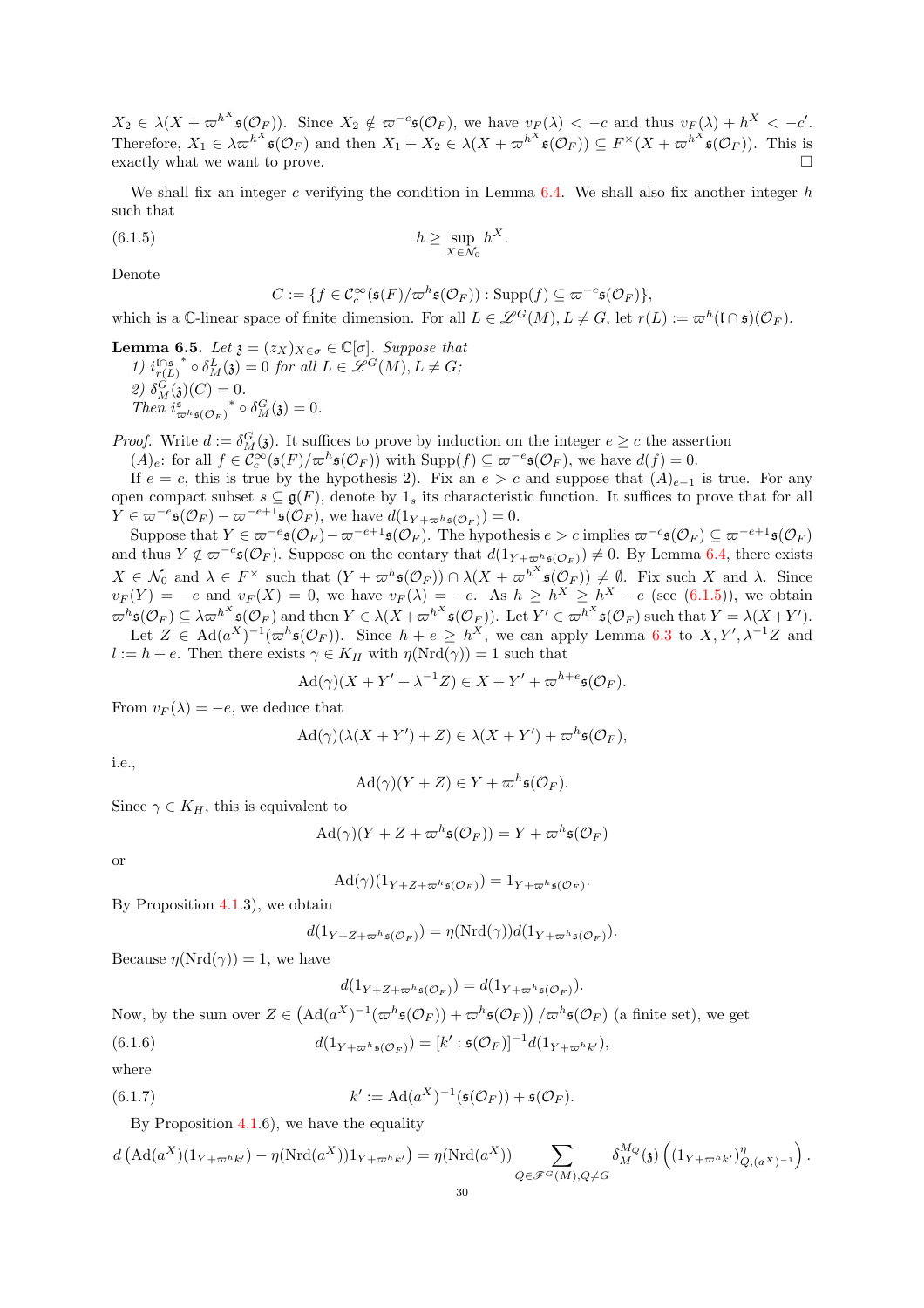$X_2 \in \lambda(X + \varpi^{h^X}\mathfrak{s}(\mathcal{O}_F))$. Since $X_2 \notin \varpi^{-c}\mathfrak{s}(\mathcal{O}_F)$, we have $v_F(\lambda) < -c$ and thus $v_F(\lambda) + h^X < -c'$. Therefore, $X_1 \in \lambda\varpi^{h^X}\mathfrak{s}(\mathcal{O}_F)$ and then $X_1 + X_2 \in \lambda(X + \varpi^{h^X}\mathfrak{s}(\mathcal{O}_F)) \subseteq F^\times(X + \varpi^{h^X}\mathfrak{s}(\mathcal{O}_F))$. This is exactly what we want to prove. $\square$

We shall fix an integer $c$ verifying the condition in Lemma 6.4. We shall also fix another integer $h$ such that

$$h \geq \sup_{X \in \mathcal{N}_0} h^X. \tag{6.1.5}$$

Denote

$$C := \{f \in \mathcal{C}_c^\infty(\mathfrak{s}(F)/\varpi^h\mathfrak{s}(\mathcal{O}_F)) : \mathrm{Supp}(f) \subseteq \varpi^{-c}\mathfrak{s}(\mathcal{O}_F)\},$$

which is a $\mathbb{C}$-linear space of finite dimension. For all $L \in \mathscr{L}^G(M), L \neq G$, let $r(L) := \varpi^h(\mathfrak{l} \cap \mathfrak{s})(\mathcal{O}_F)$.

**Lemma 6.5.** *Let $\mathfrak{z} = (z_X)_{X \in \sigma} \in \mathbb{C}[\sigma]$. Suppose that*
*1) $i_{r(L)}^{\mathfrak{l}\cap\mathfrak{s}\,*} \circ \delta_M^L(\mathfrak{z}) = 0$ for all $L \in \mathscr{L}^G(M), L \neq G$;*
*2) $\delta_M^G(\mathfrak{z})(C) = 0$.*
*Then $i_{\varpi^h\mathfrak{s}(\mathcal{O}_F)}^{\mathfrak{s}\,*} \circ \delta_M^G(\mathfrak{z}) = 0$.*

*Proof.* Write $d := \delta_M^G(\mathfrak{z})$. It suffices to prove by induction on the integer $e \geq c$ the assertion

$(A)_e$: for all $f \in \mathcal{C}_c^\infty(\mathfrak{s}(F)/\varpi^h\mathfrak{s}(\mathcal{O}_F))$ with $\mathrm{Supp}(f) \subseteq \varpi^{-e}\mathfrak{s}(\mathcal{O}_F)$, we have $d(f) = 0$.

If $e = c$, this is true by the hypothesis 2). Fix an $e > c$ and suppose that $(A)_{e-1}$ is true. For any open compact subset $s \subseteq \mathfrak{g}(F)$, denote by $1_s$ its characteristic function. It suffices to prove that for all $Y \in \varpi^{-e}\mathfrak{s}(\mathcal{O}_F) - \varpi^{-e+1}\mathfrak{s}(\mathcal{O}_F)$, we have $d(1_{Y+\varpi^h\mathfrak{s}(\mathcal{O}_F)}) = 0$.

Suppose that $Y \in \varpi^{-e}\mathfrak{s}(\mathcal{O}_F) - \varpi^{-e+1}\mathfrak{s}(\mathcal{O}_F)$. The hypothesis $e > c$ implies $\varpi^{-c}\mathfrak{s}(\mathcal{O}_F) \subseteq \varpi^{-e+1}\mathfrak{s}(\mathcal{O}_F)$ and thus $Y \notin \varpi^{-c}\mathfrak{s}(\mathcal{O}_F)$. Suppose on the contary that $d(1_{Y+\varpi^h\mathfrak{s}(\mathcal{O}_F)}) \neq 0$. By Lemma 6.4, there exists $X \in \mathcal{N}_0$ and $\lambda \in F^\times$ such that $(Y + \varpi^h\mathfrak{s}(\mathcal{O}_F)) \cap \lambda(X + \varpi^{h^X}\mathfrak{s}(\mathcal{O}_F)) \neq \emptyset$. Fix such $X$ and $\lambda$. Since $v_F(Y) = -e$ and $v_F(X) = 0$, we have $v_F(\lambda) = -e$. As $h \geq h^X \geq h^X - e$ (see (6.1.5)), we obtain $\varpi^h\mathfrak{s}(\mathcal{O}_F) \subseteq \lambda\varpi^{h^X}\mathfrak{s}(\mathcal{O}_F)$ and then $Y \in \lambda(X + \varpi^{h^X}\mathfrak{s}(\mathcal{O}_F))$. Let $Y' \in \varpi^{h^X}\mathfrak{s}(\mathcal{O}_F)$ such that $Y = \lambda(X + Y')$.

Let $Z \in \mathrm{Ad}(a^X)^{-1}(\varpi^h\mathfrak{s}(\mathcal{O}_F))$. Since $h + e \geq h^X$, we can apply Lemma 6.3 to $X, Y', \lambda^{-1}Z$ and $l := h + e$. Then there exists $\gamma \in K_H$ with $\eta(\mathrm{Nrd}(\gamma)) = 1$ such that

$$\mathrm{Ad}(\gamma)(X + Y' + \lambda^{-1}Z) \in X + Y' + \varpi^{h+e}\mathfrak{s}(\mathcal{O}_F).$$

From $v_F(\lambda) = -e$, we deduce that

$$\mathrm{Ad}(\gamma)(\lambda(X + Y') + Z) \in \lambda(X + Y') + \varpi^h\mathfrak{s}(\mathcal{O}_F),$$

i.e.,

$$\mathrm{Ad}(\gamma)(Y + Z) \in Y + \varpi^h\mathfrak{s}(\mathcal{O}_F).$$

Since $\gamma \in K_H$, this is equivalent to

$$\mathrm{Ad}(\gamma)(Y + Z + \varpi^h\mathfrak{s}(\mathcal{O}_F)) = Y + \varpi^h\mathfrak{s}(\mathcal{O}_F)$$

or

$$\mathrm{Ad}(\gamma)(1_{Y+Z+\varpi^h\mathfrak{s}(\mathcal{O}_F)}) = 1_{Y+\varpi^h\mathfrak{s}(\mathcal{O}_F)}.$$

By Proposition 4.1.3), we obtain

$$d(1_{Y+Z+\varpi^h\mathfrak{s}(\mathcal{O}_F)}) = \eta(\mathrm{Nrd}(\gamma))d(1_{Y+\varpi^h\mathfrak{s}(\mathcal{O}_F)}).$$

Because $\eta(\mathrm{Nrd}(\gamma)) = 1$, we have

$$d(1_{Y+Z+\varpi^h\mathfrak{s}(\mathcal{O}_F)}) = d(1_{Y+\varpi^h\mathfrak{s}(\mathcal{O}_F)}).$$

Now, by the sum over $Z \in \left(\mathrm{Ad}(a^X)^{-1}(\varpi^h\mathfrak{s}(\mathcal{O}_F)) + \varpi^h\mathfrak{s}(\mathcal{O}_F)\right)/\varpi^h\mathfrak{s}(\mathcal{O}_F)$ (a finite set), we get

$$d(1_{Y+\varpi^h\mathfrak{s}(\mathcal{O}_F)}) = [k' : \mathfrak{s}(\mathcal{O}_F)]^{-1}d(1_{Y+\varpi^h k'}), \tag{6.1.6}$$

where

$$k' := \mathrm{Ad}(a^X)^{-1}(\mathfrak{s}(\mathcal{O}_F)) + \mathfrak{s}(\mathcal{O}_F). \tag{6.1.7}$$

By Proposition 4.1.6), we have the equality

$$d\left(\mathrm{Ad}(a^X)(1_{Y+\varpi^h k'}) - \eta(\mathrm{Nrd}(a^X))1_{Y+\varpi^h k'}\right) = \eta(\mathrm{Nrd}(a^X)) \sum_{Q \in \mathscr{F}^G(M), Q \neq G} \delta_M^{M_Q}(\mathfrak{z})\left((1_{Y+\varpi^h k'})_{Q,(a^X)^{-1}}^\eta\right).$$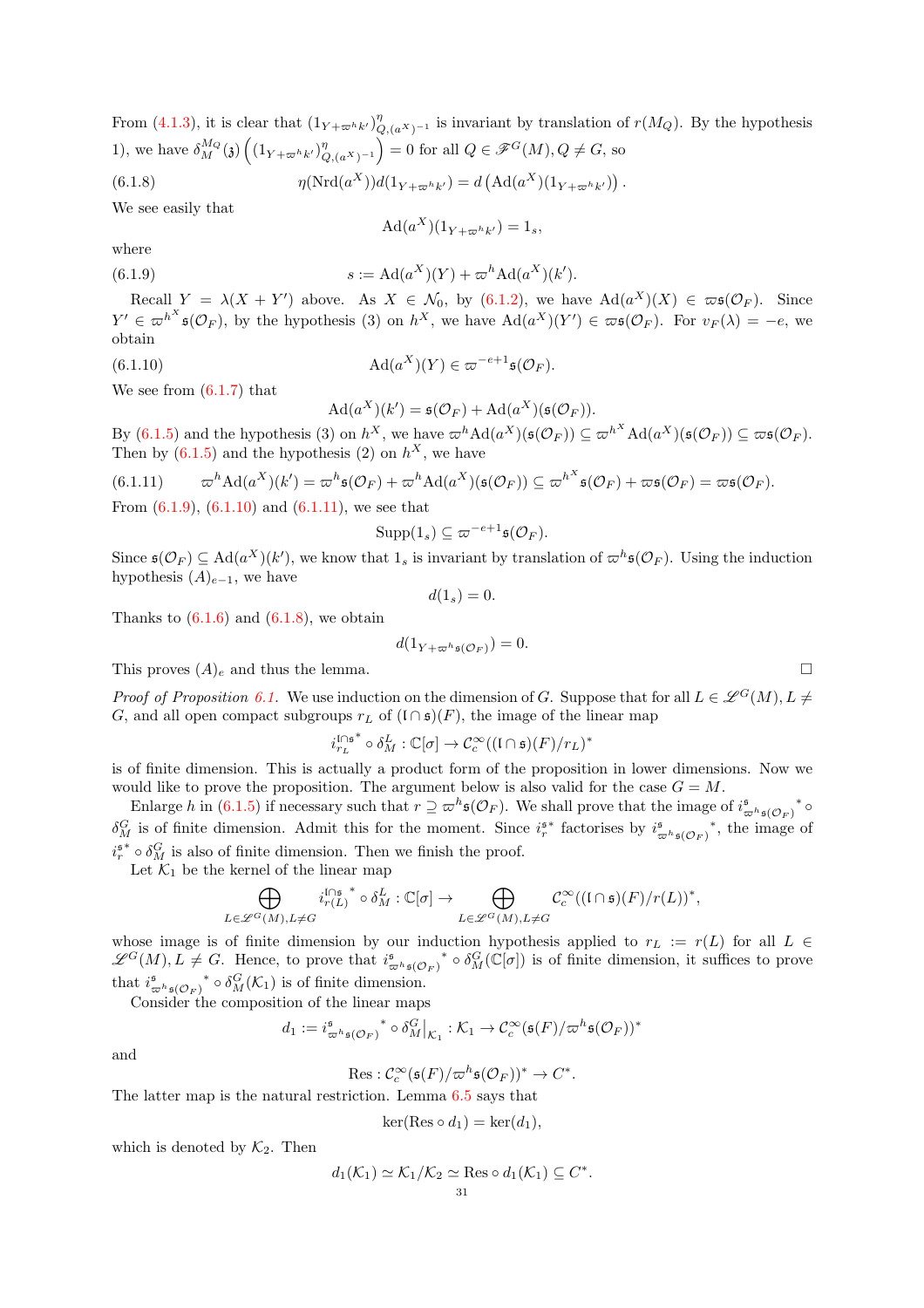From (4.1.3), it is clear that $(1_{Y+\varpi^h k'})^\eta_{Q,(a^X)^{-1}}$ is invariant by translation of $r(M_Q)$. By the hypothesis 1), we have $\delta_M^{M_Q}(\mathfrak{z})\left((1_{Y+\varpi^h k'})^\eta_{Q,(a^X)^{-1}}\right) = 0$ for all $Q \in \mathscr{F}^G(M), Q \neq G$, so

$$\eta(\mathrm{Nrd}(a^X))d(1_{Y+\varpi^h k'}) = d\left(\mathrm{Ad}(a^X)(1_{Y+\varpi^h k'})\right). \tag{6.1.8}$$

We see easily that

$$\mathrm{Ad}(a^X)(1_{Y+\varpi^h k'}) = 1_s,$$

where

$$s := \mathrm{Ad}(a^X)(Y) + \varpi^h \mathrm{Ad}(a^X)(k'). \tag{6.1.9}$$

Recall $Y = \lambda(X + Y')$ above. As $X \in \mathcal{N}_0$, by (6.1.2), we have $\mathrm{Ad}(a^X)(X) \in \varpi\mathfrak{s}(\mathcal{O}_F)$. Since $Y' \in \varpi^{h^X}\mathfrak{s}(\mathcal{O}_F)$, by the hypothesis (3) on $h^X$, we have $\mathrm{Ad}(a^X)(Y') \in \varpi\mathfrak{s}(\mathcal{O}_F)$. For $v_F(\lambda) = -e$, we obtain

$$\mathrm{Ad}(a^X)(Y) \in \varpi^{-e+1}\mathfrak{s}(\mathcal{O}_F). \tag{6.1.10}$$

We see from (6.1.7) that

$$\mathrm{Ad}(a^X)(k') = \mathfrak{s}(\mathcal{O}_F) + \mathrm{Ad}(a^X)(\mathfrak{s}(\mathcal{O}_F)).$$

By (6.1.5) and the hypothesis (3) on $h^X$, we have $\varpi^h \mathrm{Ad}(a^X)(\mathfrak{s}(\mathcal{O}_F)) \subseteq \varpi^{h^X}\mathrm{Ad}(a^X)(\mathfrak{s}(\mathcal{O}_F)) \subseteq \varpi\mathfrak{s}(\mathcal{O}_F)$. Then by (6.1.5) and the hypothesis (2) on $h^X$, we have

$$\varpi^h \mathrm{Ad}(a^X)(k') = \varpi^h\mathfrak{s}(\mathcal{O}_F) + \varpi^h\mathrm{Ad}(a^X)(\mathfrak{s}(\mathcal{O}_F)) \subseteq \varpi^{h^X}\mathfrak{s}(\mathcal{O}_F) + \varpi\mathfrak{s}(\mathcal{O}_F) = \varpi\mathfrak{s}(\mathcal{O}_F). \tag{6.1.11}$$

From (6.1.9), (6.1.10) and (6.1.11), we see that

$$\mathrm{Supp}(1_s) \subseteq \varpi^{-e+1}\mathfrak{s}(\mathcal{O}_F).$$

Since $\mathfrak{s}(\mathcal{O}_F) \subseteq \mathrm{Ad}(a^X)(k')$, we know that $1_s$ is invariant by translation of $\varpi^h\mathfrak{s}(\mathcal{O}_F)$. Using the induction hypothesis $(A)_{e-1}$, we have

$$d(1_s) = 0.$$

Thanks to (6.1.6) and (6.1.8), we obtain

$$d(1_{Y+\varpi^h\mathfrak{s}(\mathcal{O}_F)}) = 0.$$

This proves $(A)_e$ and thus the lemma. □

*Proof of Proposition 6.1.* We use induction on the dimension of $G$. Suppose that for all $L \in \mathscr{L}^G(M), L \neq G$, and all open compact subgroups $r_L$ of $(\mathfrak{l} \cap \mathfrak{s})(F)$, the image of the linear map

$$i_{r_L}^{\mathfrak{l}\cap\mathfrak{s}^*} \circ \delta_M^L : \mathbb{C}[\sigma] \to \mathcal{C}_c^\infty((\mathfrak{l}\cap\mathfrak{s})(F)/r_L)^*$$

is of finite dimension. This is actually a product form of the proposition in lower dimensions. Now we would like to prove the proposition. The argument below is also valid for the case $G = M$.

Enlarge $h$ in (6.1.5) if necessary such that $r \supseteq \varpi^h\mathfrak{s}(\mathcal{O}_F)$. We shall prove that the image of ${i_{\varpi^h\mathfrak{s}(\mathcal{O}_F)}^{\mathfrak{s}}}^* \circ \delta_M^G$ is of finite dimension. Admit this for the moment. Since $i_r^{\mathfrak{s}*}$ factorises by ${i_{\varpi^h\mathfrak{s}(\mathcal{O}_F)}^{\mathfrak{s}}}^*$, the image of $i_r^{\mathfrak{s}*} \circ \delta_M^G$ is also of finite dimension. Then we finish the proof.

Let $\mathcal{K}_1$ be the kernel of the linear map

$$\bigoplus_{L\in\mathscr{L}^G(M), L\neq G} {i_{r(L)}^{\mathfrak{l}\cap\mathfrak{s}}}^* \circ \delta_M^L : \mathbb{C}[\sigma] \to \bigoplus_{L\in\mathscr{L}^G(M), L\neq G} \mathcal{C}_c^\infty((\mathfrak{l}\cap\mathfrak{s})(F)/r(L))^*,$$

whose image is of finite dimension by our induction hypothesis applied to $r_L := r(L)$ for all $L \in \mathscr{L}^G(M), L \neq G$. Hence, to prove that ${i_{\varpi^h\mathfrak{s}(\mathcal{O}_F)}^{\mathfrak{s}}}^* \circ \delta_M^G(\mathbb{C}[\sigma])$ is of finite dimension, it suffices to prove that ${i_{\varpi^h\mathfrak{s}(\mathcal{O}_F)}^{\mathfrak{s}}}^* \circ \delta_M^G(\mathcal{K}_1)$ is of finite dimension.

Consider the composition of the linear maps

$$d_1 := {i_{\varpi^h\mathfrak{s}(\mathcal{O}_F)}^{\mathfrak{s}}}^* \circ \delta_M^G\big|_{\mathcal{K}_1} : \mathcal{K}_1 \to \mathcal{C}_c^\infty(\mathfrak{s}(F)/\varpi^h\mathfrak{s}(\mathcal{O}_F))^*$$

and

$$\mathrm{Res} : \mathcal{C}_c^\infty(\mathfrak{s}(F)/\varpi^h\mathfrak{s}(\mathcal{O}_F))^* \to C^*.$$

The latter map is the natural restriction. Lemma 6.5 says that

$$\ker(\mathrm{Res} \circ d_1) = \ker(d_1),$$

which is denoted by $\mathcal{K}_2$. Then

$$d_1(\mathcal{K}_1) \simeq \mathcal{K}_1/\mathcal{K}_2 \simeq \mathrm{Res} \circ d_1(\mathcal{K}_1) \subseteq C^*.$$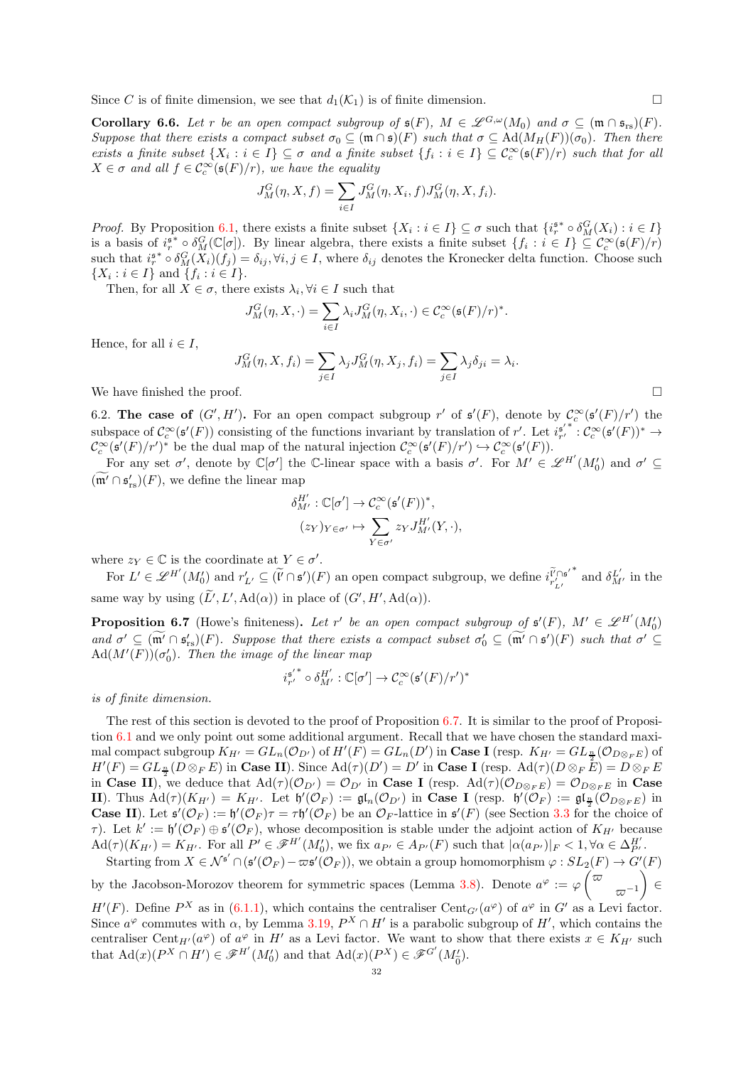Since $C$ is of finite dimension, we see that $d_1(\mathcal{K}_1)$ is of finite dimension. $\square$

**Corollary 6.6.** *Let $r$ be an open compact subgroup of $\mathfrak{s}(F)$, $M \in \mathscr{L}^{G,\omega}(M_0)$ and $\sigma \subseteq (\mathfrak{m} \cap \mathfrak{s}_{\mathrm{rs}})(F)$. Suppose that there exists a compact subset $\sigma_0 \subseteq (\mathfrak{m} \cap \mathfrak{s})(F)$ such that $\sigma \subseteq \mathrm{Ad}(M_H(F))(\sigma_0)$. Then there exists a finite subset $\{X_i : i \in I\} \subseteq \sigma$ and a finite subset $\{f_i : i \in I\} \subseteq \mathcal{C}_c^\infty(\mathfrak{s}(F)/r)$ such that for all $X \in \sigma$ and all $f \in \mathcal{C}_c^\infty(\mathfrak{s}(F)/r)$, we have the equality*

$$J_M^G(\eta, X, f) = \sum_{i \in I} J_M^G(\eta, X_i, f) J_M^G(\eta, X, f_i).$$

*Proof.* By Proposition 6.1, there exists a finite subset $\{X_i : i \in I\} \subseteq \sigma$ such that $\{i_r^{\mathfrak{s}*} \circ \delta_M^G(X_i) : i \in I\}$ is a basis of $i_r^{\mathfrak{s}*} \circ \delta_M^G(\mathbb{C}[\sigma])$. By linear algebra, there exists a finite subset $\{f_i : i \in I\} \subseteq \mathcal{C}_c^\infty(\mathfrak{s}(F)/r)$ such that $i_r^{\mathfrak{s}*} \circ \delta_M^G(X_i)(f_j) = \delta_{ij}, \forall i, j \in I$, where $\delta_{ij}$ denotes the Kronecker delta function. Choose such $\{X_i : i \in I\}$ and $\{f_i : i \in I\}$.

Then, for all $X \in \sigma$, there exists $\lambda_i, \forall i \in I$ such that

$$J_M^G(\eta, X, \cdot) = \sum_{i \in I} \lambda_i J_M^G(\eta, X_i, \cdot) \in \mathcal{C}_c^\infty(\mathfrak{s}(F)/r)^*.$$

Hence, for all $i \in I$,

$$J_M^G(\eta, X, f_i) = \sum_{j \in I} \lambda_j J_M^G(\eta, X_j, f_i) = \sum_{j \in I} \lambda_j \delta_{ji} = \lambda_i.$$

We have finished the proof. $\square$

6.2. **The case of $(G', H')$.** For an open compact subgroup $r'$ of $\mathfrak{s}'(F)$, denote by $\mathcal{C}_c^\infty(\mathfrak{s}'(F)/r')$ the subspace of $\mathcal{C}_c^\infty(\mathfrak{s}'(F))$ consisting of the functions invariant by translation of $r'$. Let $i_{r'}^{\mathfrak{s}'^*} : \mathcal{C}_c^\infty(\mathfrak{s}'(F))^* \to \mathcal{C}_c^\infty(\mathfrak{s}'(F)/r')^*$ be the dual map of the natural injection $\mathcal{C}_c^\infty(\mathfrak{s}'(F)/r') \hookrightarrow \mathcal{C}_c^\infty(\mathfrak{s}'(F))$.

For any set $\sigma'$, denote by $\mathbb{C}[\sigma']$ the $\mathbb{C}$-linear space with a basis $\sigma'$. For $M' \in \mathscr{L}^{H'}(M_0')$ and $\sigma' \subseteq (\widetilde{\mathfrak{m}'} \cap \mathfrak{s}'_{\mathrm{rs}})(F)$, we define the linear map

$$\delta_{M'}^{H'} : \mathbb{C}[\sigma'] \to \mathcal{C}_c^\infty(\mathfrak{s}'(F))^*,$$
$$(z_Y)_{Y \in \sigma'} \mapsto \sum_{Y \in \sigma'} z_Y J_{M'}^{H'}(Y, \cdot),$$

where $z_Y \in \mathbb{C}$ is the coordinate at $Y \in \sigma'$.

For $L' \in \mathscr{L}^{H'}(M_0')$ and $r'_{L'} \subseteq (\widetilde{\mathfrak{l}'} \cap \mathfrak{s}')(F)$ an open compact subgroup, we define $i_{r'_{L'}}^{\widetilde{\mathfrak{l}'} \cap \mathfrak{s}'^*}$ and $\delta_{M'}^{L'}$ in the same way by using $(\widetilde{L'}, L', \mathrm{Ad}(\alpha))$ in place of $(G', H', \mathrm{Ad}(\alpha))$.

**Proposition 6.7** (Howe's finiteness)**.** *Let $r'$ be an open compact subgroup of $\mathfrak{s}'(F)$, $M' \in \mathscr{L}^{H'}(M_0')$ and $\sigma' \subseteq (\widetilde{\mathfrak{m}'} \cap \mathfrak{s}'_{\mathrm{rs}})(F)$. Suppose that there exists a compact subset $\sigma_0' \subseteq (\widetilde{\mathfrak{m}'} \cap \mathfrak{s}')(F)$ such that $\sigma' \subseteq \mathrm{Ad}(M'(F))(\sigma_0')$. Then the image of the linear map*

$$i_{r'}^{\mathfrak{s}'^*} \circ \delta_{M'}^{H'} : \mathbb{C}[\sigma'] \to \mathcal{C}_c^\infty(\mathfrak{s}'(F)/r')^*$$

*is of finite dimension.*

The rest of this section is devoted to the proof of Proposition 6.7. It is similar to the proof of Proposition 6.1 and we only point out some additional argument. Recall that we have chosen the standard maximal compact subgroup $K_{H'} = GL_n(\mathcal{O}_{D'})$ of $H'(F) = GL_n(D')$ in **Case I** (resp. $K_{H'} = GL_{\frac{n}{2}}(\mathcal{O}_{D \otimes_F E})$ of $H'(F) = GL_{\frac{n}{2}}(D \otimes_F E)$ in **Case II**). Since $\mathrm{Ad}(\tau)(D') = D'$ in **Case I** (resp. $\mathrm{Ad}(\tau)(D \otimes_F E) = D \otimes_F E$ in **Case II**), we deduce that $\mathrm{Ad}(\tau)(\mathcal{O}_{D'}) = \mathcal{O}_{D'}$ in **Case I** (resp. $\mathrm{Ad}(\tau)(\mathcal{O}_{D \otimes_F E}) = \mathcal{O}_{D \otimes_F E}$ in **Case II**). Thus $\mathrm{Ad}(\tau)(K_{H'}) = K_{H'}$. Let $\mathfrak{h}'(\mathcal{O}_F) := \mathfrak{gl}_n(\mathcal{O}_{D'})$ in **Case I** (resp. $\mathfrak{h}'(\mathcal{O}_F) := \mathfrak{gl}_{\frac{n}{2}}(\mathcal{O}_{D \otimes_F E})$ in **Case II**). Let $\mathfrak{s}'(\mathcal{O}_F) := \mathfrak{h}'(\mathcal{O}_F)\tau = \tau\mathfrak{h}'(\mathcal{O}_F)$ be an $\mathcal{O}_F$-lattice in $\mathfrak{s}'(F)$ (see Section 3.3 for the choice of $\tau$). Let $k' := \mathfrak{h}'(\mathcal{O}_F) \oplus \mathfrak{s}'(\mathcal{O}_F)$, whose decomposition is stable under the adjoint action of $K_{H'}$ because $\mathrm{Ad}(\tau)(K_{H'}) = K_{H'}$. For all $P' \in \mathscr{F}^{H'}(M_0')$, we fix $a_{P'} \in A_{P'}(F)$ such that $|\alpha(a_{P'})|_F < 1, \forall \alpha \in \Delta_{P'}^{H'}$.

Starting from $X \in \mathcal{N}^{\mathfrak{s}'} \cap (\mathfrak{s}'(\mathcal{O}_F) - \varpi\mathfrak{s}'(\mathcal{O}_F))$, we obtain a group homomorphism $\varphi : SL_2(F) \to G'(F)$ by the Jacobson-Morozov theorem for symmetric spaces (Lemma 3.8). Denote $a^\varphi := \varphi\begin{pmatrix} \varpi & \\ & \varpi^{-1} \end{pmatrix} \in H'(F)$. Define $P^X$ as in (6.1.1), which contains the centraliser $\mathrm{Cent}_{G'}(a^\varphi)$ of $a^\varphi$ in $G'$ as a Levi factor. Since $a^\varphi$ commutes with $\alpha$, by Lemma 3.19, $P^X \cap H'$ is a parabolic subgroup of $H'$, which contains the centraliser $\mathrm{Cent}_{H'}(a^\varphi)$ of $a^\varphi$ in $H'$ as a Levi factor. We want to show that there exists $x \in K_{H'}$ such that $\mathrm{Ad}(x)(P^X \cap H') \in \mathscr{F}^{H'}(M_0')$ and that $\mathrm{Ad}(x)(P^X) \in \mathscr{F}^{G'}(M_0')$.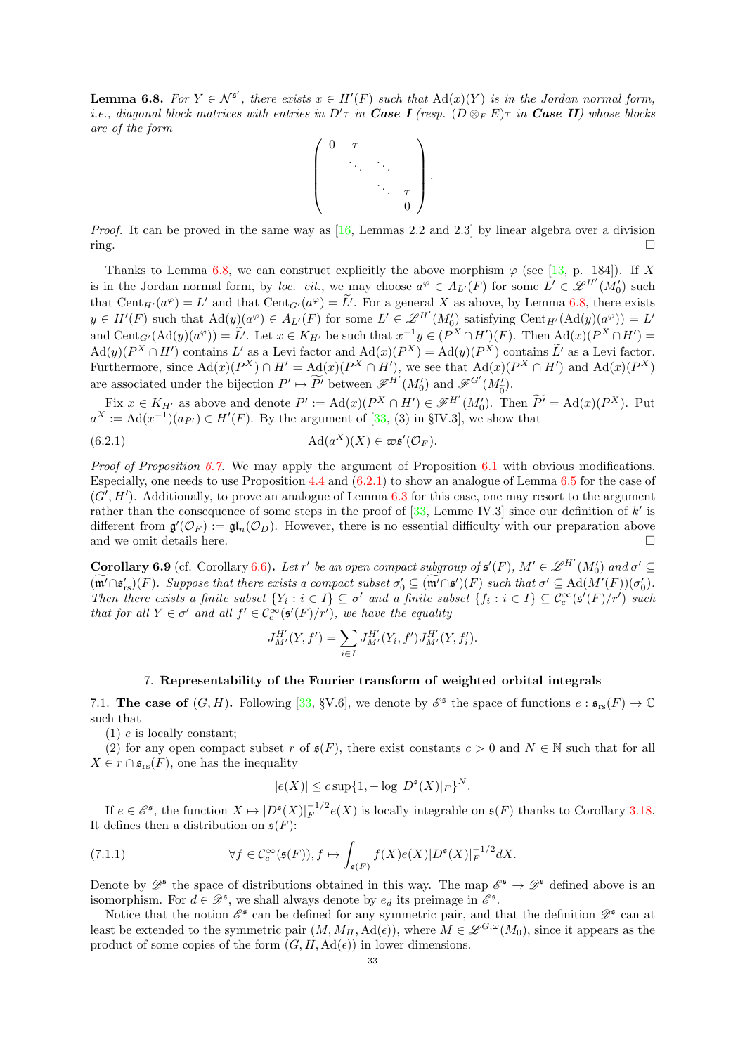**Lemma 6.8.** *For $Y \in \mathcal{N}^{\mathfrak{s}'}$, there exists $x \in H'(F)$ such that $\mathrm{Ad}(x)(Y)$ is in the Jordan normal form, i.e., diagonal block matrices with entries in $D'\tau$ in **Case I** (resp. $(D \otimes_F E)\tau$ in **Case II**) whose blocks are of the form*

$$\begin{pmatrix} 0 & \tau & & \\ & \ddots & \ddots & \\ & & \ddots & \tau \\ & & & 0 \end{pmatrix}.$$

*Proof.* It can be proved in the same way as [16, Lemmas 2.2 and 2.3] by linear algebra over a division ring. $\square$

Thanks to Lemma 6.8, we can construct explicitly the above morphism $\varphi$ (see [13, p. 184]). If $X$ is in the Jordan normal form, by *loc. cit.*, we may choose $a^\varphi \in A_{L'}(F)$ for some $L' \in \mathscr{L}^{H'}(M'_0)$ such that $\mathrm{Cent}_{H'}(a^\varphi) = L'$ and that $\mathrm{Cent}_{G'}(a^\varphi) = \widetilde{L'}$. For a general $X$ as above, by Lemma 6.8, there exists $y \in H'(F)$ such that $\mathrm{Ad}(y)(a^\varphi) \in A_{L'}(F)$ for some $L' \in \mathscr{L}^{H'}(M'_0)$ satisfying $\mathrm{Cent}_{H'}(\mathrm{Ad}(y)(a^\varphi)) = L'$ and $\mathrm{Cent}_{G'}(\mathrm{Ad}(y)(a^\varphi)) = \widetilde{L'}$. Let $x \in K_{H'}$ be such that $x^{-1}y \in (P^X \cap H')(F)$. Then $\mathrm{Ad}(x)(P^X \cap H') = \mathrm{Ad}(y)(P^X \cap H')$ contains $L'$ as a Levi factor and $\mathrm{Ad}(x)(P^X) = \mathrm{Ad}(y)(P^X)$ contains $\widetilde{L'}$ as a Levi factor. Furthermore, since $\mathrm{Ad}(x)(P^X) \cap H' = \mathrm{Ad}(x)(P^X \cap H')$, we see that $\mathrm{Ad}(x)(P^X \cap H')$ and $\mathrm{Ad}(x)(P^X)$ are associated under the bijection $P' \mapsto \widetilde{P'}$ between $\mathscr{F}^{H'}(M'_0)$ and $\mathscr{F}^{G'}(M'_0)$.

Fix $x \in K_{H'}$ as above and denote $P' := \mathrm{Ad}(x)(P^X \cap H') \in \mathscr{F}^{H'}(M'_0)$. Then $\widetilde{P'} = \mathrm{Ad}(x)(P^X)$. Put $a^X := \mathrm{Ad}(x^{-1})(a_{P'}) \in H'(F)$. By the argument of [33, (3) in §IV.3], we show that

$$\mathrm{Ad}(a^X)(X) \in \varpi\mathfrak{s}'(\mathcal{O}_F). \tag{6.2.1}$$

*Proof of Proposition 6.7.* We may apply the argument of Proposition 6.1 with obvious modifications. Especially, one needs to use Proposition 4.4 and (6.2.1) to show an analogue of Lemma 6.5 for the case of $(G', H')$. Additionally, to prove an analogue of Lemma 6.3 for this case, one may resort to the argument rather than the consequence of some steps in the proof of [33, Lemme IV.3] since our definition of $k'$ is different from $\mathfrak{g}'(\mathcal{O}_F) := \mathfrak{gl}_n(\mathcal{O}_D)$. However, there is no essential difficulty with our preparation above and we omit details here. $\square$

**Corollary 6.9** (cf. Corollary 6.6)**.** *Let $r'$ be an open compact subgroup of $\mathfrak{s}'(F)$, $M' \in \mathscr{L}^{H'}(M'_0)$ and $\sigma' \subseteq (\widetilde{\mathfrak{m}'} \cap \mathfrak{s}'_{\mathrm{rs}})(F)$. Suppose that there exists a compact subset $\sigma'_0 \subseteq (\widetilde{\mathfrak{m}'} \cap \mathfrak{s}')(F)$ such that $\sigma' \subseteq \mathrm{Ad}(M'(F))(\sigma'_0)$. Then there exists a finite subset $\{Y_i : i \in I\} \subseteq \sigma'$ and a finite subset $\{f_i : i \in I\} \subseteq \mathcal{C}_c^\infty(\mathfrak{s}'(F)/r')$ such that for all $Y \in \sigma'$ and all $f' \in \mathcal{C}_c^\infty(\mathfrak{s}'(F)/r')$, we have the equality*

$$J_{M'}^{H'}(Y, f') = \sum_{i \in I} J_{M'}^{H'}(Y_i, f') J_{M'}^{H'}(Y, f'_i).$$

## 7. Representability of the Fourier transform of weighted orbital integrals

7.1. **The case of $(G, H)$.** Following [33, §V.6], we denote by $\mathscr{E}^{\mathfrak{s}}$ the space of functions $e : \mathfrak{s}_{\mathrm{rs}}(F) \to \mathbb{C}$ such that

(1) $e$ is locally constant;

(2) for any open compact subset $r$ of $\mathfrak{s}(F)$, there exist constants $c > 0$ and $N \in \mathbb{N}$ such that for all $X \in r \cap \mathfrak{s}_{\mathrm{rs}}(F)$, one has the inequality

$$|e(X)| \leq c \sup\{1, -\log|D^{\mathfrak{s}}(X)|_F\}^N.$$

If $e \in \mathscr{E}^{\mathfrak{s}}$, the function $X \mapsto |D^{\mathfrak{s}}(X)|_F^{-1/2} e(X)$ is locally integrable on $\mathfrak{s}(F)$ thanks to Corollary 3.18. It defines then a distribution on $\mathfrak{s}(F)$:

$$\forall f \in \mathcal{C}_c^\infty(\mathfrak{s}(F)), f \mapsto \int_{\mathfrak{s}(F)} f(X) e(X) |D^{\mathfrak{s}}(X)|_F^{-1/2} dX. \tag{7.1.1}$$

Denote by $\mathscr{D}^{\mathfrak{s}}$ the space of distributions obtained in this way. The map $\mathscr{E}^{\mathfrak{s}} \to \mathscr{D}^{\mathfrak{s}}$ defined above is an isomorphism. For $d \in \mathscr{D}^{\mathfrak{s}}$, we shall always denote by $e_d$ its preimage in $\mathscr{E}^{\mathfrak{s}}$.

Notice that the notion $\mathscr{E}^{\mathfrak{s}}$ can be defined for any symmetric pair, and that the definition $\mathscr{D}^{\mathfrak{s}}$ can at least be extended to the symmetric pair $(M, M_H, \mathrm{Ad}(\epsilon))$, where $M \in \mathscr{L}^{G,\omega}(M_0)$, since it appears as the product of some copies of the form $(G, H, \mathrm{Ad}(\epsilon))$ in lower dimensions.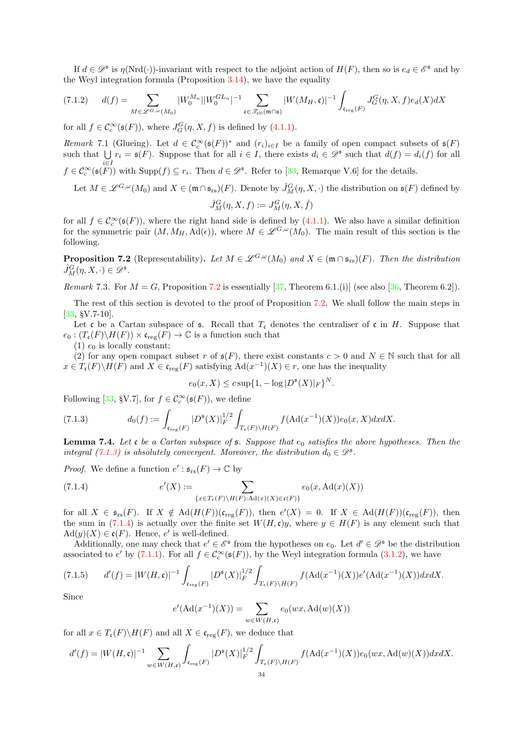If $d \in \mathscr{D}^{\mathfrak{s}}$ is $\eta(\mathrm{Nrd}(\cdot))$-invariant with respect to the adjoint action of $H(F)$, then so is $e_d \in \mathscr{E}^{\mathfrak{s}}$ and by the Weyl integration formula (Proposition 3.14), we have the equality

$$d(f) = \sum_{M \in \mathscr{L}^{G,\omega}(M_0)} |W_0^{M_n}||W_0^{GL_n}|^{-1} \sum_{\mathfrak{c} \in \mathscr{T}_{\mathrm{ell}}(\mathfrak{m} \cap \mathfrak{s})} |W(M_H, \mathfrak{c})|^{-1} \int_{\mathfrak{c}_{\mathrm{reg}}(F)} J_G^G(\eta, X, f) e_d(X) dX \tag{7.1.2}$$

for all $f \in \mathcal{C}_c^\infty(\mathfrak{s}(F))$, where $J_G^G(\eta, X, f)$ is defined by (4.1.1).

*Remark* 7.1 (Glueing). Let $d \in \mathcal{C}_c^\infty(\mathfrak{s}(F))^*$ and $(r_i)_{i \in I}$ be a family of open compact subsets of $\mathfrak{s}(F)$ such that $\bigcup_{i \in I} r_i = \mathfrak{s}(F)$. Suppose that for all $i \in I$, there exists $d_i \in \mathscr{D}^{\mathfrak{s}}$ such that $d(f) = d_i(f)$ for all $f \in \mathcal{C}_c^\infty(\mathfrak{s}(F))$ with $\mathrm{Supp}(f) \subseteq r_i$. Then $d \in \mathscr{D}^{\mathfrak{s}}$. Refer to [33, Remarque V.6] for the details.

Let $M \in \mathscr{L}^{G,\omega}(M_0)$ and $X \in (\mathfrak{m} \cap \mathfrak{s}_{\mathrm{rs}})(F)$. Denote by $\hat{J}_M^G(\eta, X, \cdot)$ the distribution on $\mathfrak{s}(F)$ defined by

$$\hat{J}_M^G(\eta, X, f) := J_M^G(\eta, X, \hat{f})$$

for all $f \in \mathcal{C}_c^\infty(\mathfrak{s}(F))$, where the right hand side is defined by (4.1.1). We also have a similar definition for the symmetric pair $(M, M_H, \mathrm{Ad}(\epsilon))$, where $M \in \mathscr{L}^{G,\omega}(M_0)$. The main result of this section is the following.

**Proposition 7.2** (Representability)**.** *Let $M \in \mathscr{L}^{G,\omega}(M_0)$ and $X \in (\mathfrak{m} \cap \mathfrak{s}_{\mathrm{rs}})(F)$. Then the distribution $\hat{J}_M^G(\eta, X, \cdot) \in \mathscr{D}^{\mathfrak{s}}$.*

*Remark* 7.3. For $M = G$, Proposition 7.2 is essentially [37, Theorem 6.1.(i)] (see also [36, Theorem 6.2]).

The rest of this section is devoted to the proof of Proposition 7.2. We shall follow the main steps in [33, §V.7-10].

Let $\mathfrak{c}$ be a Cartan subspace of $\mathfrak{s}$. Recall that $T_{\mathfrak{c}}$ denotes the centraliser of $\mathfrak{c}$ in $H$. Suppose that $e_0 : (T_{\mathfrak{c}}(F)\backslash H(F)) \times \mathfrak{c}_{\mathrm{reg}}(F) \to \mathbb{C}$ is a function such that

(1) $e_0$ is locally constant;

(2) for any open compact subset $r$ of $\mathfrak{s}(F)$, there exist constants $c > 0$ and $N \in \mathbb{N}$ such that for all $x \in T_{\mathfrak{c}}(F)\backslash H(F)$ and $X \in \mathfrak{c}_{\mathrm{reg}}(F)$ satisfying $\mathrm{Ad}(x^{-1})(X) \in r$, one has the inequality

$$e_0(x, X) \leq c \sup\{1, -\log |D^{\mathfrak{s}}(X)|_F\}^N.$$

Following [33, §V.7], for $f \in \mathcal{C}_c^\infty(\mathfrak{s}(F))$, we define

$$d_0(f) := \int_{\mathfrak{c}_{\mathrm{reg}}(F)} |D^{\mathfrak{s}}(X)|_F^{1/2} \int_{T_{\mathfrak{c}}(F)\backslash H(F)} f(\mathrm{Ad}(x^{-1})(X)) e_0(x, X) dx dX. \tag{7.1.3}$$

**Lemma 7.4.** *Let $\mathfrak{c}$ be a Cartan subspace of $\mathfrak{s}$. Suppose that $e_0$ satisfies the above hypotheses. Then the integral (7.1.3) is absolutely convergent. Moreover, the distribution $d_0 \in \mathscr{D}^{\mathfrak{s}}$.*

*Proof.* We define a function $e' : \mathfrak{s}_{\mathrm{rs}}(F) \to \mathbb{C}$ by

$$e'(X) := \sum_{\{x \in T_{\mathfrak{c}}(F)\backslash H(F) : \mathrm{Ad}(x)(X) \in \mathfrak{c}(F)\}} e_0(x, \mathrm{Ad}(x)(X)) \tag{7.1.4}$$

for all $X \in \mathfrak{s}_{\mathrm{rs}}(F)$. If $X \notin \mathrm{Ad}(H(F))(\mathfrak{c}_{\mathrm{reg}}(F))$, then $e'(X) = 0$. If $X \in \mathrm{Ad}(H(F))(\mathfrak{c}_{\mathrm{reg}}(F))$, then the sum in (7.1.4) is actually over the finite set $W(H, \mathfrak{c})y$, where $y \in H(F)$ is any element such that $\mathrm{Ad}(y)(X) \in \mathfrak{c}(F)$. Hence, $e'$ is well-defined.

Additionally, one may check that $e' \in \mathscr{E}^{\mathfrak{s}}$ from the hypotheses on $e_0$. Let $d' \in \mathscr{D}^{\mathfrak{s}}$ be the distribution associated to $e'$ by (7.1.1). For all $f \in \mathcal{C}_c^\infty(\mathfrak{s}(F))$, by the Weyl integration formula (3.1.2), we have

$$d'(f) = |W(H, \mathfrak{c})|^{-1} \int_{\mathfrak{c}_{\mathrm{reg}}(F)} |D^{\mathfrak{s}}(X)|_F^{1/2} \int_{T_{\mathfrak{c}}(F)\backslash H(F)} f(\mathrm{Ad}(x^{-1})(X)) e'(\mathrm{Ad}(x^{-1})(X)) dx dX. \tag{7.1.5}$$

Since

$$e'(\mathrm{Ad}(x^{-1})(X)) = \sum_{w \in W(H, \mathfrak{c})} e_0(wx, \mathrm{Ad}(w)(X))$$

for all $x \in T_{\mathfrak{c}}(F)\backslash H(F)$ and all $X \in \mathfrak{c}_{\mathrm{reg}}(F)$, we deduce that

$$d'(f) = |W(H, \mathfrak{c})|^{-1} \sum_{w \in W(H, \mathfrak{c})} \int_{\mathfrak{c}_{\mathrm{reg}}(F)} |D^{\mathfrak{s}}(X)|_F^{1/2} \int_{T_{\mathfrak{c}}(F)\backslash H(F)} f(\mathrm{Ad}(x^{-1})(X)) e_0(wx, \mathrm{Ad}(w)(X)) dx dX.$$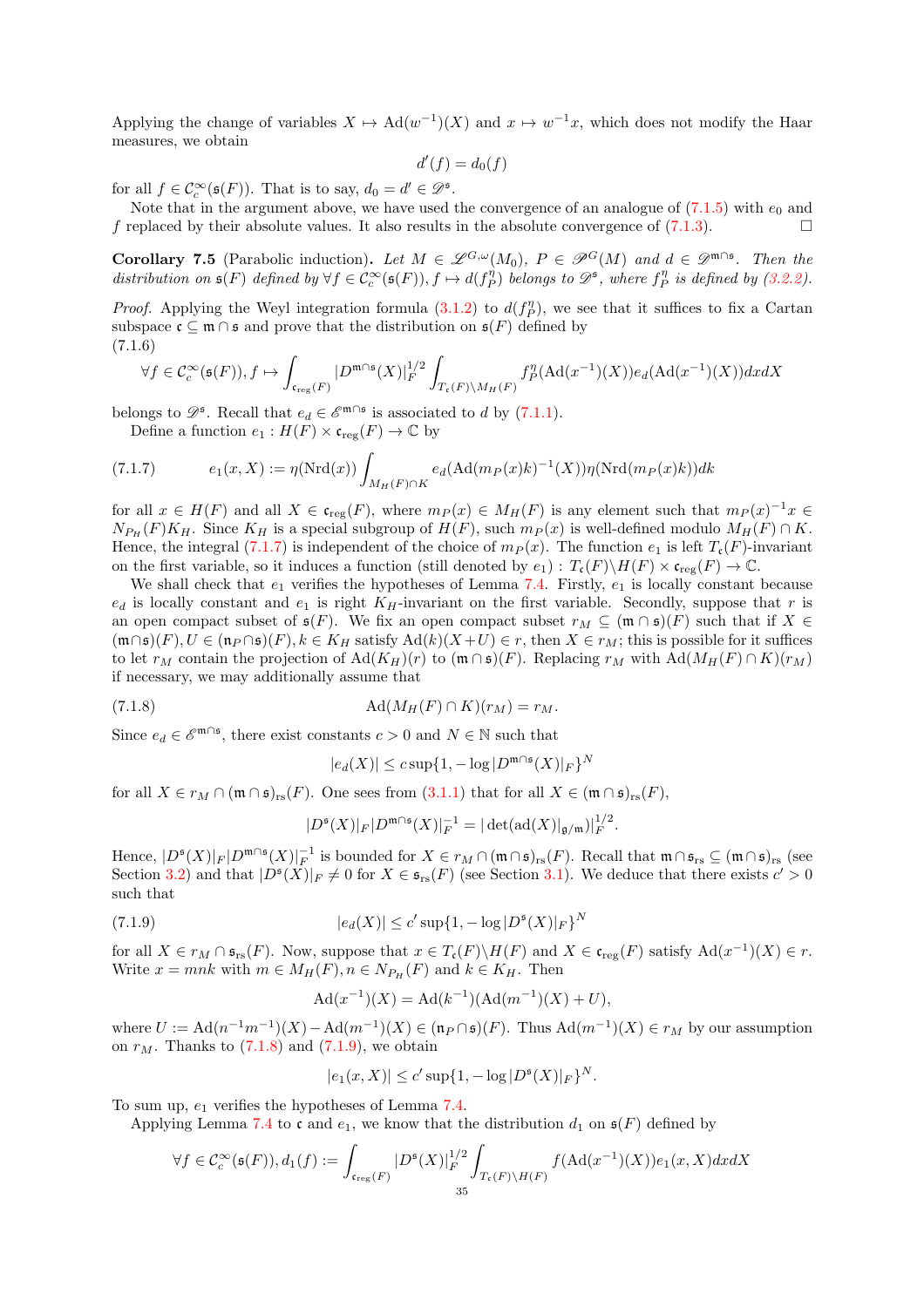Applying the change of variables $X \mapsto \mathrm{Ad}(w^{-1})(X)$ and $x \mapsto w^{-1}x$, which does not modify the Haar measures, we obtain

$$d'(f) = d_0(f)$$

for all $f \in \mathcal{C}_c^\infty(\mathfrak{s}(F))$. That is to say, $d_0 = d' \in \mathscr{D}^{\mathfrak{s}}$.

Note that in the argument above, we have used the convergence of an analogue of (7.1.5) with $e_0$ and $f$ replaced by their absolute values. It also results in the absolute convergence of (7.1.3). □

**Corollary 7.5** (Parabolic induction)**.** *Let $M \in \mathscr{L}^{G,\omega}(M_0)$, $P \in \mathscr{P}^G(M)$ and $d \in \mathscr{D}^{\mathfrak{m}\cap\mathfrak{s}}$. Then the distribution on $\mathfrak{s}(F)$ defined by $\forall f \in \mathcal{C}_c^\infty(\mathfrak{s}(F)), f \mapsto d(f_P^\eta)$ belongs to $\mathscr{D}^{\mathfrak{s}}$, where $f_P^\eta$ is defined by (3.2.2).*

*Proof.* Applying the Weyl integration formula (3.1.2) to $d(f_P^\eta)$, we see that it suffices to fix a Cartan subspace $\mathfrak{c} \subseteq \mathfrak{m} \cap \mathfrak{s}$ and prove that the distribution on $\mathfrak{s}(F)$ defined by

(7.1.6)
$$\forall f \in \mathcal{C}_c^\infty(\mathfrak{s}(F)), f \mapsto \int_{\mathfrak{c}_{\mathrm{reg}}(F)} |D^{\mathfrak{m}\cap\mathfrak{s}}(X)|_F^{1/2} \int_{T_{\mathfrak{c}}(F)\backslash M_H(F)} f_P^\eta(\mathrm{Ad}(x^{-1})(X)) e_d(\mathrm{Ad}(x^{-1})(X)) dx dX$$

belongs to $\mathscr{D}^{\mathfrak{s}}$. Recall that $e_d \in \mathscr{E}^{\mathfrak{m}\cap\mathfrak{s}}$ is associated to $d$ by (7.1.1).

Define a function $e_1 : H(F) \times \mathfrak{c}_{\mathrm{reg}}(F) \to \mathbb{C}$ by

$$e_1(x, X) := \eta(\mathrm{Nrd}(x)) \int_{M_H(F)\cap K} e_d(\mathrm{Ad}(m_P(x)k)^{-1}(X)) \eta(\mathrm{Nrd}(m_P(x)k)) dk \tag{7.1.7}$$

for all $x \in H(F)$ and all $X \in \mathfrak{c}_{\mathrm{reg}}(F)$, where $m_P(x) \in M_H(F)$ is any element such that $m_P(x)^{-1}x \in N_{P_H}(F)K_H$. Since $K_H$ is a special subgroup of $H(F)$, such $m_P(x)$ is well-defined modulo $M_H(F) \cap K$. Hence, the integral (7.1.7) is independent of the choice of $m_P(x)$. The function $e_1$ is left $T_{\mathfrak{c}}(F)$-invariant on the first variable, so it induces a function (still denoted by $e_1$) : $T_{\mathfrak{c}}(F)\backslash H(F) \times \mathfrak{c}_{\mathrm{reg}}(F) \to \mathbb{C}$.

We shall check that $e_1$ verifies the hypotheses of Lemma 7.4. Firstly, $e_1$ is locally constant because $e_d$ is locally constant and $e_1$ is right $K_H$-invariant on the first variable. Secondly, suppose that $r$ is an open compact subset of $\mathfrak{s}(F)$. We fix an open compact subset $r_M \subseteq (\mathfrak{m} \cap \mathfrak{s})(F)$ such that if $X \in (\mathfrak{m}\cap\mathfrak{s})(F), U \in (\mathfrak{n}_P \cap \mathfrak{s})(F), k \in K_H$ satisfy $\mathrm{Ad}(k)(X+U) \in r$, then $X \in r_M$; this is possible for it suffices to let $r_M$ contain the projection of $\mathrm{Ad}(K_H)(r)$ to $(\mathfrak{m}\cap\mathfrak{s})(F)$. Replacing $r_M$ with $\mathrm{Ad}(M_H(F) \cap K)(r_M)$ if necessary, we may additionally assume that

$$\mathrm{Ad}(M_H(F) \cap K)(r_M) = r_M. \tag{7.1.8}$$

Since $e_d \in \mathscr{E}^{\mathfrak{m}\cap\mathfrak{s}}$, there exist constants $c > 0$ and $N \in \mathbb{N}$ such that

$$|e_d(X)| \leq c \sup\{1, -\log |D^{\mathfrak{m}\cap\mathfrak{s}}(X)|_F\}^N$$

for all $X \in r_M \cap (\mathfrak{m}\cap\mathfrak{s})_{\mathrm{rs}}(F)$. One sees from (3.1.1) that for all $X \in (\mathfrak{m}\cap\mathfrak{s})_{\mathrm{rs}}(F)$,

$$|D^{\mathfrak{s}}(X)|_F |D^{\mathfrak{m}\cap\mathfrak{s}}(X)|_F^{-1} = |\det(\mathrm{ad}(X)|_{\mathfrak{g}/\mathfrak{m}})|_F^{1/2}.$$

Hence, $|D^{\mathfrak{s}}(X)|_F |D^{\mathfrak{m}\cap\mathfrak{s}}(X)|_F^{-1}$ is bounded for $X \in r_M \cap (\mathfrak{m}\cap\mathfrak{s})_{\mathrm{rs}}(F)$. Recall that $\mathfrak{m}\cap\mathfrak{s}_{\mathrm{rs}} \subseteq (\mathfrak{m}\cap\mathfrak{s})_{\mathrm{rs}}$ (see Section 3.2) and that $|D^{\mathfrak{s}}(X)|_F \neq 0$ for $X \in \mathfrak{s}_{\mathrm{rs}}(F)$ (see Section 3.1). We deduce that there exists $c' > 0$ such that

$$|e_d(X)| \leq c' \sup\{1, -\log |D^{\mathfrak{s}}(X)|_F\}^N \tag{7.1.9}$$

for all $X \in r_M \cap \mathfrak{s}_{\mathrm{rs}}(F)$. Now, suppose that $x \in T_{\mathfrak{c}}(F)\backslash H(F)$ and $X \in \mathfrak{c}_{\mathrm{reg}}(F)$ satisfy $\mathrm{Ad}(x^{-1})(X) \in r$. Write $x = mnk$ with $m \in M_H(F), n \in N_{P_H}(F)$ and $k \in K_H$. Then

$$\mathrm{Ad}(x^{-1})(X) = \mathrm{Ad}(k^{-1})(\mathrm{Ad}(m^{-1})(X) + U),$$

where $U := \mathrm{Ad}(n^{-1}m^{-1})(X) - \mathrm{Ad}(m^{-1})(X) \in (\mathfrak{n}_P \cap \mathfrak{s})(F)$. Thus $\mathrm{Ad}(m^{-1})(X) \in r_M$ by our assumption on $r_M$. Thanks to (7.1.8) and (7.1.9), we obtain

$$|e_1(x, X)| \leq c' \sup\{1, -\log |D^{\mathfrak{s}}(X)|_F\}^N.$$

To sum up, $e_1$ verifies the hypotheses of Lemma 7.4.

Applying Lemma 7.4 to $\mathfrak{c}$ and $e_1$, we know that the distribution $d_1$ on $\mathfrak{s}(F)$ defined by

$$\forall f \in \mathcal{C}_c^\infty(\mathfrak{s}(F)), d_1(f) := \int_{\mathfrak{c}_{\mathrm{reg}}(F)} |D^{\mathfrak{s}}(X)|_F^{1/2} \int_{T_{\mathfrak{c}}(F)\backslash H(F)} f(\mathrm{Ad}(x^{-1})(X)) e_1(x, X) dx dX$$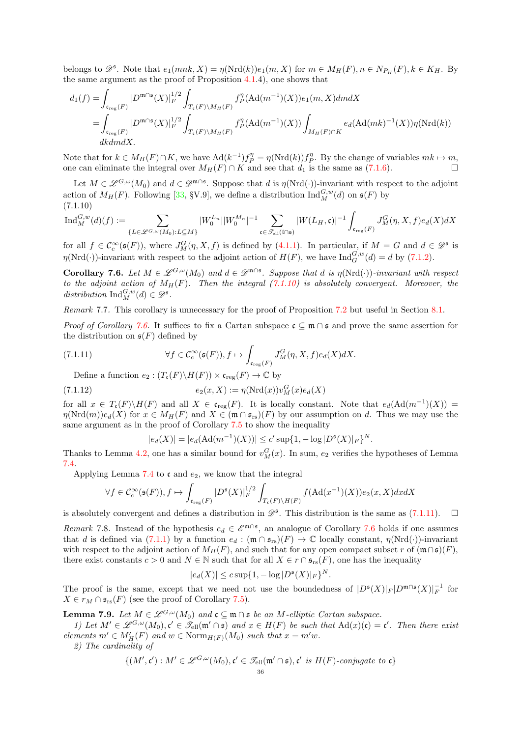belongs to $\mathscr{D}^{\mathfrak{s}}$. Note that $e_1(mnk, X) = \eta(\mathrm{Nrd}(k))e_1(m, X)$ for $m \in M_H(F), n \in N_{P_H}(F), k \in K_H$. By the same argument as the proof of Proposition 4.1.4), one shows that

$$\begin{aligned} d_1(f) &= \int_{\mathfrak{c}_{\mathrm{reg}}(F)} |D^{\mathfrak{m}\cap\mathfrak{s}}(X)|_F^{1/2} \int_{T_{\mathfrak{c}}(F)\backslash M_H(F)} f_P^{\eta}(\mathrm{Ad}(m^{-1})(X)) e_1(m, X) dm dX \\ &= \int_{\mathfrak{c}_{\mathrm{reg}}(F)} |D^{\mathfrak{m}\cap\mathfrak{s}}(X)|_F^{1/2} \int_{T_{\mathfrak{c}}(F)\backslash M_H(F)} f_P^{\eta}(\mathrm{Ad}(m^{-1})(X)) \int_{M_H(F)\cap K} e_d(\mathrm{Ad}(mk)^{-1}(X)) \eta(\mathrm{Nrd}(k)) \\ &\quad dk dm dX. \end{aligned}$$

Note that for $k \in M_H(F)\cap K$, we have $\mathrm{Ad}(k^{-1}) f_P^{\eta} = \eta(\mathrm{Nrd}(k)) f_P^{\eta}$. By the change of variables $mk \mapsto m$, one can eliminate the integral over $M_H(F)\cap K$ and see that $d_1$ is the same as (7.1.6). □

Let $M \in \mathscr{L}^{G,\omega}(M_0)$ and $d \in \mathscr{D}^{\mathfrak{m}\cap\mathfrak{s}}$. Suppose that $d$ is $\eta(\mathrm{Nrd}(\cdot))$-invariant with respect to the adjoint action of $M_H(F)$. Following [33, §V.9], we define a distribution $\mathrm{Ind}_M^{G,w}(d)$ on $\mathfrak{s}(F)$ by

(7.1.10)
$$\mathrm{Ind}_M^{G,w}(d)(f) := \sum_{\{L\in\mathscr{L}^{G,\omega}(M_0): L\subseteq M\}} |W_0^{L_n}||W_0^{M_n}|^{-1} \sum_{\mathfrak{c}\in\mathscr{T}_{\mathrm{ell}}(\mathfrak{l}\cap\mathfrak{s})} |W(L_H, \mathfrak{c})|^{-1} \int_{\mathfrak{c}_{\mathrm{reg}}(F)} J_M^G(\eta, X, f) e_d(X) dX$$

for all $f \in \mathcal{C}_c^\infty(\mathfrak{s}(F))$, where $J_M^G(\eta, X, f)$ is defined by (4.1.1). In particular, if $M = G$ and $d \in \mathscr{D}^{\mathfrak{s}}$ is $\eta(\mathrm{Nrd}(\cdot))$-invariant with respect to the adjoint action of $H(F)$, we have $\mathrm{Ind}_G^{G,w}(d) = d$ by (7.1.2).

**Corollary 7.6.** *Let $M \in \mathscr{L}^{G,\omega}(M_0)$ and $d \in \mathscr{D}^{\mathfrak{m}\cap\mathfrak{s}}$. Suppose that $d$ is $\eta(\mathrm{Nrd}(\cdot))$-invariant with respect to the adjoint action of $M_H(F)$. Then the integral (7.1.10) is absolutely convergent. Moreover, the distribution $\mathrm{Ind}_M^{G,w}(d) \in \mathscr{D}^{\mathfrak{s}}$.*

*Remark* 7.7. This corollary is unnecessary for the proof of Proposition 7.2 but useful in Section 8.1.

*Proof of Corollary 7.6.* It suffices to fix a Cartan subspace $\mathfrak{c} \subseteq \mathfrak{m}\cap\mathfrak{s}$ and prove the same assertion for the distribution on $\mathfrak{s}(F)$ defined by

(7.1.11)
$$\forall f \in \mathcal{C}_c^\infty(\mathfrak{s}(F)), f \mapsto \int_{\mathfrak{c}_{\mathrm{reg}}(F)} J_M^G(\eta, X, f) e_d(X) dX.$$

Define a function $e_2 : (T_{\mathfrak{c}}(F)\backslash H(F)) \times \mathfrak{c}_{\mathrm{reg}}(F) \to \mathbb{C}$ by

(7.1.12)
$$e_2(x, X) := \eta(\mathrm{Nrd}(x)) v_M^G(x) e_d(X)$$

for all $x \in T_{\mathfrak{c}}(F)\backslash H(F)$ and all $X \in \mathfrak{c}_{\mathrm{reg}}(F)$. It is locally constant. Note that $e_d(\mathrm{Ad}(m^{-1})(X)) = \eta(\mathrm{Nrd}(m)) e_d(X)$ for $m \in M_H(F)$ and $X \in (\mathfrak{m}\cap\mathfrak{s}_{\mathrm{rs}})(F)$ by our assumption on $d$. Thus we may use the same argument as in the proof of Corollary 7.5 to show the inequality

$$|e_d(X)| = |e_d(\mathrm{Ad}(m^{-1})(X))| \le c' \sup\{1, -\log|D^{\mathfrak{s}}(X)|_F\}^N.$$

Thanks to Lemma 4.2, one has a similar bound for $v_M^G(x)$. In sum, $e_2$ verifies the hypotheses of Lemma 7.4.

Applying Lemma 7.4 to $\mathfrak{c}$ and $e_2$, we know that the integral

$$\forall f \in \mathcal{C}_c^\infty(\mathfrak{s}(F)), f \mapsto \int_{\mathfrak{c}_{\mathrm{reg}}(F)} |D^{\mathfrak{s}}(X)|_F^{1/2} \int_{T_{\mathfrak{c}}(F)\backslash H(F)} f(\mathrm{Ad}(x^{-1})(X)) e_2(x, X) dx dX$$

is absolutely convergent and defines a distribution in $\mathscr{D}^{\mathfrak{s}}$. This distribution is the same as (7.1.11). □

*Remark* 7.8. Instead of the hypothesis $e_d \in \mathscr{E}^{\mathfrak{m}\cap\mathfrak{s}}$, an analogue of Corollary 7.6 holds if one assumes that $d$ is defined via (7.1.1) by a function $e_d : (\mathfrak{m}\cap\mathfrak{s}_{\mathrm{rs}})(F) \to \mathbb{C}$ locally constant, $\eta(\mathrm{Nrd}(\cdot))$-invariant with respect to the adjoint action of $M_H(F)$, and such that for any open compact subset $r$ of $(\mathfrak{m}\cap\mathfrak{s})(F)$, there exist constants $c > 0$ and $N \in \mathbb{N}$ such that for all $X \in r\cap\mathfrak{s}_{\mathrm{rs}}(F)$, one has the inequality

$$|e_d(X)| \le c \sup\{1, -\log|D^{\mathfrak{s}}(X)|_F\}^N.$$

The proof is the same, except that we need not use the boundedness of $|D^{\mathfrak{s}}(X)|_F |D^{\mathfrak{m}\cap\mathfrak{s}}(X)|_F^{-1}$ for $X \in r_M \cap \mathfrak{s}_{\mathrm{rs}}(F)$ (see the proof of Corollary 7.5).

**Lemma 7.9.** *Let $M \in \mathscr{L}^{G,\omega}(M_0)$ and $\mathfrak{c} \subseteq \mathfrak{m}\cap\mathfrak{s}$ be an $M$-elliptic Cartan subspace.*

*1) Let $M' \in \mathscr{L}^{G,\omega}(M_0), \mathfrak{c}' \in \mathscr{T}_{\mathrm{ell}}(\mathfrak{m}'\cap\mathfrak{s})$ and $x \in H(F)$ be such that $\mathrm{Ad}(x)(\mathfrak{c}) = \mathfrak{c}'$. Then there exist elements $m' \in M'_H(F)$ and $w \in \mathrm{Norm}_{H(F)}(M_0)$ such that $x = m'w$.*

*2) The cardinality of*

$$\{(M', \mathfrak{c}') : M' \in \mathscr{L}^{G,\omega}(M_0), \mathfrak{c}' \in \mathscr{T}_{\mathrm{ell}}(\mathfrak{m}'\cap\mathfrak{s}), \mathfrak{c}' \textit{ is } H(F)\textit{-conjugate to } \mathfrak{c}\}$$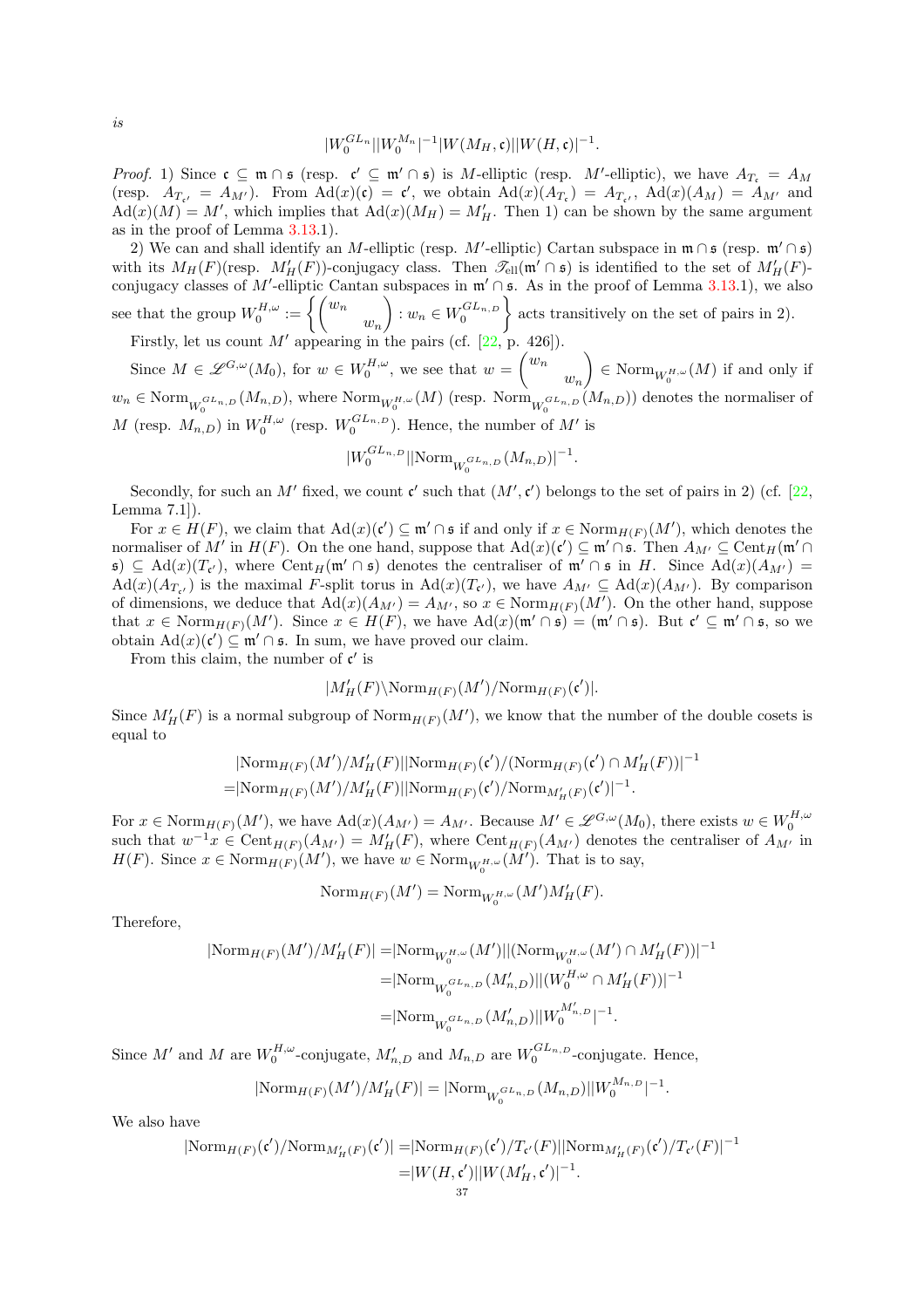*is*

$$|W_0^{GL_n}||W_0^{M_n}|^{-1}|W(M_H,\mathfrak{c})||W(H,\mathfrak{c})|^{-1}.$$

*Proof.* 1) Since $\mathfrak{c}\subseteq\mathfrak{m}\cap\mathfrak{s}$ (resp. $\mathfrak{c}'\subseteq\mathfrak{m}'\cap\mathfrak{s}$) is $M$-elliptic (resp. $M'$-elliptic), we have $A_{T_\mathfrak{c}}=A_M$ (resp. $A_{T_{\mathfrak{c}'}}=A_{M'}$). From $\mathrm{Ad}(x)(\mathfrak{c})=\mathfrak{c}'$, we obtain $\mathrm{Ad}(x)(A_{T_\mathfrak{c}})=A_{T_{\mathfrak{c}'}}$, $\mathrm{Ad}(x)(A_M)=A_{M'}$ and $\mathrm{Ad}(x)(M)=M'$, which implies that $\mathrm{Ad}(x)(M_H)=M'_H$. Then 1) can be shown by the same argument as in the proof of Lemma 3.13.1).

2) We can and shall identify an $M$-elliptic (resp. $M'$-elliptic) Cartan subspace in $\mathfrak{m}\cap\mathfrak{s}$ (resp. $\mathfrak{m}'\cap\mathfrak{s}$) with its $M_H(F)$(resp. $M'_H(F)$)-conjugacy class. Then $\mathscr{T}_{\mathrm{ell}}(\mathfrak{m}'\cap\mathfrak{s})$ is identified to the set of $M'_H(F)$-conjugacy classes of $M'$-elliptic Cantan subspaces in $\mathfrak{m}'\cap\mathfrak{s}$. As in the proof of Lemma 3.13.1), we also see that the group $W_0^{H,\omega}:=\left\{\begin{pmatrix} w_n & \\ & w_n\end{pmatrix}: w_n\in W_0^{GL_{n,D}}\right\}$ acts transitively on the set of pairs in 2).

Firstly, let us count $M'$ appearing in the pairs (cf. [22, p. 426]).

Since $M\in\mathscr{L}^{G,\omega}(M_0)$, for $w\in W_0^{H,\omega}$, we see that $w=\begin{pmatrix} w_n & \\ & w_n\end{pmatrix}\in\mathrm{Norm}_{W_0^{H,\omega}}(M)$ if and only if $w_n\in\mathrm{Norm}_{W_0^{GL_{n,D}}}(M_{n,D})$, where $\mathrm{Norm}_{W_0^{H,\omega}}(M)$ (resp. $\mathrm{Norm}_{W_0^{GL_{n,D}}}(M_{n,D})$) denotes the normaliser of $M$ (resp. $M_{n,D}$) in $W_0^{H,\omega}$ (resp. $W_0^{GL_{n,D}}$). Hence, the number of $M'$ is

$$|W_0^{GL_{n,D}}||\mathrm{Norm}_{W_0^{GL_{n,D}}}(M_{n,D})|^{-1}.$$

Secondly, for such an $M'$ fixed, we count $\mathfrak{c}'$ such that $(M',\mathfrak{c}')$ belongs to the set of pairs in 2) (cf. [22, Lemma 7.1]).

For $x\in H(F)$, we claim that $\mathrm{Ad}(x)(\mathfrak{c}')\subseteq\mathfrak{m}'\cap\mathfrak{s}$ if and only if $x\in\mathrm{Norm}_{H(F)}(M')$, which denotes the normaliser of $M'$ in $H(F)$. On the one hand, suppose that $\mathrm{Ad}(x)(\mathfrak{c}')\subseteq\mathfrak{m}'\cap\mathfrak{s}$. Then $A_{M'}\subseteq\mathrm{Cent}_H(\mathfrak{m}'\cap\mathfrak{s})\subseteq\mathrm{Ad}(x)(T_{\mathfrak{c}'})$, where $\mathrm{Cent}_H(\mathfrak{m}'\cap\mathfrak{s})$ denotes the centraliser of $\mathfrak{m}'\cap\mathfrak{s}$ in $H$. Since $\mathrm{Ad}(x)(A_{M'})=\mathrm{Ad}(x)(A_{T_{\mathfrak{c}'}})$ is the maximal $F$-split torus in $\mathrm{Ad}(x)(T_{\mathfrak{c}'})$, we have $A_{M'}\subseteq\mathrm{Ad}(x)(A_{M'})$. By comparison of dimensions, we deduce that $\mathrm{Ad}(x)(A_{M'})=A_{M'}$, so $x\in\mathrm{Norm}_{H(F)}(M')$. On the other hand, suppose that $x\in\mathrm{Norm}_{H(F)}(M')$. Since $x\in H(F)$, we have $\mathrm{Ad}(x)(\mathfrak{m}'\cap\mathfrak{s})=(\mathfrak{m}'\cap\mathfrak{s})$. But $\mathfrak{c}'\subseteq\mathfrak{m}'\cap\mathfrak{s}$, so we obtain $\mathrm{Ad}(x)(\mathfrak{c}')\subseteq\mathfrak{m}'\cap\mathfrak{s}$. In sum, we have proved our claim.

From this claim, the number of $\mathfrak{c}'$ is

$$|M'_H(F)\backslash\mathrm{Norm}_{H(F)}(M')/\mathrm{Norm}_{H(F)}(\mathfrak{c}')|.$$

Since $M'_H(F)$ is a normal subgroup of $\mathrm{Norm}_{H(F)}(M')$, we know that the number of the double cosets is equal to

$$\begin{aligned}&|\mathrm{Norm}_{H(F)}(M')/M'_H(F)||\mathrm{Norm}_{H(F)}(\mathfrak{c}')/(\mathrm{Norm}_{H(F)}(\mathfrak{c}')\cap M'_H(F))|^{-1}\\ =&|\mathrm{Norm}_{H(F)}(M')/M'_H(F)||\mathrm{Norm}_{H(F)}(\mathfrak{c}')/\mathrm{Norm}_{M'_H(F)}(\mathfrak{c}')|^{-1}.\end{aligned}$$

For $x\in\mathrm{Norm}_{H(F)}(M')$, we have $\mathrm{Ad}(x)(A_{M'})=A_{M'}$. Because $M'\in\mathscr{L}^{G,\omega}(M_0)$, there exists $w\in W_0^{H,\omega}$ such that $w^{-1}x\in\mathrm{Cent}_{H(F)}(A_{M'})=M'_H(F)$, where $\mathrm{Cent}_{H(F)}(A_{M'})$ denotes the centraliser of $A_{M'}$ in $H(F)$. Since $x\in\mathrm{Norm}_{H(F)}(M')$, we have $w\in\mathrm{Norm}_{W_0^{H,\omega}}(M')$. That is to say,

$$\mathrm{Norm}_{H(F)}(M')=\mathrm{Norm}_{W_0^{H,\omega}}(M')M'_H(F).$$

Therefore,

$$\begin{aligned}|\mathrm{Norm}_{H(F)}(M')/M'_H(F)|=&|\mathrm{Norm}_{W_0^{H,\omega}}(M')||(\mathrm{Norm}_{W_0^{H,\omega}}(M')\cap M'_H(F))|^{-1}\\ =&|\mathrm{Norm}_{W_0^{GL_{n,D}}}(M'_{n,D})||(W_0^{H,\omega}\cap M'_H(F))|^{-1}\\ =&|\mathrm{Norm}_{W_0^{GL_{n,D}}}(M'_{n,D})||W_0^{M'_{n,D}}|^{-1}.\end{aligned}$$

Since $M'$ and $M$ are $W_0^{H,\omega}$-conjugate, $M'_{n,D}$ and $M_{n,D}$ are $W_0^{GL_{n,D}}$-conjugate. Hence,

$$|\mathrm{Norm}_{H(F)}(M')/M'_H(F)|=|\mathrm{Norm}_{W_0^{GL_{n,D}}}(M_{n,D})||W_0^{M_{n,D}}|^{-1}.$$

We also have

$$\begin{aligned}|\mathrm{Norm}_{H(F)}(\mathfrak{c}')/\mathrm{Norm}_{M'_H(F)}(\mathfrak{c}')|=&|\mathrm{Norm}_{H(F)}(\mathfrak{c}')/T_{\mathfrak{c}'}(F)||\mathrm{Norm}_{M'_H(F)}(\mathfrak{c}')/T_{\mathfrak{c}'}(F)|^{-1}\\ =&|W(H,\mathfrak{c}')||W(M'_H,\mathfrak{c}')|^{-1}.\end{aligned}$$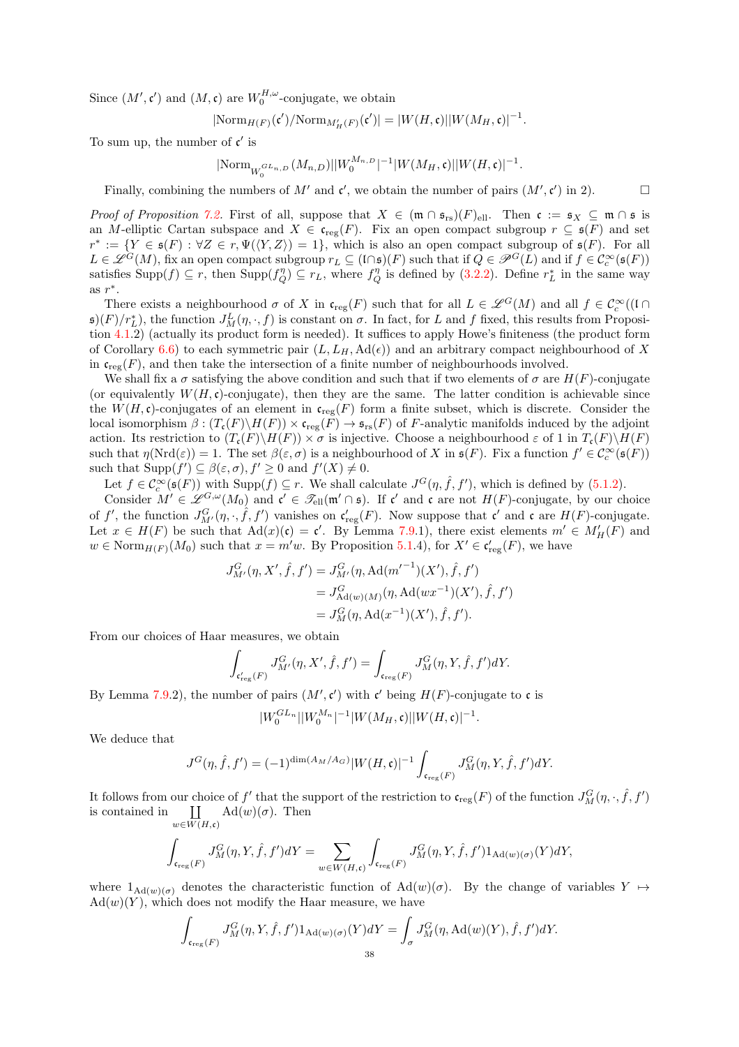Since $(M', \mathfrak{c}')$ and $(M, \mathfrak{c})$ are $W_0^{H,\omega}$-conjugate, we obtain

$$|\mathrm{Norm}_{H(F)}(\mathfrak{c}')/\mathrm{Norm}_{M'_H(F)}(\mathfrak{c}')| = |W(H, \mathfrak{c})||W(M_H, \mathfrak{c})|^{-1}.$$

To sum up, the number of $\mathfrak{c}'$ is

$$|\mathrm{Norm}_{W_0^{GL_{n,D}}}(M_{n,D})||W_0^{M_{n,D}}|^{-1}|W(M_H, \mathfrak{c})||W(H, \mathfrak{c})|^{-1}.$$

Finally, combining the numbers of $M'$ and $\mathfrak{c}'$, we obtain the number of pairs $(M', \mathfrak{c}')$ in 2). □

*Proof of Proposition 7.2.* First of all, suppose that $X \in (\mathfrak{m} \cap \mathfrak{s}_{\mathrm{rs}})(F)_{\mathrm{ell}}$. Then $\mathfrak{c} := \mathfrak{s}_X \subseteq \mathfrak{m} \cap \mathfrak{s}$ is an $M$-elliptic Cartan subspace and $X \in \mathfrak{c}_{\mathrm{reg}}(F)$. Fix an open compact subgroup $r \subseteq \mathfrak{s}(F)$ and set $r^* := \{Y \in \mathfrak{s}(F) : \forall Z \in r, \Psi(\langle Y, Z \rangle) = 1\}$, which is also an open compact subgroup of $\mathfrak{s}(F)$. For all $L \in \mathscr{L}^G(M)$, fix an open compact subgroup $r_L \subseteq (\mathfrak{l} \cap \mathfrak{s})(F)$ such that if $Q \in \mathscr{P}^G(L)$ and if $f \in \mathcal{C}_c^\infty(\mathfrak{s}(F))$ satisfies $\mathrm{Supp}(f) \subseteq r$, then $\mathrm{Supp}(f_Q^\eta) \subseteq r_L$, where $f_Q^\eta$ is defined by (3.2.2). Define $r_L^*$ in the same way as $r^*$.

There exists a neighbourhood $\sigma$ of $X$ in $\mathfrak{c}_{\mathrm{reg}}(F)$ such that for all $L \in \mathscr{L}^G(M)$ and all $f \in \mathcal{C}_c^\infty((\mathfrak{l} \cap \mathfrak{s})(F)/r_L^*)$, the function $J_M^L(\eta, \cdot, f)$ is constant on $\sigma$. In fact, for $L$ and $f$ fixed, this results from Proposition 4.1.2) (actually its product form is needed). It suffices to apply Howe's finiteness (the product form of Corollary 6.6) to each symmetric pair $(L, L_H, \mathrm{Ad}(\epsilon))$ and an arbitrary compact neighbourhood of $X$ in $\mathfrak{c}_{\mathrm{reg}}(F)$, and then take the intersection of a finite number of neighbourhoods involved.

We shall fix a $\sigma$ satisfying the above condition and such that if two elements of $\sigma$ are $H(F)$-conjugate (or equivalently $W(H, \mathfrak{c})$-conjugate), then they are the same. The latter condition is achievable since the $W(H, \mathfrak{c})$-conjugates of an element in $\mathfrak{c}_{\mathrm{reg}}(F)$ form a finite subset, which is discrete. Consider the local isomorphism $\beta : (T_{\mathfrak{c}}(F) \backslash H(F)) \times \mathfrak{c}_{\mathrm{reg}}(F) \to \mathfrak{s}_{\mathrm{rs}}(F)$ of $F$-analytic manifolds induced by the adjoint action. Its restriction to $(T_{\mathfrak{c}}(F) \backslash H(F)) \times \sigma$ is injective. Choose a neighbourhood $\varepsilon$ of 1 in $T_{\mathfrak{c}}(F) \backslash H(F)$ such that $\eta(\mathrm{Nrd}(\varepsilon)) = 1$. The set $\beta(\varepsilon, \sigma)$ is a neighbourhood of $X$ in $\mathfrak{s}(F)$. Fix a function $f' \in \mathcal{C}_c^\infty(\mathfrak{s}(F))$ such that $\mathrm{Supp}(f') \subseteq \beta(\varepsilon, \sigma)$, $f' \geq 0$ and $f'(X) \neq 0$.

Let $f \in \mathcal{C}_c^\infty(\mathfrak{s}(F))$ with $\mathrm{Supp}(f) \subseteq r$. We shall calculate $J^G(\eta, \hat{f}, f')$, which is defined by (5.1.2).

Consider $M' \in \mathscr{L}^{G,\omega}(M_0)$ and $\mathfrak{c}' \in \mathscr{T}_{\mathrm{ell}}(\mathfrak{m}' \cap \mathfrak{s})$. If $\mathfrak{c}'$ and $\mathfrak{c}$ are not $H(F)$-conjugate, by our choice of $f'$, the function $J_{M'}^G(\eta, \cdot, \hat{f}, f')$ vanishes on $\mathfrak{c}'_{\mathrm{reg}}(F)$. Now suppose that $\mathfrak{c}'$ and $\mathfrak{c}$ are $H(F)$-conjugate. Let $x \in H(F)$ be such that $\mathrm{Ad}(x)(\mathfrak{c}) = \mathfrak{c}'$. By Lemma 7.9.1), there exist elements $m' \in M'_H(F)$ and $w \in \mathrm{Norm}_{H(F)}(M_0)$ such that $x = m'w$. By Proposition 5.1.4), for $X' \in \mathfrak{c}'_{\mathrm{reg}}(F)$, we have

$$\begin{aligned}
J_{M'}^G(\eta, X', \hat{f}, f') &= J_{M'}^G(\eta, \mathrm{Ad}(m'^{-1})(X'), \hat{f}, f') \\
&= J_{\mathrm{Ad}(w)(M)}^G(\eta, \mathrm{Ad}(wx^{-1})(X'), \hat{f}, f') \\
&= J_M^G(\eta, \mathrm{Ad}(x^{-1})(X'), \hat{f}, f').
\end{aligned}$$

From our choices of Haar measures, we obtain

$$\int_{\mathfrak{c}'_{\mathrm{reg}}(F)} J_{M'}^G(\eta, X', \hat{f}, f') = \int_{\mathfrak{c}_{\mathrm{reg}}(F)} J_M^G(\eta, Y, \hat{f}, f') dY.$$

By Lemma 7.9.2), the number of pairs $(M', \mathfrak{c}')$ with $\mathfrak{c}'$ being $H(F)$-conjugate to $\mathfrak{c}$ is

$$|W_0^{GL_n}||W_0^{M_n}|^{-1}|W(M_H, \mathfrak{c})||W(H, \mathfrak{c})|^{-1}.$$

We deduce that

$$J^G(\eta, \hat{f}, f') = (-1)^{\dim(A_M/A_G)}|W(H, \mathfrak{c})|^{-1} \int_{\mathfrak{c}_{\mathrm{reg}}(F)} J_M^G(\eta, Y, \hat{f}, f') dY.$$

It follows from our choice of $f'$ that the support of the restriction to $\mathfrak{c}_{\mathrm{reg}}(F)$ of the function $J_M^G(\eta, \cdot, \hat{f}, f')$ is contained in $\coprod_{w \in W(H, \mathfrak{c})} \mathrm{Ad}(w)(\sigma)$. Then

$$\int_{\mathfrak{c}_{\mathrm{reg}}(F)} J_M^G(\eta, Y, \hat{f}, f') dY = \sum_{w \in W(H, \mathfrak{c})} \int_{\mathfrak{c}_{\mathrm{reg}}(F)} J_M^G(\eta, Y, \hat{f}, f') 1_{\mathrm{Ad}(w)(\sigma)}(Y) dY,$$

where $1_{\mathrm{Ad}(w)(\sigma)}$ denotes the characteristic function of $\mathrm{Ad}(w)(\sigma)$. By the change of variables $Y \mapsto \mathrm{Ad}(w)(Y)$, which does not modify the Haar measure, we have

$$\int_{\mathfrak{c}_{\mathrm{reg}}(F)} J_M^G(\eta, Y, \hat{f}, f') 1_{\mathrm{Ad}(w)(\sigma)}(Y) dY = \int_\sigma J_M^G(\eta, \mathrm{Ad}(w)(Y), \hat{f}, f') dY.$$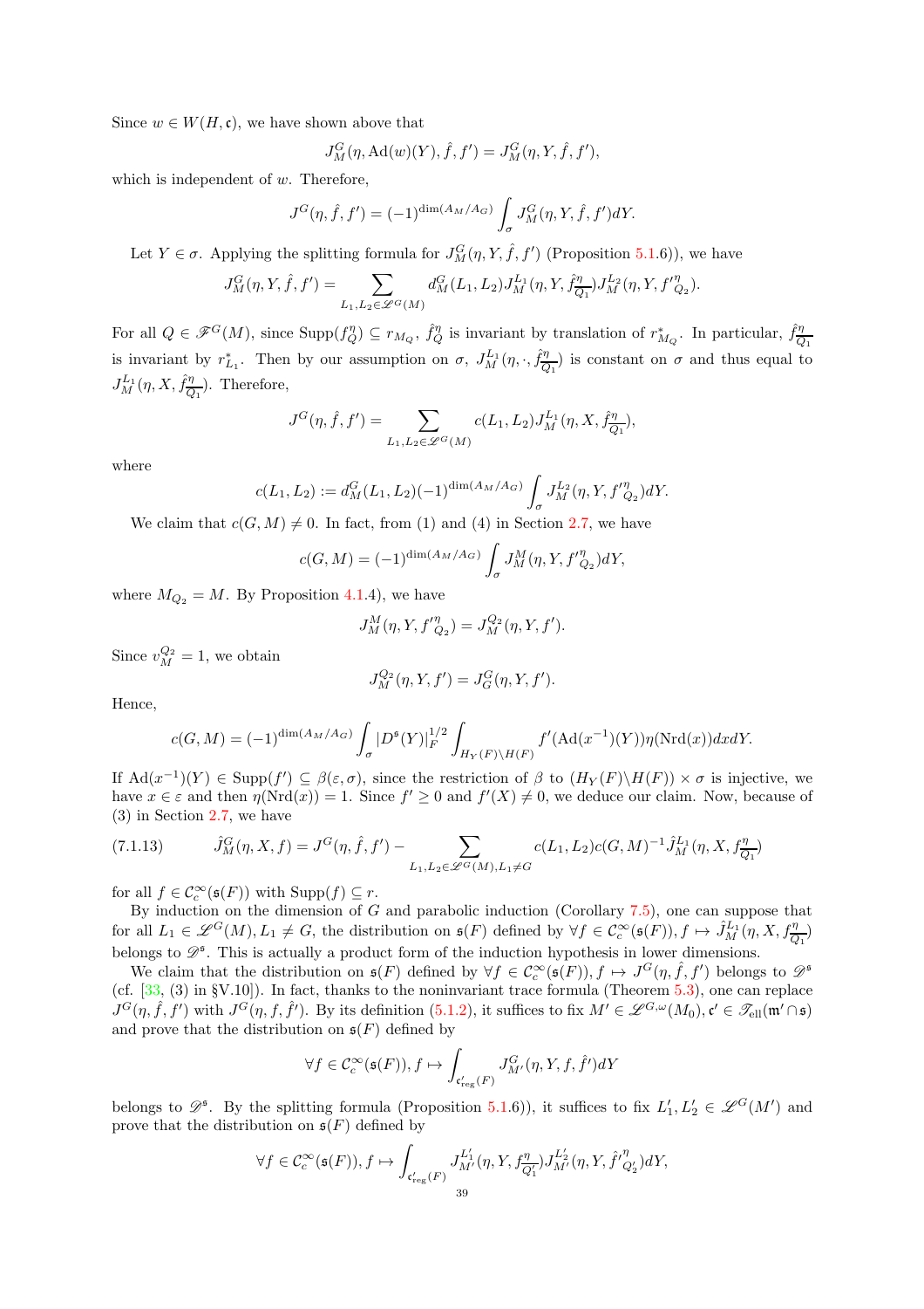Since $w \in W(H, \mathfrak{c})$, we have shown above that

$$J_M^G(\eta, \mathrm{Ad}(w)(Y), \hat{f}, f') = J_M^G(\eta, Y, \hat{f}, f'),$$

which is independent of $w$. Therefore,

$$J^G(\eta, \hat{f}, f') = (-1)^{\dim(A_M/A_G)} \int_\sigma J_M^G(\eta, Y, \hat{f}, f') dY.$$

Let $Y \in \sigma$. Applying the splitting formula for $J_M^G(\eta, Y, \hat{f}, f')$ (Proposition 5.1.6)), we have

$$J_M^G(\eta, Y, \hat{f}, f') = \sum_{L_1, L_2 \in \mathscr{L}^G(M)} d_M^G(L_1, L_2) J_M^{L_1}(\eta, Y, \hat{f}^\eta_{\overline{Q_1}}) J_M^{L_2}(\eta, Y, f'^\eta_{Q_2}).$$

For all $Q \in \mathscr{F}^G(M)$, since $\mathrm{Supp}(f_Q^\eta) \subseteq r_{M_Q}$, $\hat{f}_Q^\eta$ is invariant by translation of $r^*_{M_Q}$. In particular, $\hat{f}^\eta_{\overline{Q_1}}$ is invariant by $r^*_{L_1}$. Then by our assumption on $\sigma$, $J_M^{L_1}(\eta, \cdot, \hat{f}^\eta_{\overline{Q_1}})$ is constant on $\sigma$ and thus equal to $J_M^{L_1}(\eta, X, \hat{f}^\eta_{\overline{Q_1}})$. Therefore,

$$J^G(\eta, \hat{f}, f') = \sum_{L_1, L_2 \in \mathscr{L}^G(M)} c(L_1, L_2) J_M^{L_1}(\eta, X, \hat{f}^\eta_{\overline{Q_1}}),$$

where

$$c(L_1, L_2) := d_M^G(L_1, L_2)(-1)^{\dim(A_M/A_G)} \int_\sigma J_M^{L_2}(\eta, Y, f'^\eta_{Q_2}) dY.$$

We claim that $c(G, M) \neq 0$. In fact, from (1) and (4) in Section 2.7, we have

$$c(G, M) = (-1)^{\dim(A_M/A_G)} \int_\sigma J_M^M(\eta, Y, f'^\eta_{Q_2}) dY,$$

where $M_{Q_2} = M$. By Proposition 4.1.4), we have

$$J_M^M(\eta, Y, f'^\eta_{Q_2}) = J_M^{Q_2}(\eta, Y, f').$$

Since $v_M^{Q_2} = 1$, we obtain

$$J_M^{Q_2}(\eta, Y, f') = J_G^G(\eta, Y, f').$$

Hence,

$$c(G, M) = (-1)^{\dim(A_M/A_G)} \int_\sigma |D^{\mathfrak{s}}(Y)|_F^{1/2} \int_{H_Y(F)\backslash H(F)} f'(\mathrm{Ad}(x^{-1})(Y)) \eta(\mathrm{Nrd}(x)) dx dY.$$

If $\mathrm{Ad}(x^{-1})(Y) \in \mathrm{Supp}(f') \subseteq \beta(\varepsilon, \sigma)$, since the restriction of $\beta$ to $(H_Y(F)\backslash H(F)) \times \sigma$ is injective, we have $x \in \varepsilon$ and then $\eta(\mathrm{Nrd}(x)) = 1$. Since $f' \geq 0$ and $f'(X) \neq 0$, we deduce our claim. Now, because of (3) in Section 2.7, we have

$$\hat{J}_M^G(\eta, X, f) = J^G(\eta, \hat{f}, f') - \sum_{L_1, L_2 \in \mathscr{L}^G(M), L_1 \neq G} c(L_1, L_2) c(G, M)^{-1} \hat{J}_M^{L_1}(\eta, X, f^\eta_{\overline{Q_1}}) \tag{7.1.13}$$

for all $f \in \mathcal{C}_c^\infty(\mathfrak{s}(F))$ with $\mathrm{Supp}(f) \subseteq r$.

By induction on the dimension of $G$ and parabolic induction (Corollary 7.5), one can suppose that for all $L_1 \in \mathscr{L}^G(M), L_1 \neq G$, the distribution on $\mathfrak{s}(F)$ defined by $\forall f \in \mathcal{C}_c^\infty(\mathfrak{s}(F)), f \mapsto \hat{J}_M^{L_1}(\eta, X, f^\eta_{\overline{Q_1}})$ belongs to $\mathscr{D}^{\mathfrak{s}}$. This is actually a product form of the induction hypothesis in lower dimensions.

We claim that the distribution on $\mathfrak{s}(F)$ defined by $\forall f \in \mathcal{C}_c^\infty(\mathfrak{s}(F)), f \mapsto J^G(\eta, \hat{f}, f')$ belongs to $\mathscr{D}^{\mathfrak{s}}$ (cf. [33, (3) in §V.10]). In fact, thanks to the noninvariant trace formula (Theorem 5.3), one can replace $J^G(\eta, \hat{f}, f')$ with $J^G(\eta, f, \hat{f}')$. By its definition (5.1.2), it suffices to fix $M' \in \mathscr{L}^{G,\omega}(M_0), \mathfrak{c}' \in \mathscr{T}_{\mathrm{ell}}(\mathfrak{m}' \cap \mathfrak{s})$ and prove that the distribution on $\mathfrak{s}(F)$ defined by

$$\forall f \in \mathcal{C}_c^\infty(\mathfrak{s}(F)), f \mapsto \int_{\mathfrak{c}'_{\mathrm{reg}}(F)} J_{M'}^G(\eta, Y, f, \hat{f}') dY$$

belongs to $\mathscr{D}^{\mathfrak{s}}$. By the splitting formula (Proposition 5.1.6)), it suffices to fix $L'_1, L'_2 \in \mathscr{L}^G(M')$ and prove that the distribution on $\mathfrak{s}(F)$ defined by

$$\forall f \in \mathcal{C}_c^\infty(\mathfrak{s}(F)), f \mapsto \int_{\mathfrak{c}'_{\mathrm{reg}}(F)} J_{M'}^{L'_1}(\eta, Y, f^\eta_{\overline{Q'_1}}) J_{M'}^{L'_2}(\eta, Y, \hat{f}'^\eta_{Q'_2}) dY,$$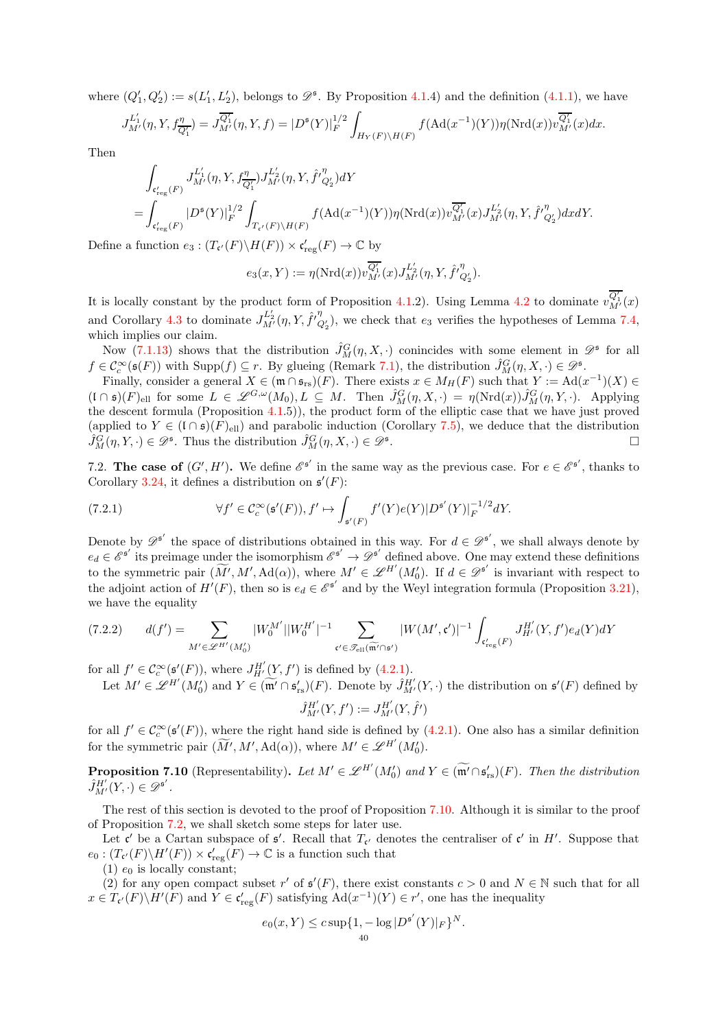where $(Q_1', Q_2') := s(L_1', L_2')$, belongs to $\mathscr{D}^{\mathfrak{s}}$. By Proposition 4.1.4) and the definition (4.1.1), we have

$$J_{M'}^{L_1'}(\eta, Y, f_{\overline{Q_1'}}^{\eta}) = J_{M'}^{\overline{Q_1'}}(\eta, Y, f) = |D^{\mathfrak{s}}(Y)|_F^{1/2} \int_{H_Y(F)\backslash H(F)} f(\mathrm{Ad}(x^{-1})(Y))\eta(\mathrm{Nrd}(x))v_{M'}^{\overline{Q_1'}}(x)dx.$$

Then

$$\int_{\mathfrak{c}'_{\mathrm{reg}}(F)} J_{M'}^{L_1'}(\eta, Y, f_{\overline{Q_1'}}^{\eta}) J_{M'}^{L_2'}(\eta, Y, \hat{f'}_{Q_2'}^{\eta})dY$$
$$= \int_{\mathfrak{c}'_{\mathrm{reg}}(F)} |D^{\mathfrak{s}}(Y)|_F^{1/2} \int_{T_{\mathfrak{c}'}(F)\backslash H(F)} f(\mathrm{Ad}(x^{-1})(Y))\eta(\mathrm{Nrd}(x))v_{M'}^{\overline{Q_1'}}(x)J_{M'}^{L_2'}(\eta, Y, \hat{f'}_{Q_2'}^{\eta})dxdY.$$

Define a function $e_3 : (T_{\mathfrak{c}'}(F)\backslash H(F)) \times \mathfrak{c}'_{\mathrm{reg}}(F) \to \mathbb{C}$ by

$$e_3(x, Y) := \eta(\mathrm{Nrd}(x))v_{M'}^{\overline{Q_1'}}(x)J_{M'}^{L_2'}(\eta, Y, \hat{f'}_{Q_2'}^{\eta}).$$

It is locally constant by the product form of Proposition 4.1.2). Using Lemma 4.2 to dominate $v_{M'}^{\overline{Q_1'}}(x)$ and Corollary 4.3 to dominate $J_{M'}^{L_2'}(\eta, Y, \hat{f'}_{Q_2'}^{\eta})$, we check that $e_3$ verifies the hypotheses of Lemma 7.4, which implies our claim.

Now (7.1.13) shows that the distribution $\hat{J}_M^G(\eta, X, \cdot)$ coincides with some element in $\mathscr{D}^{\mathfrak{s}}$ for all $f \in \mathcal{C}_c^\infty(\mathfrak{s}(F))$ with $\mathrm{Supp}(f) \subseteq r$. By glueing (Remark 7.1), the distribution $\hat{J}_M^G(\eta, X, \cdot) \in \mathscr{D}^{\mathfrak{s}}$.

Finally, consider a general $X \in (\mathfrak{m} \cap \mathfrak{s}_{\mathrm{rs}})(F)$. There exists $x \in M_H(F)$ such that $Y := \mathrm{Ad}(x^{-1})(X) \in (\mathfrak{l} \cap \mathfrak{s})(F)_{\mathrm{ell}}$ for some $L \in \mathscr{L}^{G,\omega}(M_0), L \subseteq M$. Then $\hat{J}_M^G(\eta, X, \cdot) = \eta(\mathrm{Nrd}(x))\hat{J}_M^G(\eta, Y, \cdot)$. Applying the descent formula (Proposition 4.1.5)), the product form of the elliptic case that we have just proved (applied to $Y \in (\mathfrak{l} \cap \mathfrak{s})(F)_{\mathrm{ell}}$) and parabolic induction (Corollary 7.5), we deduce that the distribution $\hat{J}_M^G(\eta, Y, \cdot) \in \mathscr{D}^{\mathfrak{s}}$. Thus the distribution $\hat{J}_M^G(\eta, X, \cdot) \in \mathscr{D}^{\mathfrak{s}}$. □

7.2. **The case of** $(G', H')$. We define $\mathscr{E}^{\mathfrak{s}'}$ in the same way as the previous case. For $e \in \mathscr{E}^{\mathfrak{s}'}$, thanks to Corollary 3.24, it defines a distribution on $\mathfrak{s}'(F)$:

$$\forall f' \in \mathcal{C}_c^\infty(\mathfrak{s}'(F)), f' \mapsto \int_{\mathfrak{s}'(F)} f'(Y)e(Y)|D^{\mathfrak{s}'}(Y)|_F^{-1/2}dY. \tag{7.2.1}$$

Denote by $\mathscr{D}^{\mathfrak{s}'}$ the space of distributions obtained in this way. For $d \in \mathscr{D}^{\mathfrak{s}'}$, we shall always denote by $e_d \in \mathscr{E}^{\mathfrak{s}'}$ its preimage under the isomorphism $\mathscr{E}^{\mathfrak{s}'} \to \mathscr{D}^{\mathfrak{s}'}$ defined above. One may extend these definitions to the symmetric pair $(\widetilde{M'}, M', \mathrm{Ad}(\alpha))$, where $M' \in \mathscr{L}^{H'}(M_0')$. If $d \in \mathscr{D}^{\mathfrak{s}'}$ is invariant with respect to the adjoint action of $H'(F)$, then so is $e_d \in \mathscr{E}^{\mathfrak{s}'}$ and by the Weyl integration formula (Proposition 3.21), we have the equality

$$d(f') = \sum_{M' \in \mathscr{L}^{H'}(M_0')} |W_0^{M'}||W_0^{H'}|^{-1} \sum_{\mathfrak{c}' \in \mathscr{T}_{\mathrm{ell}}(\widetilde{\mathfrak{m}'} \cap \mathfrak{s}')} |W(M', \mathfrak{c}')|^{-1} \int_{\mathfrak{c}'_{\mathrm{reg}}(F)} J_{H'}^{H'}(Y, f')e_d(Y)dY \tag{7.2.2}$$

for all $f' \in \mathcal{C}_c^\infty(\mathfrak{s}'(F))$, where $J_{H'}^{H'}(Y, f')$ is defined by (4.2.1).

Let $M' \in \mathscr{L}^{H'}(M_0')$ and $Y \in (\widetilde{\mathfrak{m}'} \cap \mathfrak{s}'_{\mathrm{rs}})(F)$. Denote by $\hat{J}_{M'}^{H'}(Y, \cdot)$ the distribution on $\mathfrak{s}'(F)$ defined by

$$\hat{J}_{M'}^{H'}(Y, f') := J_{M'}^{H'}(Y, \hat{f'})$$

for all $f' \in \mathcal{C}_c^\infty(\mathfrak{s}'(F))$, where the right hand side is defined by (4.2.1). One also has a similar definition for the symmetric pair $(\widetilde{M'}, M', \mathrm{Ad}(\alpha))$, where $M' \in \mathscr{L}^{H'}(M_0')$.

**Proposition 7.10** (Representability). *Let $M' \in \mathscr{L}^{H'}(M_0')$ and $Y \in (\widetilde{\mathfrak{m}'} \cap \mathfrak{s}'_{\mathrm{rs}})(F)$. Then the distribution $\hat{J}_{M'}^{H'}(Y, \cdot) \in \mathscr{D}^{\mathfrak{s}'}$.*

The rest of this section is devoted to the proof of Proposition 7.10. Although it is similar to the proof of Proposition 7.2, we shall sketch some steps for later use.

Let $\mathfrak{c}'$ be a Cartan subspace of $\mathfrak{s}'$. Recall that $T_{\mathfrak{c}'}$ denotes the centraliser of $\mathfrak{c}'$ in $H'$. Suppose that $e_0 : (T_{\mathfrak{c}'}(F)\backslash H'(F)) \times \mathfrak{c}'_{\mathrm{reg}}(F) \to \mathbb{C}$ is a function such that

(1) $e_0$ is locally constant;

(2) for any open compact subset $r'$ of $\mathfrak{s}'(F)$, there exist constants $c > 0$ and $N \in \mathbb{N}$ such that for all $x \in T_{\mathfrak{c}'}(F)\backslash H'(F)$ and $Y \in \mathfrak{c}'_{\mathrm{reg}}(F)$ satisfying $\mathrm{Ad}(x^{-1})(Y) \in r'$, one has the inequality

$$e_0(x, Y) \leq c \sup\{1, -\log |D^{\mathfrak{s}'}(Y)|_F\}^N.$$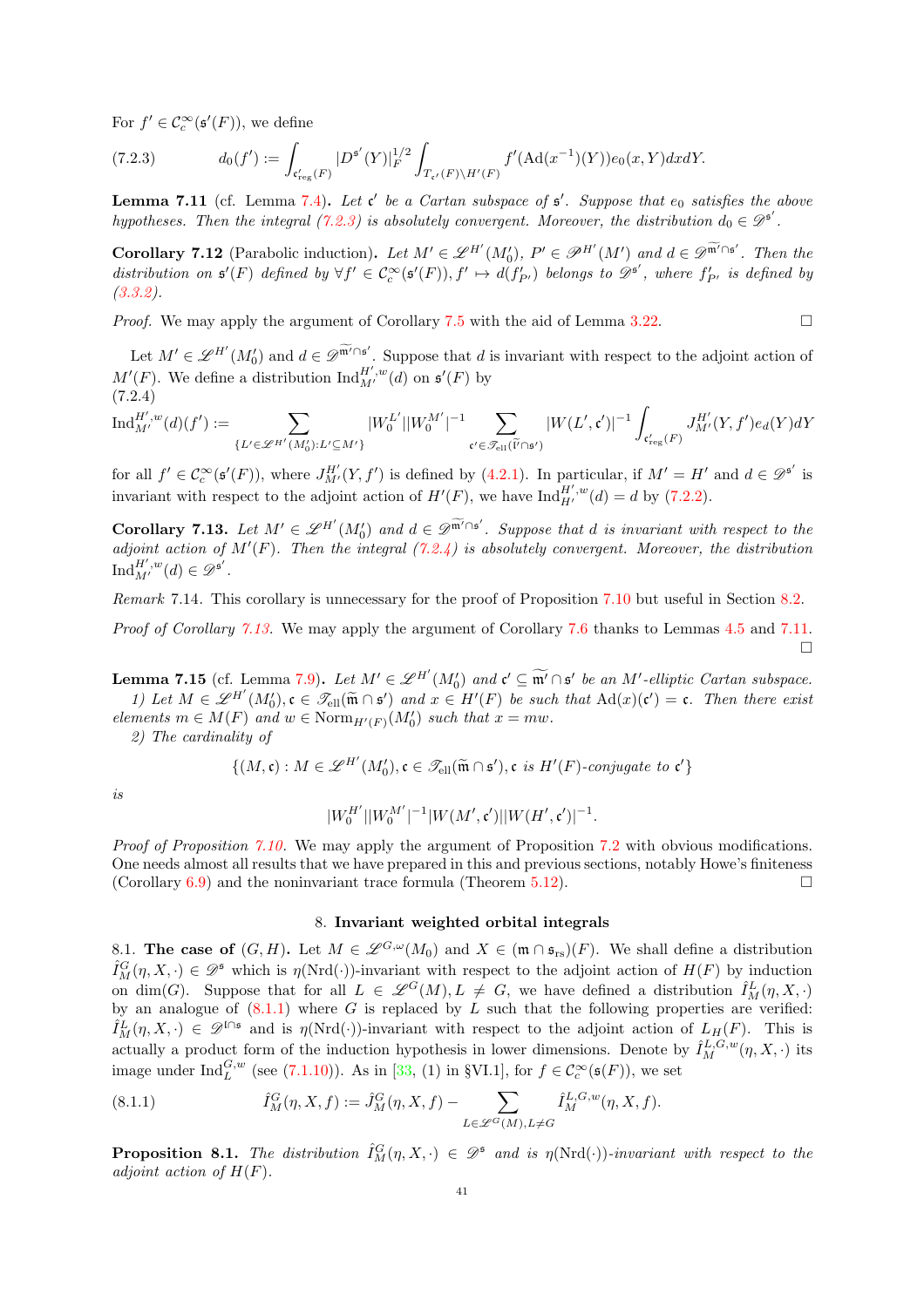For $f' \in \mathcal{C}_c^\infty(\mathfrak{s}'(F))$, we define

$$(7.2.3) \qquad d_0(f') := \int_{\mathfrak{c}'_{\mathrm{reg}}(F)} |D^{\mathfrak{s}'}(Y)|_F^{1/2} \int_{T_{\mathfrak{c}'}(F)\backslash H'(F)} f'(\mathrm{Ad}(x^{-1})(Y)) e_0(x,Y) dx dY.$$

**Lemma 7.11** (cf. Lemma 7.4)**.** *Let $\mathfrak{c}'$ be a Cartan subspace of $\mathfrak{s}'$. Suppose that $e_0$ satisfies the above hypotheses. Then the integral (7.2.3) is absolutely convergent. Moreover, the distribution $d_0 \in \mathscr{D}^{\mathfrak{s}'}$.*

**Corollary 7.12** (Parabolic induction)**.** *Let $M' \in \mathscr{L}^{H'}(M_0')$, $P' \in \mathscr{P}^{H'}(M')$ and $d \in \mathscr{D}^{\widetilde{\mathfrak{m}'}\cap\mathfrak{s}'}$. Then the distribution on $\mathfrak{s}'(F)$ defined by $\forall f' \in \mathcal{C}_c^\infty(\mathfrak{s}'(F)), f' \mapsto d(f'_{P'})$ belongs to $\mathscr{D}^{\mathfrak{s}'}$, where $f'_{P'}$ is defined by (3.3.2).*

*Proof.* We may apply the argument of Corollary 7.5 with the aid of Lemma 3.22. □

Let $M' \in \mathscr{L}^{H'}(M_0')$ and $d \in \mathscr{D}^{\widetilde{\mathfrak{m}'}\cap\mathfrak{s}'}$. Suppose that $d$ is invariant with respect to the adjoint action of $M'(F)$. We define a distribution $\mathrm{Ind}_{M'}^{H',w}(d)$ on $\mathfrak{s}'(F)$ by
(7.2.4)

$$\mathrm{Ind}_{M'}^{H',w}(d)(f') := \sum_{\{L' \in \mathscr{L}^{H'}(M_0'): L' \subseteq M'\}} |W_0^{L'}||W_0^{M'}|^{-1} \sum_{\mathfrak{c}' \in \mathscr{T}_{\mathrm{ell}}(\widetilde{\mathfrak{l}'}\cap\mathfrak{s}')} |W(L',\mathfrak{c}')|^{-1} \int_{\mathfrak{c}'_{\mathrm{reg}}(F)} J_{M'}^{H'}(Y,f') e_d(Y) dY$$

for all $f' \in \mathcal{C}_c^\infty(\mathfrak{s}'(F))$, where $J_{M'}^{H'}(Y,f')$ is defined by (4.2.1). In particular, if $M' = H'$ and $d \in \mathscr{D}^{\mathfrak{s}'}$ is invariant with respect to the adjoint action of $H'(F)$, we have $\mathrm{Ind}_{H'}^{H',w}(d) = d$ by (7.2.2).

**Corollary 7.13.** *Let $M' \in \mathscr{L}^{H'}(M_0')$ and $d \in \mathscr{D}^{\widetilde{\mathfrak{m}'}\cap\mathfrak{s}'}$. Suppose that $d$ is invariant with respect to the adjoint action of $M'(F)$. Then the integral (7.2.4) is absolutely convergent. Moreover, the distribution $\mathrm{Ind}_{M'}^{H',w}(d) \in \mathscr{D}^{\mathfrak{s}'}$.*

*Remark* 7.14. This corollary is unnecessary for the proof of Proposition 7.10 but useful in Section 8.2.

*Proof of Corollary 7.13.* We may apply the argument of Corollary 7.6 thanks to Lemmas 4.5 and 7.11. □

**Lemma 7.15** (cf. Lemma 7.9)**.** *Let $M' \in \mathscr{L}^{H'}(M_0')$ and $\mathfrak{c}' \subseteq \widetilde{\mathfrak{m}'}\cap\mathfrak{s}'$ be an $M'$-elliptic Cartan subspace.*

*1) Let $M \in \mathscr{L}^{H'}(M_0')$, $\mathfrak{c} \in \mathscr{T}_{\mathrm{ell}}(\widetilde{\mathfrak{m}}\cap\mathfrak{s}')$ and $x \in H'(F)$ be such that $\mathrm{Ad}(x)(\mathfrak{c}') = \mathfrak{c}$. Then there exist elements $m \in M(F)$ and $w \in \mathrm{Norm}_{H'(F)}(M_0')$ such that $x = mw$.*

*2) The cardinality of*

$$\{(M,\mathfrak{c}) : M \in \mathscr{L}^{H'}(M_0'), \mathfrak{c} \in \mathscr{T}_{\mathrm{ell}}(\widetilde{\mathfrak{m}}\cap\mathfrak{s}'), \mathfrak{c} \text{ is } H'(F)\text{-conjugate to } \mathfrak{c}'\}$$

*is*

$$|W_0^{H'}||W_0^{M'}|^{-1}|W(M',\mathfrak{c}')||W(H',\mathfrak{c}')|^{-1}.$$

*Proof of Proposition 7.10.* We may apply the argument of Proposition 7.2 with obvious modifications. One needs almost all results that we have prepared in this and previous sections, notably Howe's finiteness (Corollary 6.9) and the noninvariant trace formula (Theorem 5.12). □

## 8. Invariant weighted orbital integrals

8.1. **The case of $(G,H)$.** Let $M \in \mathscr{L}^{G,\omega}(M_0)$ and $X \in (\mathfrak{m}\cap\mathfrak{s}_{\mathrm{rs}})(F)$. We shall define a distribution $\hat{I}_M^G(\eta,X,\cdot) \in \mathscr{D}^{\mathfrak{s}}$ which is $\eta(\mathrm{Nrd}(\cdot))$-invariant with respect to the adjoint action of $H(F)$ by induction on $\dim(G)$. Suppose that for all $L \in \mathscr{L}^G(M), L \neq G$, we have defined a distribution $\hat{I}_M^L(\eta,X,\cdot)$ by an analogue of (8.1.1) where $G$ is replaced by $L$ such that the following properties are verified: $\hat{I}_M^L(\eta,X,\cdot) \in \mathscr{D}^{\mathfrak{l}\cap\mathfrak{s}}$ and is $\eta(\mathrm{Nrd}(\cdot))$-invariant with respect to the adjoint action of $L_H(F)$. This is actually a product form of the induction hypothesis in lower dimensions. Denote by $\hat{I}_M^{L,G,w}(\eta,X,\cdot)$ its image under $\mathrm{Ind}_L^{G,w}$ (see (7.1.10)). As in [33, (1) in §VI.1], for $f \in \mathcal{C}_c^\infty(\mathfrak{s}(F))$, we set

$$(8.1.1) \qquad \hat{I}_M^G(\eta,X,f) := \hat{J}_M^G(\eta,X,f) - \sum_{L\in\mathscr{L}^G(M),L\neq G} \hat{I}_M^{L,G,w}(\eta,X,f).$$

**Proposition 8.1.** *The distribution $\hat{I}_M^G(\eta,X,\cdot) \in \mathscr{D}^{\mathfrak{s}}$ and is $\eta(\mathrm{Nrd}(\cdot))$-invariant with respect to the adjoint action of $H(F)$.*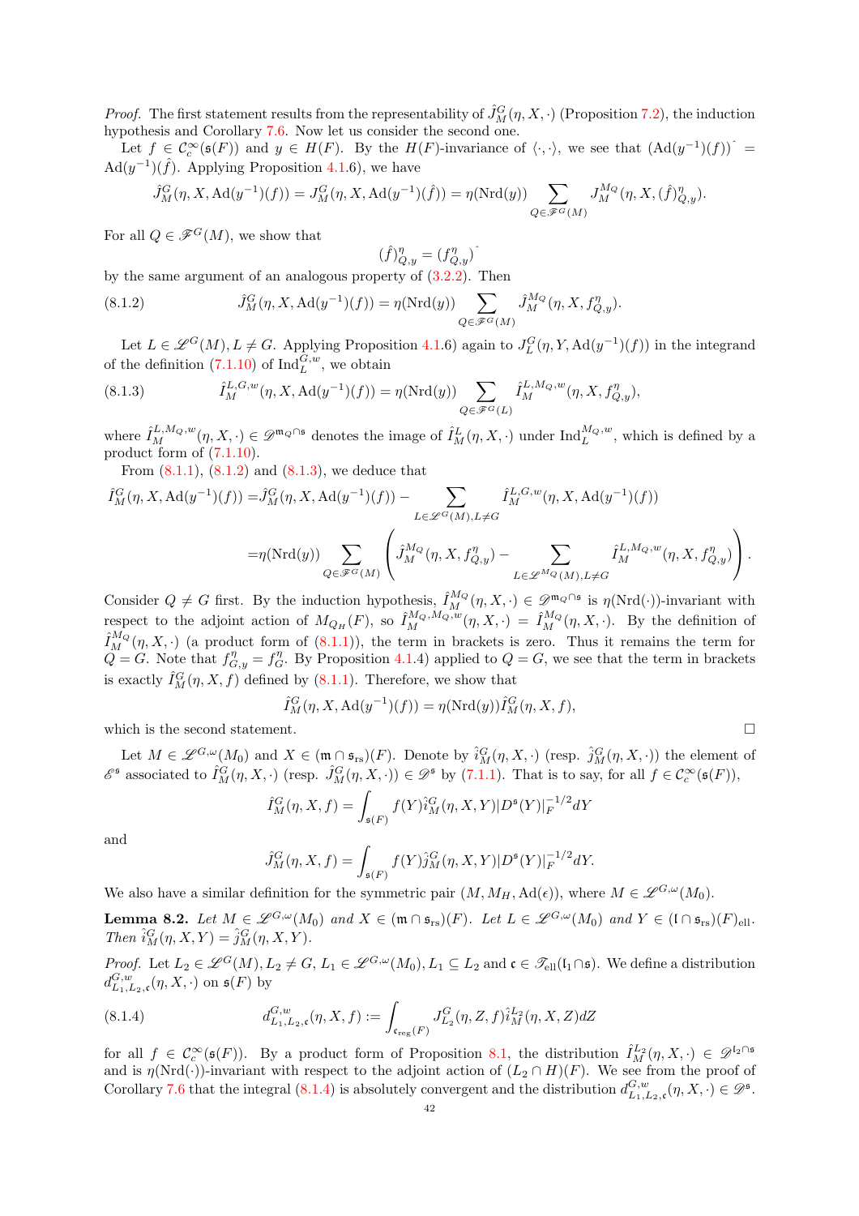*Proof.* The first statement results from the representability of $\hat{J}_M^G(\eta, X, \cdot)$ (Proposition 7.2), the induction hypothesis and Corollary 7.6. Now let us consider the second one.

Let $f \in \mathcal{C}_c^\infty(\mathfrak{s}(F))$ and $y \in H(F)$. By the $H(F)$-invariance of $\langle \cdot, \cdot \rangle$, we see that $(\mathrm{Ad}(y^{-1})(f))\hat{} = \mathrm{Ad}(y^{-1})(\hat{f})$. Applying Proposition 4.1.6), we have

$$\hat{J}_M^G(\eta, X, \mathrm{Ad}(y^{-1})(f)) = J_M^G(\eta, X, \mathrm{Ad}(y^{-1})(\hat{f})) = \eta(\mathrm{Nrd}(y)) \sum_{Q \in \mathscr{F}^G(M)} J_M^{M_Q}(\eta, X, (\hat{f})_{Q,y}^\eta).$$

For all $Q \in \mathscr{F}^G(M)$, we show that

$$(\hat{f})_{Q,y}^\eta = (f_{Q,y}^\eta)\hat{}$$

by the same argument of an analogous property of (3.2.2). Then

$$\hat{J}_M^G(\eta, X, \mathrm{Ad}(y^{-1})(f)) = \eta(\mathrm{Nrd}(y)) \sum_{Q \in \mathscr{F}^G(M)} \hat{J}_M^{M_Q}(\eta, X, f_{Q,y}^\eta). \tag{8.1.2}$$

Let $L \in \mathscr{L}^G(M), L \neq G$. Applying Proposition 4.1.6) again to $J_L^G(\eta, Y, \mathrm{Ad}(y^{-1})(f))$ in the integrand of the definition (7.1.10) of $\mathrm{Ind}_L^{G,w}$, we obtain

$$\hat{I}_M^{L,G,w}(\eta, X, \mathrm{Ad}(y^{-1})(f)) = \eta(\mathrm{Nrd}(y)) \sum_{Q \in \mathscr{F}^G(L)} \hat{I}_M^{L,M_Q,w}(\eta, X, f_{Q,y}^\eta), \tag{8.1.3}$$

where $\hat{I}_M^{L,M_Q,w}(\eta, X, \cdot) \in \mathscr{D}^{\mathfrak{m}_Q \cap \mathfrak{s}}$ denotes the image of $\hat{I}_M^L(\eta, X, \cdot)$ under $\mathrm{Ind}_L^{M_Q,w}$, which is defined by a product form of (7.1.10).

From (8.1.1), (8.1.2) and (8.1.3), we deduce that

$$\begin{aligned}
\hat{I}_M^G(\eta, X, \mathrm{Ad}(y^{-1})(f)) =& \hat{J}_M^G(\eta, X, \mathrm{Ad}(y^{-1})(f)) - \sum_{L \in \mathscr{L}^G(M), L \neq G} \hat{I}_M^{L,G,w}(\eta, X, \mathrm{Ad}(y^{-1})(f)) \\
=& \eta(\mathrm{Nrd}(y)) \sum_{Q \in \mathscr{F}^G(M)} \left( \hat{J}_M^{M_Q}(\eta, X, f_{Q,y}^\eta) - \sum_{L \in \mathscr{L}^{M_Q}(M), L \neq G} \hat{I}_M^{L,M_Q,w}(\eta, X, f_{Q,y}^\eta) \right).
\end{aligned}$$

Consider $Q \neq G$ first. By the induction hypothesis, $\hat{I}_M^{M_Q}(\eta, X, \cdot) \in \mathscr{D}^{\mathfrak{m}_Q \cap \mathfrak{s}}$ is $\eta(\mathrm{Nrd}(\cdot))$-invariant with respect to the adjoint action of $M_{Q_H}(F)$, so $\hat{I}_M^{M_Q,M_Q,w}(\eta, X, \cdot) = \hat{I}_M^{M_Q}(\eta, X, \cdot)$. By the definition of $\hat{I}_M^{M_Q}(\eta, X, \cdot)$ (a product form of (8.1.1)), the term in brackets is zero. Thus it remains the term for $Q = G$. Note that $f_{G,y}^\eta = f_G^\eta$. By Proposition 4.1.4) applied to $Q = G$, we see that the term in brackets is exactly $\hat{I}_M^G(\eta, X, f)$ defined by (8.1.1). Therefore, we show that

$$\hat{I}_M^G(\eta, X, \mathrm{Ad}(y^{-1})(f)) = \eta(\mathrm{Nrd}(y)) \hat{I}_M^G(\eta, X, f),$$

which is the second statement. $\square$

Let $M \in \mathscr{L}^{G,\omega}(M_0)$ and $X \in (\mathfrak{m} \cap \mathfrak{s}_{\mathrm{rs}})(F)$. Denote by $\hat{i}_M^G(\eta, X, \cdot)$ (resp. $\hat{j}_M^G(\eta, X, \cdot)$) the element of $\mathscr{E}^{\mathfrak{s}}$ associated to $\hat{I}_M^G(\eta, X, \cdot)$ (resp. $\hat{J}_M^G(\eta, X, \cdot)) \in \mathscr{D}^{\mathfrak{s}}$ by (7.1.1). That is to say, for all $f \in \mathcal{C}_c^\infty(\mathfrak{s}(F))$,

$$\hat{I}_M^G(\eta, X, f) = \int_{\mathfrak{s}(F)} f(Y) \hat{i}_M^G(\eta, X, Y) |D^{\mathfrak{s}}(Y)|_F^{-1/2} dY$$

and

$$\hat{J}_M^G(\eta, X, f) = \int_{\mathfrak{s}(F)} f(Y) \hat{j}_M^G(\eta, X, Y) |D^{\mathfrak{s}}(Y)|_F^{-1/2} dY.$$

We also have a similar definition for the symmetric pair $(M, M_H, \mathrm{Ad}(\epsilon))$, where $M \in \mathscr{L}^{G,\omega}(M_0)$.

**Lemma 8.2.** *Let $M \in \mathscr{L}^{G,\omega}(M_0)$ and $X \in (\mathfrak{m} \cap \mathfrak{s}_{\mathrm{rs}})(F)$. Let $L \in \mathscr{L}^{G,\omega}(M_0)$ and $Y \in (\mathfrak{l} \cap \mathfrak{s}_{\mathrm{rs}})(F)_{\mathrm{ell}}$. Then $\hat{i}_M^G(\eta, X, Y) = \hat{j}_M^G(\eta, X, Y)$.*

*Proof.* Let $L_2 \in \mathscr{L}^G(M), L_2 \neq G$, $L_1 \in \mathscr{L}^{G,\omega}(M_0), L_1 \subseteq L_2$ and $\mathfrak{c} \in \mathscr{T}_{\mathrm{ell}}(\mathfrak{l}_1 \cap \mathfrak{s})$. We define a distribution $d_{L_1,L_2,\mathfrak{c}}^{G,w}(\eta, X, \cdot)$ on $\mathfrak{s}(F)$ by

$$d_{L_1,L_2,\mathfrak{c}}^{G,w}(\eta, X, f) := \int_{\mathfrak{c}_{\mathrm{reg}}(F)} J_{L_2}^G(\eta, Z, f) \hat{i}_M^{L_2}(\eta, X, Z) dZ \tag{8.1.4}$$

for all $f \in \mathcal{C}_c^\infty(\mathfrak{s}(F))$. By a product form of Proposition 8.1, the distribution $\hat{I}_M^{L_2}(\eta, X, \cdot) \in \mathscr{D}^{\mathfrak{l}_2 \cap \mathfrak{s}}$ and is $\eta(\mathrm{Nrd}(\cdot))$-invariant with respect to the adjoint action of $(L_2 \cap H)(F)$. We see from the proof of Corollary 7.6 that the integral (8.1.4) is absolutely convergent and the distribution $d_{L_1,L_2,\mathfrak{c}}^{G,w}(\eta, X, \cdot) \in \mathscr{D}^{\mathfrak{s}}$.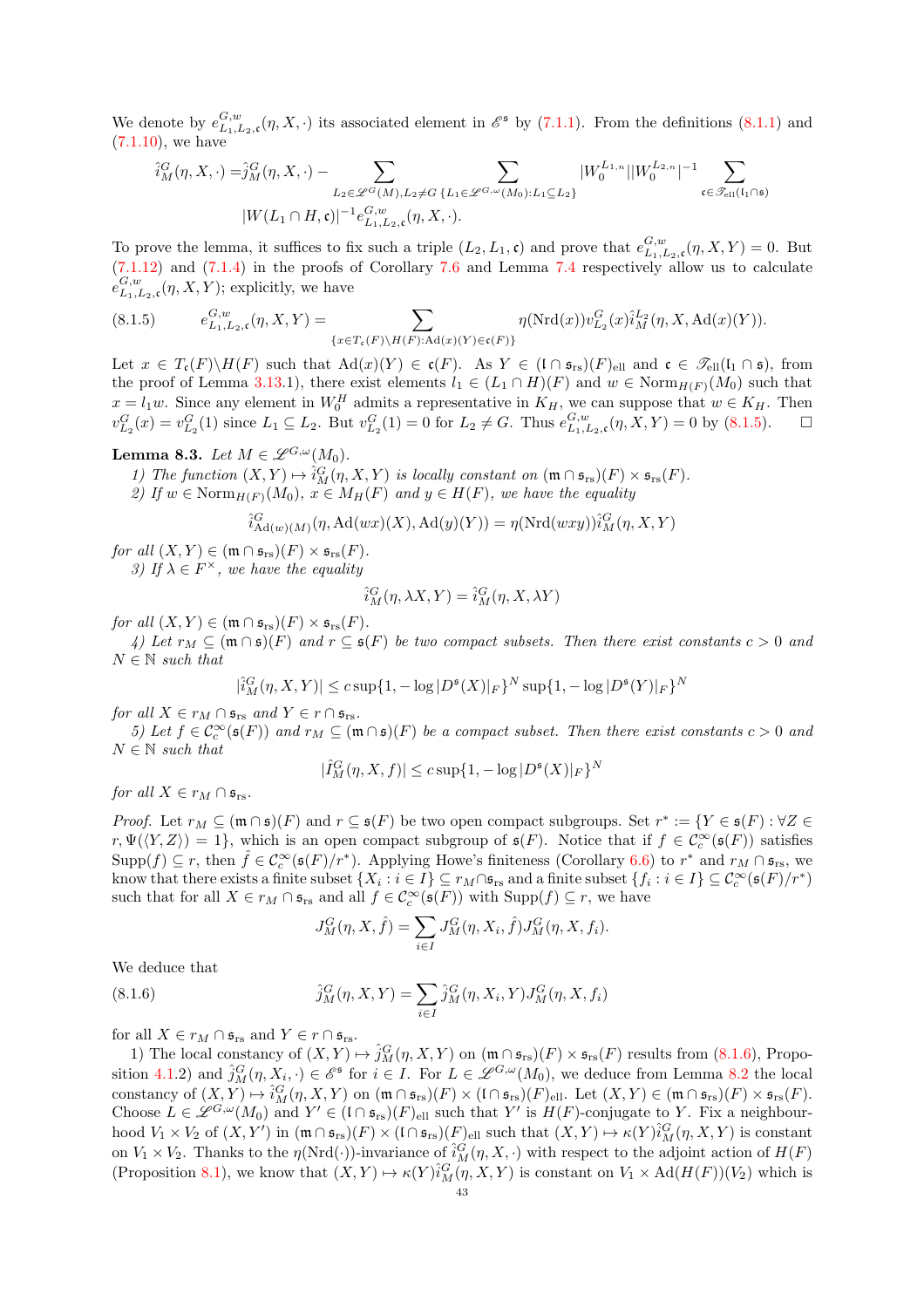We denote by $e^{G,w}_{L_1,L_2,\mathfrak{c}}(\eta, X, \cdot)$ its associated element in $\mathscr{E}^{\mathfrak{s}}$ by (7.1.1). From the definitions (8.1.1) and (7.1.10), we have

$$\hat{i}^G_M(\eta, X, \cdot) = \hat{j}^G_M(\eta, X, \cdot) - \sum_{L_2 \in \mathscr{L}^G(M), L_2 \neq G} \sum_{\{L_1 \in \mathscr{L}^{G,\omega}(M_0): L_1 \subseteq L_2\}} |W_0^{L_{1,n}}||W_0^{L_{2,n}}|^{-1} \sum_{\mathfrak{c} \in \mathscr{T}_{\mathrm{ell}}(\mathfrak{l}_1 \cap \mathfrak{s})}$$
$$|W(L_1 \cap H, \mathfrak{c})|^{-1} e^{G,w}_{L_1,L_2,\mathfrak{c}}(\eta, X, \cdot).$$

To prove the lemma, it suffices to fix such a triple $(L_2, L_1, \mathfrak{c})$ and prove that $e^{G,w}_{L_1,L_2,\mathfrak{c}}(\eta, X, Y) = 0$. But (7.1.12) and (7.1.4) in the proofs of Corollary 7.6 and Lemma 7.4 respectively allow us to calculate $e^{G,w}_{L_1,L_2,\mathfrak{c}}(\eta, X, Y)$; explicitly, we have

$$e^{G,w}_{L_1,L_2,\mathfrak{c}}(\eta, X, Y) = \sum_{\{x \in T_{\mathfrak{c}}(F)\backslash H(F): \mathrm{Ad}(x)(Y) \in \mathfrak{c}(F)\}} \eta(\mathrm{Nrd}(x)) v^G_{L_2}(x) \hat{i}^{L_2}_M(\eta, X, \mathrm{Ad}(x)(Y)). \tag{8.1.5}$$

Let $x \in T_{\mathfrak{c}}(F)\backslash H(F)$ such that $\mathrm{Ad}(x)(Y) \in \mathfrak{c}(F)$. As $Y \in (\mathfrak{l} \cap \mathfrak{s}_{\mathrm{rs}})(F)_{\mathrm{ell}}$ and $\mathfrak{c} \in \mathscr{T}_{\mathrm{ell}}(\mathfrak{l}_1 \cap \mathfrak{s})$, from the proof of Lemma 3.13.1), there exist elements $l_1 \in (L_1 \cap H)(F)$ and $w \in \mathrm{Norm}_{H(F)}(M_0)$ such that $x = l_1 w$. Since any element in $W_0^H$ admits a representative in $K_H$, we can suppose that $w \in K_H$. Then $v^G_{L_2}(x) = v^G_{L_2}(1)$ since $L_1 \subseteq L_2$. But $v^G_{L_2}(1) = 0$ for $L_2 \neq G$. Thus $e^{G,w}_{L_1,L_2,\mathfrak{c}}(\eta, X, Y) = 0$ by (8.1.5). $\square$

**Lemma 8.3.** *Let $M \in \mathscr{L}^{G,\omega}(M_0)$.*

*1) The function $(X, Y) \mapsto \hat{i}^G_M(\eta, X, Y)$ is locally constant on $(\mathfrak{m} \cap \mathfrak{s}_{\mathrm{rs}})(F) \times \mathfrak{s}_{\mathrm{rs}}(F)$.*

*2) If $w \in \mathrm{Norm}_{H(F)}(M_0)$, $x \in M_H(F)$ and $y \in H(F)$, we have the equality*

$$\hat{i}^G_{\mathrm{Ad}(w)(M)}(\eta, \mathrm{Ad}(wx)(X), \mathrm{Ad}(y)(Y)) = \eta(\mathrm{Nrd}(wxy)) \hat{i}^G_M(\eta, X, Y)$$

*for all $(X, Y) \in (\mathfrak{m} \cap \mathfrak{s}_{\mathrm{rs}})(F) \times \mathfrak{s}_{\mathrm{rs}}(F)$.*

*3) If $\lambda \in F^\times$, we have the equality*

$$\hat{i}^G_M(\eta, \lambda X, Y) = \hat{i}^G_M(\eta, X, \lambda Y)$$

*for all $(X, Y) \in (\mathfrak{m} \cap \mathfrak{s}_{\mathrm{rs}})(F) \times \mathfrak{s}_{\mathrm{rs}}(F)$.*

*4) Let $r_M \subseteq (\mathfrak{m} \cap \mathfrak{s})(F)$ and $r \subseteq \mathfrak{s}(F)$ be two compact subsets. Then there exist constants $c > 0$ and $N \in \mathbb{N}$ such that*

$$|\hat{i}^G_M(\eta, X, Y)| \leq c \sup\{1, -\log |D^{\mathfrak{s}}(X)|_F\}^N \sup\{1, -\log |D^{\mathfrak{s}}(Y)|_F\}^N$$

*for all $X \in r_M \cap \mathfrak{s}_{\mathrm{rs}}$ and $Y \in r \cap \mathfrak{s}_{\mathrm{rs}}$.*

*5) Let $f \in \mathcal{C}^\infty_c(\mathfrak{s}(F))$ and $r_M \subseteq (\mathfrak{m} \cap \mathfrak{s})(F)$ be a compact subset. Then there exist constants $c > 0$ and $N \in \mathbb{N}$ such that*

$$|\hat{I}^G_M(\eta, X, f)| \leq c \sup\{1, -\log |D^{\mathfrak{s}}(X)|_F\}^N$$

*for all $X \in r_M \cap \mathfrak{s}_{\mathrm{rs}}$.*

*Proof.* Let $r_M \subseteq (\mathfrak{m} \cap \mathfrak{s})(F)$ and $r \subseteq \mathfrak{s}(F)$ be two open compact subgroups. Set $r^* := \{Y \in \mathfrak{s}(F) : \forall Z \in r, \Psi(\langle Y, Z\rangle) = 1\}$, which is an open compact subgroup of $\mathfrak{s}(F)$. Notice that if $f \in \mathcal{C}^\infty_c(\mathfrak{s}(F))$ satisfies $\mathrm{Supp}(f) \subseteq r$, then $\hat{f} \in \mathcal{C}^\infty_c(\mathfrak{s}(F)/r^*)$. Applying Howe's finiteness (Corollary 6.6) to $r^*$ and $r_M \cap \mathfrak{s}_{\mathrm{rs}}$, we know that there exists a finite subset $\{X_i : i \in I\} \subseteq r_M \cap \mathfrak{s}_{\mathrm{rs}}$ and a finite subset $\{f_i : i \in I\} \subseteq \mathcal{C}^\infty_c(\mathfrak{s}(F)/r^*)$ such that for all $X \in r_M \cap \mathfrak{s}_{\mathrm{rs}}$ and all $f \in \mathcal{C}^\infty_c(\mathfrak{s}(F))$ with $\mathrm{Supp}(f) \subseteq r$, we have

$$J^G_M(\eta, X, \hat{f}) = \sum_{i \in I} J^G_M(\eta, X_i, \hat{f}) J^G_M(\eta, X, f_i).$$

We deduce that

$$\hat{j}^G_M(\eta, X, Y) = \sum_{i \in I} \hat{j}^G_M(\eta, X_i, Y) J^G_M(\eta, X, f_i) \tag{8.1.6}$$

for all $X \in r_M \cap \mathfrak{s}_{\mathrm{rs}}$ and $Y \in r \cap \mathfrak{s}_{\mathrm{rs}}$.

1) The local constancy of $(X, Y) \mapsto \hat{j}^G_M(\eta, X, Y)$ on $(\mathfrak{m} \cap \mathfrak{s}_{\mathrm{rs}})(F) \times \mathfrak{s}_{\mathrm{rs}}(F)$ results from (8.1.6), Proposition 4.1.2) and $\hat{j}^G_M(\eta, X_i, \cdot) \in \mathscr{E}^{\mathfrak{s}}$ for $i \in I$. For $L \in \mathscr{L}^{G,\omega}(M_0)$, we deduce from Lemma 8.2 the local constancy of $(X, Y) \mapsto \hat{i}^G_M(\eta, X, Y)$ on $(\mathfrak{m} \cap \mathfrak{s}_{\mathrm{rs}})(F) \times (\mathfrak{l} \cap \mathfrak{s}_{\mathrm{rs}})(F)_{\mathrm{ell}}$. Let $(X, Y) \in (\mathfrak{m} \cap \mathfrak{s}_{\mathrm{rs}})(F) \times \mathfrak{s}_{\mathrm{rs}}(F)$. Choose $L \in \mathscr{L}^{G,\omega}(M_0)$ and $Y' \in (\mathfrak{l} \cap \mathfrak{s}_{\mathrm{rs}})(F)_{\mathrm{ell}}$ such that $Y'$ is $H(F)$-conjugate to $Y$. Fix a neighbourhood $V_1 \times V_2$ of $(X, Y')$ in $(\mathfrak{m} \cap \mathfrak{s}_{\mathrm{rs}})(F) \times (\mathfrak{l} \cap \mathfrak{s}_{\mathrm{rs}})(F)_{\mathrm{ell}}$ such that $(X, Y) \mapsto \kappa(Y) \hat{i}^G_M(\eta, X, Y)$ is constant on $V_1 \times V_2$. Thanks to the $\eta(\mathrm{Nrd}(\cdot))$-invariance of $\hat{i}^G_M(\eta, X, \cdot)$ with respect to the adjoint action of $H(F)$ (Proposition 8.1), we know that $(X, Y) \mapsto \kappa(Y) \hat{i}^G_M(\eta, X, Y)$ is constant on $V_1 \times \mathrm{Ad}(H(F))(V_2)$ which is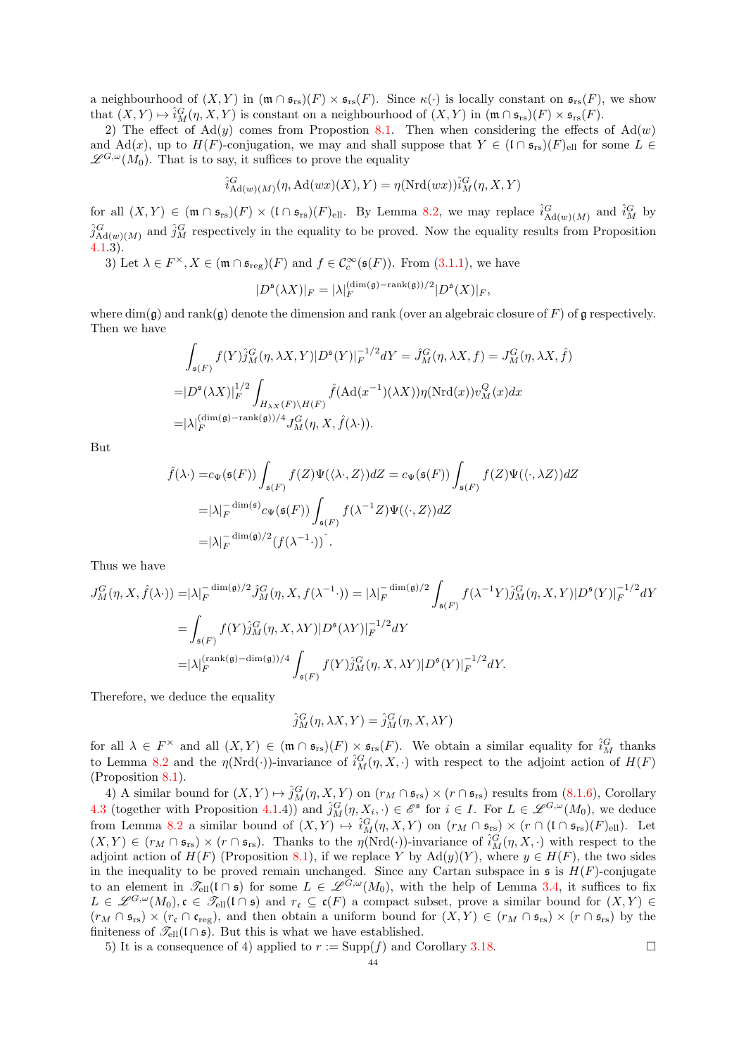a neighbourhood of $(X, Y)$ in $(\mathfrak{m} \cap \mathfrak{s}_{\mathrm{rs}})(F) \times \mathfrak{s}_{\mathrm{rs}}(F)$. Since $\kappa(\cdot)$ is locally constant on $\mathfrak{s}_{\mathrm{rs}}(F)$, we show that $(X, Y) \mapsto \hat{i}_M^G(\eta, X, Y)$ is constant on a neighbourhood of $(X, Y)$ in $(\mathfrak{m} \cap \mathfrak{s}_{\mathrm{rs}})(F) \times \mathfrak{s}_{\mathrm{rs}}(F)$.

2) The effect of $\mathrm{Ad}(y)$ comes from Propostion 8.1. Then when considering the effects of $\mathrm{Ad}(w)$ and $\mathrm{Ad}(x)$, up to $H(F)$-conjugation, we may and shall suppose that $Y \in (\mathfrak{l} \cap \mathfrak{s}_{\mathrm{rs}})(F)_{\mathrm{ell}}$ for some $L \in \mathscr{L}^{G,\omega}(M_0)$. That is to say, it suffices to prove the equality

$$\hat{i}^G_{\mathrm{Ad}(w)(M)}(\eta, \mathrm{Ad}(wx)(X), Y) = \eta(\mathrm{Nrd}(wx))\hat{i}^G_M(\eta, X, Y)$$

for all $(X, Y) \in (\mathfrak{m} \cap \mathfrak{s}_{\mathrm{rs}})(F) \times (\mathfrak{l} \cap \mathfrak{s}_{\mathrm{rs}})(F)_{\mathrm{ell}}$. By Lemma 8.2, we may replace $\hat{i}^G_{\mathrm{Ad}(w)(M)}$ and $\hat{i}^G_M$ by $\hat{j}^G_{\mathrm{Ad}(w)(M)}$ and $\hat{j}^G_M$ respectively in the equality to be proved. Now the equality results from Proposition 4.1.3).

3) Let $\lambda \in F^\times, X \in (\mathfrak{m} \cap \mathfrak{s}_{\mathrm{reg}})(F)$ and $f \in \mathcal{C}_c^\infty(\mathfrak{s}(F))$. From (3.1.1), we have

$$|D^{\mathfrak{s}}(\lambda X)|_F = |\lambda|_F^{(\dim(\mathfrak{g})-\mathrm{rank}(\mathfrak{g}))/2}|D^{\mathfrak{s}}(X)|_F,$$

where $\dim(\mathfrak{g})$ and $\mathrm{rank}(\mathfrak{g})$ denote the dimension and rank (over an algebraic closure of $F$) of $\mathfrak{g}$ respectively. Then we have

$$\begin{aligned}
&\int_{\mathfrak{s}(F)} f(Y)\hat{j}^G_M(\eta, \lambda X, Y)|D^{\mathfrak{s}}(Y)|_F^{-1/2}dY = \hat{J}^G_M(\eta, \lambda X, f) = J^G_M(\eta, \lambda X, \hat{f})\\
=&|D^{\mathfrak{s}}(\lambda X)|_F^{1/2}\int_{H_{\lambda X}(F)\backslash H(F)} \hat{f}(\mathrm{Ad}(x^{-1})(\lambda X))\eta(\mathrm{Nrd}(x))v_M^Q(x)dx\\
=&|\lambda|_F^{(\dim(\mathfrak{g})-\mathrm{rank}(\mathfrak{g}))/4}J^G_M(\eta, X, \hat{f}(\lambda\cdot)).
\end{aligned}$$

But

$$\begin{aligned}
\hat{f}(\lambda\cdot) =& c_\Psi(\mathfrak{s}(F))\int_{\mathfrak{s}(F)} f(Z)\Psi(\langle\lambda\cdot, Z\rangle)dZ = c_\Psi(\mathfrak{s}(F))\int_{\mathfrak{s}(F)} f(Z)\Psi(\langle\cdot, \lambda Z\rangle)dZ\\
=&|\lambda|_F^{-\dim(\mathfrak{s})}c_\Psi(\mathfrak{s}(F))\int_{\mathfrak{s}(F)} f(\lambda^{-1}Z)\Psi(\langle\cdot, Z\rangle)dZ\\
=&|\lambda|_F^{-\dim(\mathfrak{g})/2}(f(\lambda^{-1}\cdot))\hat{}\,.
\end{aligned}$$

Thus we have

$$\begin{aligned}
J^G_M(\eta, X, \hat{f}(\lambda\cdot)) =& |\lambda|_F^{-\dim(\mathfrak{g})/2}\hat{J}^G_M(\eta, X, f(\lambda^{-1}\cdot)) = |\lambda|_F^{-\dim(\mathfrak{g})/2}\int_{\mathfrak{s}(F)} f(\lambda^{-1}Y)\hat{j}^G_M(\eta, X, Y)|D^{\mathfrak{s}}(Y)|_F^{-1/2}dY\\
=&\int_{\mathfrak{s}(F)} f(Y)\hat{j}^G_M(\eta, X, \lambda Y)|D^{\mathfrak{s}}(\lambda Y)|_F^{-1/2}dY\\
=&|\lambda|_F^{(\mathrm{rank}(\mathfrak{g})-\dim(\mathfrak{g}))/4}\int_{\mathfrak{s}(F)} f(Y)\hat{j}^G_M(\eta, X, \lambda Y)|D^{\mathfrak{s}}(Y)|_F^{-1/2}dY.
\end{aligned}$$

Therefore, we deduce the equality

$$\hat{j}^G_M(\eta, \lambda X, Y) = \hat{j}^G_M(\eta, X, \lambda Y)$$

for all $\lambda \in F^\times$ and all $(X, Y) \in (\mathfrak{m} \cap \mathfrak{s}_{\mathrm{rs}})(F) \times \mathfrak{s}_{\mathrm{rs}}(F)$. We obtain a similar equality for $\hat{i}^G_M$ thanks to Lemma 8.2 and the $\eta(\mathrm{Nrd}(\cdot))$-invariance of $\hat{i}^G_M(\eta, X, \cdot)$ with respect to the adjoint action of $H(F)$ (Proposition 8.1).

4) A similar bound for $(X, Y) \mapsto \hat{j}^G_M(\eta, X, Y)$ on $(r_M \cap \mathfrak{s}_{\mathrm{rs}}) \times (r \cap \mathfrak{s}_{\mathrm{rs}})$ results from (8.1.6), Corollary 4.3 (together with Proposition 4.1.4)) and $\hat{j}^G_M(\eta, X_i, \cdot) \in \mathscr{E}^{\mathfrak{s}}$ for $i \in I$. For $L \in \mathscr{L}^{G,\omega}(M_0)$, we deduce from Lemma 8.2 a similar bound of $(X, Y) \mapsto \hat{i}^G_M(\eta, X, Y)$ on $(r_M \cap \mathfrak{s}_{\mathrm{rs}}) \times (r \cap (\mathfrak{l} \cap \mathfrak{s}_{\mathrm{rs}})(F)_{\mathrm{ell}})$. Let $(X, Y) \in (r_M \cap \mathfrak{s}_{\mathrm{rs}}) \times (r \cap \mathfrak{s}_{\mathrm{rs}})$. Thanks to the $\eta(\mathrm{Nrd}(\cdot))$-invariance of $\hat{i}^G_M(\eta, X, \cdot)$ with respect to the adjoint action of $H(F)$ (Proposition 8.1), if we replace $Y$ by $\mathrm{Ad}(y)(Y)$, where $y \in H(F)$, the two sides in the inequality to be proved remain unchanged. Since any Cartan subspace in $\mathfrak{s}$ is $H(F)$-conjugate to an element in $\mathscr{T}_{\mathrm{ell}}(\mathfrak{l} \cap \mathfrak{s})$ for some $L \in \mathscr{L}^{G,\omega}(M_0)$, with the help of Lemma 3.4, it suffices to fix $L \in \mathscr{L}^{G,\omega}(M_0), \mathfrak{c} \in \mathscr{T}_{\mathrm{ell}}(\mathfrak{l} \cap \mathfrak{s})$ and $r_{\mathfrak{c}} \subseteq \mathfrak{c}(F)$ a compact subset, prove a similar bound for $(X, Y) \in (r_M \cap \mathfrak{s}_{\mathrm{rs}}) \times (r_{\mathfrak{c}} \cap \mathfrak{c}_{\mathrm{reg}})$, and then obtain a uniform bound for $(X, Y) \in (r_M \cap \mathfrak{s}_{\mathrm{rs}}) \times (r \cap \mathfrak{s}_{\mathrm{rs}})$ by the finiteness of $\mathscr{T}_{\mathrm{ell}}(\mathfrak{l} \cap \mathfrak{s})$. But this is what we have established.

5) It is a consequence of 4) applied to $r := \mathrm{Supp}(f)$ and Corollary 3.18. $\square$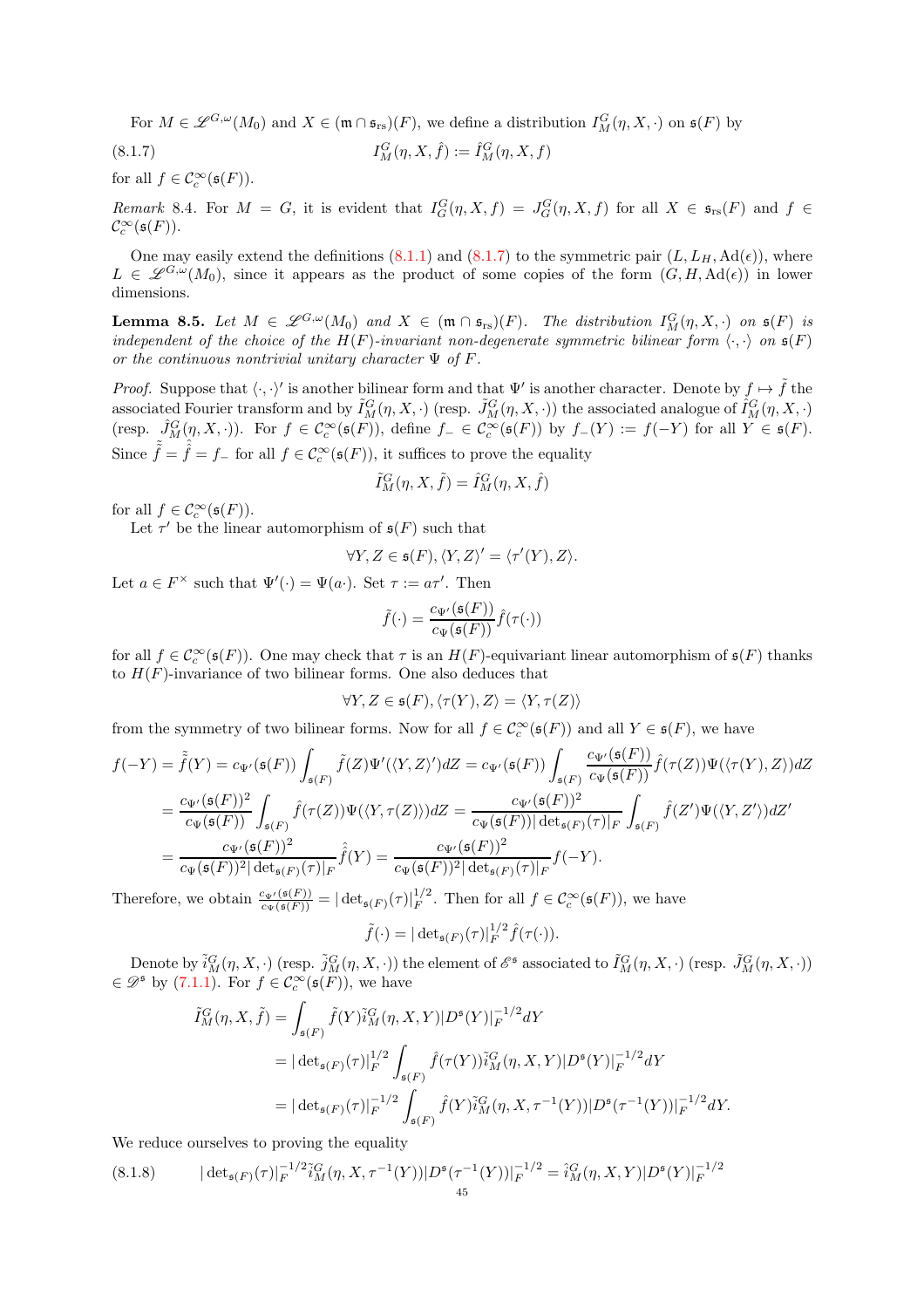For $M \in \mathscr{L}^{G,\omega}(M_0)$ and $X \in (\mathfrak{m} \cap \mathfrak{s}_{\mathrm{rs}})(F)$, we define a distribution $I_M^G(\eta, X, \cdot)$ on $\mathfrak{s}(F)$ by

$$I_M^G(\eta, X, \hat{f}) := \hat{I}_M^G(\eta, X, f) \tag{8.1.7}$$

for all $f \in \mathcal{C}_c^\infty(\mathfrak{s}(F))$.

*Remark* 8.4. For $M = G$, it is evident that $I_G^G(\eta, X, f) = J_G^G(\eta, X, f)$ for all $X \in \mathfrak{s}_{\mathrm{rs}}(F)$ and $f \in \mathcal{C}_c^\infty(\mathfrak{s}(F))$.

One may easily extend the definitions (8.1.1) and (8.1.7) to the symmetric pair $(L, L_H, \mathrm{Ad}(\epsilon))$, where $L \in \mathscr{L}^{G,\omega}(M_0)$, since it appears as the product of some copies of the form $(G, H, \mathrm{Ad}(\epsilon))$ in lower dimensions.

**Lemma 8.5.** *Let $M \in \mathscr{L}^{G,\omega}(M_0)$ and $X \in (\mathfrak{m} \cap \mathfrak{s}_{\mathrm{rs}})(F)$. The distribution $I_M^G(\eta, X, \cdot)$ on $\mathfrak{s}(F)$ is independent of the choice of the $H(F)$-invariant non-degenerate symmetric bilinear form $\langle \cdot, \cdot \rangle$ on $\mathfrak{s}(F)$ or the continuous nontrivial unitary character $\Psi$ of $F$.*

*Proof.* Suppose that $\langle \cdot, \cdot \rangle'$ is another bilinear form and that $\Psi'$ is another character. Denote by $f \mapsto \tilde{f}$ the associated Fourier transform and by $\tilde{I}_M^G(\eta, X, \cdot)$ (resp. $\tilde{J}_M^G(\eta, X, \cdot)$) the associated analogue of $\hat{I}_M^G(\eta, X, \cdot)$ (resp. $\hat{J}_M^G(\eta, X, \cdot)$). For $f \in \mathcal{C}_c^\infty(\mathfrak{s}(F))$, define $f_- \in \mathcal{C}_c^\infty(\mathfrak{s}(F))$ by $f_-(Y) := f(-Y)$ for all $Y \in \mathfrak{s}(F)$. Since $\tilde{\tilde{f}} = \hat{\hat{f}} = f_-$ for all $f \in \mathcal{C}_c^\infty(\mathfrak{s}(F))$, it suffices to prove the equality

$$\tilde{I}_M^G(\eta, X, \tilde{f}) = \hat{I}_M^G(\eta, X, \hat{f})$$

for all $f \in \mathcal{C}_c^\infty(\mathfrak{s}(F))$.

Let $\tau'$ be the linear automorphism of $\mathfrak{s}(F)$ such that

$$\forall Y, Z \in \mathfrak{s}(F), \langle Y, Z \rangle' = \langle \tau'(Y), Z \rangle.$$

Let $a \in F^\times$ such that $\Psi'(\cdot) = \Psi(a \cdot)$. Set $\tau := a\tau'$. Then

$$\tilde{f}(\cdot) = \frac{c_{\Psi'}(\mathfrak{s}(F))}{c_\Psi(\mathfrak{s}(F))} \hat{f}(\tau(\cdot))$$

for all $f \in \mathcal{C}_c^\infty(\mathfrak{s}(F))$. One may check that $\tau$ is an $H(F)$-equivariant linear automorphism of $\mathfrak{s}(F)$ thanks to $H(F)$-invariance of two bilinear forms. One also deduces that

$$\forall Y, Z \in \mathfrak{s}(F), \langle \tau(Y), Z \rangle = \langle Y, \tau(Z) \rangle$$

from the symmetry of two bilinear forms. Now for all $f \in \mathcal{C}_c^\infty(\mathfrak{s}(F))$ and all $Y \in \mathfrak{s}(F)$, we have

$$\begin{aligned}
f(-Y) = \tilde{\tilde{f}}(Y) &= c_{\Psi'}(\mathfrak{s}(F)) \int_{\mathfrak{s}(F)} \tilde{f}(Z) \Psi'(\langle Y, Z \rangle') dZ = c_{\Psi'}(\mathfrak{s}(F)) \int_{\mathfrak{s}(F)} \frac{c_{\Psi'}(\mathfrak{s}(F))}{c_\Psi(\mathfrak{s}(F))} \hat{f}(\tau(Z)) \Psi(\langle \tau(Y), Z \rangle) dZ \\
&= \frac{c_{\Psi'}(\mathfrak{s}(F))^2}{c_\Psi(\mathfrak{s}(F))} \int_{\mathfrak{s}(F)} \hat{f}(\tau(Z)) \Psi(\langle Y, \tau(Z) \rangle) dZ = \frac{c_{\Psi'}(\mathfrak{s}(F))^2}{c_\Psi(\mathfrak{s}(F)) |\det_{\mathfrak{s}(F)}(\tau)|_F} \int_{\mathfrak{s}(F)} \hat{f}(Z') \Psi(\langle Y, Z' \rangle) dZ' \\
&= \frac{c_{\Psi'}(\mathfrak{s}(F))^2}{c_\Psi(\mathfrak{s}(F))^2 |\det_{\mathfrak{s}(F)}(\tau)|_F} \hat{\hat{f}}(Y) = \frac{c_{\Psi'}(\mathfrak{s}(F))^2}{c_\Psi(\mathfrak{s}(F))^2 |\det_{\mathfrak{s}(F)}(\tau)|_F} f(-Y).
\end{aligned}$$

Therefore, we obtain $\frac{c_{\Psi'}(\mathfrak{s}(F))}{c_\Psi(\mathfrak{s}(F))} = |\det_{\mathfrak{s}(F)}(\tau)|_F^{1/2}$. Then for all $f \in \mathcal{C}_c^\infty(\mathfrak{s}(F))$, we have

$$\tilde{f}(\cdot) = |\det_{\mathfrak{s}(F)}(\tau)|_F^{1/2} \hat{f}(\tau(\cdot)).$$

Denote by $\tilde{i}_M^G(\eta, X, \cdot)$ (resp. $\tilde{j}_M^G(\eta, X, \cdot)$) the element of $\mathscr{E}^\mathfrak{s}$ associated to $\tilde{I}_M^G(\eta, X, \cdot)$ (resp. $\tilde{J}_M^G(\eta, X, \cdot)$) $\in \mathscr{D}^\mathfrak{s}$ by (7.1.1). For $f \in \mathcal{C}_c^\infty(\mathfrak{s}(F))$, we have

$$\begin{aligned}
\tilde{I}_M^G(\eta, X, \tilde{f}) &= \int_{\mathfrak{s}(F)} \tilde{f}(Y) \tilde{i}_M^G(\eta, X, Y) |D^\mathfrak{s}(Y)|_F^{-1/2} dY \\
&= |\det_{\mathfrak{s}(F)}(\tau)|_F^{1/2} \int_{\mathfrak{s}(F)} \hat{f}(\tau(Y)) \tilde{i}_M^G(\eta, X, Y) |D^\mathfrak{s}(Y)|_F^{-1/2} dY \\
&= |\det_{\mathfrak{s}(F)}(\tau)|_F^{-1/2} \int_{\mathfrak{s}(F)} \hat{f}(Y) \tilde{i}_M^G(\eta, X, \tau^{-1}(Y)) |D^\mathfrak{s}(\tau^{-1}(Y))|_F^{-1/2} dY.
\end{aligned}$$

We reduce ourselves to proving the equality

$$|\det_{\mathfrak{s}(F)}(\tau)|_F^{-1/2} \tilde{i}_M^G(\eta, X, \tau^{-1}(Y)) |D^\mathfrak{s}(\tau^{-1}(Y))|_F^{-1/2} = \hat{i}_M^G(\eta, X, Y) |D^\mathfrak{s}(Y)|_F^{-1/2} \tag{8.1.8}$$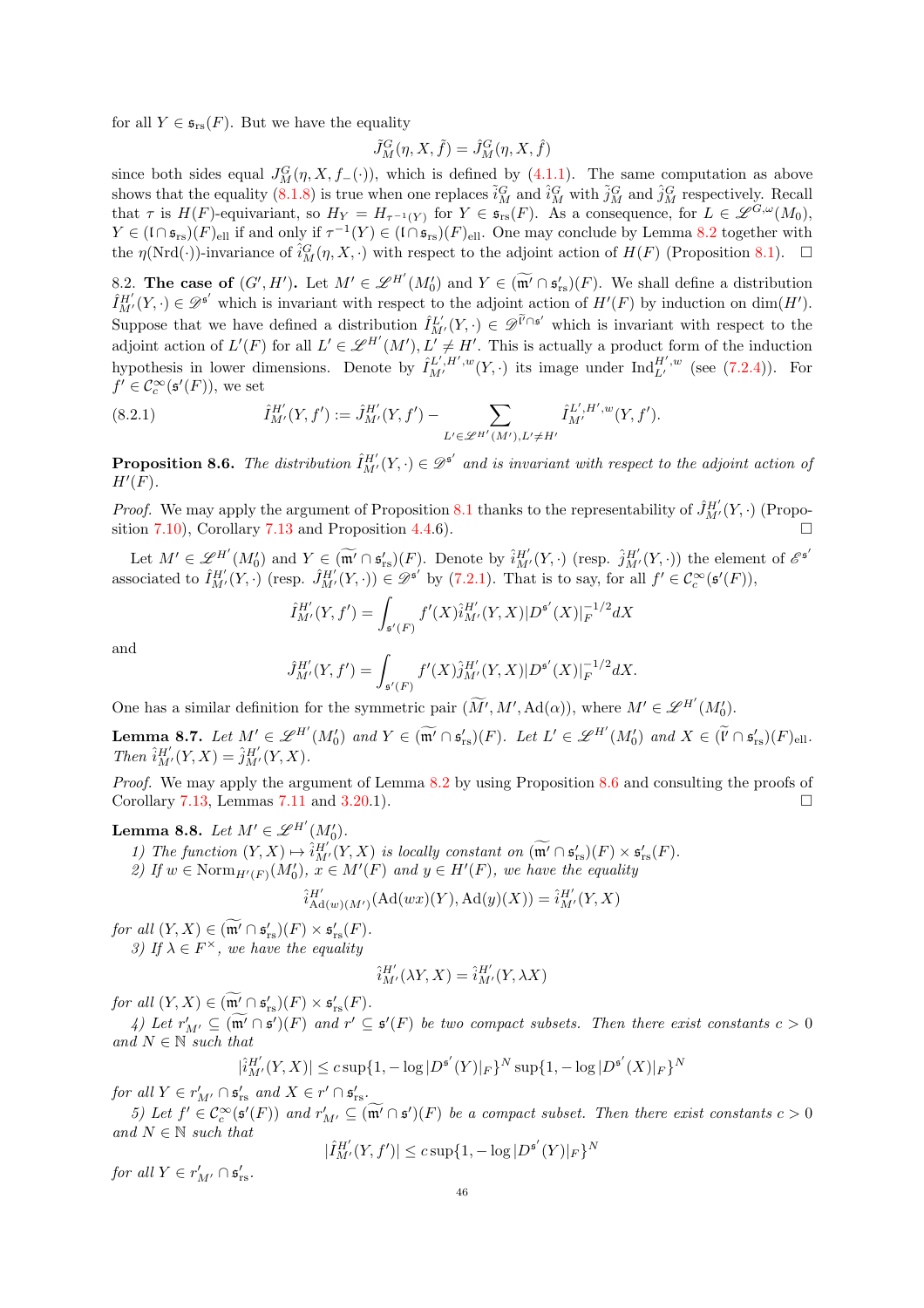for all $Y \in \mathfrak{s}_{\mathrm{rs}}(F)$. But we have the equality

$$\tilde{J}_M^G(\eta, X, \tilde{f}) = \hat{J}_M^G(\eta, X, \hat{f})$$

since both sides equal $J_M^G(\eta, X, f_-(\cdot))$, which is defined by (4.1.1). The same computation as above shows that the equality (8.1.8) is true when one replaces $\tilde{i}_M^G$ and $\hat{i}_M^G$ with $\tilde{j}_M^G$ and $\hat{j}_M^G$ respectively. Recall that $\tau$ is $H(F)$-equivariant, so $H_Y = H_{\tau^{-1}(Y)}$ for $Y \in \mathfrak{s}_{\mathrm{rs}}(F)$. As a consequence, for $L \in \mathscr{L}^{G,\omega}(M_0)$, $Y \in (\mathfrak{l} \cap \mathfrak{s}_{\mathrm{rs}})(F)_{\mathrm{ell}}$ if and only if $\tau^{-1}(Y) \in (\mathfrak{l} \cap \mathfrak{s}_{\mathrm{rs}})(F)_{\mathrm{ell}}$. One may conclude by Lemma 8.2 together with the $\eta(\mathrm{Nrd}(\cdot))$-invariance of $\hat{i}_M^G(\eta, X, \cdot)$ with respect to the adjoint action of $H(F)$ (Proposition 8.1). $\square$

8.2. **The case of** $(G', H')$**.** Let $M' \in \mathscr{L}^{H'}(M_0')$ and $Y \in (\widetilde{\mathfrak{m}'} \cap \mathfrak{s}_{\mathrm{rs}}')(F)$. We shall define a distribution $\hat{I}_{M'}^{H'}(Y, \cdot) \in \mathscr{D}^{\mathfrak{s}'}$ which is invariant with respect to the adjoint action of $H'(F)$ by induction on $\dim(H')$. Suppose that we have defined a distribution $\hat{I}_{M'}^{L'}(Y, \cdot) \in \mathscr{D}^{\widetilde{\mathfrak{l}'} \cap \mathfrak{s}'}$ which is invariant with respect to the adjoint action of $L'(F)$ for all $L' \in \mathscr{L}^{H'}(M'), L' \neq H'$. This is actually a product form of the induction hypothesis in lower dimensions. Denote by $\hat{I}_{M'}^{L',H',w}(Y, \cdot)$ its image under $\mathrm{Ind}_{L'}^{H',w}$ (see (7.2.4)). For $f' \in \mathcal{C}_c^\infty(\mathfrak{s}'(F))$, we set

$$\hat{I}_{M'}^{H'}(Y, f') := \hat{J}_{M'}^{H'}(Y, f') - \sum_{L' \in \mathscr{L}^{H'}(M'), L' \neq H'} \hat{I}_{M'}^{L',H',w}(Y, f'). \tag{8.2.1}$$

**Proposition 8.6.** *The distribution $\hat{I}_{M'}^{H'}(Y, \cdot) \in \mathscr{D}^{\mathfrak{s}'}$ and is invariant with respect to the adjoint action of $H'(F)$.*

*Proof.* We may apply the argument of Proposition 8.1 thanks to the representability of $\hat{J}_{M'}^{H'}(Y, \cdot)$ (Proposition 7.10), Corollary 7.13 and Proposition 4.4.6). $\square$

Let $M' \in \mathscr{L}^{H'}(M_0')$ and $Y \in (\widetilde{\mathfrak{m}'} \cap \mathfrak{s}_{\mathrm{rs}}')(F)$. Denote by $\hat{i}_{M'}^{H'}(Y, \cdot)$ (resp. $\hat{j}_{M'}^{H'}(Y, \cdot)$) the element of $\mathscr{E}^{\mathfrak{s}'}$ associated to $\hat{I}_{M'}^{H'}(Y, \cdot)$ (resp. $\hat{J}_{M'}^{H'}(Y, \cdot)) \in \mathscr{D}^{\mathfrak{s}'}$ by (7.2.1). That is to say, for all $f' \in \mathcal{C}_c^\infty(\mathfrak{s}'(F))$,

$$\hat{I}_{M'}^{H'}(Y, f') = \int_{\mathfrak{s}'(F)} f'(X) \hat{i}_{M'}^{H'}(Y, X) |D^{\mathfrak{s}'}(X)|_F^{-1/2} dX$$

and

$$\hat{J}_{M'}^{H'}(Y, f') = \int_{\mathfrak{s}'(F)} f'(X) \hat{j}_{M'}^{H'}(Y, X) |D^{\mathfrak{s}'}(X)|_F^{-1/2} dX.$$

One has a similar definition for the symmetric pair $(\widetilde{M}', M', \mathrm{Ad}(\alpha))$, where $M' \in \mathscr{L}^{H'}(M_0')$.

**Lemma 8.7.** *Let $M' \in \mathscr{L}^{H'}(M_0')$ and $Y \in (\widetilde{\mathfrak{m}'} \cap \mathfrak{s}_{\mathrm{rs}}')(F)$. Let $L' \in \mathscr{L}^{H'}(M_0')$ and $X \in (\widetilde{\mathfrak{l}'} \cap \mathfrak{s}_{\mathrm{rs}}')(F)_{\mathrm{ell}}$. Then $\hat{i}_{M'}^{H'}(Y, X) = \hat{j}_{M'}^{H'}(Y, X)$.*

*Proof.* We may apply the argument of Lemma 8.2 by using Proposition 8.6 and consulting the proofs of Corollary 7.13, Lemmas 7.11 and 3.20.1). $\square$

**Lemma 8.8.** *Let $M' \in \mathscr{L}^{H'}(M_0')$.*

*1) The function $(Y, X) \mapsto \hat{i}_{M'}^{H'}(Y, X)$ is locally constant on $(\widetilde{\mathfrak{m}'} \cap \mathfrak{s}_{\mathrm{rs}}')(F) \times \mathfrak{s}_{\mathrm{rs}}'(F)$.*

*2) If $w \in \mathrm{Norm}_{H'(F)}(M_0')$, $x \in M'(F)$ and $y \in H'(F)$, we have the equality*

$$\hat{i}_{\mathrm{Ad}(w)(M')}^{H'}(\mathrm{Ad}(wx)(Y), \mathrm{Ad}(y)(X)) = \hat{i}_{M'}^{H'}(Y, X)$$

*for all $(Y, X) \in (\widetilde{\mathfrak{m}'} \cap \mathfrak{s}_{\mathrm{rs}}')(F) \times \mathfrak{s}_{\mathrm{rs}}'(F)$.*

*3) If $\lambda \in F^\times$, we have the equality*

$$\hat{i}_{M'}^{H'}(\lambda Y, X) = \hat{i}_{M'}^{H'}(Y, \lambda X)$$

*for all $(Y, X) \in (\widetilde{\mathfrak{m}'} \cap \mathfrak{s}_{\mathrm{rs}}')(F) \times \mathfrak{s}_{\mathrm{rs}}'(F)$.*

*4) Let $r_{M'}' \subseteq (\widetilde{\mathfrak{m}'} \cap \mathfrak{s}')(F)$ and $r' \subseteq \mathfrak{s}'(F)$ be two compact subsets. Then there exist constants $c > 0$ and $N \in \mathbb{N}$ such that*

$$|\hat{i}_{M'}^{H'}(Y, X)| \leq c \sup\{1, -\log |D^{\mathfrak{s}'}(Y)|_F\}^N \sup\{1, -\log |D^{\mathfrak{s}'}(X)|_F\}^N$$

*for all $Y \in r_{M'}' \cap \mathfrak{s}_{\mathrm{rs}}'$ and $X \in r' \cap \mathfrak{s}_{\mathrm{rs}}'$.*

*5) Let $f' \in \mathcal{C}_c^\infty(\mathfrak{s}'(F))$ and $r_{M'}' \subseteq (\widetilde{\mathfrak{m}'} \cap \mathfrak{s}')(F)$ be a compact subset. Then there exist constants $c > 0$ and $N \in \mathbb{N}$ such that*

$$|\hat{I}_{M'}^{H'}(Y, f')| \leq c \sup\{1, -\log |D^{\mathfrak{s}'}(Y)|_F\}^N$$

*for all $Y \in r_{M'}' \cap \mathfrak{s}_{\mathrm{rs}}'$.*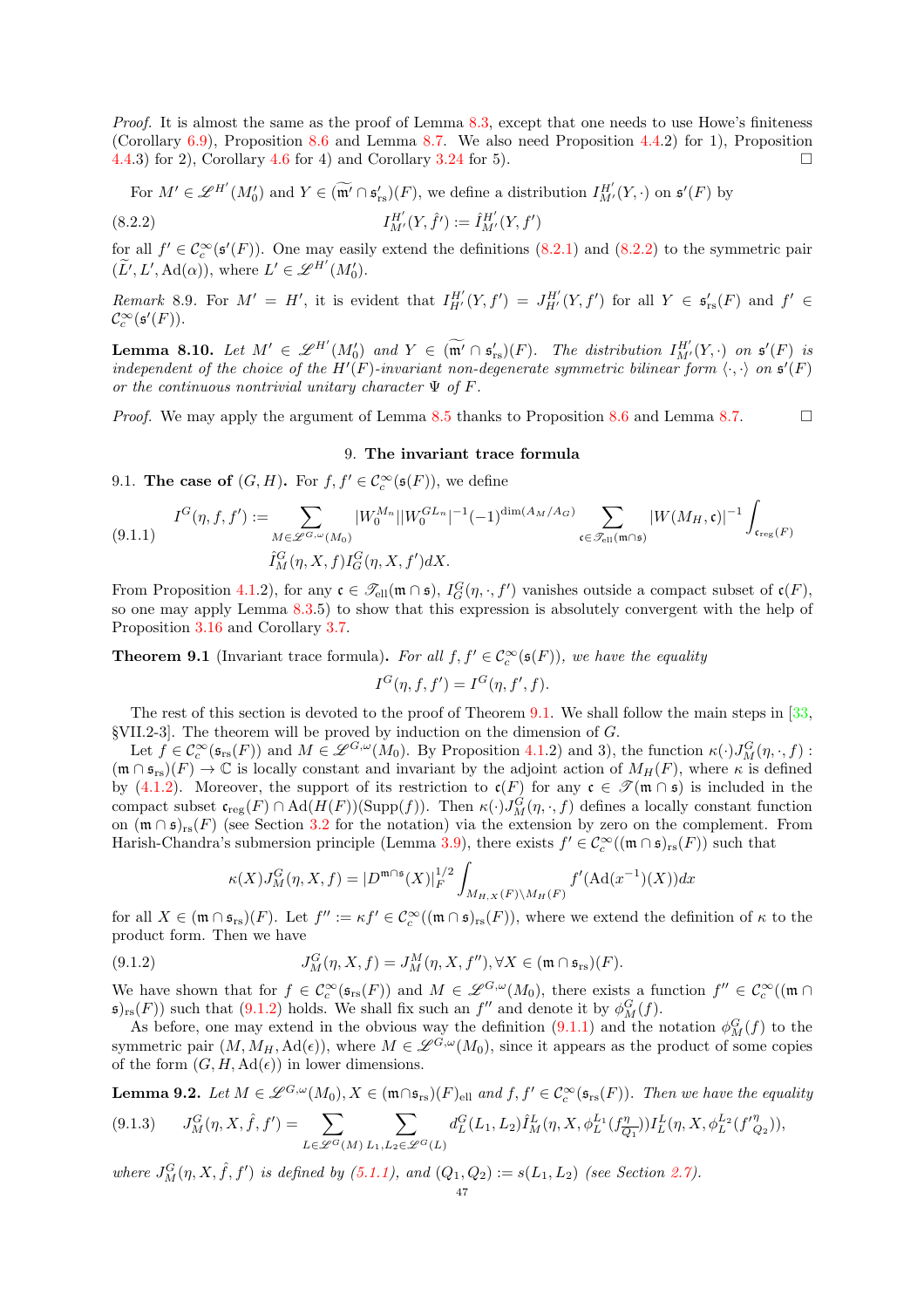*Proof.* It is almost the same as the proof of Lemma 8.3, except that one needs to use Howe's finiteness (Corollary 6.9), Proposition 8.6 and Lemma 8.7. We also need Proposition 4.4.2) for 1), Proposition 4.4.3) for 2), Corollary 4.6 for 4) and Corollary 3.24 for 5). □

For $M' \in \mathscr{L}^{H'}(M'_0)$ and $Y \in (\widetilde{\mathfrak{m}'} \cap \mathfrak{s}'_{\mathrm{rs}})(F)$, we define a distribution $I^{H'}_{M'}(Y, \cdot)$ on $\mathfrak{s}'(F)$ by

$$I^{H'}_{M'}(Y, \hat{f}') := \hat{I}^{H'}_{M'}(Y, f') \tag{8.2.2}$$

for all $f' \in \mathcal{C}^\infty_c(\mathfrak{s}'(F))$. One may easily extend the definitions (8.2.1) and (8.2.2) to the symmetric pair $(\widetilde{L}', L', \mathrm{Ad}(\alpha))$, where $L' \in \mathscr{L}^{H'}(M'_0)$.

*Remark* 8.9. For $M' = H'$, it is evident that $I^{H'}_{H'}(Y, f') = J^{H'}_{H'}(Y, f')$ for all $Y \in \mathfrak{s}'_{\mathrm{rs}}(F)$ and $f' \in \mathcal{C}^\infty_c(\mathfrak{s}'(F))$.

**Lemma 8.10.** *Let $M' \in \mathscr{L}^{H'}(M'_0)$ and $Y \in (\widetilde{\mathfrak{m}'} \cap \mathfrak{s}'_{\mathrm{rs}})(F)$. The distribution $I^{H'}_{M'}(Y, \cdot)$ on $\mathfrak{s}'(F)$ is independent of the choice of the $H'(F)$-invariant non-degenerate symmetric bilinear form $\langle \cdot, \cdot \rangle$ on $\mathfrak{s}'(F)$ or the continuous nontrivial unitary character $\Psi$ of $F$.*

*Proof.* We may apply the argument of Lemma 8.5 thanks to Proposition 8.6 and Lemma 8.7. □

## 9. The invariant trace formula

**9.1. The case of $(G, H)$.** For $f, f' \in \mathcal{C}^\infty_c(\mathfrak{s}(F))$, we define

$$\begin{aligned} I^G(\eta, f, f') := \sum_{M \in \mathscr{L}^{G,\omega}(M_0)} |W^{M_n}_0||W^{GL_n}_0|^{-1}(-1)^{\dim(A_M/A_G)} \sum_{\mathfrak{c} \in \mathscr{T}_{\mathrm{ell}}(\mathfrak{m} \cap \mathfrak{s})} |W(M_H, \mathfrak{c})|^{-1} \int_{\mathfrak{c}_{\mathrm{reg}}(F)} \\ \hat{I}^G_M(\eta, X, f) I^G_G(\eta, X, f') dX. \end{aligned} \tag{9.1.1}$$

From Proposition 4.1.2), for any $\mathfrak{c} \in \mathscr{T}_{\mathrm{ell}}(\mathfrak{m} \cap \mathfrak{s})$, $I^G_G(\eta, \cdot, f')$ vanishes outside a compact subset of $\mathfrak{c}(F)$, so one may apply Lemma 8.3.5) to show that this expression is absolutely convergent with the help of Proposition 3.16 and Corollary 3.7.

**Theorem 9.1** (Invariant trace formula)**.** *For all $f, f' \in \mathcal{C}^\infty_c(\mathfrak{s}(F))$, we have the equality*

$$I^G(\eta, f, f') = I^G(\eta, f', f).$$

The rest of this section is devoted to the proof of Theorem 9.1. We shall follow the main steps in [33, §VII.2-3]. The theorem will be proved by induction on the dimension of $G$.

Let $f \in \mathcal{C}^\infty_c(\mathfrak{s}_{\mathrm{rs}}(F))$ and $M \in \mathscr{L}^{G,\omega}(M_0)$. By Proposition 4.1.2) and 3), the function $\kappa(\cdot)J^G_M(\eta, \cdot, f) : (\mathfrak{m} \cap \mathfrak{s}_{\mathrm{rs}})(F) \to \mathbb{C}$ is locally constant and invariant by the adjoint action of $M_H(F)$, where $\kappa$ is defined by (4.1.2). Moreover, the support of its restriction to $\mathfrak{c}(F)$ for any $\mathfrak{c} \in \mathscr{T}(\mathfrak{m} \cap \mathfrak{s})$ is included in the compact subset $\mathfrak{c}_{\mathrm{reg}}(F) \cap \mathrm{Ad}(H(F))(\mathrm{Supp}(f))$. Then $\kappa(\cdot)J^G_M(\eta, \cdot, f)$ defines a locally constant function on $(\mathfrak{m} \cap \mathfrak{s})_{\mathrm{rs}}(F)$ (see Section 3.2 for the notation) via the extension by zero on the complement. From Harish-Chandra's submersion principle (Lemma 3.9), there exists $f' \in \mathcal{C}^\infty_c((\mathfrak{m} \cap \mathfrak{s})_{\mathrm{rs}}(F))$ such that

$$\kappa(X)J^G_M(\eta, X, f) = |D^{\mathfrak{m} \cap \mathfrak{s}}(X)|^{1/2}_F \int_{M_{H,X}(F)\backslash M_H(F)} f'(\mathrm{Ad}(x^{-1})(X))dx$$

for all $X \in (\mathfrak{m} \cap \mathfrak{s}_{\mathrm{rs}})(F)$. Let $f'' := \kappa f' \in \mathcal{C}^\infty_c((\mathfrak{m} \cap \mathfrak{s})_{\mathrm{rs}}(F))$, where we extend the definition of $\kappa$ to the product form. Then we have

$$J^G_M(\eta, X, f) = J^M_M(\eta, X, f''), \forall X \in (\mathfrak{m} \cap \mathfrak{s}_{\mathrm{rs}})(F). \tag{9.1.2}$$

We have shown that for $f \in \mathcal{C}^\infty_c(\mathfrak{s}_{\mathrm{rs}}(F))$ and $M \in \mathscr{L}^{G,\omega}(M_0)$, there exists a function $f'' \in \mathcal{C}^\infty_c((\mathfrak{m} \cap \mathfrak{s})_{\mathrm{rs}}(F))$ such that (9.1.2) holds. We shall fix such an $f''$ and denote it by $\phi^G_M(f)$.

As before, one may extend in the obvious way the definition (9.1.1) and the notation $\phi^G_M(f)$ to the symmetric pair $(M, M_H, \mathrm{Ad}(\epsilon))$, where $M \in \mathscr{L}^{G,\omega}(M_0)$, since it appears as the product of some copies of the form $(G, H, \mathrm{Ad}(\epsilon))$ in lower dimensions.

**Lemma 9.2.** *Let $M \in \mathscr{L}^{G,\omega}(M_0), X \in (\mathfrak{m} \cap \mathfrak{s}_{\mathrm{rs}})(F)_{\mathrm{ell}}$ and $f, f' \in \mathcal{C}^\infty_c(\mathfrak{s}_{\mathrm{rs}}(F))$. Then we have the equality*

$$J^G_M(\eta, X, \hat{f}, f') = \sum_{L \in \mathscr{L}^G(M)} \sum_{L_1, L_2 \in \mathscr{L}^G(L)} d^G_L(L_1, L_2) \hat{I}^L_L(\eta, X, \phi^{L_1}_L(f^\eta_{Q_1})) I^L_L(\eta, X, \phi^{L_2}_L(f'^\eta_{Q_2})), \tag{9.1.3}$$

*where $J^G_M(\eta, X, \hat{f}, f')$ is defined by (5.1.1), and $(Q_1, Q_2) := s(L_1, L_2)$ (see Section 2.7).*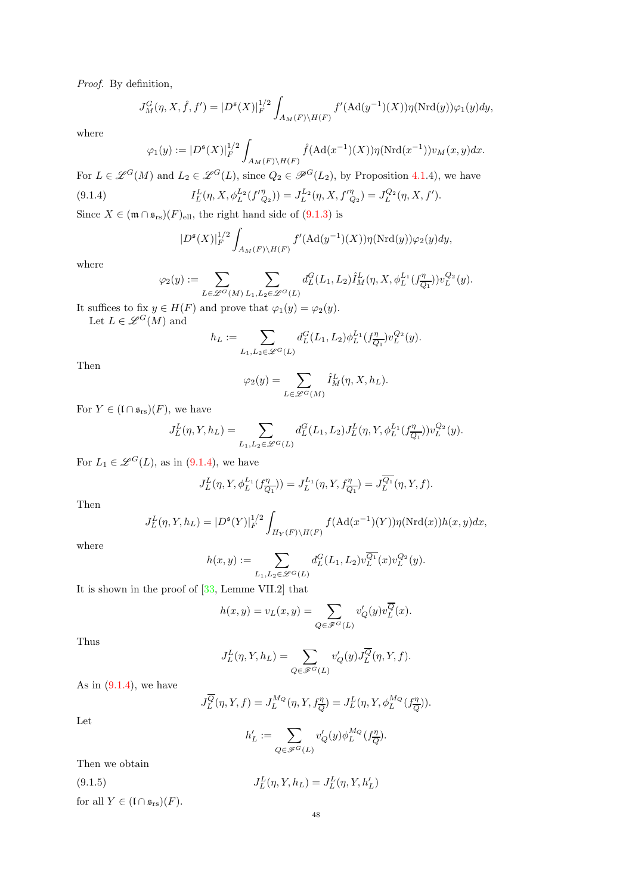*Proof.* By definition,

$$J_M^G(\eta, X, \hat{f}, f') = |D^{\mathfrak{s}}(X)|_F^{1/2} \int_{A_M(F)\backslash H(F)} f'(\mathrm{Ad}(y^{-1})(X))\eta(\mathrm{Nrd}(y))\varphi_1(y)dy,$$

where

$$\varphi_1(y) := |D^{\mathfrak{s}}(X)|_F^{1/2} \int_{A_M(F)\backslash H(F)} \hat{f}(\mathrm{Ad}(x^{-1})(X))\eta(\mathrm{Nrd}(x^{-1}))v_M(x,y)dx.$$

For $L \in \mathscr{L}^G(M)$ and $L_2 \in \mathscr{L}^G(L)$, since $Q_2 \in \mathscr{P}^G(L_2)$, by Proposition 4.1.4), we have

$$I_L^L(\eta, X, \phi_L^{L_2}(f'^{\eta}_{Q_2})) = J_L^{L_2}(\eta, X, f'^{\eta}_{Q_2}) = J_L^{Q_2}(\eta, X, f'). \tag{9.1.4}$$

Since $X \in (\mathfrak{m} \cap \mathfrak{s}_{\mathrm{rs}})(F)_{\mathrm{ell}}$, the right hand side of (9.1.3) is

$$|D^{\mathfrak{s}}(X)|_F^{1/2} \int_{A_M(F)\backslash H(F)} f'(\mathrm{Ad}(y^{-1})(X))\eta(\mathrm{Nrd}(y))\varphi_2(y)dy,$$

where

$$\varphi_2(y) := \sum_{L\in\mathscr{L}^G(M)} \sum_{L_1,L_2\in\mathscr{L}^G(L)} d_L^G(L_1,L_2)\hat{I}_M^L(\eta, X, \phi_L^{L_1}(f^{\eta}_{\overline{Q_1}}))v_L^{Q_2}(y).$$

It suffices to fix $y \in H(F)$ and prove that $\varphi_1(y) = \varphi_2(y)$.

Let $L \in \mathscr{L}^G(M)$ and

$$h_L := \sum_{L_1,L_2\in\mathscr{L}^G(L)} d_L^G(L_1,L_2)\phi_L^{L_1}(f^{\eta}_{\overline{Q_1}})v_L^{Q_2}(y).$$

Then

$$\varphi_2(y) = \sum_{L\in\mathscr{L}^G(M)} \hat{I}_M^L(\eta, X, h_L).$$

For $Y \in (\mathfrak{l} \cap \mathfrak{s}_{\mathrm{rs}})(F)$, we have

$$J_L^L(\eta, Y, h_L) = \sum_{L_1,L_2\in\mathscr{L}^G(L)} d_L^G(L_1,L_2)J_L^L(\eta, Y, \phi_L^{L_1}(f^{\eta}_{\overline{Q_1}}))v_L^{Q_2}(y).$$

For $L_1 \in \mathscr{L}^G(L)$, as in (9.1.4), we have

$$J_L^L(\eta, Y, \phi_L^{L_1}(f^{\eta}_{\overline{Q_1}})) = J_L^{L_1}(\eta, Y, f^{\eta}_{\overline{Q_1}}) = J_L^{\overline{Q_1}}(\eta, Y, f).$$

Then

$$J_L^L(\eta, Y, h_L) = |D^{\mathfrak{s}}(Y)|_F^{1/2} \int_{H_Y(F)\backslash H(F)} f(\mathrm{Ad}(x^{-1})(Y))\eta(\mathrm{Nrd}(x))h(x,y)dx,$$

where

$$h(x,y) := \sum_{L_1,L_2\in\mathscr{L}^G(L)} d_L^G(L_1,L_2)v_L^{\overline{Q_1}}(x)v_L^{Q_2}(y).$$

It is shown in the proof of [33, Lemme VII.2] that

$$h(x,y) = v_L(x,y) = \sum_{Q\in\mathscr{F}^G(L)} v'_Q(y)v_L^{\overline{Q}}(x).$$

Thus

$$J_L^L(\eta, Y, h_L) = \sum_{Q\in\mathscr{F}^G(L)} v'_Q(y)J_L^{\overline{Q}}(\eta, Y, f).$$

As in (9.1.4), we have

$$J_L^{\overline{Q}}(\eta, Y, f) = J_L^{M_Q}(\eta, Y, f^{\eta}_{\overline{Q}}) = J_L^L(\eta, Y, \phi_L^{M_Q}(f^{\eta}_{\overline{Q}})).$$

Let

$$h'_L := \sum_{Q\in\mathscr{F}^G(L)} v'_Q(y)\phi_L^{M_Q}(f^{\eta}_{\overline{Q}}).$$

Then we obtain

$$J_L^L(\eta, Y, h_L) = J_L^L(\eta, Y, h'_L) \tag{9.1.5}$$

for all $Y \in (\mathfrak{l} \cap \mathfrak{s}_{\mathrm{rs}})(F)$.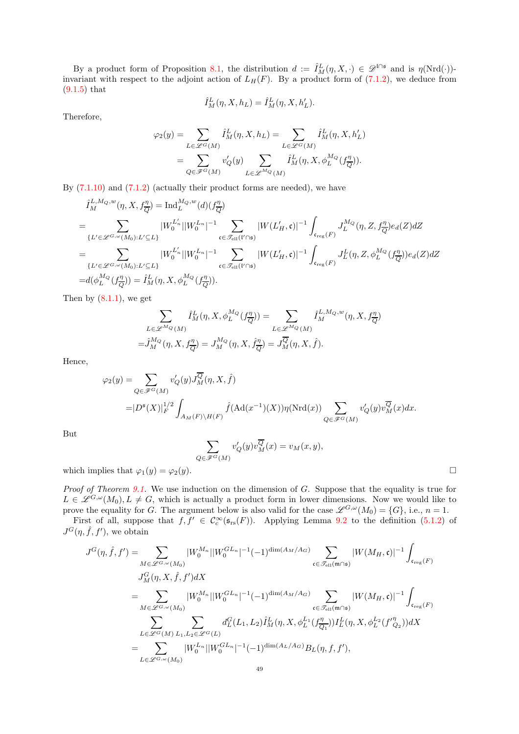By a product form of Proposition 8.1, the distribution $d := \hat{I}^L_M(\eta, X, \cdot) \in \mathscr{D}^{\mathfrak{l}\cap\mathfrak{s}}$ and is $\eta(\mathrm{Nrd}(\cdot))$-invariant with respect to the adjoint action of $L_H(F)$. By a product form of (7.1.2), we deduce from (9.1.5) that

$$\hat{I}^L_M(\eta, X, h_L) = \hat{I}^L_M(\eta, X, h'_L).$$

Therefore,

$$\begin{aligned}
\varphi_2(y) &= \sum_{L\in\mathscr{L}^G(M)} \hat{I}^L_M(\eta, X, h_L) = \sum_{L\in\mathscr{L}^G(M)} \hat{I}^L_M(\eta, X, h'_L) \\
&= \sum_{Q\in\mathscr{F}^G(M)} v'_Q(y) \sum_{L\in\mathscr{L}^{M_Q}(M)} \hat{I}^L_M(\eta, X, \phi^{M_Q}_L(f^\eta_{\overline{Q}})).
\end{aligned}$$

By (7.1.10) and (7.1.2) (actually their product forms are needed), we have

$$\begin{aligned}
&\hat{I}^{L,M_Q,w}_M(\eta, X, f^\eta_{\overline{Q}}) = \mathrm{Ind}^{M_Q,w}_L(d)(f^\eta_{\overline{Q}}) \\
=& \sum_{\{L'\in\mathscr{L}^{G,\omega}(M_0): L'\subseteq L\}} |W^{L'_n}_0||W^{L_n}_0|^{-1} \sum_{\mathfrak{c}\in\mathscr{T}_{\mathrm{ell}}(\mathfrak{l}'\cap\mathfrak{s})} |W(L'_H, \mathfrak{c})|^{-1} \int_{\mathfrak{c}_{\mathrm{reg}}(F)} J^{M_Q}_L(\eta, Z, f^\eta_{\overline{Q}}) e_d(Z) dZ \\
=& \sum_{\{L'\in\mathscr{L}^{G,\omega}(M_0): L'\subseteq L\}} |W^{L'_n}_0||W^{L_n}_0|^{-1} \sum_{\mathfrak{c}\in\mathscr{T}_{\mathrm{ell}}(\mathfrak{l}'\cap\mathfrak{s})} |W(L'_H, \mathfrak{c})|^{-1} \int_{\mathfrak{c}_{\mathrm{reg}}(F)} J^L_L(\eta, Z, \phi^{M_Q}_L(f^\eta_{\overline{Q}})) e_d(Z) dZ \\
=& d(\phi^{M_Q}_L(f^\eta_{\overline{Q}})) = \hat{I}^L_M(\eta, X, \phi^{M_Q}_L(f^\eta_{\overline{Q}})).
\end{aligned}$$

Then by (8.1.1), we get

$$\begin{aligned}
&\sum_{L\in\mathscr{L}^{M_Q}(M)} \hat{I}^L_M(\eta, X, \phi^{M_Q}_L(f^\eta_{\overline{Q}})) = \sum_{L\in\mathscr{L}^{M_Q}(M)} \hat{I}^{L,M_Q,w}_M(\eta, X, f^\eta_{\overline{Q}}) \\
=& \hat{J}^{M_Q}_M(\eta, X, f^\eta_{\overline{Q}}) = J^{M_Q}_M(\eta, X, \hat{f}^\eta_{\overline{Q}}) = J^{\overline{Q}}_M(\eta, X, \hat{f}).
\end{aligned}$$

Hence,

$$\begin{aligned}
\varphi_2(y) =& \sum_{Q\in\mathscr{F}^G(M)} v'_Q(y) J^{\overline{Q}}_M(\eta, X, \hat{f}) \\
=& |D^{\mathfrak{s}}(X)|^{1/2}_F \int_{A_M(F)\backslash H(F)} \hat{f}(\mathrm{Ad}(x^{-1})(X)) \eta(\mathrm{Nrd}(x)) \sum_{Q\in\mathscr{F}^G(M)} v'_Q(y) v^{\overline{Q}}_M(x) dx.
\end{aligned}$$

But

$$\sum_{Q\in\mathscr{F}^G(M)} v'_Q(y) v^{\overline{Q}}_M(x) = v_M(x, y),$$

which implies that $\varphi_1(y) = \varphi_2(y)$. □

*Proof of Theorem 9.1.* We use induction on the dimension of $G$. Suppose that the equality is true for $L \in \mathscr{L}^{G,\omega}(M_0), L \neq G$, which is actually a product form in lower dimensions. Now we would like to prove the equality for $G$. The argument below is also valid for the case $\mathscr{L}^{G,\omega}(M_0) = \{G\}$, i.e., $n = 1$.

First of all, suppose that $f, f' \in \mathcal{C}^\infty_c(\mathfrak{s}_{\mathrm{rs}}(F))$. Applying Lemma 9.2 to the definition (5.1.2) of $J^G(\eta, \hat{f}, f')$, we obtain

$$\begin{aligned}
J^G(\eta, \hat{f}, f') =& \sum_{M\in\mathscr{L}^{G,\omega}(M_0)} |W^{M_n}_0||W^{GL_n}_0|^{-1} (-1)^{\dim(A_M/A_G)} \sum_{\mathfrak{c}\in\mathscr{T}_{\mathrm{ell}}(\mathfrak{m}\cap\mathfrak{s})} |W(M_H, \mathfrak{c})|^{-1} \int_{\mathfrak{c}_{\mathrm{reg}}(F)} \\
& J^G_M(\eta, X, \hat{f}, f') dX \\
=& \sum_{M\in\mathscr{L}^{G,\omega}(M_0)} |W^{M_n}_0||W^{GL_n}_0|^{-1} (-1)^{\dim(A_M/A_G)} \sum_{\mathfrak{c}\in\mathscr{T}_{\mathrm{ell}}(\mathfrak{m}\cap\mathfrak{s})} |W(M_H, \mathfrak{c})|^{-1} \int_{\mathfrak{c}_{\mathrm{reg}}(F)} \\
& \sum_{L\in\mathscr{L}^G(M)} \sum_{L_1, L_2\in\mathscr{L}^G(L)} d^G_L(L_1, L_2) \hat{I}^{L_1}_M(\eta, X, \phi^{L_1}_L(f^\eta_{\overline{Q_1}})) I^{L_2}_L(\eta, X, \phi^{L_2}_L(f'^\eta_{Q_2})) dX \\
=& \sum_{L\in\mathscr{L}^{G,\omega}(M_0)} |W^{L_n}_0||W^{GL_n}_0|^{-1} (-1)^{\dim(A_L/A_G)} B_L(\eta, f, f'),
\end{aligned}$$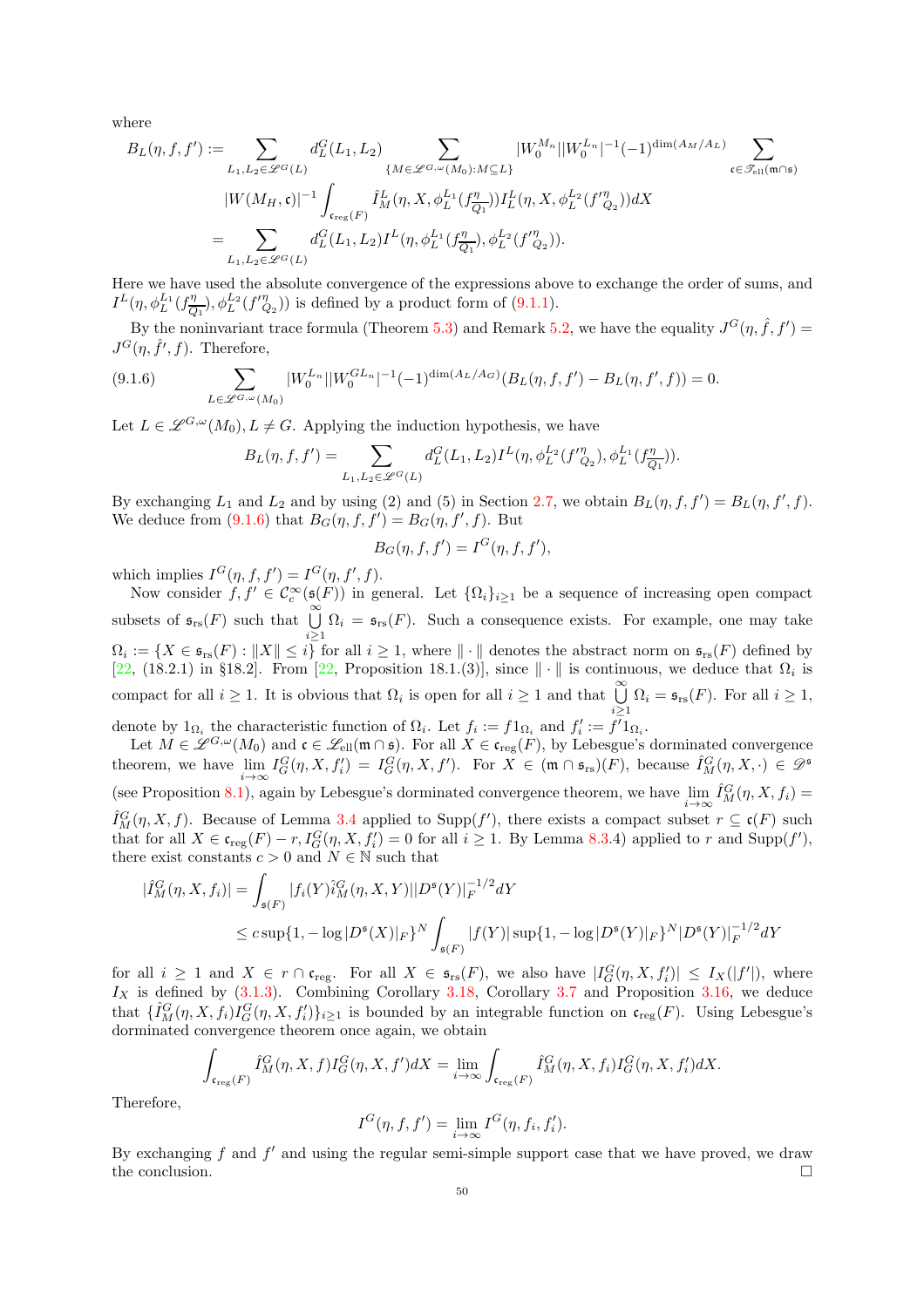where

$$
\begin{aligned}
B_L(\eta,f,f') := &\sum_{L_1,L_2\in\mathscr{L}^G(L)} d_L^G(L_1,L_2) \sum_{\{M\in\mathscr{L}^{G,\omega}(M_0):M\subseteq L\}} |W_0^{M_n}||W_0^{L_n}|^{-1}(-1)^{\dim(A_M/A_L)} \sum_{\mathfrak{c}\in\mathscr{T}_{\mathrm{ell}}(\mathfrak{m}\cap\mathfrak{s})} \\
&|W(M_H,\mathfrak{c})|^{-1}\int_{\mathfrak{c}_{\mathrm{reg}}(F)} \hat{I}_M^L(\eta,X,\phi_L^{L_1}(f_{\overline{Q_1}}^{\eta}))I_L^L(\eta,X,\phi_L^{L_2}(f'^{\eta}_{Q_2}))dX \\
= &\sum_{L_1,L_2\in\mathscr{L}^G(L)} d_L^G(L_1,L_2) I^L(\eta,\phi_L^{L_1}(f_{\overline{Q_1}}^{\eta}),\phi_L^{L_2}(f'^{\eta}_{Q_2})).
\end{aligned}
$$

Here we have used the absolute convergence of the expressions above to exchange the order of sums, and $I^L(\eta,\phi_L^{L_1}(f_{\overline{Q_1}}^{\eta}),\phi_L^{L_2}(f'^{\eta}_{Q_2}))$ is defined by a product form of (9.1.1).

By the noninvariant trace formula (Theorem 5.3) and Remark 5.2, we have the equality $J^G(\eta,\hat{f},f') = J^G(\eta,\hat{f}',f)$. Therefore,

$$
\sum_{L\in\mathscr{L}^{G,\omega}(M_0)} |W_0^{L_n}||W_0^{GL_n}|^{-1}(-1)^{\dim(A_L/A_G)}(B_L(\eta,f,f')-B_L(\eta,f',f)) = 0. \tag{9.1.6}
$$

Let $L\in\mathscr{L}^{G,\omega}(M_0), L\neq G$. Applying the induction hypothesis, we have

$$
B_L(\eta,f,f') = \sum_{L_1,L_2\in\mathscr{L}^G(L)} d_L^G(L_1,L_2) I^L(\eta,\phi_L^{L_2}(f'^{\eta}_{Q_2}),\phi_L^{L_1}(f_{\overline{Q_1}}^{\eta})).
$$

By exchanging $L_1$ and $L_2$ and by using (2) and (5) in Section 2.7, we obtain $B_L(\eta,f,f') = B_L(\eta,f',f)$. We deduce from (9.1.6) that $B_G(\eta,f,f') = B_G(\eta,f',f)$. But

$$
B_G(\eta,f,f') = I^G(\eta,f,f'),
$$

which implies $I^G(\eta,f,f') = I^G(\eta,f',f)$.

Now consider $f,f'\in\mathcal{C}_c^\infty(\mathfrak{s}(F))$ in general. Let $\{\Omega_i\}_{i\geq 1}$ be a sequence of increasing open compact subsets of $\mathfrak{s}_{\mathrm{rs}}(F)$ such that $\bigcup_{i\geq 1}^{\infty}\Omega_i = \mathfrak{s}_{\mathrm{rs}}(F)$. Such a consequence exists. For example, one may take $\Omega_i := \{X\in\mathfrak{s}_{\mathrm{rs}}(F) : \|X\|\leq i\}$ for all $i\geq 1$, where $\|\cdot\|$ denotes the abstract norm on $\mathfrak{s}_{\mathrm{rs}}(F)$ defined by [22, (18.2.1) in §18.2]. From [22, Proposition 18.1.(3)], since $\|\cdot\|$ is continuous, we deduce that $\Omega_i$ is compact for all $i\geq 1$. It is obvious that $\Omega_i$ is open for all $i\geq 1$ and that $\bigcup_{i\geq 1}^{\infty}\Omega_i = \mathfrak{s}_{\mathrm{rs}}(F)$. For all $i\geq 1$, denote by $1_{\Omega_i}$ the characteristic function of $\Omega_i$. Let $f_i := f1_{\Omega_i}$ and $f'_i := f'1_{\Omega_i}$.

Let $M\in\mathscr{L}^{G,\omega}(M_0)$ and $\mathfrak{c}\in\mathscr{L}_{\mathrm{ell}}(\mathfrak{m}\cap\mathfrak{s})$. For all $X\in\mathfrak{c}_{\mathrm{reg}}(F)$, by Lebesgue's dorminated convergence theorem, we have $\lim_{i\to\infty} I_G^G(\eta,X,f'_i) = I_G^G(\eta,X,f')$. For $X\in(\mathfrak{m}\cap\mathfrak{s}_{\mathrm{rs}})(F)$, because $\hat{I}_M^G(\eta,X,\cdot)\in\mathscr{D}^{\mathfrak{s}}$ (see Proposition 8.1), again by Lebesgue's dorminated convergence theorem, we have $\lim_{i\to\infty}\hat{I}_M^G(\eta,X,f_i) = \hat{I}_M^G(\eta,X,f)$. Because of Lemma 3.4 applied to Supp$(f')$, there exists a compact subset $r\subseteq\mathfrak{c}(F)$ such that for all $X\in\mathfrak{c}_{\mathrm{reg}}(F)-r, I_G^G(\eta,X,f'_i)=0$ for all $i\geq 1$. By Lemma 8.3.4) applied to $r$ and Supp$(f')$, there exist constants $c>0$ and $N\in\mathbb{N}$ such that

$$
\begin{aligned}
|\hat{I}_M^G(\eta,X,f_i)| &= \int_{\mathfrak{s}(F)} |f_i(Y)\hat{i}_M^G(\eta,X,Y)||D^{\mathfrak{s}}(Y)|_F^{-1/2}dY \\
&\leq c\sup\{1,-\log|D^{\mathfrak{s}}(X)|_F\}^N\int_{\mathfrak{s}(F)}|f(Y)|\sup\{1,-\log|D^{\mathfrak{s}}(Y)|_F\}^N|D^{\mathfrak{s}}(Y)|_F^{-1/2}dY
\end{aligned}
$$

for all $i\geq 1$ and $X\in r\cap\mathfrak{c}_{\mathrm{reg}}$. For all $X\in\mathfrak{s}_{\mathrm{rs}}(F)$, we also have $|I_G^G(\eta,X,f'_i)|\leq I_X(|f'|)$, where $I_X$ is defined by (3.1.3). Combining Corollary 3.18, Corollary 3.7 and Proposition 3.16, we deduce that $\{\hat{I}_M^G(\eta,X,f_i)I_G^G(\eta,X,f'_i)\}_{i\geq 1}$ is bounded by an integrable function on $\mathfrak{c}_{\mathrm{reg}}(F)$. Using Lebesgue's dorminated convergence theorem once again, we obtain

$$
\int_{\mathfrak{c}_{\mathrm{reg}}(F)}\hat{I}_M^G(\eta,X,f)I_G^G(\eta,X,f')dX = \lim_{i\to\infty}\int_{\mathfrak{c}_{\mathrm{reg}}(F)}\hat{I}_M^G(\eta,X,f_i)I_G^G(\eta,X,f'_i)dX.
$$

Therefore,

$$
I^G(\eta,f,f') = \lim_{i\to\infty} I^G(\eta,f_i,f'_i).
$$

By exchanging $f$ and $f'$ and using the regular semi-simple support case that we have proved, we draw the conclusion. $\square$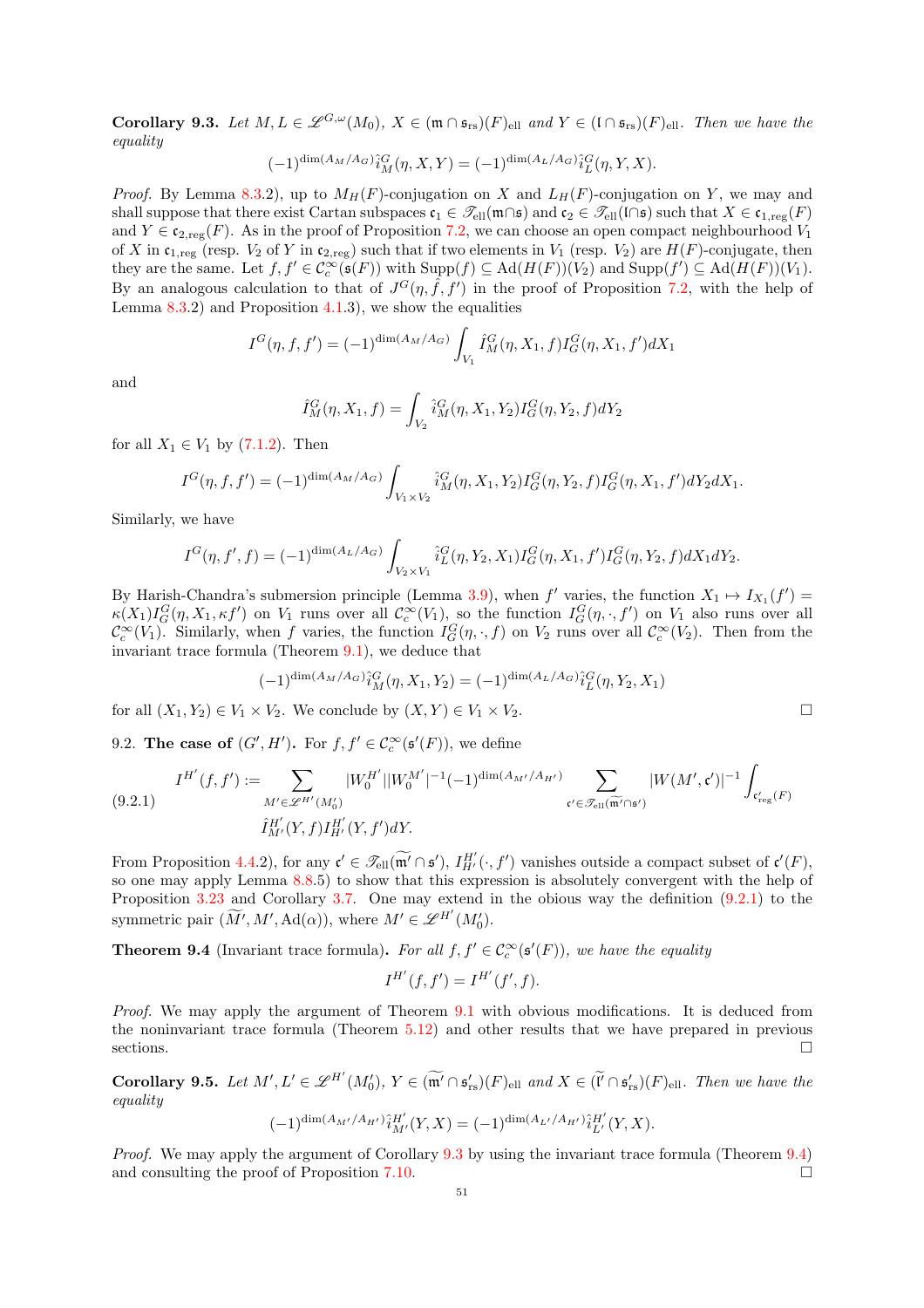**Corollary 9.3.** *Let $M, L \in \mathscr{L}^{G,\omega}(M_0)$, $X \in (\mathfrak{m} \cap \mathfrak{s}_{\mathrm{rs}})(F)_{\mathrm{ell}}$ and $Y \in (\mathfrak{l} \cap \mathfrak{s}_{\mathrm{rs}})(F)_{\mathrm{ell}}$. Then we have the equality*

$$(-1)^{\dim(A_M/A_G)} \hat{i}_M^G(\eta, X, Y) = (-1)^{\dim(A_L/A_G)} \hat{i}_L^G(\eta, Y, X).$$

*Proof.* By Lemma 8.3.2), up to $M_H(F)$-conjugation on $X$ and $L_H(F)$-conjugation on $Y$, we may and shall suppose that there exist Cartan subspaces $\mathfrak{c}_1 \in \mathscr{T}_{\mathrm{ell}}(\mathfrak{m}\cap\mathfrak{s})$ and $\mathfrak{c}_2 \in \mathscr{T}_{\mathrm{ell}}(\mathfrak{l}\cap\mathfrak{s})$ such that $X \in \mathfrak{c}_{1,\mathrm{reg}}(F)$ and $Y \in \mathfrak{c}_{2,\mathrm{reg}}(F)$. As in the proof of Proposition 7.2, we can choose an open compact neighbourhood $V_1$ of $X$ in $\mathfrak{c}_{1,\mathrm{reg}}$ (resp. $V_2$ of $Y$ in $\mathfrak{c}_{2,\mathrm{reg}}$) such that if two elements in $V_1$ (resp. $V_2$) are $H(F)$-conjugate, then they are the same. Let $f, f' \in \mathcal{C}_c^\infty(\mathfrak{s}(F))$ with $\mathrm{Supp}(f) \subseteq \mathrm{Ad}(H(F))(V_2)$ and $\mathrm{Supp}(f') \subseteq \mathrm{Ad}(H(F))(V_1)$. By an analogous calculation to that of $J^G(\eta, \hat{f}, f')$ in the proof of Proposition 7.2, with the help of Lemma 8.3.2) and Proposition 4.1.3), we show the equalities

$$I^G(\eta, f, f') = (-1)^{\dim(A_M/A_G)} \int_{V_1} \hat{I}_M^G(\eta, X_1, f) I_G^G(\eta, X_1, f') dX_1$$

and

$$\hat{I}_M^G(\eta, X_1, f) = \int_{V_2} \hat{i}_M^G(\eta, X_1, Y_2) I_G^G(\eta, Y_2, f) dY_2$$

for all $X_1 \in V_1$ by (7.1.2). Then

$$I^G(\eta, f, f') = (-1)^{\dim(A_M/A_G)} \int_{V_1 \times V_2} \hat{i}_M^G(\eta, X_1, Y_2) I_G^G(\eta, Y_2, f) I_G^G(\eta, X_1, f') dY_2 dX_1.$$

Similarly, we have

$$I^G(\eta, f', f) = (-1)^{\dim(A_L/A_G)} \int_{V_2 \times V_1} \hat{i}_L^G(\eta, Y_2, X_1) I_G^G(\eta, X_1, f') I_G^G(\eta, Y_2, f) dX_1 dY_2.$$

By Harish-Chandra's submersion principle (Lemma 3.9), when $f'$ varies, the function $X_1 \mapsto I_{X_1}(f') = \kappa(X_1) I_G^G(\eta, X_1, \kappa f')$ on $V_1$ runs over all $\mathcal{C}_c^\infty(V_1)$, so the function $I_G^G(\eta, \cdot, f')$ on $V_1$ also runs over all $\mathcal{C}_c^\infty(V_1)$. Similarly, when $f$ varies, the function $I_G^G(\eta, \cdot, f)$ on $V_2$ runs over all $\mathcal{C}_c^\infty(V_2)$. Then from the invariant trace formula (Theorem 9.1), we deduce that

$$(-1)^{\dim(A_M/A_G)} \hat{i}_M^G(\eta, X_1, Y_2) = (-1)^{\dim(A_L/A_G)} \hat{i}_L^G(\eta, Y_2, X_1)$$

for all $(X_1, Y_2) \in V_1 \times V_2$. We conclude by $(X, Y) \in V_1 \times V_2$. $\square$

9.2. **The case of $(G', H')$.** For $f, f' \in \mathcal{C}_c^\infty(\mathfrak{s}'(F))$, we define

$$I^{H'}(f, f') := \sum_{M' \in \mathscr{L}^{H'}(M_0')} |W_0^{H'}||W_0^{M'}|^{-1} (-1)^{\dim(A_{M'}/A_{H'})} \sum_{\mathfrak{c}' \in \mathscr{T}_{\mathrm{ell}}(\widetilde{\mathfrak{m}'}\cap\mathfrak{s}')} |W(M', \mathfrak{c}')|^{-1} \int_{\mathfrak{c}'_{\mathrm{reg}}(F)} \hat{I}_{M'}^{H'}(Y, f) I_{H'}^{H'}(Y, f') dY. \tag{9.2.1}$$

From Proposition 4.4.2), for any $\mathfrak{c}' \in \mathscr{T}_{\mathrm{ell}}(\widetilde{\mathfrak{m}'} \cap \mathfrak{s}')$, $I_{H'}^{H'}(\cdot, f')$ vanishes outside a compact subset of $\mathfrak{c}'(F)$, so one may apply Lemma 8.8.5) to show that this expression is absolutely convergent with the help of Proposition 3.23 and Corollary 3.7. One may extend in the obious way the definition (9.2.1) to the symmetric pair $(\widetilde{M'}, M', \mathrm{Ad}(\alpha))$, where $M' \in \mathscr{L}^{H'}(M_0')$.

**Theorem 9.4** (Invariant trace formula)**.** *For all $f, f' \in \mathcal{C}_c^\infty(\mathfrak{s}'(F))$, we have the equality*

$$I^{H'}(f, f') = I^{H'}(f', f).$$

*Proof.* We may apply the argument of Theorem 9.1 with obvious modifications. It is deduced from the noninvariant trace formula (Theorem 5.12) and other results that we have prepared in previous sections. $\square$

**Corollary 9.5.** *Let $M', L' \in \mathscr{L}^{H'}(M_0')$, $Y \in (\widetilde{\mathfrak{m}'} \cap \mathfrak{s}'_{\mathrm{rs}})(F)_{\mathrm{ell}}$ and $X \in (\widetilde{\mathfrak{l}'} \cap \mathfrak{s}'_{\mathrm{rs}})(F)_{\mathrm{ell}}$. Then we have the equality*

$$(-1)^{\dim(A_{M'}/A_{H'})} \hat{i}_{M'}^{H'}(Y, X) = (-1)^{\dim(A_{L'}/A_{H'})} \hat{i}_{L'}^{H'}(Y, X).$$

*Proof.* We may apply the argument of Corollary 9.3 by using the invariant trace formula (Theorem 9.4) and consulting the proof of Proposition 7.10. $\square$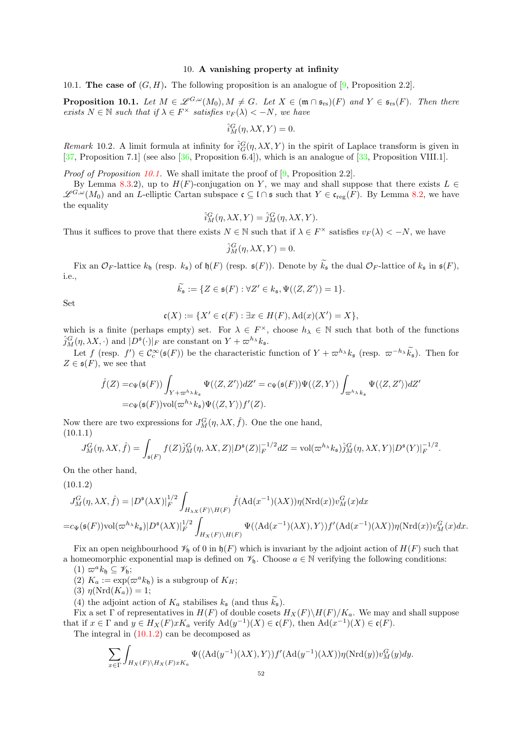## 10. A vanishing property at infinity

**10.1. The case of $(G,H)$.** The following proposition is an analogue of [9, Proposition 2.2].

**Proposition 10.1.** *Let $M \in \mathscr{L}^{G,\omega}(M_0), M \neq G$. Let $X \in (\mathfrak{m} \cap \mathfrak{s}_{\mathrm{rs}})(F)$ and $Y \in \mathfrak{s}_{\mathrm{rs}}(F)$. Then there exists $N \in \mathbb{N}$ such that if $\lambda \in F^\times$ satisfies $v_F(\lambda) < -N$, we have*

$$\hat{i}_M^G(\eta, \lambda X, Y) = 0.$$

*Remark* 10.2. A limit formula at infinity for $\hat{i}_G^G(\eta, \lambda X, Y)$ in the spirit of Laplace transform is given in [37, Proposition 7.1] (see also [36, Proposition 6.4]), which is an analogue of [33, Proposition VIII.1].

*Proof of Proposition 10.1.* We shall imitate the proof of [9, Proposition 2.2].

By Lemma 8.3.2), up to $H(F)$-conjugation on $Y$, we may and shall suppose that there exists $L \in \mathscr{L}^{G,\omega}(M_0)$ and an $L$-elliptic Cartan subspace $\mathfrak{c} \subseteq \mathfrak{l} \cap \mathfrak{s}$ such that $Y \in \mathfrak{c}_{\mathrm{reg}}(F)$. By Lemma 8.2, we have the equality

$$\hat{i}_M^G(\eta, \lambda X, Y) = \hat{j}_M^G(\eta, \lambda X, Y).$$

Thus it suffices to prove that there exists $N \in \mathbb{N}$ such that if $\lambda \in F^\times$ satisfies $v_F(\lambda) < -N$, we have

$$\hat{j}_M^G(\eta, \lambda X, Y) = 0.$$

Fix an $\mathcal{O}_F$-lattice $k_{\mathfrak{h}}$ (resp. $k_{\mathfrak{s}}$) of $\mathfrak{h}(F)$ (resp. $\mathfrak{s}(F)$). Denote by $\widetilde{k_{\mathfrak{s}}}$ the dual $\mathcal{O}_F$-lattice of $k_{\mathfrak{s}}$ in $\mathfrak{s}(F)$, i.e.,

$$\widetilde{k_{\mathfrak{s}}} := \{Z \in \mathfrak{s}(F) : \forall Z' \in k_{\mathfrak{s}}, \Psi(\langle Z, Z' \rangle) = 1\}.$$

Set

$$\mathfrak{c}(X) := \{X' \in \mathfrak{c}(F) : \exists x \in H(F), \mathrm{Ad}(x)(X') = X\},$$

which is a finite (perhaps empty) set. For $\lambda \in F^\times$, choose $h_\lambda \in \mathbb{N}$ such that both of the functions $\hat{j}_M^G(\eta, \lambda X, \cdot)$ and $|D^{\mathfrak{s}}(\cdot)|_F$ are constant on $Y + \varpi^{h_\lambda} k_{\mathfrak{s}}$.

Let $f$ (resp. $f'$) $\in \mathcal{C}_c^\infty(\mathfrak{s}(F))$ be the characteristic function of $Y + \varpi^{h_\lambda} k_{\mathfrak{s}}$ (resp. $\varpi^{-h_\lambda} \widetilde{k_{\mathfrak{s}}}$). Then for $Z \in \mathfrak{s}(F)$, we see that

$$\begin{aligned}
\hat{f}(Z) =& c_\Psi(\mathfrak{s}(F)) \int_{Y + \varpi^{h_\lambda} k_{\mathfrak{s}}} \Psi(\langle Z, Z' \rangle) dZ' = c_\Psi(\mathfrak{s}(F)) \Psi(\langle Z, Y \rangle) \int_{\varpi^{h_\lambda} k_{\mathfrak{s}}} \Psi(\langle Z, Z' \rangle) dZ' \\
=& c_\Psi(\mathfrak{s}(F)) \mathrm{vol}(\varpi^{h_\lambda} k_{\mathfrak{s}}) \Psi(\langle Z, Y \rangle) f'(Z).
\end{aligned}$$

Now there are two expressions for $J_M^G(\eta, \lambda X, \hat{f})$. One the one hand,
(10.1.1)

$$J_M^G(\eta, \lambda X, \hat{f}) = \int_{\mathfrak{s}(F)} f(Z) \hat{j}_M^G(\eta, \lambda X, Z) |D^{\mathfrak{s}}(Z)|_F^{-1/2} dZ = \mathrm{vol}(\varpi^{h_\lambda} k_{\mathfrak{s}}) \hat{j}_M^G(\eta, \lambda X, Y) |D^{\mathfrak{s}}(Y)|_F^{-1/2}.$$

On the other hand,

(10.1.2)

$$\begin{aligned}
& J_M^G(\eta, \lambda X, \hat{f}) = |D^{\mathfrak{s}}(\lambda X)|_F^{1/2} \int_{H_{\lambda X}(F) \backslash H(F)} \hat{f}(\mathrm{Ad}(x^{-1})(\lambda X)) \eta(\mathrm{Nrd}(x)) v_M^G(x) dx \\
=& c_\Psi(\mathfrak{s}(F)) \mathrm{vol}(\varpi^{h_\lambda} k_{\mathfrak{s}}) |D^{\mathfrak{s}}(\lambda X)|_F^{1/2} \int_{H_X(F) \backslash H(F)} \Psi(\langle \mathrm{Ad}(x^{-1})(\lambda X), Y \rangle) f'(\mathrm{Ad}(x^{-1})(\lambda X)) \eta(\mathrm{Nrd}(x)) v_M^G(x) dx.
\end{aligned}$$

Fix an open neighbourhood $\mathscr{V}_{\mathfrak{h}}$ of 0 in $\mathfrak{h}(F)$ which is invariant by the adjoint action of $H(F)$ such that a homeomorphic exponential map is defined on $\mathscr{V}_{\mathfrak{h}}$. Choose $a \in \mathbb{N}$ verifying the following conditions:

(1) $\varpi^a k_{\mathfrak{h}} \subseteq \mathscr{V}_{\mathfrak{h}}$;
(2) $K_a := \exp(\varpi^a k_{\mathfrak{h}})$ is a subgroup of $K_H$;
(3) $\eta(\mathrm{Nrd}(K_a)) = 1$;
(4) the adjoint action of $K_a$ stabilises $k_{\mathfrak{s}}$ (and thus $\widetilde{k_{\mathfrak{s}}}$).

Fix a set $\Gamma$ of representatives in $H(F)$ of double cosets $H_X(F) \backslash H(F) / K_a$. We may and shall suppose that if $x \in \Gamma$ and $y \in H_X(F) x K_a$ verify $\mathrm{Ad}(y^{-1})(X) \in \mathfrak{c}(F)$, then $\mathrm{Ad}(x^{-1})(X) \in \mathfrak{c}(F)$.

The integral in (10.1.2) can be decomposed as

$$\sum_{x \in \Gamma} \int_{H_X(F) \backslash H_X(F) x K_a} \Psi(\langle \mathrm{Ad}(y^{-1})(\lambda X), Y \rangle) f'(\mathrm{Ad}(y^{-1})(\lambda X)) \eta(\mathrm{Nrd}(y)) v_M^G(y) dy.$$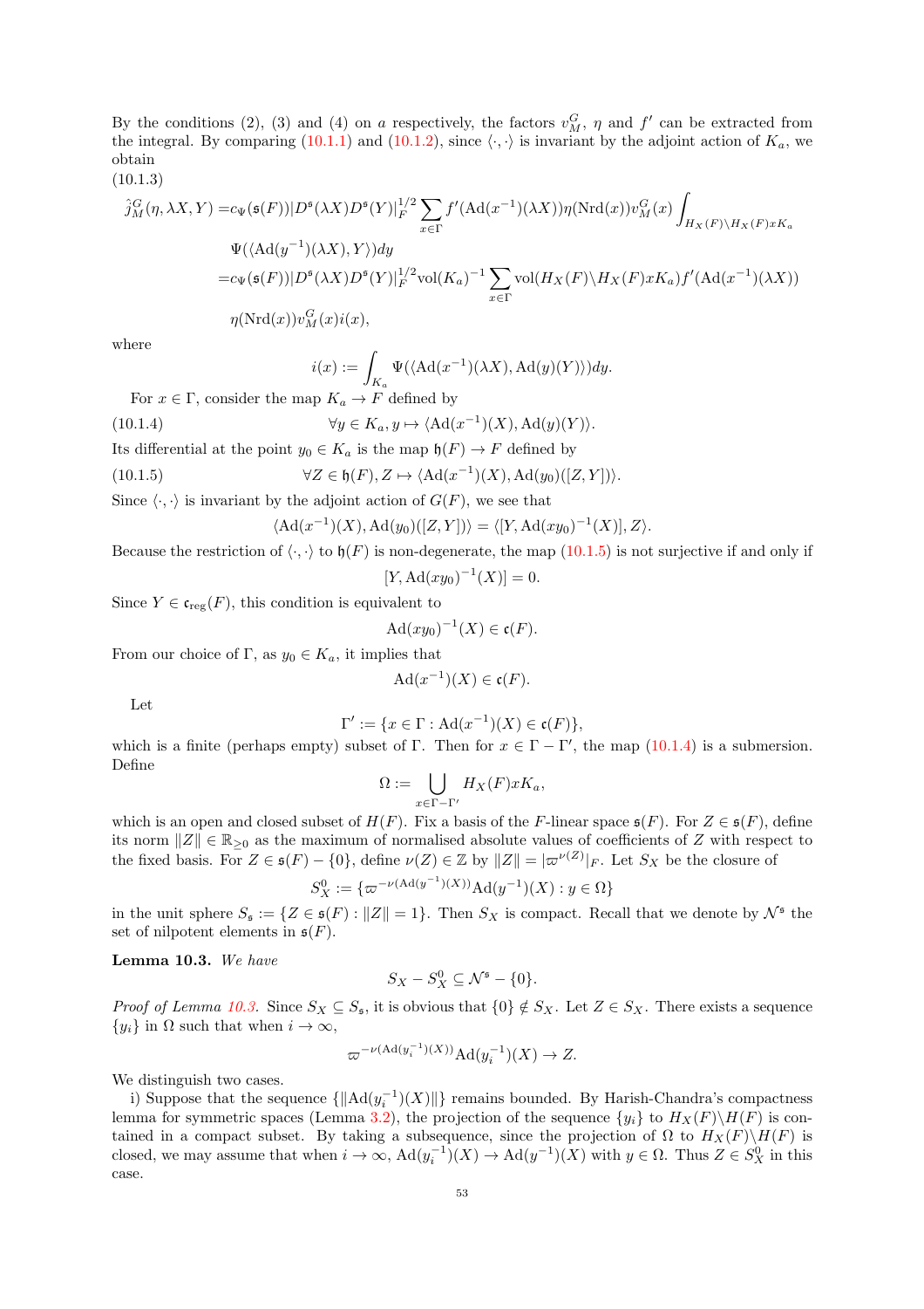By the conditions (2), (3) and (4) on $a$ respectively, the factors $v_M^G$, $\eta$ and $f'$ can be extracted from the integral. By comparing (10.1.1) and (10.1.2), since $\langle\cdot,\cdot\rangle$ is invariant by the adjoint action of $K_a$, we obtain

(10.1.3)

$$\begin{aligned}
\hat{j}_M^G(\eta, \lambda X, Y) =& c_\Psi(\mathfrak{s}(F))|D^{\mathfrak{s}}(\lambda X)D^{\mathfrak{s}}(Y)|_F^{1/2} \sum_{x\in\Gamma} f'(\mathrm{Ad}(x^{-1})(\lambda X))\eta(\mathrm{Nrd}(x))v_M^G(x) \int_{H_X(F)\backslash H_X(F)xK_a} \\
& \Psi(\langle \mathrm{Ad}(y^{-1})(\lambda X), Y\rangle)dy \\
=& c_\Psi(\mathfrak{s}(F))|D^{\mathfrak{s}}(\lambda X)D^{\mathfrak{s}}(Y)|_F^{1/2}\mathrm{vol}(K_a)^{-1} \sum_{x\in\Gamma} \mathrm{vol}(H_X(F)\backslash H_X(F)xK_a) f'(\mathrm{Ad}(x^{-1})(\lambda X)) \\
& \eta(\mathrm{Nrd}(x))v_M^G(x)i(x),
\end{aligned}$$

where

$$i(x) := \int_{K_a} \Psi(\langle \mathrm{Ad}(x^{-1})(\lambda X), \mathrm{Ad}(y)(Y)\rangle)dy.$$

For $x \in \Gamma$, consider the map $K_a \to F$ defined by

$$\forall y \in K_a, y \mapsto \langle \mathrm{Ad}(x^{-1})(X), \mathrm{Ad}(y)(Y)\rangle. \tag{10.1.4}$$

Its differential at the point $y_0 \in K_a$ is the map $\mathfrak{h}(F) \to F$ defined by

$$\forall Z \in \mathfrak{h}(F), Z \mapsto \langle \mathrm{Ad}(x^{-1})(X), \mathrm{Ad}(y_0)([Z,Y])\rangle. \tag{10.1.5}$$

Since $\langle\cdot,\cdot\rangle$ is invariant by the adjoint action of $G(F)$, we see that

$$\langle \mathrm{Ad}(x^{-1})(X), \mathrm{Ad}(y_0)([Z,Y])\rangle = \langle [Y, \mathrm{Ad}(xy_0)^{-1}(X)], Z\rangle.$$

Because the restriction of $\langle\cdot,\cdot\rangle$ to $\mathfrak{h}(F)$ is non-degenerate, the map (10.1.5) is not surjective if and only if

$$[Y, \mathrm{Ad}(xy_0)^{-1}(X)] = 0.$$

Since $Y \in \mathfrak{c}_{\mathrm{reg}}(F)$, this condition is equivalent to

$$\mathrm{Ad}(xy_0)^{-1}(X) \in \mathfrak{c}(F).$$

From our choice of $\Gamma$, as $y_0 \in K_a$, it implies that

$$\mathrm{Ad}(x^{-1})(X) \in \mathfrak{c}(F).$$

Let

$$\Gamma' := \{x \in \Gamma : \mathrm{Ad}(x^{-1})(X) \in \mathfrak{c}(F)\},$$

which is a finite (perhaps empty) subset of $\Gamma$. Then for $x \in \Gamma - \Gamma'$, the map (10.1.4) is a submersion. Define

$$\Omega := \bigcup_{x\in\Gamma-\Gamma'} H_X(F)xK_a,$$

which is an open and closed subset of $H(F)$. Fix a basis of the $F$-linear space $\mathfrak{s}(F)$. For $Z \in \mathfrak{s}(F)$, define its norm $\|Z\| \in \mathbb{R}_{\geq 0}$ as the maximum of normalised absolute values of coefficients of $Z$ with respect to the fixed basis. For $Z \in \mathfrak{s}(F) - \{0\}$, define $\nu(Z) \in \mathbb{Z}$ by $\|Z\| = |\varpi^{\nu(Z)}|_F$. Let $S_X$ be the closure of

$$S_X^0 := \{\varpi^{-\nu(\mathrm{Ad}(y^{-1})(X))}\mathrm{Ad}(y^{-1})(X) : y \in \Omega\}$$

in the unit sphere $S_{\mathfrak{s}} := \{Z \in \mathfrak{s}(F) : \|Z\| = 1\}$. Then $S_X$ is compact. Recall that we denote by $\mathcal{N}^{\mathfrak{s}}$ the set of nilpotent elements in $\mathfrak{s}(F)$.

**Lemma 10.3.** *We have*

$$S_X - S_X^0 \subseteq \mathcal{N}^{\mathfrak{s}} - \{0\}.$$

*Proof of Lemma 10.3.* Since $S_X \subseteq S_{\mathfrak{s}}$, it is obvious that $\{0\} \notin S_X$. Let $Z \in S_X$. There exists a sequence $\{y_i\}$ in $\Omega$ such that when $i \to \infty$,

$$\varpi^{-\nu(\mathrm{Ad}(y_i^{-1})(X))}\mathrm{Ad}(y_i^{-1})(X) \to Z.$$

We distinguish two cases.

i) Suppose that the sequence $\{\|\mathrm{Ad}(y_i^{-1})(X)\|\}$ remains bounded. By Harish-Chandra's compactness lemma for symmetric spaces (Lemma 3.2), the projection of the sequence $\{y_i\}$ to $H_X(F)\backslash H(F)$ is contained in a compact subset. By taking a subsequence, since the projection of $\Omega$ to $H_X(F)\backslash H(F)$ is closed, we may assume that when $i \to \infty$, $\mathrm{Ad}(y_i^{-1})(X) \to \mathrm{Ad}(y^{-1})(X)$ with $y \in \Omega$. Thus $Z \in S_X^0$ in this case.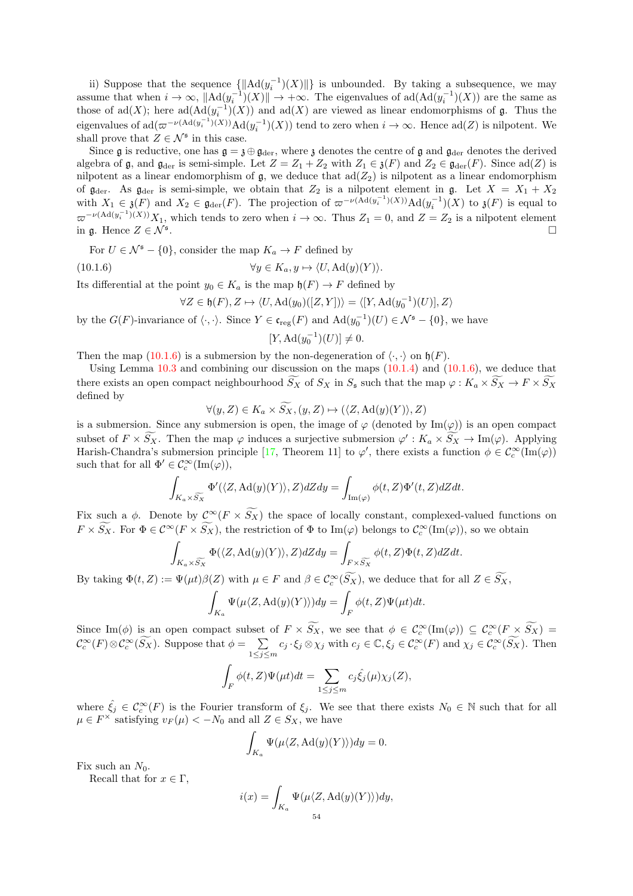ii) Suppose that the sequence $\{\|\mathrm{Ad}(y_i^{-1})(X)\|\}$ is unbounded. By taking a subsequence, we may assume that when $i \to \infty$, $\|\mathrm{Ad}(y_i^{-1})(X)\| \to +\infty$. The eigenvalues of $\mathrm{ad}(\mathrm{Ad}(y_i^{-1})(X))$ are the same as those of $\mathrm{ad}(X)$; here $\mathrm{ad}(\mathrm{Ad}(y_i^{-1})(X))$ and $\mathrm{ad}(X)$ are viewed as linear endomorphisms of $\mathfrak{g}$. Thus the eigenvalues of $\mathrm{ad}(\varpi^{-\nu(\mathrm{Ad}(y_i^{-1})(X))}\mathrm{Ad}(y_i^{-1})(X))$ tend to zero when $i \to \infty$. Hence $\mathrm{ad}(Z)$ is nilpotent. We shall prove that $Z \in \mathcal{N}^{\mathfrak{s}}$ in this case.

Since $\mathfrak{g}$ is reductive, one has $\mathfrak{g} = \mathfrak{z} \oplus \mathfrak{g}_{\mathrm{der}}$, where $\mathfrak{z}$ denotes the centre of $\mathfrak{g}$ and $\mathfrak{g}_{\mathrm{der}}$ denotes the derived algebra of $\mathfrak{g}$, and $\mathfrak{g}_{\mathrm{der}}$ is semi-simple. Let $Z = Z_1 + Z_2$ with $Z_1 \in \mathfrak{z}(F)$ and $Z_2 \in \mathfrak{g}_{\mathrm{der}}(F)$. Since $\mathrm{ad}(Z)$ is nilpotent as a linear endomorphism of $\mathfrak{g}$, we deduce that $\mathrm{ad}(Z_2)$ is nilpotent as a linear endomorphism of $\mathfrak{g}_{\mathrm{der}}$. As $\mathfrak{g}_{\mathrm{der}}$ is semi-simple, we obtain that $Z_2$ is a nilpotent element in $\mathfrak{g}$. Let $X = X_1 + X_2$ with $X_1 \in \mathfrak{z}(F)$ and $X_2 \in \mathfrak{g}_{\mathrm{der}}(F)$. The projection of $\varpi^{-\nu(\mathrm{Ad}(y_i^{-1})(X))}\mathrm{Ad}(y_i^{-1})(X)$ to $\mathfrak{z}(F)$ is equal to $\varpi^{-\nu(\mathrm{Ad}(y_i^{-1})(X))}X_1$, which tends to zero when $i \to \infty$. Thus $Z_1 = 0$, and $Z = Z_2$ is a nilpotent element in $\mathfrak{g}$. Hence $Z \in \mathcal{N}^{\mathfrak{s}}$. $\square$

For $U \in \mathcal{N}^{\mathfrak{s}} - \{0\}$, consider the map $K_a \to F$ defined by

$$\forall y \in K_a, y \mapsto \langle U, \mathrm{Ad}(y)(Y)\rangle. \tag{10.1.6}$$

Its differential at the point $y_0 \in K_a$ is the map $\mathfrak{h}(F) \to F$ defined by

$$\forall Z \in \mathfrak{h}(F), Z \mapsto \langle U, \mathrm{Ad}(y_0)([Z,Y])\rangle = \langle [Y, \mathrm{Ad}(y_0^{-1})(U)], Z\rangle$$

by the $G(F)$-invariance of $\langle\cdot,\cdot\rangle$. Since $Y \in \mathfrak{c}_{\mathrm{reg}}(F)$ and $\mathrm{Ad}(y_0^{-1})(U) \in \mathcal{N}^{\mathfrak{s}} - \{0\}$, we have

$$[Y, \mathrm{Ad}(y_0^{-1})(U)] \neq 0.$$

Then the map (10.1.6) is a submersion by the non-degeneration of $\langle\cdot,\cdot\rangle$ on $\mathfrak{h}(F)$.

Using Lemma 10.3 and combining our discussion on the maps (10.1.4) and (10.1.6), we deduce that there exists an open compact neighbourhood $\widetilde{S_X}$ of $S_X$ in $S_{\mathfrak{s}}$ such that the map $\varphi : K_a \times \widetilde{S_X} \to F \times \widetilde{S_X}$ defined by

$$\forall (y, Z) \in K_a \times \widetilde{S_X}, (y, Z) \mapsto (\langle Z, \mathrm{Ad}(y)(Y)\rangle, Z)$$

is a submersion. Since any submersion is open, the image of $\varphi$ (denoted by $\mathrm{Im}(\varphi)$) is an open compact subset of $F \times \widetilde{S_X}$. Then the map $\varphi$ induces a surjective submersion $\varphi' : K_a \times \widetilde{S_X} \to \mathrm{Im}(\varphi)$. Applying Harish-Chandra's submersion principle [17, Theorem 11] to $\varphi'$, there exists a function $\phi \in \mathcal{C}_c^\infty(\mathrm{Im}(\varphi))$ such that for all $\Phi' \in \mathcal{C}_c^\infty(\mathrm{Im}(\varphi))$,

$$\int_{K_a \times \widetilde{S_X}} \Phi'(\langle Z, \mathrm{Ad}(y)(Y)\rangle, Z) dZ dy = \int_{\mathrm{Im}(\varphi)} \phi(t, Z)\Phi'(t, Z) dZ dt.$$

Fix such a $\phi$. Denote by $\mathcal{C}^\infty(F \times \widetilde{S_X})$ the space of locally constant, complexed-valued functions on $F \times \widetilde{S_X}$. For $\Phi \in \mathcal{C}^\infty(F \times \widetilde{S_X})$, the restriction of $\Phi$ to $\mathrm{Im}(\varphi)$ belongs to $\mathcal{C}_c^\infty(\mathrm{Im}(\varphi))$, so we obtain

$$\int_{K_a \times \widetilde{S_X}} \Phi(\langle Z, \mathrm{Ad}(y)(Y)\rangle, Z) dZ dy = \int_{F \times \widetilde{S_X}} \phi(t, Z)\Phi(t, Z) dZ dt.$$

By taking $\Phi(t, Z) := \Psi(\mu t)\beta(Z)$ with $\mu \in F$ and $\beta \in \mathcal{C}_c^\infty(\widetilde{S_X})$, we deduce that for all $Z \in \widetilde{S_X}$,

$$\int_{K_a} \Psi(\mu\langle Z, \mathrm{Ad}(y)(Y)\rangle) dy = \int_F \phi(t, Z)\Psi(\mu t) dt.$$

Since $\mathrm{Im}(\phi)$ is an open compact subset of $F \times \widetilde{S_X}$, we see that $\phi \in \mathcal{C}_c^\infty(\mathrm{Im}(\varphi)) \subseteq \mathcal{C}_c^\infty(F \times \widetilde{S_X}) = \mathcal{C}_c^\infty(F) \otimes \mathcal{C}_c^\infty(\widetilde{S_X})$. Suppose that $\phi = \sum_{1 \leq j \leq m} c_j \cdot \xi_j \otimes \chi_j$ with $c_j \in \mathbb{C}, \xi_j \in \mathcal{C}_c^\infty(F)$ and $\chi_j \in \mathcal{C}_c^\infty(\widetilde{S_X})$. Then

$$\int_F \phi(t, Z)\Psi(\mu t) dt = \sum_{1 \leq j \leq m} c_j \hat{\xi}_j(\mu)\chi_j(Z),$$

where $\hat{\xi}_j \in \mathcal{C}_c^\infty(F)$ is the Fourier transform of $\xi_j$. We see that there exists $N_0 \in \mathbb{N}$ such that for all $\mu \in F^\times$ satisfying $v_F(\mu) < -N_0$ and all $Z \in S_X$, we have

$$\int_{K_a} \Psi(\mu\langle Z, \mathrm{Ad}(y)(Y)\rangle) dy = 0.$$

Fix such an $N_0$.

Recall that for $x \in \Gamma$,

$$i(x) = \int_{K_a} \Psi(\mu\langle Z, \mathrm{Ad}(y)(Y)\rangle) dy,$$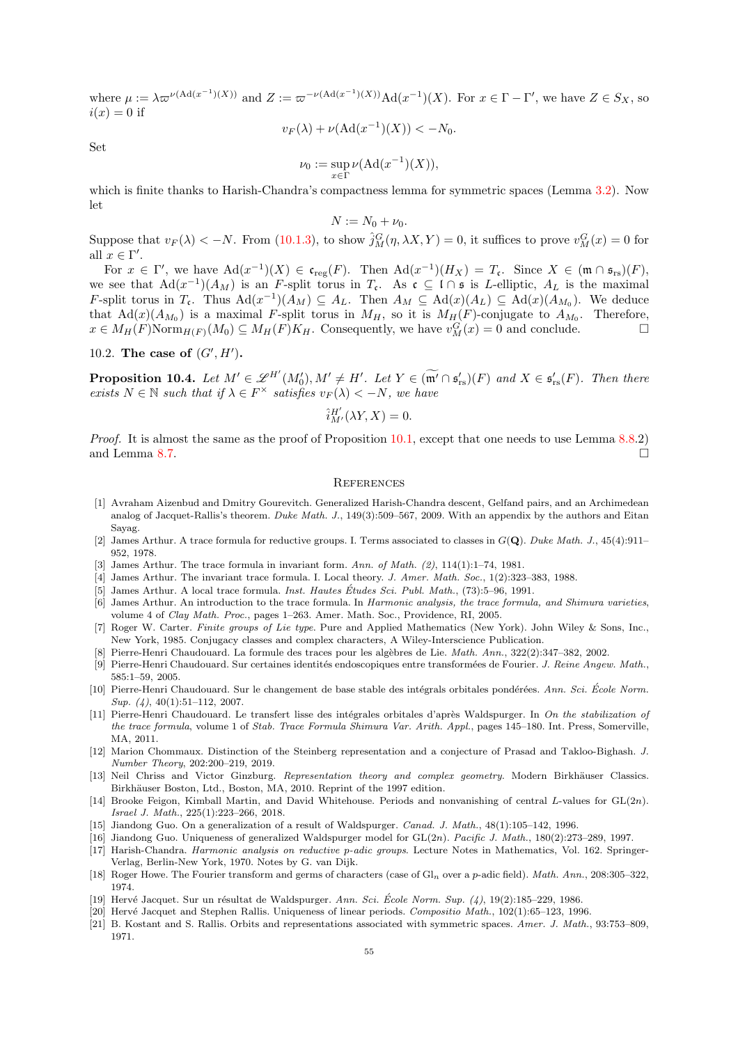where $\mu := \lambda\varpi^{\nu(\mathrm{Ad}(x^{-1})(X))}$ and $Z := \varpi^{-\nu(\mathrm{Ad}(x^{-1})(X))}\mathrm{Ad}(x^{-1})(X)$. For $x \in \Gamma - \Gamma'$, we have $Z \in S_X$, so $i(x) = 0$ if

$$v_F(\lambda) + \nu(\mathrm{Ad}(x^{-1})(X)) < -N_0.$$

Set

$$\nu_0 := \sup_{x\in\Gamma} \nu(\mathrm{Ad}(x^{-1})(X)),$$

which is finite thanks to Harish-Chandra's compactness lemma for symmetric spaces (Lemma 3.2). Now let

$$N := N_0 + \nu_0.$$

Suppose that $v_F(\lambda) < -N$. From (10.1.3), to show $\hat{j}^G_M(\eta, \lambda X, Y) = 0$, it suffices to prove $v^G_M(x) = 0$ for all $x \in \Gamma'$.

For $x \in \Gamma'$, we have $\mathrm{Ad}(x^{-1})(X) \in \mathfrak{c}_{\mathrm{reg}}(F)$. Then $\mathrm{Ad}(x^{-1})(H_X) = T_{\mathfrak{c}}$. Since $X \in (\mathfrak{m} \cap \mathfrak{s}_{\mathrm{rs}})(F)$, we see that $\mathrm{Ad}(x^{-1})(A_M)$ is an $F$-split torus in $T_{\mathfrak{c}}$. As $\mathfrak{c} \subseteq \mathfrak{l} \cap \mathfrak{s}$ is $L$-elliptic, $A_L$ is the maximal $F$-split torus in $T_{\mathfrak{c}}$. Thus $\mathrm{Ad}(x^{-1})(A_M) \subseteq A_L$. Then $A_M \subseteq \mathrm{Ad}(x)(A_L) \subseteq \mathrm{Ad}(x)(A_{M_0})$. We deduce that $\mathrm{Ad}(x)(A_{M_0})$ is a maximal $F$-split torus in $M_H$, so it is $M_H(F)$-conjugate to $A_{M_0}$. Therefore, $x \in M_H(F)\mathrm{Norm}_{H(F)}(M_0) \subseteq M_H(F)K_H$. Consequently, we have $v^G_M(x) = 0$ and conclude. $\square$

## 10.2. The case of $(G', H')$.

**Proposition 10.4.** *Let $M' \in \mathscr{L}^{H'}(M'_0), M' \neq H'$. Let $Y \in (\widetilde{\mathfrak{m}'} \cap \mathfrak{s}'_{\mathrm{rs}})(F)$ and $X \in \mathfrak{s}'_{\mathrm{rs}}(F)$. Then there exists $N \in \mathbb{N}$ such that if $\lambda \in F^\times$ satisfies $v_F(\lambda) < -N$, we have*

$$\hat{i}^{H'}_{M'}(\lambda Y, X) = 0.$$

*Proof.* It is almost the same as the proof of Proposition 10.1, except that one needs to use Lemma 8.8.2) and Lemma 8.7. $\square$

## References

[1] Avraham Aizenbud and Dmitry Gourevitch. Generalized Harish-Chandra descent, Gelfand pairs, and an Archimedean analog of Jacquet-Rallis's theorem. *Duke Math. J.*, 149(3):509–567, 2009. With an appendix by the authors and Eitan Sayag.

[2] James Arthur. A trace formula for reductive groups. I. Terms associated to classes in $G(\mathbf{Q})$. *Duke Math. J.*, 45(4):911–952, 1978.

[3] James Arthur. The trace formula in invariant form. *Ann. of Math. (2)*, 114(1):1–74, 1981.

[4] James Arthur. The invariant trace formula. I. Local theory. *J. Amer. Math. Soc.*, 1(2):323–383, 1988.

[5] James Arthur. A local trace formula. *Inst. Hautes Études Sci. Publ. Math.*, (73):5–96, 1991.

[6] James Arthur. An introduction to the trace formula. In *Harmonic analysis, the trace formula, and Shimura varieties*, volume 4 of *Clay Math. Proc.*, pages 1–263. Amer. Math. Soc., Providence, RI, 2005.

[7] Roger W. Carter. *Finite groups of Lie type*. Pure and Applied Mathematics (New York). John Wiley & Sons, Inc., New York, 1985. Conjugacy classes and complex characters, A Wiley-Interscience Publication.

[8] Pierre-Henri Chaudouard. La formule des traces pour les algèbres de Lie. *Math. Ann.*, 322(2):347–382, 2002.

[9] Pierre-Henri Chaudouard. Sur certaines identités endoscopiques entre transformées de Fourier. *J. Reine Angew. Math.*, 585:1–59, 2005.

[10] Pierre-Henri Chaudouard. Sur le changement de base stable des intégrals orbitales pondérées. *Ann. Sci. École Norm. Sup. (4)*, 40(1):51–112, 2007.

[11] Pierre-Henri Chaudouard. Le transfert lisse des intégrales orbitales d'après Waldspurger. In *On the stabilization of the trace formula*, volume 1 of *Stab. Trace Formula Shimura Var. Arith. Appl.*, pages 145–180. Int. Press, Somerville, MA, 2011.

[12] Marion Chommaux. Distinction of the Steinberg representation and a conjecture of Prasad and Takloo-Bighash. *J. Number Theory*, 202:200–219, 2019.

[13] Neil Chriss and Victor Ginzburg. *Representation theory and complex geometry*. Modern Birkhäuser Classics. Birkhäuser Boston, Ltd., Boston, MA, 2010. Reprint of the 1997 edition.

[14] Brooke Feigon, Kimball Martin, and David Whitehouse. Periods and nonvanishing of central $L$-values for $\mathrm{GL}(2n)$. *Israel J. Math.*, 225(1):223–266, 2018.

[15] Jiandong Guo. On a generalization of a result of Waldspurger. *Canad. J. Math.*, 48(1):105–142, 1996.

[16] Jiandong Guo. Uniqueness of generalized Waldspurger model for $\mathrm{GL}(2n)$. *Pacific J. Math.*, 180(2):273–289, 1997.

[17] Harish-Chandra. *Harmonic analysis on reductive p-adic groups*. Lecture Notes in Mathematics, Vol. 162. Springer-Verlag, Berlin-New York, 1970. Notes by G. van Dijk.

[18] Roger Howe. The Fourier transform and germs of characters (case of $\mathrm{Gl}_n$ over a $p$-adic field). *Math. Ann.*, 208:305–322, 1974.

[19] Hervé Jacquet. Sur un résultat de Waldspurger. *Ann. Sci. École Norm. Sup. (4)*, 19(2):185–229, 1986.

[20] Hervé Jacquet and Stephen Rallis. Uniqueness of linear periods. *Compositio Math.*, 102(1):65–123, 1996.

[21] B. Kostant and S. Rallis. Orbits and representations associated with symmetric spaces. *Amer. J. Math.*, 93:753–809, 1971.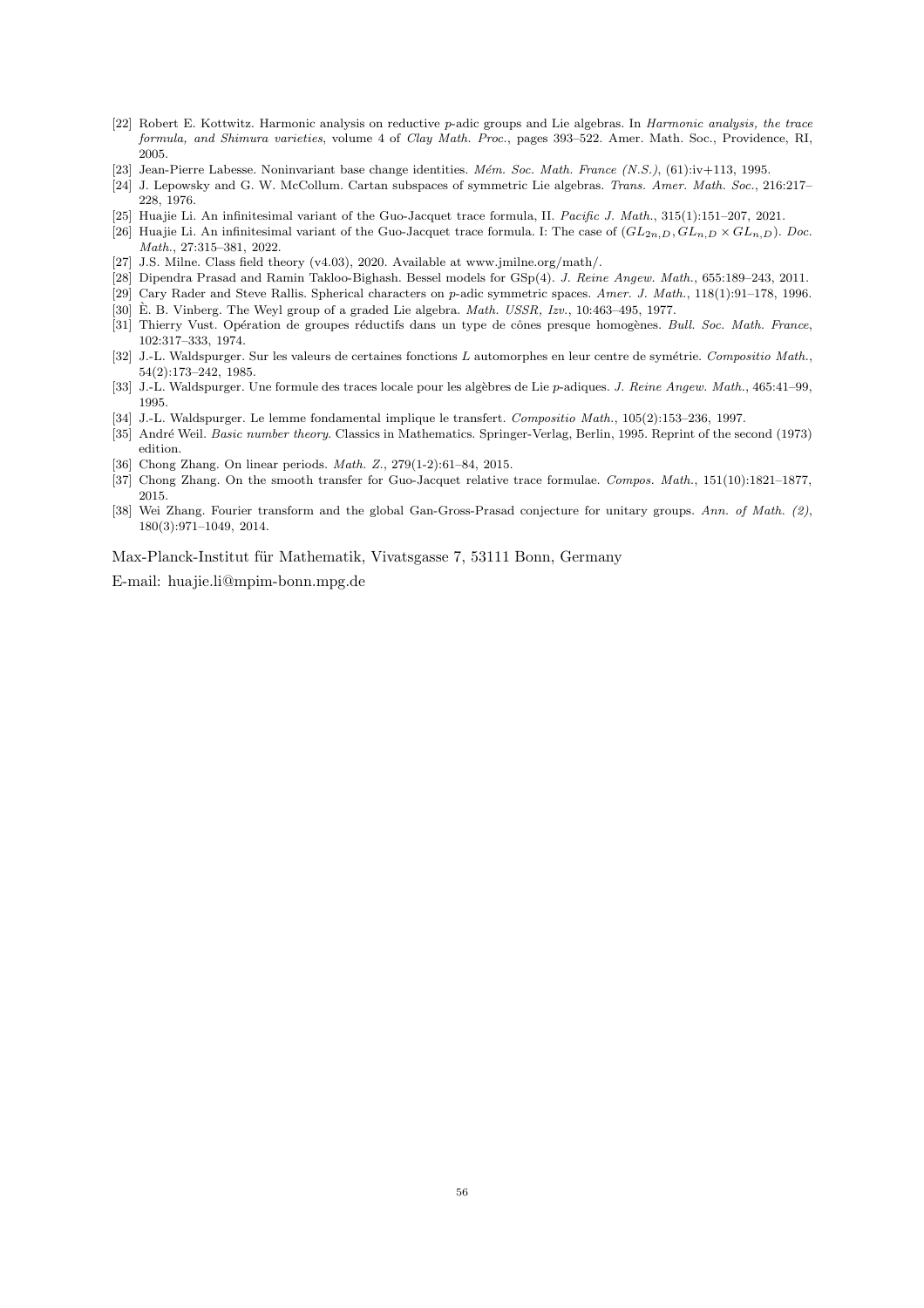[22] Robert E. Kottwitz. Harmonic analysis on reductive $p$-adic groups and Lie algebras. In *Harmonic analysis, the trace formula, and Shimura varieties*, volume 4 of *Clay Math. Proc.*, pages 393–522. Amer. Math. Soc., Providence, RI, 2005.

[23] Jean-Pierre Labesse. Noninvariant base change identities. *Mém. Soc. Math. France (N.S.)*, (61):iv+113, 1995.

[24] J. Lepowsky and G. W. McCollum. Cartan subspaces of symmetric Lie algebras. *Trans. Amer. Math. Soc.*, 216:217–228, 1976.

[25] Huajie Li. An infinitesimal variant of the Guo-Jacquet trace formula, II. *Pacific J. Math.*, 315(1):151–207, 2021.

[26] Huajie Li. An infinitesimal variant of the Guo-Jacquet trace formula. I: The case of $(GL_{2n,D}, GL_{n,D} \times GL_{n,D})$. *Doc. Math.*, 27:315–381, 2022.

[27] J.S. Milne. Class field theory (v4.03), 2020. Available at www.jmilne.org/math/.

[28] Dipendra Prasad and Ramin Takloo-Bighash. Bessel models for GSp(4). *J. Reine Angew. Math.*, 655:189–243, 2011.

[29] Cary Rader and Steve Rallis. Spherical characters on $p$-adic symmetric spaces. *Amer. J. Math.*, 118(1):91–178, 1996.

[30] È. B. Vinberg. The Weyl group of a graded Lie algebra. *Math. USSR, Izv.*, 10:463–495, 1977.

[31] Thierry Vust. Opération de groupes réductifs dans un type de cônes presque homogènes. *Bull. Soc. Math. France*, 102:317–333, 1974.

[32] J.-L. Waldspurger. Sur les valeurs de certaines fonctions $L$ automorphes en leur centre de symétrie. *Compositio Math.*, 54(2):173–242, 1985.

[33] J.-L. Waldspurger. Une formule des traces locale pour les algèbres de Lie $p$-adiques. *J. Reine Angew. Math.*, 465:41–99, 1995.

[34] J.-L. Waldspurger. Le lemme fondamental implique le transfert. *Compositio Math.*, 105(2):153–236, 1997.

[35] André Weil. *Basic number theory*. Classics in Mathematics. Springer-Verlag, Berlin, 1995. Reprint of the second (1973) edition.

[36] Chong Zhang. On linear periods. *Math. Z.*, 279(1-2):61–84, 2015.

[37] Chong Zhang. On the smooth transfer for Guo-Jacquet relative trace formulae. *Compos. Math.*, 151(10):1821–1877, 2015.

[38] Wei Zhang. Fourier transform and the global Gan-Gross-Prasad conjecture for unitary groups. *Ann. of Math. (2)*, 180(3):971–1049, 2014.

Max-Planck-Institut für Mathematik, Vivatsgasse 7, 53111 Bonn, Germany

E-mail: huajie.li@mpim-bonn.mpg.de